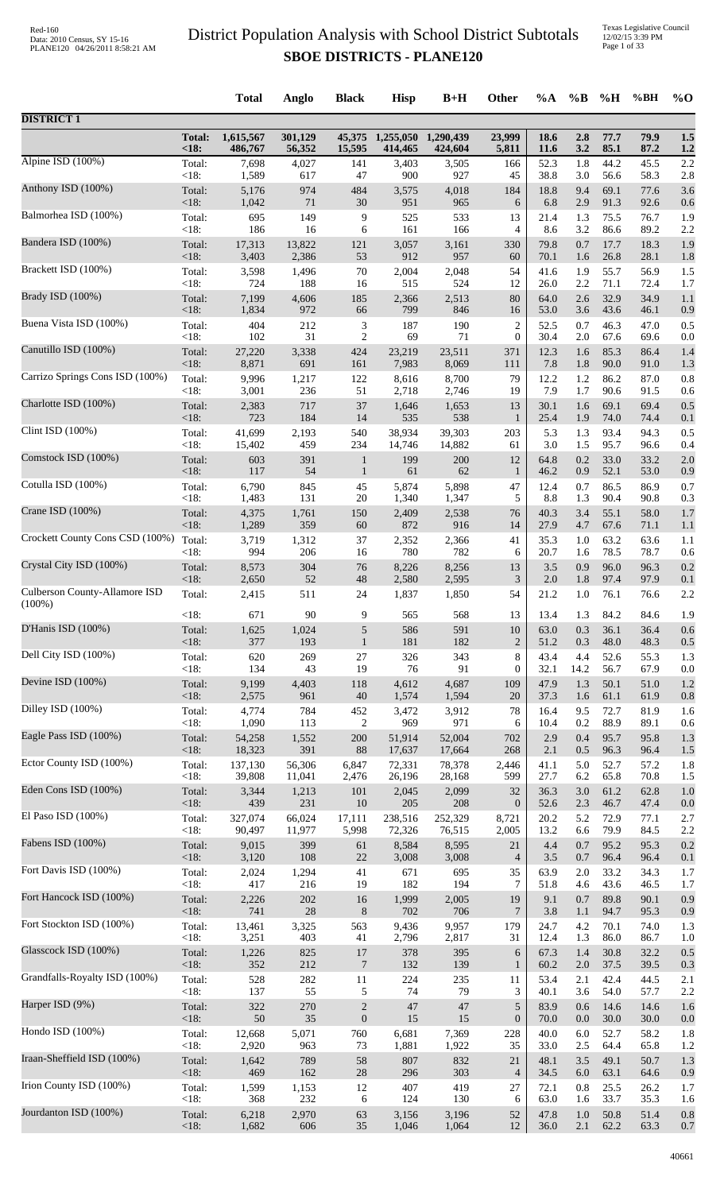# District Population Analysis with School District Subtotals

## SBOE DISTRICTS - PLANE120

| | | Total | Anglo | Black | Hisp | B+H | Other | %A | %B | %H | %BH | %O |
|---|---|---|---|---|---|---|---|---|---|---|---|---|
| **DISTRICT 1** | | | | | | | | | | | | |
| | **Total:** | **1,615,567** | **301,129** | **45,375** | **1,255,050** | **1,290,439** | **23,999** | **18.6** | **2.8** | **77.7** | **79.9** | **1.5** |
| | **<18:** | **486,767** | **56,352** | **15,595** | **414,465** | **424,604** | **5,811** | **11.6** | **3.2** | **85.1** | **87.2** | **1.2** |
| Alpine ISD (100%) | Total: | 7,698 | 4,027 | 141 | 3,403 | 3,505 | 166 | 52.3 | 1.8 | 44.2 | 45.5 | 2.2 |
| | <18: | 1,589 | 617 | 47 | 900 | 927 | 45 | 38.8 | 3.0 | 56.6 | 58.3 | 2.8 |
| Anthony ISD (100%) | Total: | 5,176 | 974 | 484 | 3,575 | 4,018 | 184 | 18.8 | 9.4 | 69.1 | 77.6 | 3.6 |
| | <18: | 1,042 | 71 | 30 | 951 | 965 | 6 | 6.8 | 2.9 | 91.3 | 92.6 | 0.6 |
| Balmorhea ISD (100%) | Total: | 695 | 149 | 9 | 525 | 533 | 13 | 21.4 | 1.3 | 75.5 | 76.7 | 1.9 |
| | <18: | 186 | 16 | 6 | 161 | 166 | 4 | 8.6 | 3.2 | 86.6 | 89.2 | 2.2 |
| Bandera ISD (100%) | Total: | 17,313 | 13,822 | 121 | 3,057 | 3,161 | 330 | 79.8 | 0.7 | 17.7 | 18.3 | 1.9 |
| | <18: | 3,403 | 2,386 | 53 | 912 | 957 | 60 | 70.1 | 1.6 | 26.8 | 28.1 | 1.8 |
| Brackett ISD (100%) | Total: | 3,598 | 1,496 | 70 | 2,004 | 2,048 | 54 | 41.6 | 1.9 | 55.7 | 56.9 | 1.5 |
| | <18: | 724 | 188 | 16 | 515 | 524 | 12 | 26.0 | 2.2 | 71.1 | 72.4 | 1.7 |
| Brady ISD (100%) | Total: | 7,199 | 4,606 | 185 | 2,366 | 2,513 | 80 | 64.0 | 2.6 | 32.9 | 34.9 | 1.1 |
| | <18: | 1,834 | 972 | 66 | 799 | 846 | 16 | 53.0 | 3.6 | 43.6 | 46.1 | 0.9 |
| Buena Vista ISD (100%) | Total: | 404 | 212 | 3 | 187 | 190 | 2 | 52.5 | 0.7 | 46.3 | 47.0 | 0.5 |
| | <18: | 102 | 31 | 2 | 69 | 71 | 0 | 30.4 | 2.0 | 67.6 | 69.6 | 0.0 |
| Canutillo ISD (100%) | Total: | 27,220 | 3,338 | 424 | 23,219 | 23,511 | 371 | 12.3 | 1.6 | 85.3 | 86.4 | 1.4 |
| | <18: | 8,871 | 691 | 161 | 7,983 | 8,069 | 111 | 7.8 | 1.8 | 90.0 | 91.0 | 1.3 |
| Carrizo Springs Cons ISD (100%) | Total: | 9,996 | 1,217 | 122 | 8,616 | 8,700 | 79 | 12.2 | 1.2 | 86.2 | 87.0 | 0.8 |
| | <18: | 3,001 | 236 | 51 | 2,718 | 2,746 | 19 | 7.9 | 1.7 | 90.6 | 91.5 | 0.6 |
| Charlotte ISD (100%) | Total: | 2,383 | 717 | 37 | 1,646 | 1,653 | 13 | 30.1 | 1.6 | 69.1 | 69.4 | 0.5 |
| | <18: | 723 | 184 | 14 | 535 | 538 | 1 | 25.4 | 1.9 | 74.0 | 74.4 | 0.1 |
| Clint ISD (100%) | Total: | 41,699 | 2,193 | 540 | 38,934 | 39,303 | 203 | 5.3 | 1.3 | 93.4 | 94.3 | 0.5 |
| | <18: | 15,402 | 459 | 234 | 14,746 | 14,882 | 61 | 3.0 | 1.5 | 95.7 | 96.6 | 0.4 |
| Comstock ISD (100%) | Total: | 603 | 391 | 1 | 199 | 200 | 12 | 64.8 | 0.2 | 33.0 | 33.2 | 2.0 |
| | <18: | 117 | 54 | 1 | 61 | 62 | 1 | 46.2 | 0.9 | 52.1 | 53.0 | 0.9 |
| Cotulla ISD (100%) | Total: | 6,790 | 845 | 45 | 5,874 | 5,898 | 47 | 12.4 | 0.7 | 86.5 | 86.9 | 0.7 |
| | <18: | 1,483 | 131 | 20 | 1,340 | 1,347 | 5 | 8.8 | 1.3 | 90.4 | 90.8 | 0.3 |
| Crane ISD (100%) | Total: | 4,375 | 1,761 | 150 | 2,409 | 2,538 | 76 | 40.3 | 3.4 | 55.1 | 58.0 | 1.7 |
| | <18: | 1,289 | 359 | 60 | 872 | 916 | 14 | 27.9 | 4.7 | 67.6 | 71.1 | 1.1 |
| Crockett County Cons CSD (100%) | Total: | 3,719 | 1,312 | 37 | 2,352 | 2,366 | 41 | 35.3 | 1.0 | 63.2 | 63.6 | 1.1 |
| | <18: | 994 | 206 | 16 | 780 | 782 | 6 | 20.7 | 1.6 | 78.5 | 78.7 | 0.6 |
| Crystal City ISD (100%) | Total: | 8,573 | 304 | 76 | 8,226 | 8,256 | 13 | 3.5 | 0.9 | 96.0 | 96.3 | 0.2 |
| | <18: | 2,650 | 52 | 48 | 2,580 | 2,595 | 3 | 2.0 | 1.8 | 97.4 | 97.9 | 0.1 |
| Culberson County-Allamore ISD (100%) | Total: | 2,415 | 511 | 24 | 1,837 | 1,850 | 54 | 21.2 | 1.0 | 76.1 | 76.6 | 2.2 |
| | <18: | 671 | 90 | 9 | 565 | 568 | 13 | 13.4 | 1.3 | 84.2 | 84.6 | 1.9 |
| D'Hanis ISD (100%) | Total: | 1,625 | 1,024 | 5 | 586 | 591 | 10 | 63.0 | 0.3 | 36.1 | 36.4 | 0.6 |
| | <18: | 377 | 193 | 1 | 181 | 182 | 2 | 51.2 | 0.3 | 48.0 | 48.3 | 0.5 |
| Dell City ISD (100%) | Total: | 620 | 269 | 27 | 326 | 343 | 8 | 43.4 | 4.4 | 52.6 | 55.3 | 1.3 |
| | <18: | 134 | 43 | 19 | 76 | 91 | 0 | 32.1 | 14.2 | 56.7 | 67.9 | 0.0 |
| Devine ISD (100%) | Total: | 9,199 | 4,403 | 118 | 4,612 | 4,687 | 109 | 47.9 | 1.3 | 50.1 | 51.0 | 1.2 |
| | <18: | 2,575 | 961 | 40 | 1,574 | 1,594 | 20 | 37.3 | 1.6 | 61.1 | 61.9 | 0.8 |
| Dilley ISD (100%) | Total: | 4,774 | 784 | 452 | 3,472 | 3,912 | 78 | 16.4 | 9.5 | 72.7 | 81.9 | 1.6 |
| | <18: | 1,090 | 113 | 2 | 969 | 971 | 6 | 10.4 | 0.2 | 88.9 | 89.1 | 0.6 |
| Eagle Pass ISD (100%) | Total: | 54,258 | 1,552 | 200 | 51,914 | 52,004 | 702 | 2.9 | 0.4 | 95.7 | 95.8 | 1.3 |
| | <18: | 18,323 | 391 | 88 | 17,637 | 17,664 | 268 | 2.1 | 0.5 | 96.3 | 96.4 | 1.5 |
| Ector County ISD (100%) | Total: | 137,130 | 56,306 | 6,847 | 72,331 | 78,378 | 2,446 | 41.1 | 5.0 | 52.7 | 57.2 | 1.8 |
| | <18: | 39,808 | 11,041 | 2,476 | 26,196 | 28,168 | 599 | 27.7 | 6.2 | 65.8 | 70.8 | 1.5 |
| Eden Cons ISD (100%) | Total: | 3,344 | 1,213 | 101 | 2,045 | 2,099 | 32 | 36.3 | 3.0 | 61.2 | 62.8 | 1.0 |
| | <18: | 439 | 231 | 10 | 205 | 208 | 0 | 52.6 | 2.3 | 46.7 | 47.4 | 0.0 |
| El Paso ISD (100%) | Total: | 327,074 | 66,024 | 17,111 | 238,516 | 252,329 | 8,721 | 20.2 | 5.2 | 72.9 | 77.1 | 2.7 |
| | <18: | 90,497 | 11,977 | 5,998 | 72,326 | 76,515 | 2,005 | 13.2 | 6.6 | 79.9 | 84.5 | 2.2 |
| Fabens ISD (100%) | Total: | 9,015 | 399 | 61 | 8,584 | 8,595 | 21 | 4.4 | 0.7 | 95.2 | 95.3 | 0.2 |
| | <18: | 3,120 | 108 | 22 | 3,008 | 3,008 | 4 | 3.5 | 0.7 | 96.4 | 96.4 | 0.1 |
| Fort Davis ISD (100%) | Total: | 2,024 | 1,294 | 41 | 671 | 695 | 35 | 63.9 | 2.0 | 33.2 | 34.3 | 1.7 |
| | <18: | 417 | 216 | 19 | 182 | 194 | 7 | 51.8 | 4.6 | 43.6 | 46.5 | 1.7 |
| Fort Hancock ISD (100%) | Total: | 2,226 | 202 | 16 | 1,999 | 2,005 | 19 | 9.1 | 0.7 | 89.8 | 90.1 | 0.9 |
| | <18: | 741 | 28 | 8 | 702 | 706 | 7 | 3.8 | 1.1 | 94.7 | 95.3 | 0.9 |
| Fort Stockton ISD (100%) | Total: | 13,461 | 3,325 | 563 | 9,436 | 9,957 | 179 | 24.7 | 4.2 | 70.1 | 74.0 | 1.3 |
| | <18: | 3,251 | 403 | 41 | 2,796 | 2,817 | 31 | 12.4 | 1.3 | 86.0 | 86.7 | 1.0 |
| Glasscock ISD (100%) | Total: | 1,226 | 825 | 17 | 378 | 395 | 6 | 67.3 | 1.4 | 30.8 | 32.2 | 0.5 |
| | <18: | 352 | 212 | 7 | 132 | 139 | 1 | 60.2 | 2.0 | 37.5 | 39.5 | 0.3 |
| Grandfalls-Royalty ISD (100%) | Total: | 528 | 282 | 11 | 224 | 235 | 11 | 53.4 | 2.1 | 42.4 | 44.5 | 2.1 |
| | <18: | 137 | 55 | 5 | 74 | 79 | 3 | 40.1 | 3.6 | 54.0 | 57.7 | 2.2 |
| Harper ISD (9%) | Total: | 322 | 270 | 2 | 47 | 47 | 5 | 83.9 | 0.6 | 14.6 | 14.6 | 1.6 |
| | <18: | 50 | 35 | 0 | 15 | 15 | 0 | 70.0 | 0.0 | 30.0 | 30.0 | 0.0 |
| Hondo ISD (100%) | Total: | 12,668 | 5,071 | 760 | 6,681 | 7,369 | 228 | 40.0 | 6.0 | 52.7 | 58.2 | 1.8 |
| | <18: | 2,920 | 963 | 73 | 1,881 | 1,922 | 35 | 33.0 | 2.5 | 64.4 | 65.8 | 1.2 |
| Iraan-Sheffield ISD (100%) | Total: | 1,642 | 789 | 58 | 807 | 832 | 21 | 48.1 | 3.5 | 49.1 | 50.7 | 1.3 |
| | <18: | 469 | 162 | 28 | 296 | 303 | 4 | 34.5 | 6.0 | 63.1 | 64.6 | 0.9 |
| Irion County ISD (100%) | Total: | 1,599 | 1,153 | 12 | 407 | 419 | 27 | 72.1 | 0.8 | 25.5 | 26.2 | 1.7 |
| | <18: | 368 | 232 | 6 | 124 | 130 | 6 | 63.0 | 1.6 | 33.7 | 35.3 | 1.6 |
| Jourdanton ISD (100%) | Total: | 6,218 | 2,970 | 63 | 3,156 | 3,196 | 52 | 47.8 | 1.0 | 50.8 | 51.4 | 0.8 |
| | <18: | 1,682 | 606 | 35 | 1,046 | 1,064 | 12 | 36.0 | 2.1 | 62.2 | 63.3 | 0.7 |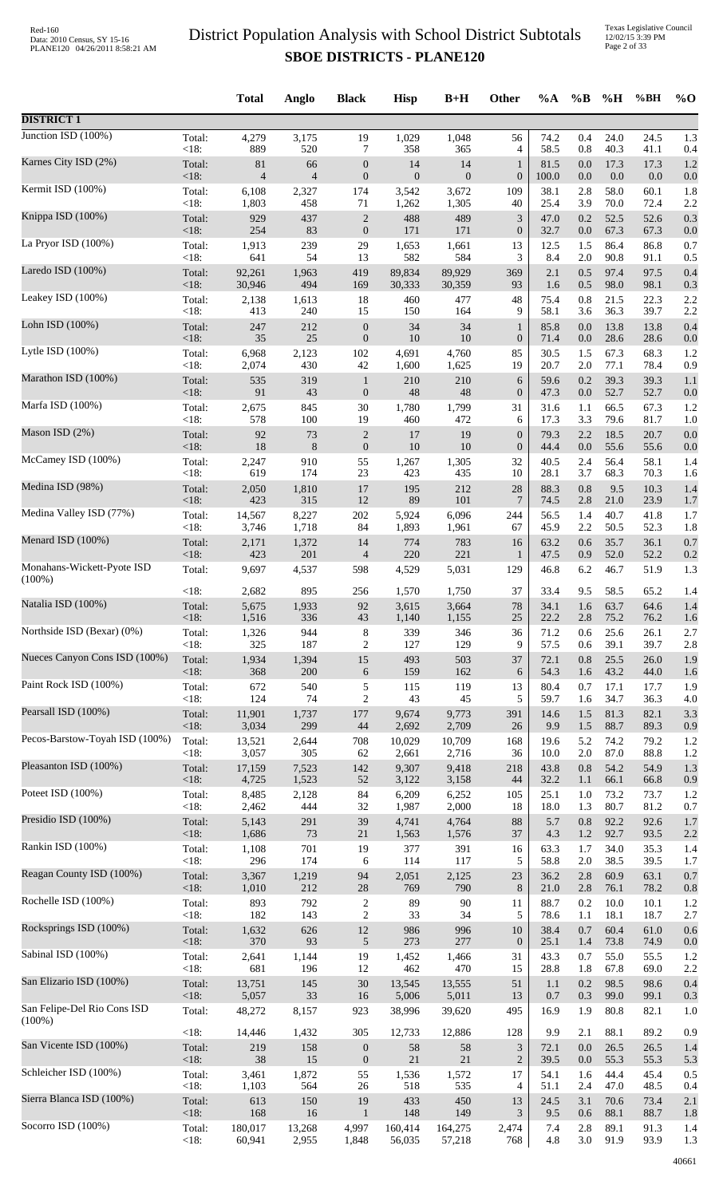# District Population Analysis with School District Subtotals

## SBOE DISTRICTS - PLANE120

| | | Total | Anglo | Black | Hisp | B+H | Other | %A | %B | %H | %BH | %O |
|---|---|---|---|---|---|---|---|---|---|---|---|---|
| **DISTRICT 1** | | | | | | | | | | | | |
| Junction ISD (100%) | Total: | 4,279 | 3,175 | 19 | 1,029 | 1,048 | 56 | 74.2 | 0.4 | 24.0 | 24.5 | 1.3 |
| | <18: | 889 | 520 | 7 | 358 | 365 | 4 | 58.5 | 0.8 | 40.3 | 41.1 | 0.4 |
| Karnes City ISD (2%) | Total: | 81 | 66 | 0 | 14 | 14 | 1 | 81.5 | 0.0 | 17.3 | 17.3 | 1.2 |
| | <18: | 4 | 4 | 0 | 0 | 0 | 0 | 100.0 | 0.0 | 0.0 | 0.0 | 0.0 |
| Kermit ISD (100%) | Total: | 6,108 | 2,327 | 174 | 3,542 | 3,672 | 109 | 38.1 | 2.8 | 58.0 | 60.1 | 1.8 |
| | <18: | 1,803 | 458 | 71 | 1,262 | 1,305 | 40 | 25.4 | 3.9 | 70.0 | 72.4 | 2.2 |
| Knippa ISD (100%) | Total: | 929 | 437 | 2 | 488 | 489 | 3 | 47.0 | 0.2 | 52.5 | 52.6 | 0.3 |
| | <18: | 254 | 83 | 0 | 171 | 171 | 0 | 32.7 | 0.0 | 67.3 | 67.3 | 0.0 |
| La Pryor ISD (100%) | Total: | 1,913 | 239 | 29 | 1,653 | 1,661 | 13 | 12.5 | 1.5 | 86.4 | 86.8 | 0.7 |
| | <18: | 641 | 54 | 13 | 582 | 584 | 3 | 8.4 | 2.0 | 90.8 | 91.1 | 0.5 |
| Laredo ISD (100%) | Total: | 92,261 | 1,963 | 419 | 89,834 | 89,929 | 369 | 2.1 | 0.5 | 97.4 | 97.5 | 0.4 |
| | <18: | 30,946 | 494 | 169 | 30,333 | 30,359 | 93 | 1.6 | 0.5 | 98.0 | 98.1 | 0.3 |
| Leakey ISD (100%) | Total: | 2,138 | 1,613 | 18 | 460 | 477 | 48 | 75.4 | 0.8 | 21.5 | 22.3 | 2.2 |
| | <18: | 413 | 240 | 15 | 150 | 164 | 9 | 58.1 | 3.6 | 36.3 | 39.7 | 2.2 |
| Lohn ISD (100%) | Total: | 247 | 212 | 0 | 34 | 34 | 1 | 85.8 | 0.0 | 13.8 | 13.8 | 0.4 |
| | <18: | 35 | 25 | 0 | 10 | 10 | 0 | 71.4 | 0.0 | 28.6 | 28.6 | 0.0 |
| Lytle ISD (100%) | Total: | 6,968 | 2,123 | 102 | 4,691 | 4,760 | 85 | 30.5 | 1.5 | 67.3 | 68.3 | 1.2 |
| | <18: | 2,074 | 430 | 42 | 1,600 | 1,625 | 19 | 20.7 | 2.0 | 77.1 | 78.4 | 0.9 |
| Marathon ISD (100%) | Total: | 535 | 319 | 1 | 210 | 210 | 6 | 59.6 | 0.2 | 39.3 | 39.3 | 1.1 |
| | <18: | 91 | 43 | 0 | 48 | 48 | 0 | 47.3 | 0.0 | 52.7 | 52.7 | 0.0 |
| Marfa ISD (100%) | Total: | 2,675 | 845 | 30 | 1,780 | 1,799 | 31 | 31.6 | 1.1 | 66.5 | 67.3 | 1.2 |
| | <18: | 578 | 100 | 19 | 460 | 472 | 6 | 17.3 | 3.3 | 79.6 | 81.7 | 1.0 |
| Mason ISD (2%) | Total: | 92 | 73 | 2 | 17 | 19 | 0 | 79.3 | 2.2 | 18.5 | 20.7 | 0.0 |
| | <18: | 18 | 8 | 0 | 10 | 10 | 0 | 44.4 | 0.0 | 55.6 | 55.6 | 0.0 |
| McCamey ISD (100%) | Total: | 2,247 | 910 | 55 | 1,267 | 1,305 | 32 | 40.5 | 2.4 | 56.4 | 58.1 | 1.4 |
| | <18: | 619 | 174 | 23 | 423 | 435 | 10 | 28.1 | 3.7 | 68.3 | 70.3 | 1.6 |
| Medina ISD (98%) | Total: | 2,050 | 1,810 | 17 | 195 | 212 | 28 | 88.3 | 0.8 | 9.5 | 10.3 | 1.4 |
| | <18: | 423 | 315 | 12 | 89 | 101 | 7 | 74.5 | 2.8 | 21.0 | 23.9 | 1.7 |
| Medina Valley ISD (77%) | Total: | 14,567 | 8,227 | 202 | 5,924 | 6,096 | 244 | 56.5 | 1.4 | 40.7 | 41.8 | 1.7 |
| | <18: | 3,746 | 1,718 | 84 | 1,893 | 1,961 | 67 | 45.9 | 2.2 | 50.5 | 52.3 | 1.8 |
| Menard ISD (100%) | Total: | 2,171 | 1,372 | 14 | 774 | 783 | 16 | 63.2 | 0.6 | 35.7 | 36.1 | 0.7 |
| | <18: | 423 | 201 | 4 | 220 | 221 | 1 | 47.5 | 0.9 | 52.0 | 52.2 | 0.2 |
| Monahans-Wickett-Pyote ISD (100%) | Total: | 9,697 | 4,537 | 598 | 4,529 | 5,031 | 129 | 46.8 | 6.2 | 46.7 | 51.9 | 1.3 |
| | <18: | 2,682 | 895 | 256 | 1,570 | 1,750 | 37 | 33.4 | 9.5 | 58.5 | 65.2 | 1.4 |
| Natalia ISD (100%) | Total: | 5,675 | 1,933 | 92 | 3,615 | 3,664 | 78 | 34.1 | 1.6 | 63.7 | 64.6 | 1.4 |
| | <18: | 1,516 | 336 | 43 | 1,140 | 1,155 | 25 | 22.2 | 2.8 | 75.2 | 76.2 | 1.6 |
| Northside ISD (Bexar) (0%) | Total: | 1,326 | 944 | 8 | 339 | 346 | 36 | 71.2 | 0.6 | 25.6 | 26.1 | 2.7 |
| | <18: | 325 | 187 | 2 | 127 | 129 | 9 | 57.5 | 0.6 | 39.1 | 39.7 | 2.8 |
| Nueces Canyon Cons ISD (100%) | Total: | 1,934 | 1,394 | 15 | 493 | 503 | 37 | 72.1 | 0.8 | 25.5 | 26.0 | 1.9 |
| | <18: | 368 | 200 | 6 | 159 | 162 | 6 | 54.3 | 1.6 | 43.2 | 44.0 | 1.6 |
| Paint Rock ISD (100%) | Total: | 672 | 540 | 5 | 115 | 119 | 13 | 80.4 | 0.7 | 17.1 | 17.7 | 1.9 |
| | <18: | 124 | 74 | 2 | 43 | 45 | 5 | 59.7 | 1.6 | 34.7 | 36.3 | 4.0 |
| Pearsall ISD (100%) | Total: | 11,901 | 1,737 | 177 | 9,674 | 9,773 | 391 | 14.6 | 1.5 | 81.3 | 82.1 | 3.3 |
| | <18: | 3,034 | 299 | 44 | 2,692 | 2,709 | 26 | 9.9 | 1.5 | 88.7 | 89.3 | 0.9 |
| Pecos-Barstow-Toyah ISD (100%) | Total: | 13,521 | 2,644 | 708 | 10,029 | 10,709 | 168 | 19.6 | 5.2 | 74.2 | 79.2 | 1.2 |
| | <18: | 3,057 | 305 | 62 | 2,661 | 2,716 | 36 | 10.0 | 2.0 | 87.0 | 88.8 | 1.2 |
| Pleasanton ISD (100%) | Total: | 17,159 | 7,523 | 142 | 9,307 | 9,418 | 218 | 43.8 | 0.8 | 54.2 | 54.9 | 1.3 |
| | <18: | 4,725 | 1,523 | 52 | 3,122 | 3,158 | 44 | 32.2 | 1.1 | 66.1 | 66.8 | 0.9 |
| Poteet ISD (100%) | Total: | 8,485 | 2,128 | 84 | 6,209 | 6,252 | 105 | 25.1 | 1.0 | 73.2 | 73.7 | 1.2 |
| | <18: | 2,462 | 444 | 32 | 1,987 | 2,000 | 18 | 18.0 | 1.3 | 80.7 | 81.2 | 0.7 |
| Presidio ISD (100%) | Total: | 5,143 | 291 | 39 | 4,741 | 4,764 | 88 | 5.7 | 0.8 | 92.2 | 92.6 | 1.7 |
| | <18: | 1,686 | 73 | 21 | 1,563 | 1,576 | 37 | 4.3 | 1.2 | 92.7 | 93.5 | 2.2 |
| Rankin ISD (100%) | Total: | 1,108 | 701 | 19 | 377 | 391 | 16 | 63.3 | 1.7 | 34.0 | 35.3 | 1.4 |
| | <18: | 296 | 174 | 6 | 114 | 117 | 5 | 58.8 | 2.0 | 38.5 | 39.5 | 1.7 |
| Reagan County ISD (100%) | Total: | 3,367 | 1,219 | 94 | 2,051 | 2,125 | 23 | 36.2 | 2.8 | 60.9 | 63.1 | 0.7 |
| | <18: | 1,010 | 212 | 28 | 769 | 790 | 8 | 21.0 | 2.8 | 76.1 | 78.2 | 0.8 |
| Rochelle ISD (100%) | Total: | 893 | 792 | 2 | 89 | 90 | 11 | 88.7 | 0.2 | 10.0 | 10.1 | 1.2 |
| | <18: | 182 | 143 | 2 | 33 | 34 | 5 | 78.6 | 1.1 | 18.1 | 18.7 | 2.7 |
| Rocksprings ISD (100%) | Total: | 1,632 | 626 | 12 | 986 | 996 | 10 | 38.4 | 0.7 | 60.4 | 61.0 | 0.6 |
| | <18: | 370 | 93 | 5 | 273 | 277 | 0 | 25.1 | 1.4 | 73.8 | 74.9 | 0.0 |
| Sabinal ISD (100%) | Total: | 2,641 | 1,144 | 19 | 1,452 | 1,466 | 31 | 43.3 | 0.7 | 55.0 | 55.5 | 1.2 |
| | <18: | 681 | 196 | 12 | 462 | 470 | 15 | 28.8 | 1.8 | 67.8 | 69.0 | 2.2 |
| San Elizario ISD (100%) | Total: | 13,751 | 145 | 30 | 13,545 | 13,555 | 51 | 1.1 | 0.2 | 98.5 | 98.6 | 0.4 |
| | <18: | 5,057 | 33 | 16 | 5,006 | 5,011 | 13 | 0.7 | 0.3 | 99.0 | 99.1 | 0.3 |
| San Felipe-Del Rio Cons ISD (100%) | Total: | 48,272 | 8,157 | 923 | 38,996 | 39,620 | 495 | 16.9 | 1.9 | 80.8 | 82.1 | 1.0 |
| | <18: | 14,446 | 1,432 | 305 | 12,733 | 12,886 | 128 | 9.9 | 2.1 | 88.1 | 89.2 | 0.9 |
| San Vicente ISD (100%) | Total: | 219 | 158 | 0 | 58 | 58 | 3 | 72.1 | 0.0 | 26.5 | 26.5 | 1.4 |
| | <18: | 38 | 15 | 0 | 21 | 21 | 2 | 39.5 | 0.0 | 55.3 | 55.3 | 5.3 |
| Schleicher ISD (100%) | Total: | 3,461 | 1,872 | 55 | 1,536 | 1,572 | 17 | 54.1 | 1.6 | 44.4 | 45.4 | 0.5 |
| | <18: | 1,103 | 564 | 26 | 518 | 535 | 4 | 51.1 | 2.4 | 47.0 | 48.5 | 0.4 |
| Sierra Blanca ISD (100%) | Total: | 613 | 150 | 19 | 433 | 450 | 13 | 24.5 | 3.1 | 70.6 | 73.4 | 2.1 |
| | <18: | 168 | 16 | 1 | 148 | 149 | 3 | 9.5 | 0.6 | 88.1 | 88.7 | 1.8 |
| Socorro ISD (100%) | Total: | 180,017 | 13,268 | 4,997 | 160,414 | 164,275 | 2,474 | 7.4 | 2.8 | 89.1 | 91.3 | 1.4 |
| | <18: | 60,941 | 2,955 | 1,848 | 56,035 | 57,218 | 768 | 4.8 | 3.0 | 91.9 | 93.9 | 1.3 |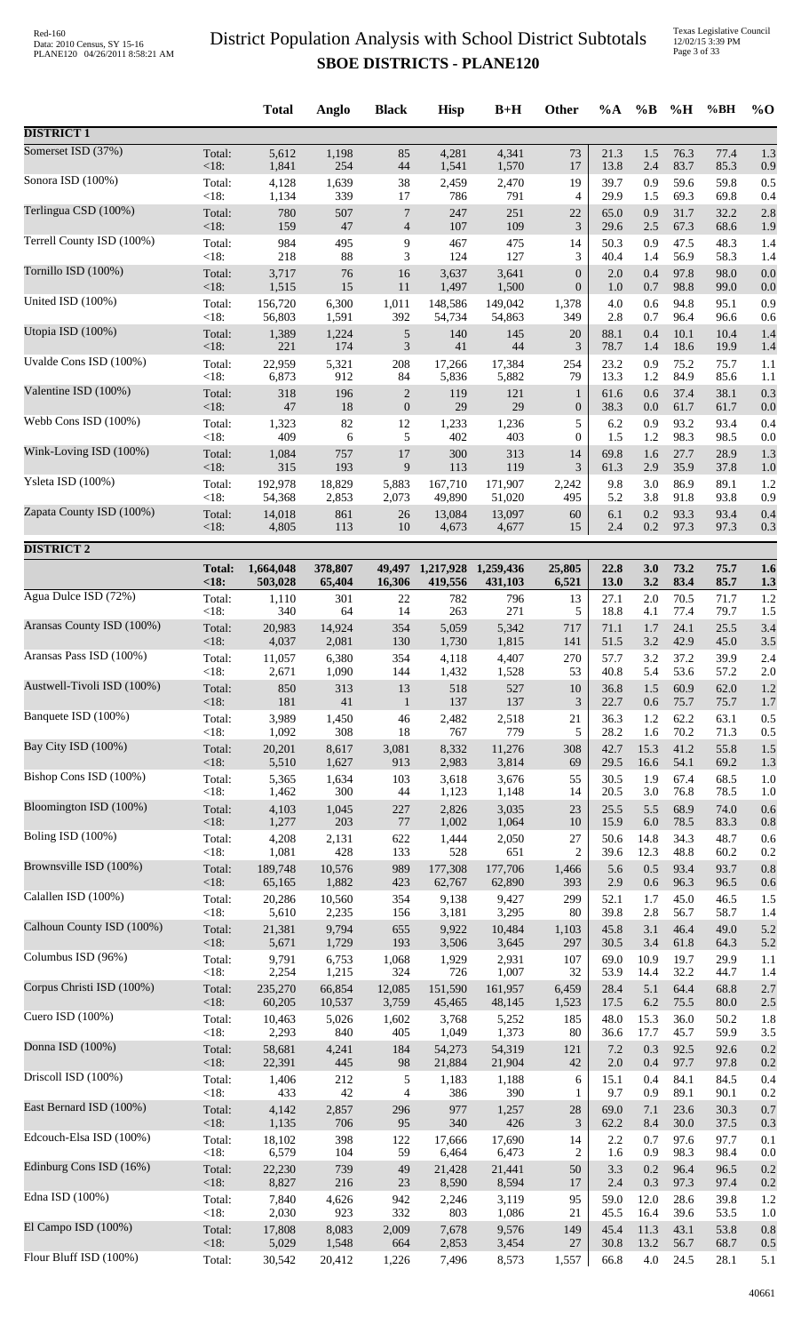# District Population Analysis with School District Subtotals

## SBOE DISTRICTS - PLANE120

| | | Total | Anglo | Black | Hisp | B+H | Other | %A | %B | %H | %BH | %O |
|---|---|---|---|---|---|---|---|---|---|---|---|---|
| **DISTRICT 1** | | | | | | | | | | | | |
| Somerset ISD (37%) | Total: | 5,612 | 1,198 | 85 | 4,281 | 4,341 | 73 | 21.3 | 1.5 | 76.3 | 77.4 | 1.3 |
| | <18: | 1,841 | 254 | 44 | 1,541 | 1,570 | 17 | 13.8 | 2.4 | 83.7 | 85.3 | 0.9 |
| Sonora ISD (100%) | Total: | 4,128 | 1,639 | 38 | 2,459 | 2,470 | 19 | 39.7 | 0.9 | 59.6 | 59.8 | 0.5 |
| | <18: | 1,134 | 339 | 17 | 786 | 791 | 4 | 29.9 | 1.5 | 69.3 | 69.8 | 0.4 |
| Terlingua CSD (100%) | Total: | 780 | 507 | 7 | 247 | 251 | 22 | 65.0 | 0.9 | 31.7 | 32.2 | 2.8 |
| | <18: | 159 | 47 | 4 | 107 | 109 | 3 | 29.6 | 2.5 | 67.3 | 68.6 | 1.9 |
| Terrell County ISD (100%) | Total: | 984 | 495 | 9 | 467 | 475 | 14 | 50.3 | 0.9 | 47.5 | 48.3 | 1.4 |
| | <18: | 218 | 88 | 3 | 124 | 127 | 3 | 40.4 | 1.4 | 56.9 | 58.3 | 1.4 |
| Tornillo ISD (100%) | Total: | 3,717 | 76 | 16 | 3,637 | 3,641 | 0 | 2.0 | 0.4 | 97.8 | 98.0 | 0.0 |
| | <18: | 1,515 | 15 | 11 | 1,497 | 1,500 | 0 | 1.0 | 0.7 | 98.8 | 99.0 | 0.0 |
| United ISD (100%) | Total: | 156,720 | 6,300 | 1,011 | 148,586 | 149,042 | 1,378 | 4.0 | 0.6 | 94.8 | 95.1 | 0.9 |
| | <18: | 56,803 | 1,591 | 392 | 54,734 | 54,863 | 349 | 2.8 | 0.7 | 96.4 | 96.6 | 0.6 |
| Utopia ISD (100%) | Total: | 1,389 | 1,224 | 5 | 140 | 145 | 20 | 88.1 | 0.4 | 10.1 | 10.4 | 1.4 |
| | <18: | 221 | 174 | 3 | 41 | 44 | 3 | 78.7 | 1.4 | 18.6 | 19.9 | 1.4 |
| Uvalde Cons ISD (100%) | Total: | 22,959 | 5,321 | 208 | 17,266 | 17,384 | 254 | 23.2 | 0.9 | 75.2 | 75.7 | 1.1 |
| | <18: | 6,873 | 912 | 84 | 5,836 | 5,882 | 79 | 13.3 | 1.2 | 84.9 | 85.6 | 1.1 |
| Valentine ISD (100%) | Total: | 318 | 196 | 2 | 119 | 121 | 1 | 61.6 | 0.6 | 37.4 | 38.1 | 0.3 |
| | <18: | 47 | 18 | 0 | 29 | 29 | 0 | 38.3 | 0.0 | 61.7 | 61.7 | 0.0 |
| Webb Cons ISD (100%) | Total: | 1,323 | 82 | 12 | 1,233 | 1,236 | 5 | 6.2 | 0.9 | 93.2 | 93.4 | 0.4 |
| | <18: | 409 | 6 | 5 | 402 | 403 | 0 | 1.5 | 1.2 | 98.3 | 98.5 | 0.0 |
| Wink-Loving ISD (100%) | Total: | 1,084 | 757 | 17 | 300 | 313 | 14 | 69.8 | 1.6 | 27.7 | 28.9 | 1.3 |
| | <18: | 315 | 193 | 9 | 113 | 119 | 3 | 61.3 | 2.9 | 35.9 | 37.8 | 1.0 |
| Ysleta ISD (100%) | Total: | 192,978 | 18,829 | 5,883 | 167,710 | 171,907 | 2,242 | 9.8 | 3.0 | 86.9 | 89.1 | 1.2 |
| | <18: | 54,368 | 2,853 | 2,073 | 49,890 | 51,020 | 495 | 5.2 | 3.8 | 91.8 | 93.8 | 0.9 |
| Zapata County ISD (100%) | Total: | 14,018 | 861 | 26 | 13,084 | 13,097 | 60 | 6.1 | 0.2 | 93.3 | 93.4 | 0.4 |
| | <18: | 4,805 | 113 | 10 | 4,673 | 4,677 | 15 | 2.4 | 0.2 | 97.3 | 97.3 | 0.3 |
| **DISTRICT 2** | | | | | | | | | | | | |
| | **Total:** | **1,664,048** | **378,807** | **49,497** | **1,217,928** | **1,259,436** | **25,805** | **22.8** | **3.0** | **73.2** | **75.7** | **1.6** |
| | **<18:** | **503,028** | **65,404** | **16,306** | **419,556** | **431,103** | **6,521** | **13.0** | **3.2** | **83.4** | **85.7** | **1.3** |
| Agua Dulce ISD (72%) | Total: | 1,110 | 301 | 22 | 782 | 796 | 13 | 27.1 | 2.0 | 70.5 | 71.7 | 1.2 |
| | <18: | 340 | 64 | 14 | 263 | 271 | 5 | 18.8 | 4.1 | 77.4 | 79.7 | 1.5 |
| Aransas County ISD (100%) | Total: | 20,983 | 14,924 | 354 | 5,059 | 5,342 | 717 | 71.1 | 1.7 | 24.1 | 25.5 | 3.4 |
| | <18: | 4,037 | 2,081 | 130 | 1,730 | 1,815 | 141 | 51.5 | 3.2 | 42.9 | 45.0 | 3.5 |
| Aransas Pass ISD (100%) | Total: | 11,057 | 6,380 | 354 | 4,118 | 4,407 | 270 | 57.7 | 3.2 | 37.2 | 39.9 | 2.4 |
| | <18: | 2,671 | 1,090 | 144 | 1,432 | 1,528 | 53 | 40.8 | 5.4 | 53.6 | 57.2 | 2.0 |
| Austwell-Tivoli ISD (100%) | Total: | 850 | 313 | 13 | 518 | 527 | 10 | 36.8 | 1.5 | 60.9 | 62.0 | 1.2 |
| | <18: | 181 | 41 | 1 | 137 | 137 | 3 | 22.7 | 0.6 | 75.7 | 75.7 | 1.7 |
| Banquete ISD (100%) | Total: | 3,989 | 1,450 | 46 | 2,482 | 2,518 | 21 | 36.3 | 1.2 | 62.2 | 63.1 | 0.5 |
| | <18: | 1,092 | 308 | 18 | 767 | 779 | 5 | 28.2 | 1.6 | 70.2 | 71.3 | 0.5 |
| Bay City ISD (100%) | Total: | 20,201 | 8,617 | 3,081 | 8,332 | 11,276 | 308 | 42.7 | 15.3 | 41.2 | 55.8 | 1.5 |
| | <18: | 5,510 | 1,627 | 913 | 2,983 | 3,814 | 69 | 29.5 | 16.6 | 54.1 | 69.2 | 1.3 |
| Bishop Cons ISD (100%) | Total: | 5,365 | 1,634 | 103 | 3,618 | 3,676 | 55 | 30.5 | 1.9 | 67.4 | 68.5 | 1.0 |
| | <18: | 1,462 | 300 | 44 | 1,123 | 1,148 | 14 | 20.5 | 3.0 | 76.8 | 78.5 | 1.0 |
| Bloomington ISD (100%) | Total: | 4,103 | 1,045 | 227 | 2,826 | 3,035 | 23 | 25.5 | 5.5 | 68.9 | 74.0 | 0.6 |
| | <18: | 1,277 | 203 | 77 | 1,002 | 1,064 | 10 | 15.9 | 6.0 | 78.5 | 83.3 | 0.8 |
| Boling ISD (100%) | Total: | 4,208 | 2,131 | 622 | 1,444 | 2,050 | 27 | 50.6 | 14.8 | 34.3 | 48.7 | 0.6 |
| | <18: | 1,081 | 428 | 133 | 528 | 651 | 2 | 39.6 | 12.3 | 48.8 | 60.2 | 0.2 |
| Brownsville ISD (100%) | Total: | 189,748 | 10,576 | 989 | 177,308 | 177,706 | 1,466 | 5.6 | 0.5 | 93.4 | 93.7 | 0.8 |
| | <18: | 65,165 | 1,882 | 423 | 62,767 | 62,890 | 393 | 2.9 | 0.6 | 96.3 | 96.5 | 0.6 |
| Calallen ISD (100%) | Total: | 20,286 | 10,560 | 354 | 9,138 | 9,427 | 299 | 52.1 | 1.7 | 45.0 | 46.5 | 1.5 |
| | <18: | 5,610 | 2,235 | 156 | 3,181 | 3,295 | 80 | 39.8 | 2.8 | 56.7 | 58.7 | 1.4 |
| Calhoun County ISD (100%) | Total: | 21,381 | 9,794 | 655 | 9,922 | 10,484 | 1,103 | 45.8 | 3.1 | 46.4 | 49.0 | 5.2 |
| | <18: | 5,671 | 1,729 | 193 | 3,506 | 3,645 | 297 | 30.5 | 3.4 | 61.8 | 64.3 | 5.2 |
| Columbus ISD (96%) | Total: | 9,791 | 6,753 | 1,068 | 1,929 | 2,931 | 107 | 69.0 | 10.9 | 19.7 | 29.9 | 1.1 |
| | <18: | 2,254 | 1,215 | 324 | 726 | 1,007 | 32 | 53.9 | 14.4 | 32.2 | 44.7 | 1.4 |
| Corpus Christi ISD (100%) | Total: | 235,270 | 66,854 | 12,085 | 151,590 | 161,957 | 6,459 | 28.4 | 5.1 | 64.4 | 68.8 | 2.7 |
| | <18: | 60,205 | 10,537 | 3,759 | 45,465 | 48,145 | 1,523 | 17.5 | 6.2 | 75.5 | 80.0 | 2.5 |
| Cuero ISD (100%) | Total: | 10,463 | 5,026 | 1,602 | 3,768 | 5,252 | 185 | 48.0 | 15.3 | 36.0 | 50.2 | 1.8 |
| | <18: | 2,293 | 840 | 405 | 1,049 | 1,373 | 80 | 36.6 | 17.7 | 45.7 | 59.9 | 3.5 |
| Donna ISD (100%) | Total: | 58,681 | 4,241 | 184 | 54,273 | 54,319 | 121 | 7.2 | 0.3 | 92.5 | 92.6 | 0.2 |
| | <18: | 22,391 | 445 | 98 | 21,884 | 21,904 | 42 | 2.0 | 0.4 | 97.7 | 97.8 | 0.2 |
| Driscoll ISD (100%) | Total: | 1,406 | 212 | 5 | 1,183 | 1,188 | 6 | 15.1 | 0.4 | 84.1 | 84.5 | 0.4 |
| | <18: | 433 | 42 | 4 | 386 | 390 | 1 | 9.7 | 0.9 | 89.1 | 90.1 | 0.2 |
| East Bernard ISD (100%) | Total: | 4,142 | 2,857 | 296 | 977 | 1,257 | 28 | 69.0 | 7.1 | 23.6 | 30.3 | 0.7 |
| | <18: | 1,135 | 706 | 95 | 340 | 426 | 3 | 62.2 | 8.4 | 30.0 | 37.5 | 0.3 |
| Edcouch-Elsa ISD (100%) | Total: | 18,102 | 398 | 122 | 17,666 | 17,690 | 14 | 2.2 | 0.7 | 97.6 | 97.7 | 0.1 |
| | <18: | 6,579 | 104 | 59 | 6,464 | 6,473 | 2 | 1.6 | 0.9 | 98.3 | 98.4 | 0.0 |
| Edinburg Cons ISD (16%) | Total: | 22,230 | 739 | 49 | 21,428 | 21,441 | 50 | 3.3 | 0.2 | 96.4 | 96.5 | 0.2 |
| | <18: | 8,827 | 216 | 23 | 8,590 | 8,594 | 17 | 2.4 | 0.3 | 97.3 | 97.4 | 0.2 |
| Edna ISD (100%) | Total: | 7,840 | 4,626 | 942 | 2,246 | 3,119 | 95 | 59.0 | 12.0 | 28.6 | 39.8 | 1.2 |
| | <18: | 2,030 | 923 | 332 | 803 | 1,086 | 21 | 45.5 | 16.4 | 39.6 | 53.5 | 1.0 |
| El Campo ISD (100%) | Total: | 17,808 | 8,083 | 2,009 | 7,678 | 9,576 | 149 | 45.4 | 11.3 | 43.1 | 53.8 | 0.8 |
| | <18: | 5,029 | 1,548 | 664 | 2,853 | 3,454 | 27 | 30.8 | 13.2 | 56.7 | 68.7 | 0.5 |
| Flour Bluff ISD (100%) | Total: | 30,542 | 20,412 | 1,226 | 7,496 | 8,573 | 1,557 | 66.8 | 4.0 | 24.5 | 28.1 | 5.1 |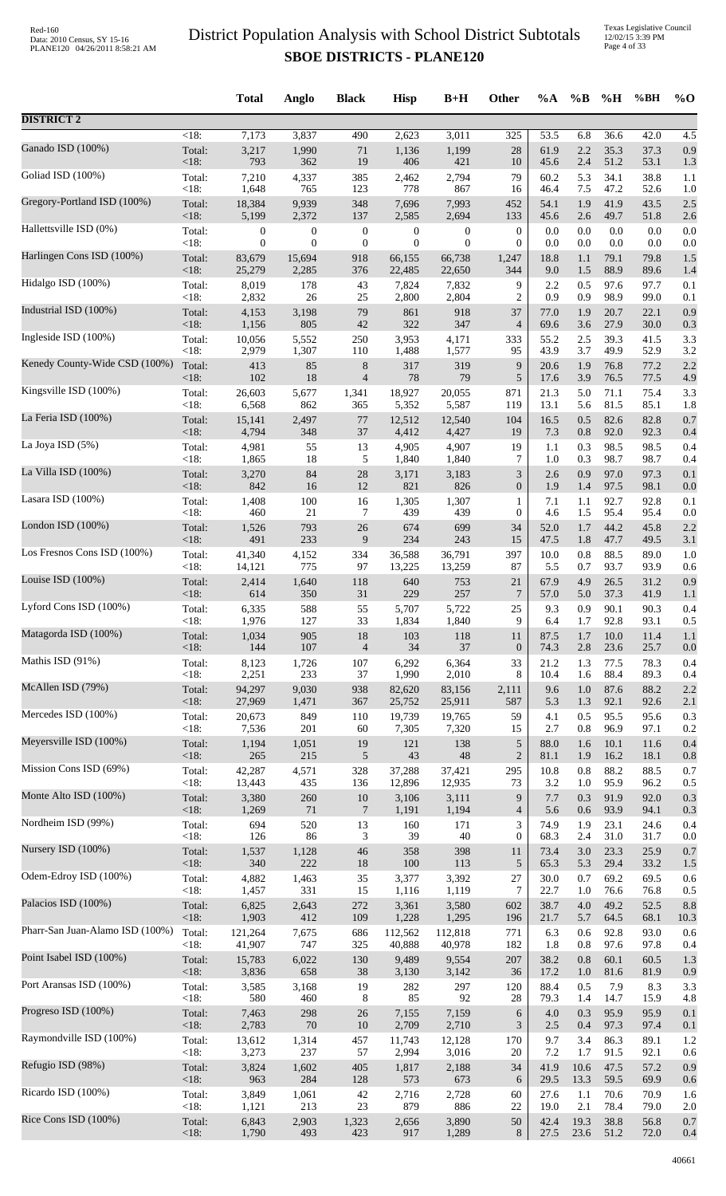# District Population Analysis with School District Subtotals
## SBOE DISTRICTS - PLANE120

| | | Total | Anglo | Black | Hisp | B+H | Other | %A | %B | %H | %BH | %O |
|---|---|---|---|---|---|---|---|---|---|---|---|---|
| **DISTRICT 2** | | | | | | | | | | | | |
| | <18: | 7,173 | 3,837 | 490 | 2,623 | 3,011 | 325 | 53.5 | 6.8 | 36.6 | 42.0 | 4.5 |
| Ganado ISD (100%) | Total: | 3,217 | 1,990 | 71 | 1,136 | 1,199 | 28 | 61.9 | 2.2 | 35.3 | 37.3 | 0.9 |
| | <18: | 793 | 362 | 19 | 406 | 421 | 10 | 45.6 | 2.4 | 51.2 | 53.1 | 1.3 |
| Goliad ISD (100%) | Total: | 7,210 | 4,337 | 385 | 2,462 | 2,794 | 79 | 60.2 | 5.3 | 34.1 | 38.8 | 1.1 |
| | <18: | 1,648 | 765 | 123 | 778 | 867 | 16 | 46.4 | 7.5 | 47.2 | 52.6 | 1.0 |
| Gregory-Portland ISD (100%) | Total: | 18,384 | 9,939 | 348 | 7,696 | 7,993 | 452 | 54.1 | 1.9 | 41.9 | 43.5 | 2.5 |
| | <18: | 5,199 | 2,372 | 137 | 2,585 | 2,694 | 133 | 45.6 | 2.6 | 49.7 | 51.8 | 2.6 |
| Hallettsville ISD (0%) | Total: | 0 | 0 | 0 | 0 | 0 | 0 | 0.0 | 0.0 | 0.0 | 0.0 | 0.0 |
| | <18: | 0 | 0 | 0 | 0 | 0 | 0 | 0.0 | 0.0 | 0.0 | 0.0 | 0.0 |
| Harlingen Cons ISD (100%) | Total: | 83,679 | 15,694 | 918 | 66,155 | 66,738 | 1,247 | 18.8 | 1.1 | 79.1 | 79.8 | 1.5 |
| | <18: | 25,279 | 2,285 | 376 | 22,485 | 22,650 | 344 | 9.0 | 1.5 | 88.9 | 89.6 | 1.4 |
| Hidalgo ISD (100%) | Total: | 8,019 | 178 | 43 | 7,824 | 7,832 | 9 | 2.2 | 0.5 | 97.6 | 97.7 | 0.1 |
| | <18: | 2,832 | 26 | 25 | 2,800 | 2,804 | 2 | 0.9 | 0.9 | 98.9 | 99.0 | 0.1 |
| Industrial ISD (100%) | Total: | 4,153 | 3,198 | 79 | 861 | 918 | 37 | 77.0 | 1.9 | 20.7 | 22.1 | 0.9 |
| | <18: | 1,156 | 805 | 42 | 322 | 347 | 4 | 69.6 | 3.6 | 27.9 | 30.0 | 0.3 |
| Ingleside ISD (100%) | Total: | 10,056 | 5,552 | 250 | 3,953 | 4,171 | 333 | 55.2 | 2.5 | 39.3 | 41.5 | 3.3 |
| | <18: | 2,979 | 1,307 | 110 | 1,488 | 1,577 | 95 | 43.9 | 3.7 | 49.9 | 52.9 | 3.2 |
| Kenedy County-Wide CSD (100%) | Total: | 413 | 85 | 8 | 317 | 319 | 9 | 20.6 | 1.9 | 76.8 | 77.2 | 2.2 |
| | <18: | 102 | 18 | 4 | 78 | 79 | 5 | 17.6 | 3.9 | 76.5 | 77.5 | 4.9 |
| Kingsville ISD (100%) | Total: | 26,603 | 5,677 | 1,341 | 18,927 | 20,055 | 871 | 21.3 | 5.0 | 71.1 | 75.4 | 3.3 |
| | <18: | 6,568 | 862 | 365 | 5,352 | 5,587 | 119 | 13.1 | 5.6 | 81.5 | 85.1 | 1.8 |
| La Feria ISD (100%) | Total: | 15,141 | 2,497 | 77 | 12,512 | 12,540 | 104 | 16.5 | 0.5 | 82.6 | 82.8 | 0.7 |
| | <18: | 4,794 | 348 | 37 | 4,412 | 4,427 | 19 | 7.3 | 0.8 | 92.0 | 92.3 | 0.4 |
| La Joya ISD (5%) | Total: | 4,981 | 55 | 13 | 4,905 | 4,907 | 19 | 1.1 | 0.3 | 98.5 | 98.5 | 0.4 |
| | <18: | 1,865 | 18 | 5 | 1,840 | 1,840 | 7 | 1.0 | 0.3 | 98.7 | 98.7 | 0.4 |
| La Villa ISD (100%) | Total: | 3,270 | 84 | 28 | 3,171 | 3,183 | 3 | 2.6 | 0.9 | 97.0 | 97.3 | 0.1 |
| | <18: | 842 | 16 | 12 | 821 | 826 | 0 | 1.9 | 1.4 | 97.5 | 98.1 | 0.0 |
| Lasara ISD (100%) | Total: | 1,408 | 100 | 16 | 1,305 | 1,307 | 1 | 7.1 | 1.1 | 92.7 | 92.8 | 0.1 |
| | <18: | 460 | 21 | 7 | 439 | 439 | 0 | 4.6 | 1.5 | 95.4 | 95.4 | 0.0 |
| London ISD (100%) | Total: | 1,526 | 793 | 26 | 674 | 699 | 34 | 52.0 | 1.7 | 44.2 | 45.8 | 2.2 |
| | <18: | 491 | 233 | 9 | 234 | 243 | 15 | 47.5 | 1.8 | 47.7 | 49.5 | 3.1 |
| Los Fresnos Cons ISD (100%) | Total: | 41,340 | 4,152 | 334 | 36,588 | 36,791 | 397 | 10.0 | 0.8 | 88.5 | 89.0 | 1.0 |
| | <18: | 14,121 | 775 | 97 | 13,225 | 13,259 | 87 | 5.5 | 0.7 | 93.7 | 93.9 | 0.6 |
| Louise ISD (100%) | Total: | 2,414 | 1,640 | 118 | 640 | 753 | 21 | 67.9 | 4.9 | 26.5 | 31.2 | 0.9 |
| | <18: | 614 | 350 | 31 | 229 | 257 | 7 | 57.0 | 5.0 | 37.3 | 41.9 | 1.1 |
| Lyford Cons ISD (100%) | Total: | 6,335 | 588 | 55 | 5,707 | 5,722 | 25 | 9.3 | 0.9 | 90.1 | 90.3 | 0.4 |
| | <18: | 1,976 | 127 | 33 | 1,834 | 1,840 | 9 | 6.4 | 1.7 | 92.8 | 93.1 | 0.5 |
| Matagorda ISD (100%) | Total: | 1,034 | 905 | 18 | 103 | 118 | 11 | 87.5 | 1.7 | 10.0 | 11.4 | 1.1 |
| | <18: | 144 | 107 | 4 | 34 | 37 | 0 | 74.3 | 2.8 | 23.6 | 25.7 | 0.0 |
| Mathis ISD (91%) | Total: | 8,123 | 1,726 | 107 | 6,292 | 6,364 | 33 | 21.2 | 1.3 | 77.5 | 78.3 | 0.4 |
| | <18: | 2,251 | 233 | 37 | 1,990 | 2,010 | 8 | 10.4 | 1.6 | 88.4 | 89.3 | 0.4 |
| McAllen ISD (79%) | Total: | 94,297 | 9,030 | 938 | 82,620 | 83,156 | 2,111 | 9.6 | 1.0 | 87.6 | 88.2 | 2.2 |
| | <18: | 27,969 | 1,471 | 367 | 25,752 | 25,911 | 587 | 5.3 | 1.3 | 92.1 | 92.6 | 2.1 |
| Mercedes ISD (100%) | Total: | 20,673 | 849 | 110 | 19,739 | 19,765 | 59 | 4.1 | 0.5 | 95.5 | 95.6 | 0.3 |
| | <18: | 7,536 | 201 | 60 | 7,305 | 7,320 | 15 | 2.7 | 0.8 | 96.9 | 97.1 | 0.2 |
| Meyersville ISD (100%) | Total: | 1,194 | 1,051 | 19 | 121 | 138 | 5 | 88.0 | 1.6 | 10.1 | 11.6 | 0.4 |
| | <18: | 265 | 215 | 5 | 43 | 48 | 2 | 81.1 | 1.9 | 16.2 | 18.1 | 0.8 |
| Mission Cons ISD (69%) | Total: | 42,287 | 4,571 | 328 | 37,288 | 37,421 | 295 | 10.8 | 0.8 | 88.2 | 88.5 | 0.7 |
| | <18: | 13,443 | 435 | 136 | 12,896 | 12,935 | 73 | 3.2 | 1.0 | 95.9 | 96.2 | 0.5 |
| Monte Alto ISD (100%) | Total: | 3,380 | 260 | 10 | 3,106 | 3,111 | 9 | 7.7 | 0.3 | 91.9 | 92.0 | 0.3 |
| | <18: | 1,269 | 71 | 7 | 1,191 | 1,194 | 4 | 5.6 | 0.6 | 93.9 | 94.1 | 0.3 |
| Nordheim ISD (99%) | Total: | 694 | 520 | 13 | 160 | 171 | 3 | 74.9 | 1.9 | 23.1 | 24.6 | 0.4 |
| | <18: | 126 | 86 | 3 | 39 | 40 | 0 | 68.3 | 2.4 | 31.0 | 31.7 | 0.0 |
| Nursery ISD (100%) | Total: | 1,537 | 1,128 | 46 | 358 | 398 | 11 | 73.4 | 3.0 | 23.3 | 25.9 | 0.7 |
| | <18: | 340 | 222 | 18 | 100 | 113 | 5 | 65.3 | 5.3 | 29.4 | 33.2 | 1.5 |
| Odem-Edroy ISD (100%) | Total: | 4,882 | 1,463 | 35 | 3,377 | 3,392 | 27 | 30.0 | 0.7 | 69.2 | 69.5 | 0.6 |
| | <18: | 1,457 | 331 | 15 | 1,116 | 1,119 | 7 | 22.7 | 1.0 | 76.6 | 76.8 | 0.5 |
| Palacios ISD (100%) | Total: | 6,825 | 2,643 | 272 | 3,361 | 3,580 | 602 | 38.7 | 4.0 | 49.2 | 52.5 | 8.8 |
| | <18: | 1,903 | 412 | 109 | 1,228 | 1,295 | 196 | 21.7 | 5.7 | 64.5 | 68.1 | 10.3 |
| Pharr-San Juan-Alamo ISD (100%) | Total: | 121,264 | 7,675 | 686 | 112,562 | 112,818 | 771 | 6.3 | 0.6 | 92.8 | 93.0 | 0.6 |
| | <18: | 41,907 | 747 | 325 | 40,888 | 40,978 | 182 | 1.8 | 0.8 | 97.6 | 97.8 | 0.4 |
| Point Isabel ISD (100%) | Total: | 15,783 | 6,022 | 130 | 9,489 | 9,554 | 207 | 38.2 | 0.8 | 60.1 | 60.5 | 1.3 |
| | <18: | 3,836 | 658 | 38 | 3,130 | 3,142 | 36 | 17.2 | 1.0 | 81.6 | 81.9 | 0.9 |
| Port Aransas ISD (100%) | Total: | 3,585 | 3,168 | 19 | 282 | 297 | 120 | 88.4 | 0.5 | 7.9 | 8.3 | 3.3 |
| | <18: | 580 | 460 | 8 | 85 | 92 | 28 | 79.3 | 1.4 | 14.7 | 15.9 | 4.8 |
| Progreso ISD (100%) | Total: | 7,463 | 298 | 26 | 7,155 | 7,159 | 6 | 4.0 | 0.3 | 95.9 | 95.9 | 0.1 |
| | <18: | 2,783 | 70 | 10 | 2,709 | 2,710 | 3 | 2.5 | 0.4 | 97.3 | 97.4 | 0.1 |
| Raymondville ISD (100%) | Total: | 13,612 | 1,314 | 457 | 11,743 | 12,128 | 170 | 9.7 | 3.4 | 86.3 | 89.1 | 1.2 |
| | <18: | 3,273 | 237 | 57 | 2,994 | 3,016 | 20 | 7.2 | 1.7 | 91.5 | 92.1 | 0.6 |
| Refugio ISD (98%) | Total: | 3,824 | 1,602 | 405 | 1,817 | 2,188 | 34 | 41.9 | 10.6 | 47.5 | 57.2 | 0.9 |
| | <18: | 963 | 284 | 128 | 573 | 673 | 6 | 29.5 | 13.3 | 59.5 | 69.9 | 0.6 |
| Ricardo ISD (100%) | Total: | 3,849 | 1,061 | 42 | 2,716 | 2,728 | 60 | 27.6 | 1.1 | 70.6 | 70.9 | 1.6 |
| | <18: | 1,121 | 213 | 23 | 879 | 886 | 22 | 19.0 | 2.1 | 78.4 | 79.0 | 2.0 |
| Rice Cons ISD (100%) | Total: | 6,843 | 2,903 | 1,323 | 2,656 | 3,890 | 50 | 42.4 | 19.3 | 38.8 | 56.8 | 0.7 |
| | <18: | 1,790 | 493 | 423 | 917 | 1,289 | 8 | 27.5 | 23.6 | 51.2 | 72.0 | 0.4 |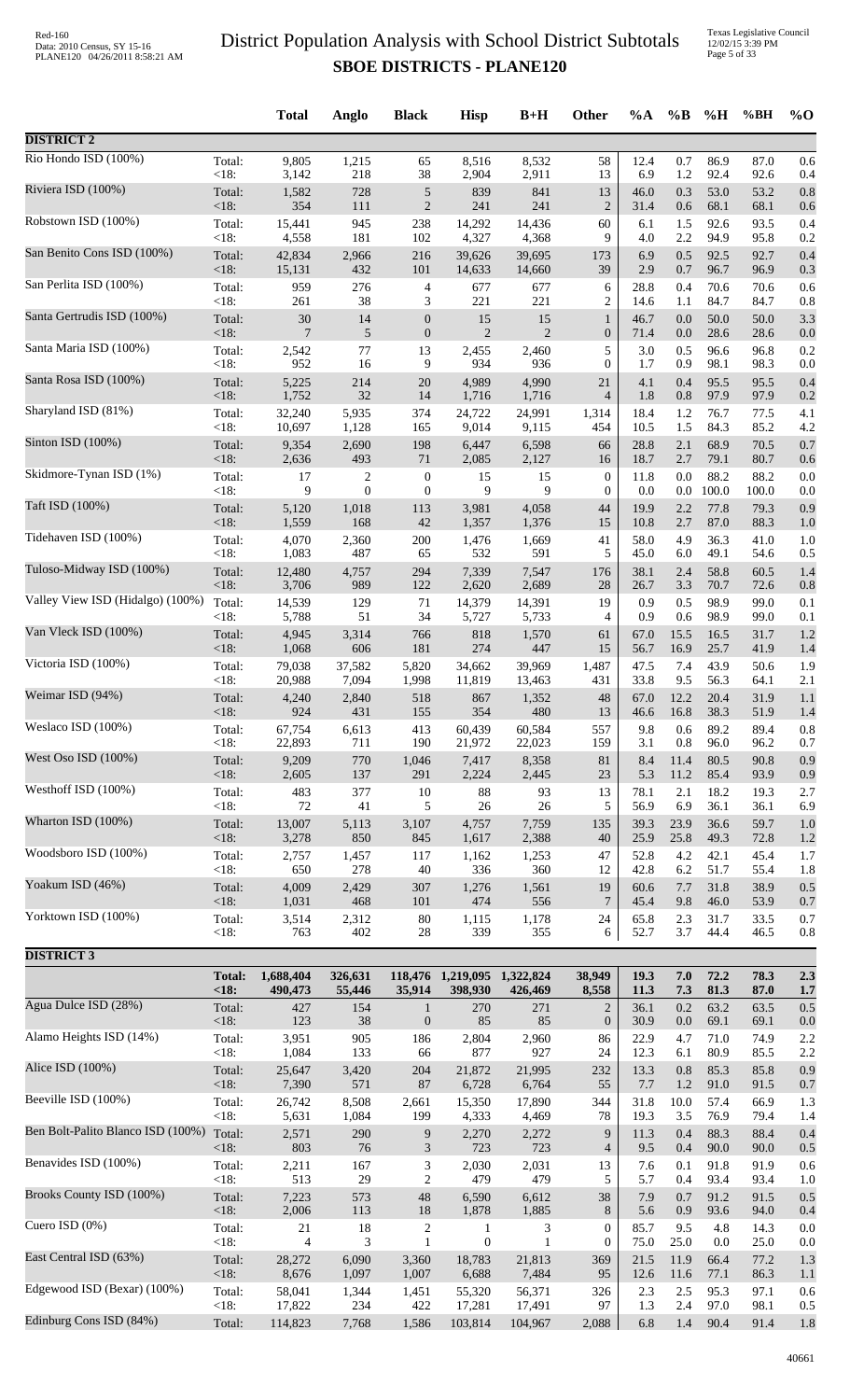# District Population Analysis with School District Subtotals

## SBOE DISTRICTS - PLANE120

Red-160
Data: 2010 Census, SY 15-16
PLANE120 04/26/2011 8:58:21 AM

Texas Legislative Council
12/02/15 3:39 PM

| | | Total | Anglo | Black | Hisp | B+H | Other | %A | %B | %H | %BH | %O |
|---|---|---|---|---|---|---|---|---|---|---|---|---|
| **DISTRICT 2** | | | | | | | | | | | | |
| Rio Hondo ISD (100%) | Total: | 9,805 | 1,215 | 65 | 8,516 | 8,532 | 58 | 12.4 | 0.7 | 86.9 | 87.0 | 0.6 |
| | <18: | 3,142 | 218 | 38 | 2,904 | 2,911 | 13 | 6.9 | 1.2 | 92.4 | 92.6 | 0.4 |
| Riviera ISD (100%) | Total: | 1,582 | 728 | 5 | 839 | 841 | 13 | 46.0 | 0.3 | 53.0 | 53.2 | 0.8 |
| | <18: | 354 | 111 | 2 | 241 | 241 | 2 | 31.4 | 0.6 | 68.1 | 68.1 | 0.6 |
| Robstown ISD (100%) | Total: | 15,441 | 945 | 238 | 14,292 | 14,436 | 60 | 6.1 | 1.5 | 92.6 | 93.5 | 0.4 |
| | <18: | 4,558 | 181 | 102 | 4,327 | 4,368 | 9 | 4.0 | 2.2 | 94.9 | 95.8 | 0.2 |
| San Benito Cons ISD (100%) | Total: | 42,834 | 2,966 | 216 | 39,626 | 39,695 | 173 | 6.9 | 0.5 | 92.5 | 92.7 | 0.4 |
| | <18: | 15,131 | 432 | 101 | 14,633 | 14,660 | 39 | 2.9 | 0.7 | 96.7 | 96.9 | 0.3 |
| San Perlita ISD (100%) | Total: | 959 | 276 | 4 | 677 | 677 | 6 | 28.8 | 0.4 | 70.6 | 70.6 | 0.6 |
| | <18: | 261 | 38 | 3 | 221 | 221 | 2 | 14.6 | 1.1 | 84.7 | 84.7 | 0.8 |
| Santa Gertrudis ISD (100%) | Total: | 30 | 14 | 0 | 15 | 15 | 1 | 46.7 | 0.0 | 50.0 | 50.0 | 3.3 |
| | <18: | 7 | 5 | 0 | 2 | 2 | 0 | 71.4 | 0.0 | 28.6 | 28.6 | 0.0 |
| Santa Maria ISD (100%) | Total: | 2,542 | 77 | 13 | 2,455 | 2,460 | 5 | 3.0 | 0.5 | 96.6 | 96.8 | 0.2 |
| | <18: | 952 | 16 | 9 | 934 | 936 | 0 | 1.7 | 0.9 | 98.1 | 98.3 | 0.0 |
| Santa Rosa ISD (100%) | Total: | 5,225 | 214 | 20 | 4,989 | 4,990 | 21 | 4.1 | 0.4 | 95.5 | 95.5 | 0.4 |
| | <18: | 1,752 | 32 | 14 | 1,716 | 1,716 | 4 | 1.8 | 0.8 | 97.9 | 97.9 | 0.2 |
| Sharyland ISD (81%) | Total: | 32,240 | 5,935 | 374 | 24,722 | 24,991 | 1,314 | 18.4 | 1.2 | 76.7 | 77.5 | 4.1 |
| | <18: | 10,697 | 1,128 | 165 | 9,014 | 9,115 | 454 | 10.5 | 1.5 | 84.3 | 85.2 | 4.2 |
| Sinton ISD (100%) | Total: | 9,354 | 2,690 | 198 | 6,447 | 6,598 | 66 | 28.8 | 2.1 | 68.9 | 70.5 | 0.7 |
| | <18: | 2,636 | 493 | 71 | 2,085 | 2,127 | 16 | 18.7 | 2.7 | 79.1 | 80.7 | 0.6 |
| Skidmore-Tynan ISD (1%) | Total: | 17 | 2 | 0 | 15 | 15 | 0 | 11.8 | 0.0 | 88.2 | 88.2 | 0.0 |
| | <18: | 9 | 0 | 0 | 9 | 9 | 0 | 0.0 | 0.0 | 100.0 | 100.0 | 0.0 |
| Taft ISD (100%) | Total: | 5,120 | 1,018 | 113 | 3,981 | 4,058 | 44 | 19.9 | 2.2 | 77.8 | 79.3 | 0.9 |
| | <18: | 1,559 | 168 | 42 | 1,357 | 1,376 | 15 | 10.8 | 2.7 | 87.0 | 88.3 | 1.0 |
| Tidehaven ISD (100%) | Total: | 4,070 | 2,360 | 200 | 1,476 | 1,669 | 41 | 58.0 | 4.9 | 36.3 | 41.0 | 1.0 |
| | <18: | 1,083 | 487 | 65 | 532 | 591 | 5 | 45.0 | 6.0 | 49.1 | 54.6 | 0.5 |
| Tuloso-Midway ISD (100%) | Total: | 12,480 | 4,757 | 294 | 7,339 | 7,547 | 176 | 38.1 | 2.4 | 58.8 | 60.5 | 1.4 |
| | <18: | 3,706 | 989 | 122 | 2,620 | 2,689 | 28 | 26.7 | 3.3 | 70.7 | 72.6 | 0.8 |
| Valley View ISD (Hidalgo) (100%) | Total: | 14,539 | 129 | 71 | 14,379 | 14,391 | 19 | 0.9 | 0.5 | 98.9 | 99.0 | 0.1 |
| | <18: | 5,788 | 51 | 34 | 5,727 | 5,733 | 4 | 0.9 | 0.6 | 98.9 | 99.0 | 0.1 |
| Van Vleck ISD (100%) | Total: | 4,945 | 3,314 | 766 | 818 | 1,570 | 61 | 67.0 | 15.5 | 16.5 | 31.7 | 1.2 |
| | <18: | 1,068 | 606 | 181 | 274 | 447 | 15 | 56.7 | 16.9 | 25.7 | 41.9 | 1.4 |
| Victoria ISD (100%) | Total: | 79,038 | 37,582 | 5,820 | 34,662 | 39,969 | 1,487 | 47.5 | 7.4 | 43.9 | 50.6 | 1.9 |
| | <18: | 20,988 | 7,094 | 1,998 | 11,819 | 13,463 | 431 | 33.8 | 9.5 | 56.3 | 64.1 | 2.1 |
| Weimar ISD (94%) | Total: | 4,240 | 2,840 | 518 | 867 | 1,352 | 48 | 67.0 | 12.2 | 20.4 | 31.9 | 1.1 |
| | <18: | 924 | 431 | 155 | 354 | 480 | 13 | 46.6 | 16.8 | 38.3 | 51.9 | 1.4 |
| Weslaco ISD (100%) | Total: | 67,754 | 6,613 | 413 | 60,439 | 60,584 | 557 | 9.8 | 0.6 | 89.2 | 89.4 | 0.8 |
| | <18: | 22,893 | 711 | 190 | 21,972 | 22,023 | 159 | 3.1 | 0.8 | 96.0 | 96.2 | 0.7 |
| West Oso ISD (100%) | Total: | 9,209 | 770 | 1,046 | 7,417 | 8,358 | 81 | 8.4 | 11.4 | 80.5 | 90.8 | 0.9 |
| | <18: | 2,605 | 137 | 291 | 2,224 | 2,445 | 23 | 5.3 | 11.2 | 85.4 | 93.9 | 0.9 |
| Westhoff ISD (100%) | Total: | 483 | 377 | 10 | 88 | 93 | 13 | 78.1 | 2.1 | 18.2 | 19.3 | 2.7 |
| | <18: | 72 | 41 | 5 | 26 | 26 | 5 | 56.9 | 6.9 | 36.1 | 36.1 | 6.9 |
| Wharton ISD (100%) | Total: | 13,007 | 5,113 | 3,107 | 4,757 | 7,759 | 135 | 39.3 | 23.9 | 36.6 | 59.7 | 1.0 |
| | <18: | 3,278 | 850 | 845 | 1,617 | 2,388 | 40 | 25.9 | 25.8 | 49.3 | 72.8 | 1.2 |
| Woodsboro ISD (100%) | Total: | 2,757 | 1,457 | 117 | 1,162 | 1,253 | 47 | 52.8 | 4.2 | 42.1 | 45.4 | 1.7 |
| | <18: | 650 | 278 | 40 | 336 | 360 | 12 | 42.8 | 6.2 | 51.7 | 55.4 | 1.8 |
| Yoakum ISD (46%) | Total: | 4,009 | 2,429 | 307 | 1,276 | 1,561 | 19 | 60.6 | 7.7 | 31.8 | 38.9 | 0.5 |
| | <18: | 1,031 | 468 | 101 | 474 | 556 | 7 | 45.4 | 9.8 | 46.0 | 53.9 | 0.7 |
| Yorktown ISD (100%) | Total: | 3,514 | 2,312 | 80 | 1,115 | 1,178 | 24 | 65.8 | 2.3 | 31.7 | 33.5 | 0.7 |
| | <18: | 763 | 402 | 28 | 339 | 355 | 6 | 52.7 | 3.7 | 44.4 | 46.5 | 0.8 |
| **DISTRICT 3** | | | | | | | | | | | | |
| | **Total:** | **1,688,404** | **326,631** | **118,476** | **1,219,095** | **1,322,824** | **38,949** | **19.3** | **7.0** | **72.2** | **78.3** | **2.3** |
| | **<18:** | **490,473** | **55,446** | **35,914** | **398,930** | **426,469** | **8,558** | **11.3** | **7.3** | **81.3** | **87.0** | **1.7** |
| Agua Dulce ISD (28%) | Total: | 427 | 154 | 1 | 270 | 271 | 2 | 36.1 | 0.2 | 63.2 | 63.5 | 0.5 |
| | <18: | 123 | 38 | 0 | 85 | 85 | 0 | 30.9 | 0.0 | 69.1 | 69.1 | 0.0 |
| Alamo Heights ISD (14%) | Total: | 3,951 | 905 | 186 | 2,804 | 2,960 | 86 | 22.9 | 4.7 | 71.0 | 74.9 | 2.2 |
| | <18: | 1,084 | 133 | 66 | 877 | 927 | 24 | 12.3 | 6.1 | 80.9 | 85.5 | 2.2 |
| Alice ISD (100%) | Total: | 25,647 | 3,420 | 204 | 21,872 | 21,995 | 232 | 13.3 | 0.8 | 85.3 | 85.8 | 0.9 |
| | <18: | 7,390 | 571 | 87 | 6,728 | 6,764 | 55 | 7.7 | 1.2 | 91.0 | 91.5 | 0.7 |
| Beeville ISD (100%) | Total: | 26,742 | 8,508 | 2,661 | 15,350 | 17,890 | 344 | 31.8 | 10.0 | 57.4 | 66.9 | 1.3 |
| | <18: | 5,631 | 1,084 | 199 | 4,333 | 4,469 | 78 | 19.3 | 3.5 | 76.9 | 79.4 | 1.4 |
| Ben Bolt-Palito Blanco ISD (100%) | Total: | 2,571 | 290 | 9 | 2,270 | 2,272 | 9 | 11.3 | 0.4 | 88.3 | 88.4 | 0.4 |
| | <18: | 803 | 76 | 3 | 723 | 723 | 4 | 9.5 | 0.4 | 90.0 | 90.0 | 0.5 |
| Benavides ISD (100%) | Total: | 2,211 | 167 | 3 | 2,030 | 2,031 | 13 | 7.6 | 0.1 | 91.8 | 91.9 | 0.6 |
| | <18: | 513 | 29 | 2 | 479 | 479 | 5 | 5.7 | 0.4 | 93.4 | 93.4 | 1.0 |
| Brooks County ISD (100%) | Total: | 7,223 | 573 | 48 | 6,590 | 6,612 | 38 | 7.9 | 0.7 | 91.2 | 91.5 | 0.5 |
| | <18: | 2,006 | 113 | 18 | 1,878 | 1,885 | 8 | 5.6 | 0.9 | 93.6 | 94.0 | 0.4 |
| Cuero ISD (0%) | Total: | 21 | 18 | 2 | 1 | 3 | 0 | 85.7 | 9.5 | 4.8 | 14.3 | 0.0 |
| | <18: | 4 | 3 | 1 | 0 | 1 | 0 | 75.0 | 25.0 | 0.0 | 25.0 | 0.0 |
| East Central ISD (63%) | Total: | 28,272 | 6,090 | 3,360 | 18,783 | 21,813 | 369 | 21.5 | 11.9 | 66.4 | 77.2 | 1.3 |
| | <18: | 8,676 | 1,097 | 1,007 | 6,688 | 7,484 | 95 | 12.6 | 11.6 | 77.1 | 86.3 | 1.1 |
| Edgewood ISD (Bexar) (100%) | Total: | 58,041 | 1,344 | 1,451 | 55,320 | 56,371 | 326 | 2.3 | 2.5 | 95.3 | 97.1 | 0.6 |
| | <18: | 17,822 | 234 | 422 | 17,281 | 17,491 | 97 | 1.3 | 2.4 | 97.0 | 98.1 | 0.5 |
| Edinburg Cons ISD (84%) | Total: | 114,823 | 7,768 | 1,586 | 103,814 | 104,967 | 2,088 | 6.8 | 1.4 | 90.4 | 91.4 | 1.8 |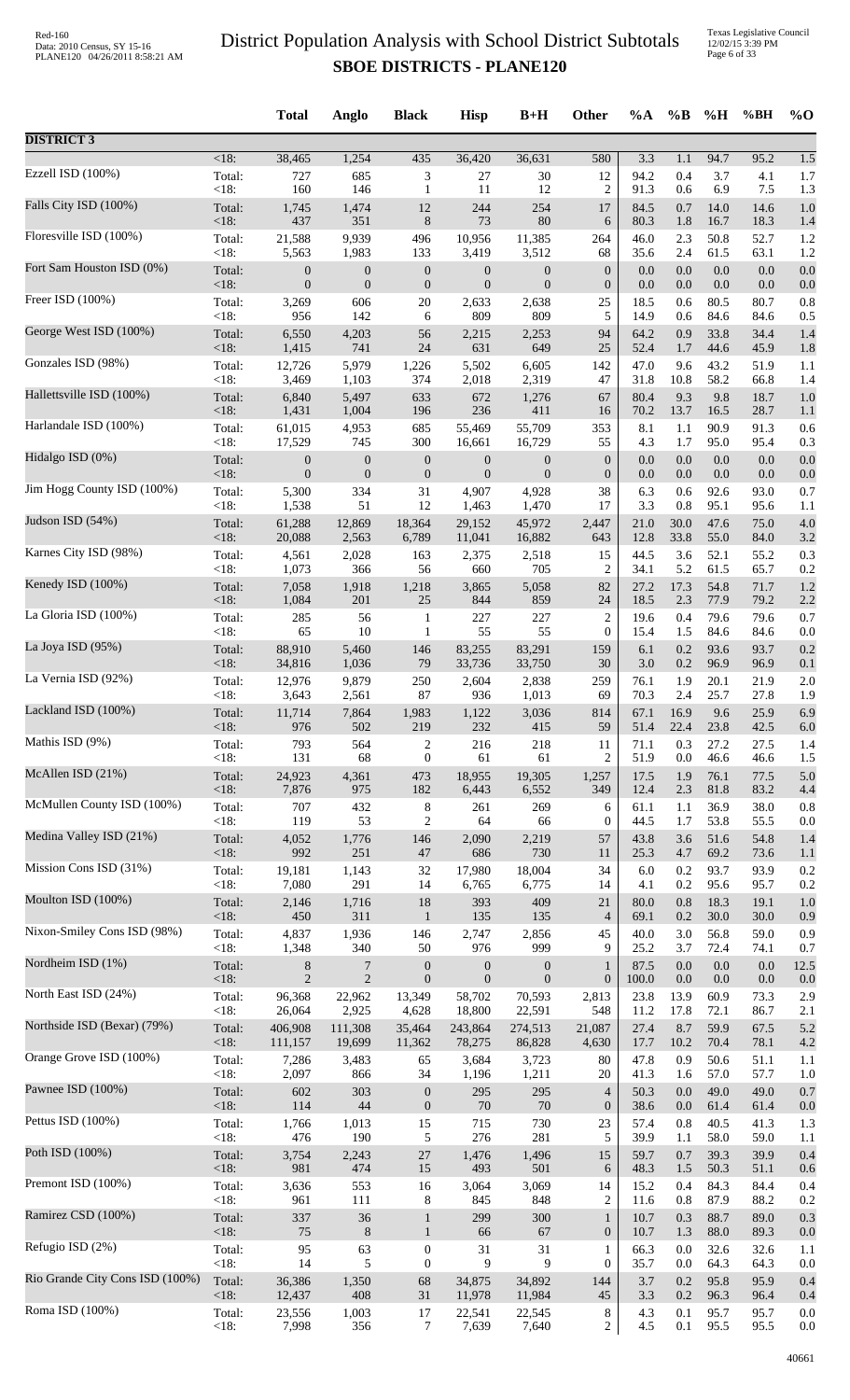# District Population Analysis with School District Subtotals

## SBOE DISTRICTS - PLANE120

| | | Total | Anglo | Black | Hisp | B+H | Other | %A | %B | %H | %BH | %O |
|---|---|---|---|---|---|---|---|---|---|---|---|---|
| **DISTRICT 3** | | | | | | | | | | | | |
| | <18: | 38,465 | 1,254 | 435 | 36,420 | 36,631 | 580 | 3.3 | 1.1 | 94.7 | 95.2 | 1.5 |
| Ezzell ISD (100%) | Total: | 727 | 685 | 3 | 27 | 30 | 12 | 94.2 | 0.4 | 3.7 | 4.1 | 1.7 |
| | <18: | 160 | 146 | 1 | 11 | 12 | 2 | 91.3 | 0.6 | 6.9 | 7.5 | 1.3 |
| Falls City ISD (100%) | Total: | 1,745 | 1,474 | 12 | 244 | 254 | 17 | 84.5 | 0.7 | 14.0 | 14.6 | 1.0 |
| | <18: | 437 | 351 | 8 | 73 | 80 | 6 | 80.3 | 1.8 | 16.7 | 18.3 | 1.4 |
| Floresville ISD (100%) | Total: | 21,588 | 9,939 | 496 | 10,956 | 11,385 | 264 | 46.0 | 2.3 | 50.8 | 52.7 | 1.2 |
| | <18: | 5,563 | 1,983 | 133 | 3,419 | 3,512 | 68 | 35.6 | 2.4 | 61.5 | 63.1 | 1.2 |
| Fort Sam Houston ISD (0%) | Total: | 0 | 0 | 0 | 0 | 0 | 0 | 0.0 | 0.0 | 0.0 | 0.0 | 0.0 |
| | <18: | 0 | 0 | 0 | 0 | 0 | 0 | 0.0 | 0.0 | 0.0 | 0.0 | 0.0 |
| Freer ISD (100%) | Total: | 3,269 | 606 | 20 | 2,633 | 2,638 | 25 | 18.5 | 0.6 | 80.5 | 80.7 | 0.8 |
| | <18: | 956 | 142 | 6 | 809 | 809 | 5 | 14.9 | 0.6 | 84.6 | 84.6 | 0.5 |
| George West ISD (100%) | Total: | 6,550 | 4,203 | 56 | 2,215 | 2,253 | 94 | 64.2 | 0.9 | 33.8 | 34.4 | 1.4 |
| | <18: | 1,415 | 741 | 24 | 631 | 649 | 25 | 52.4 | 1.7 | 44.6 | 45.9 | 1.8 |
| Gonzales ISD (98%) | Total: | 12,726 | 5,979 | 1,226 | 5,502 | 6,605 | 142 | 47.0 | 9.6 | 43.2 | 51.9 | 1.1 |
| | <18: | 3,469 | 1,103 | 374 | 2,018 | 2,319 | 47 | 31.8 | 10.8 | 58.2 | 66.8 | 1.4 |
| Hallettsville ISD (100%) | Total: | 6,840 | 5,497 | 633 | 672 | 1,276 | 67 | 80.4 | 9.3 | 9.8 | 18.7 | 1.0 |
| | <18: | 1,431 | 1,004 | 196 | 236 | 411 | 16 | 70.2 | 13.7 | 16.5 | 28.7 | 1.1 |
| Harlandale ISD (100%) | Total: | 61,015 | 4,953 | 685 | 55,469 | 55,709 | 353 | 8.1 | 1.1 | 90.9 | 91.3 | 0.6 |
| | <18: | 17,529 | 745 | 300 | 16,661 | 16,729 | 55 | 4.3 | 1.7 | 95.0 | 95.4 | 0.3 |
| Hidalgo ISD (0%) | Total: | 0 | 0 | 0 | 0 | 0 | 0 | 0.0 | 0.0 | 0.0 | 0.0 | 0.0 |
| | <18: | 0 | 0 | 0 | 0 | 0 | 0 | 0.0 | 0.0 | 0.0 | 0.0 | 0.0 |
| Jim Hogg County ISD (100%) | Total: | 5,300 | 334 | 31 | 4,907 | 4,928 | 38 | 6.3 | 0.6 | 92.6 | 93.0 | 0.7 |
| | <18: | 1,538 | 51 | 12 | 1,463 | 1,470 | 17 | 3.3 | 0.8 | 95.1 | 95.6 | 1.1 |
| Judson ISD (54%) | Total: | 61,288 | 12,869 | 18,364 | 29,152 | 45,972 | 2,447 | 21.0 | 30.0 | 47.6 | 75.0 | 4.0 |
| | <18: | 20,088 | 2,563 | 6,789 | 11,041 | 16,882 | 643 | 12.8 | 33.8 | 55.0 | 84.0 | 3.2 |
| Karnes City ISD (98%) | Total: | 4,561 | 2,028 | 163 | 2,375 | 2,518 | 15 | 44.5 | 3.6 | 52.1 | 55.2 | 0.3 |
| | <18: | 1,073 | 366 | 56 | 660 | 705 | 2 | 34.1 | 5.2 | 61.5 | 65.7 | 0.2 |
| Kenedy ISD (100%) | Total: | 7,058 | 1,918 | 1,218 | 3,865 | 5,058 | 82 | 27.2 | 17.3 | 54.8 | 71.7 | 1.2 |
| | <18: | 1,084 | 201 | 25 | 844 | 859 | 24 | 18.5 | 2.3 | 77.9 | 79.2 | 2.2 |
| La Gloria ISD (100%) | Total: | 285 | 56 | 1 | 227 | 227 | 2 | 19.6 | 0.4 | 79.6 | 79.6 | 0.7 |
| | <18: | 65 | 10 | 1 | 55 | 55 | 0 | 15.4 | 1.5 | 84.6 | 84.6 | 0.0 |
| La Joya ISD (95%) | Total: | 88,910 | 5,460 | 146 | 83,255 | 83,291 | 159 | 6.1 | 0.2 | 93.6 | 93.7 | 0.2 |
| | <18: | 34,816 | 1,036 | 79 | 33,736 | 33,750 | 30 | 3.0 | 0.2 | 96.9 | 96.9 | 0.1 |
| La Vernia ISD (92%) | Total: | 12,976 | 9,879 | 250 | 2,604 | 2,838 | 259 | 76.1 | 1.9 | 20.1 | 21.9 | 2.0 |
| | <18: | 3,643 | 2,561 | 87 | 936 | 1,013 | 69 | 70.3 | 2.4 | 25.7 | 27.8 | 1.9 |
| Lackland ISD (100%) | Total: | 11,714 | 7,864 | 1,983 | 1,122 | 3,036 | 814 | 67.1 | 16.9 | 9.6 | 25.9 | 6.9 |
| | <18: | 976 | 502 | 219 | 232 | 415 | 59 | 51.4 | 22.4 | 23.8 | 42.5 | 6.0 |
| Mathis ISD (9%) | Total: | 793 | 564 | 2 | 216 | 218 | 11 | 71.1 | 0.3 | 27.2 | 27.5 | 1.4 |
| | <18: | 131 | 68 | 0 | 61 | 61 | 2 | 51.9 | 0.0 | 46.6 | 46.6 | 1.5 |
| McAllen ISD (21%) | Total: | 24,923 | 4,361 | 473 | 18,955 | 19,305 | 1,257 | 17.5 | 1.9 | 76.1 | 77.5 | 5.0 |
| | <18: | 7,876 | 975 | 182 | 6,443 | 6,552 | 349 | 12.4 | 2.3 | 81.8 | 83.2 | 4.4 |
| McMullen County ISD (100%) | Total: | 707 | 432 | 8 | 261 | 269 | 6 | 61.1 | 1.1 | 36.9 | 38.0 | 0.8 |
| | <18: | 119 | 53 | 2 | 64 | 66 | 0 | 44.5 | 1.7 | 53.8 | 55.5 | 0.0 |
| Medina Valley ISD (21%) | Total: | 4,052 | 1,776 | 146 | 2,090 | 2,219 | 57 | 43.8 | 3.6 | 51.6 | 54.8 | 1.4 |
| | <18: | 992 | 251 | 47 | 686 | 730 | 11 | 25.3 | 4.7 | 69.2 | 73.6 | 1.1 |
| Mission Cons ISD (31%) | Total: | 19,181 | 1,143 | 32 | 17,980 | 18,004 | 34 | 6.0 | 0.2 | 93.7 | 93.9 | 0.2 |
| | <18: | 7,080 | 291 | 14 | 6,765 | 6,775 | 14 | 4.1 | 0.2 | 95.6 | 95.7 | 0.2 |
| Moulton ISD (100%) | Total: | 2,146 | 1,716 | 18 | 393 | 409 | 21 | 80.0 | 0.8 | 18.3 | 19.1 | 1.0 |
| | <18: | 450 | 311 | 1 | 135 | 135 | 4 | 69.1 | 0.2 | 30.0 | 30.0 | 0.9 |
| Nixon-Smiley Cons ISD (98%) | Total: | 4,837 | 1,936 | 146 | 2,747 | 2,856 | 45 | 40.0 | 3.0 | 56.8 | 59.0 | 0.9 |
| | <18: | 1,348 | 340 | 50 | 976 | 999 | 9 | 25.2 | 3.7 | 72.4 | 74.1 | 0.7 |
| Nordheim ISD (1%) | Total: | 8 | 7 | 0 | 0 | 0 | 1 | 87.5 | 0.0 | 0.0 | 0.0 | 12.5 |
| | <18: | 2 | 2 | 0 | 0 | 0 | 0 | 100.0 | 0.0 | 0.0 | 0.0 | 0.0 |
| North East ISD (24%) | Total: | 96,368 | 22,962 | 13,349 | 58,702 | 70,593 | 2,813 | 23.8 | 13.9 | 60.9 | 73.3 | 2.9 |
| | <18: | 26,064 | 2,925 | 4,628 | 18,800 | 22,591 | 548 | 11.2 | 17.8 | 72.1 | 86.7 | 2.1 |
| Northside ISD (Bexar) (79%) | Total: | 406,908 | 111,308 | 35,464 | 243,864 | 274,513 | 21,087 | 27.4 | 8.7 | 59.9 | 67.5 | 5.2 |
| | <18: | 111,157 | 19,699 | 11,362 | 78,275 | 86,828 | 4,630 | 17.7 | 10.2 | 70.4 | 78.1 | 4.2 |
| Orange Grove ISD (100%) | Total: | 7,286 | 3,483 | 65 | 3,684 | 3,723 | 80 | 47.8 | 0.9 | 50.6 | 51.1 | 1.1 |
| | <18: | 2,097 | 866 | 34 | 1,196 | 1,211 | 20 | 41.3 | 1.6 | 57.0 | 57.7 | 1.0 |
| Pawnee ISD (100%) | Total: | 602 | 303 | 0 | 295 | 295 | 4 | 50.3 | 0.0 | 49.0 | 49.0 | 0.7 |
| | <18: | 114 | 44 | 0 | 70 | 70 | 0 | 38.6 | 0.0 | 61.4 | 61.4 | 0.0 |
| Pettus ISD (100%) | Total: | 1,766 | 1,013 | 15 | 715 | 730 | 23 | 57.4 | 0.8 | 40.5 | 41.3 | 1.3 |
| | <18: | 476 | 190 | 5 | 276 | 281 | 5 | 39.9 | 1.1 | 58.0 | 59.0 | 1.1 |
| Poth ISD (100%) | Total: | 3,754 | 2,243 | 27 | 1,476 | 1,496 | 15 | 59.7 | 0.7 | 39.3 | 39.9 | 0.4 |
| | <18: | 981 | 474 | 15 | 493 | 501 | 6 | 48.3 | 1.5 | 50.3 | 51.1 | 0.6 |
| Premont ISD (100%) | Total: | 3,636 | 553 | 16 | 3,064 | 3,069 | 14 | 15.2 | 0.4 | 84.3 | 84.4 | 0.4 |
| | <18: | 961 | 111 | 8 | 845 | 848 | 2 | 11.6 | 0.8 | 87.9 | 88.2 | 0.2 |
| Ramirez CSD (100%) | Total: | 337 | 36 | 1 | 299 | 300 | 1 | 10.7 | 0.3 | 88.7 | 89.0 | 0.3 |
| | <18: | 75 | 8 | 1 | 66 | 67 | 0 | 10.7 | 1.3 | 88.0 | 89.3 | 0.0 |
| Refugio ISD (2%) | Total: | 95 | 63 | 0 | 31 | 31 | 1 | 66.3 | 0.0 | 32.6 | 32.6 | 1.1 |
| | <18: | 14 | 5 | 0 | 9 | 9 | 0 | 35.7 | 0.0 | 64.3 | 64.3 | 0.0 |
| Rio Grande City Cons ISD (100%) | Total: | 36,386 | 1,350 | 68 | 34,875 | 34,892 | 144 | 3.7 | 0.2 | 95.8 | 95.9 | 0.4 |
| | <18: | 12,437 | 408 | 31 | 11,978 | 11,984 | 45 | 3.3 | 0.2 | 96.3 | 96.4 | 0.4 |
| Roma ISD (100%) | Total: | 23,556 | 1,003 | 17 | 22,541 | 22,545 | 8 | 4.3 | 0.1 | 95.7 | 95.7 | 0.0 |
| | <18: | 7,998 | 356 | 7 | 7,639 | 7,640 | 2 | 4.5 | 0.1 | 95.5 | 95.5 | 0.0 |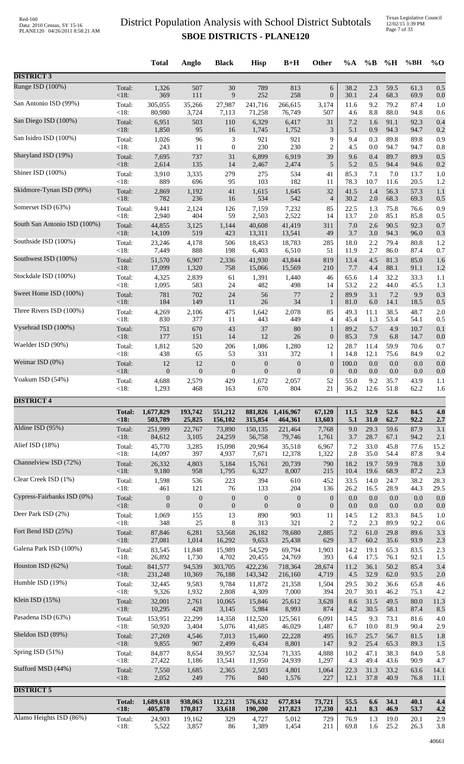# District Population Analysis with School District Subtotals

## SBOE DISTRICTS - PLANE120

| | | Total | Anglo | Black | Hisp | B+H | Other | %A | %B | %H | %BH | %O |
|---|---|---|---|---|---|---|---|---|---|---|---|---|
| **DISTRICT 3** | | | | | | | | | | | | |
| Runge ISD (100%) | Total: | 1,326 | 507 | 30 | 789 | 813 | 6 | 38.2 | 2.3 | 59.5 | 61.3 | 0.5 |
| | <18: | 369 | 111 | 9 | 252 | 258 | 0 | 30.1 | 2.4 | 68.3 | 69.9 | 0.0 |
| San Antonio ISD (99%) | Total: | 305,055 | 35,266 | 27,987 | 241,716 | 266,615 | 3,174 | 11.6 | 9.2 | 79.2 | 87.4 | 1.0 |
| | <18: | 80,980 | 3,724 | 7,113 | 71,258 | 76,749 | 507 | 4.6 | 8.8 | 88.0 | 94.8 | 0.6 |
| San Diego ISD (100%) | Total: | 6,951 | 503 | 110 | 6,329 | 6,417 | 31 | 7.2 | 1.6 | 91.1 | 92.3 | 0.4 |
| | <18: | 1,850 | 95 | 16 | 1,745 | 1,752 | 3 | 5.1 | 0.9 | 94.3 | 94.7 | 0.2 |
| San Isidro ISD (100%) | Total: | 1,026 | 96 | 3 | 921 | 921 | 9 | 9.4 | 0.3 | 89.8 | 89.8 | 0.9 |
| | <18: | 243 | 11 | 0 | 230 | 230 | 2 | 4.5 | 0.0 | 94.7 | 94.7 | 0.8 |
| Sharyland ISD (19%) | Total: | 7,695 | 737 | 31 | 6,899 | 6,919 | 39 | 9.6 | 0.4 | 89.7 | 89.9 | 0.5 |
| | <18: | 2,614 | 135 | 14 | 2,467 | 2,474 | 5 | 5.2 | 0.5 | 94.4 | 94.6 | 0.2 |
| Shiner ISD (100%) | Total: | 3,910 | 3,335 | 279 | 275 | 534 | 41 | 85.3 | 7.1 | 7.0 | 13.7 | 1.0 |
| | <18: | 889 | 696 | 95 | 103 | 182 | 11 | 78.3 | 10.7 | 11.6 | 20.5 | 1.2 |
| Skidmore-Tynan ISD (99%) | Total: | 2,869 | 1,192 | 41 | 1,615 | 1,645 | 32 | 41.5 | 1.4 | 56.3 | 57.3 | 1.1 |
| | <18: | 782 | 236 | 16 | 534 | 542 | 4 | 30.2 | 2.0 | 68.3 | 69.3 | 0.5 |
| Somerset ISD (63%) | Total: | 9,441 | 2,124 | 126 | 7,159 | 7,232 | 85 | 22.5 | 1.3 | 75.8 | 76.6 | 0.9 |
| | <18: | 2,940 | 404 | 59 | 2,503 | 2,522 | 14 | 13.7 | 2.0 | 85.1 | 85.8 | 0.5 |
| South San Antonio ISD (100%) | Total: | 44,855 | 3,125 | 1,144 | 40,608 | 41,419 | 311 | 7.0 | 2.6 | 90.5 | 92.3 | 0.7 |
| | <18: | 14,109 | 519 | 423 | 13,311 | 13,541 | 49 | 3.7 | 3.0 | 94.3 | 96.0 | 0.3 |
| Southside ISD (100%) | Total: | 23,246 | 4,178 | 506 | 18,453 | 18,783 | 285 | 18.0 | 2.2 | 79.4 | 80.8 | 1.2 |
| | <18: | 7,449 | 888 | 198 | 6,403 | 6,510 | 51 | 11.9 | 2.7 | 86.0 | 87.4 | 0.7 |
| Southwest ISD (100%) | Total: | 51,570 | 6,907 | 2,336 | 41,930 | 43,844 | 819 | 13.4 | 4.5 | 81.3 | 85.0 | 1.6 |
| | <18: | 17,099 | 1,320 | 758 | 15,066 | 15,569 | 210 | 7.7 | 4.4 | 88.1 | 91.1 | 1.2 |
| Stockdale ISD (100%) | Total: | 4,325 | 2,839 | 61 | 1,391 | 1,440 | 46 | 65.6 | 1.4 | 32.2 | 33.3 | 1.1 |
| | <18: | 1,095 | 583 | 24 | 482 | 498 | 14 | 53.2 | 2.2 | 44.0 | 45.5 | 1.3 |
| Sweet Home ISD (100%) | Total: | 781 | 702 | 24 | 56 | 77 | 2 | 89.9 | 3.1 | 7.2 | 9.9 | 0.3 |
| | <18: | 184 | 149 | 11 | 26 | 34 | 1 | 81.0 | 6.0 | 14.1 | 18.5 | 0.5 |
| Three Rivers ISD (100%) | Total: | 4,269 | 2,106 | 475 | 1,642 | 2,078 | 85 | 49.3 | 11.1 | 38.5 | 48.7 | 2.0 |
| | <18: | 830 | 377 | 11 | 443 | 449 | 4 | 45.4 | 1.3 | 53.4 | 54.1 | 0.5 |
| Vysehrad ISD (100%) | Total: | 751 | 670 | 43 | 37 | 80 | 1 | 89.2 | 5.7 | 4.9 | 10.7 | 0.1 |
| | <18: | 177 | 151 | 14 | 12 | 26 | 0 | 85.3 | 7.9 | 6.8 | 14.7 | 0.0 |
| Waelder ISD (90%) | Total: | 1,812 | 520 | 206 | 1,086 | 1,280 | 12 | 28.7 | 11.4 | 59.9 | 70.6 | 0.7 |
| | <18: | 438 | 65 | 53 | 331 | 372 | 1 | 14.8 | 12.1 | 75.6 | 84.9 | 0.2 |
| Weimar ISD (0%) | Total: | 12 | 12 | 0 | 0 | 0 | 0 | 100.0 | 0.0 | 0.0 | 0.0 | 0.0 |
| | <18: | 0 | 0 | 0 | 0 | 0 | 0 | 0.0 | 0.0 | 0.0 | 0.0 | 0.0 |
| Yoakum ISD (54%) | Total: | 4,688 | 2,579 | 429 | 1,672 | 2,057 | 52 | 55.0 | 9.2 | 35.7 | 43.9 | 1.1 |
| | <18: | 1,293 | 468 | 163 | 670 | 804 | 21 | 36.2 | 12.6 | 51.8 | 62.2 | 1.6 |
| **DISTRICT 4** | | | | | | | | | | | | |
| | **Total:** | **1,677,829** | **193,742** | **551,212** | **881,826** | **1,416,967** | **67,120** | **11.5** | **32.9** | **52.6** | **84.5** | **4.0** |
| | **<18:** | **503,789** | **25,825** | **156,102** | **315,854** | **464,361** | **13,603** | **5.1** | **31.0** | **62.7** | **92.2** | **2.7** |
| Aldine ISD (95%) | Total: | 251,999 | 22,767 | 73,890 | 150,135 | 221,464 | 7,768 | 9.0 | 29.3 | 59.6 | 87.9 | 3.1 |
| | <18: | 84,612 | 3,105 | 24,259 | 56,758 | 79,746 | 1,761 | 3.7 | 28.7 | 67.1 | 94.2 | 2.1 |
| Alief ISD (18%) | Total: | 45,770 | 3,285 | 15,098 | 20,964 | 35,518 | 6,967 | 7.2 | 33.0 | 45.8 | 77.6 | 15.2 |
| | <18: | 14,097 | 397 | 4,937 | 7,671 | 12,378 | 1,322 | 2.8 | 35.0 | 54.4 | 87.8 | 9.4 |
| Channelview ISD (72%) | Total: | 26,332 | 4,803 | 5,184 | 15,761 | 20,739 | 790 | 18.2 | 19.7 | 59.9 | 78.8 | 3.0 |
| | <18: | 9,180 | 958 | 1,795 | 6,327 | 8,007 | 215 | 10.4 | 19.6 | 68.9 | 87.2 | 2.3 |
| Clear Creek ISD (1%) | Total: | 1,598 | 536 | 223 | 394 | 610 | 452 | 33.5 | 14.0 | 24.7 | 38.2 | 28.3 |
| | <18: | 461 | 121 | 76 | 133 | 204 | 136 | 26.2 | 16.5 | 28.9 | 44.3 | 29.5 |
| Cypress-Fairbanks ISD (0%) | Total: | 0 | 0 | 0 | 0 | 0 | 0 | 0.0 | 0.0 | 0.0 | 0.0 | 0.0 |
| | <18: | 0 | 0 | 0 | 0 | 0 | 0 | 0.0 | 0.0 | 0.0 | 0.0 | 0.0 |
| Deer Park ISD (2%) | Total: | 1,069 | 155 | 13 | 890 | 903 | 11 | 14.5 | 1.2 | 83.3 | 84.5 | 1.0 |
| | <18: | 348 | 25 | 8 | 313 | 321 | 2 | 7.2 | 2.3 | 89.9 | 92.2 | 0.6 |
| Fort Bend ISD (25%) | Total: | 87,846 | 6,281 | 53,568 | 26,182 | 78,680 | 2,885 | 7.2 | 61.0 | 29.8 | 89.6 | 3.3 |
| | <18: | 27,081 | 1,014 | 16,292 | 9,653 | 25,438 | 629 | 3.7 | 60.2 | 35.6 | 93.9 | 2.3 |
| Galena Park ISD (100%) | Total: | 83,545 | 11,848 | 15,989 | 54,529 | 69,794 | 1,903 | 14.2 | 19.1 | 65.3 | 83.5 | 2.3 |
| | <18: | 26,892 | 1,730 | 4,702 | 20,455 | 24,769 | 393 | 6.4 | 17.5 | 76.1 | 92.1 | 1.5 |
| Houston ISD (62%) | Total: | 841,577 | 94,539 | 303,705 | 422,236 | 718,364 | 28,674 | 11.2 | 36.1 | 50.2 | 85.4 | 3.4 |
| | <18: | 231,248 | 10,369 | 76,188 | 143,342 | 216,160 | 4,719 | 4.5 | 32.9 | 62.0 | 93.5 | 2.0 |
| Humble ISD (19%) | Total: | 32,445 | 9,583 | 9,784 | 11,872 | 21,358 | 1,504 | 29.5 | 30.2 | 36.6 | 65.8 | 4.6 |
| | <18: | 9,326 | 1,932 | 2,808 | 4,309 | 7,000 | 394 | 20.7 | 30.1 | 46.2 | 75.1 | 4.2 |
| Klein ISD (15%) | Total: | 32,001 | 2,761 | 10,065 | 15,846 | 25,612 | 3,628 | 8.6 | 31.5 | 49.5 | 80.0 | 11.3 |
| | <18: | 10,295 | 428 | 3,145 | 5,984 | 8,993 | 874 | 4.2 | 30.5 | 58.1 | 87.4 | 8.5 |
| Pasadena ISD (63%) | Total: | 153,951 | 22,299 | 14,358 | 112,520 | 125,561 | 6,091 | 14.5 | 9.3 | 73.1 | 81.6 | 4.0 |
| | <18: | 50,920 | 3,404 | 5,076 | 41,685 | 46,029 | 1,487 | 6.7 | 10.0 | 81.9 | 90.4 | 2.9 |
| Sheldon ISD (89%) | Total: | 27,269 | 4,546 | 7,013 | 15,460 | 22,228 | 495 | 16.7 | 25.7 | 56.7 | 81.5 | 1.8 |
| | <18: | 9,855 | 907 | 2,499 | 6,434 | 8,801 | 147 | 9.2 | 25.4 | 65.3 | 89.3 | 1.5 |
| Spring ISD (51%) | Total: | 84,877 | 8,654 | 39,957 | 32,534 | 71,335 | 4,888 | 10.2 | 47.1 | 38.3 | 84.0 | 5.8 |
| | <18: | 27,422 | 1,186 | 13,541 | 11,950 | 24,939 | 1,297 | 4.3 | 49.4 | 43.6 | 90.9 | 4.7 |
| Stafford MSD (44%) | Total: | 7,550 | 1,685 | 2,365 | 2,503 | 4,801 | 1,064 | 22.3 | 31.3 | 33.2 | 63.6 | 14.1 |
| | <18: | 2,052 | 249 | 776 | 840 | 1,576 | 227 | 12.1 | 37.8 | 40.9 | 76.8 | 11.1 |
| **DISTRICT 5** | | | | | | | | | | | | |
| | **Total:** | **1,689,618** | **938,063** | **112,231** | **576,632** | **677,834** | **73,721** | **55.5** | **6.6** | **34.1** | **40.1** | **4.4** |
| | **<18:** | **405,870** | **170,817** | **33,618** | **190,200** | **217,823** | **17,230** | **42.1** | **8.3** | **46.9** | **53.7** | **4.2** |
| Alamo Heights ISD (86%) | Total: | 24,903 | 19,162 | 329 | 4,727 | 5,012 | 729 | 76.9 | 1.3 | 19.0 | 20.1 | 2.9 |
| | <18: | 5,522 | 3,857 | 86 | 1,389 | 1,454 | 211 | 69.8 | 1.6 | 25.2 | 26.3 | 3.8 |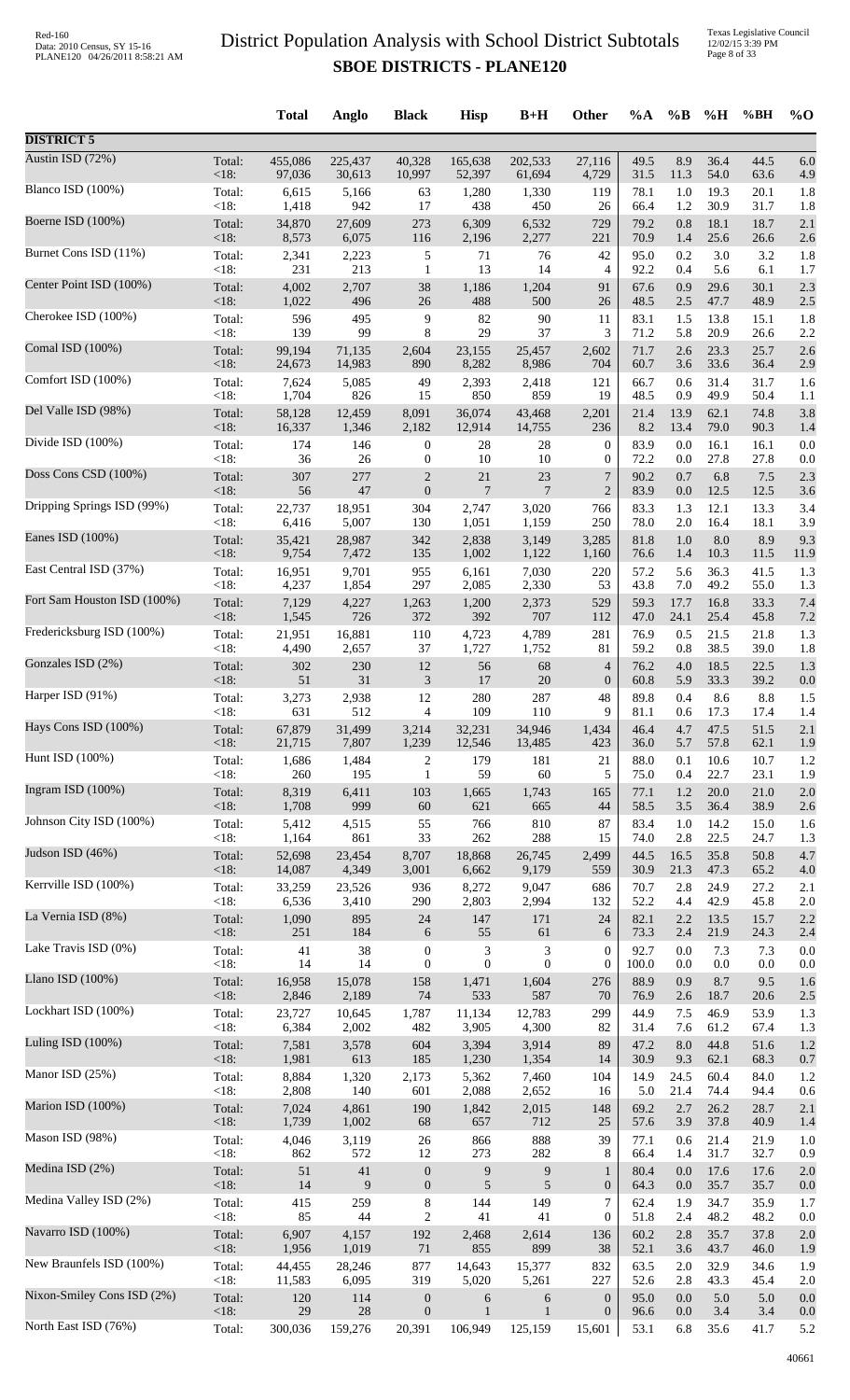# District Population Analysis with School District Subtotals

## SBOE DISTRICTS - PLANE120

Red-160
Data: 2010 Census, SY 15-16
PLANE120 04/26/2011 8:58:21 AM

Texas Legislative Council
12/02/15 3:39 PM

| | | Total | Anglo | Black | Hisp | B+H | Other | %A | %B | %H | %BH | %O |
|---|---|---|---|---|---|---|---|---|---|---|---|---|
| **DISTRICT 5** | | | | | | | | | | | | |
| Austin ISD (72%) | Total: | 455,086 | 225,437 | 40,328 | 165,638 | 202,533 | 27,116 | 49.5 | 8.9 | 36.4 | 44.5 | 6.0 |
| | <18: | 97,036 | 30,613 | 10,997 | 52,397 | 61,694 | 4,729 | 31.5 | 11.3 | 54.0 | 63.6 | 4.9 |
| Blanco ISD (100%) | Total: | 6,615 | 5,166 | 63 | 1,280 | 1,330 | 119 | 78.1 | 1.0 | 19.3 | 20.1 | 1.8 |
| | <18: | 1,418 | 942 | 17 | 438 | 450 | 26 | 66.4 | 1.2 | 30.9 | 31.7 | 1.8 |
| Boerne ISD (100%) | Total: | 34,870 | 27,609 | 273 | 6,309 | 6,532 | 729 | 79.2 | 0.8 | 18.1 | 18.7 | 2.1 |
| | <18: | 8,573 | 6,075 | 116 | 2,196 | 2,277 | 221 | 70.9 | 1.4 | 25.6 | 26.6 | 2.6 |
| Burnet Cons ISD (11%) | Total: | 2,341 | 2,223 | 5 | 71 | 76 | 42 | 95.0 | 0.2 | 3.0 | 3.2 | 1.8 |
| | <18: | 231 | 213 | 1 | 13 | 14 | 4 | 92.2 | 0.4 | 5.6 | 6.1 | 1.7 |
| Center Point ISD (100%) | Total: | 4,002 | 2,707 | 38 | 1,186 | 1,204 | 91 | 67.6 | 0.9 | 29.6 | 30.1 | 2.3 |
| | <18: | 1,022 | 496 | 26 | 488 | 500 | 26 | 48.5 | 2.5 | 47.7 | 48.9 | 2.5 |
| Cherokee ISD (100%) | Total: | 596 | 495 | 9 | 82 | 90 | 11 | 83.1 | 1.5 | 13.8 | 15.1 | 1.8 |
| | <18: | 139 | 99 | 8 | 29 | 37 | 3 | 71.2 | 5.8 | 20.9 | 26.6 | 2.2 |
| Comal ISD (100%) | Total: | 99,194 | 71,135 | 2,604 | 23,155 | 25,457 | 2,602 | 71.7 | 2.6 | 23.3 | 25.7 | 2.6 |
| | <18: | 24,673 | 14,983 | 890 | 8,282 | 8,986 | 704 | 60.7 | 3.6 | 33.6 | 36.4 | 2.9 |
| Comfort ISD (100%) | Total: | 7,624 | 5,085 | 49 | 2,393 | 2,418 | 121 | 66.7 | 0.6 | 31.4 | 31.7 | 1.6 |
| | <18: | 1,704 | 826 | 15 | 850 | 859 | 19 | 48.5 | 0.9 | 49.9 | 50.4 | 1.1 |
| Del Valle ISD (98%) | Total: | 58,128 | 12,459 | 8,091 | 36,074 | 43,468 | 2,201 | 21.4 | 13.9 | 62.1 | 74.8 | 3.8 |
| | <18: | 16,337 | 1,346 | 2,182 | 12,914 | 14,755 | 236 | 8.2 | 13.4 | 79.0 | 90.3 | 1.4 |
| Divide ISD (100%) | Total: | 174 | 146 | 0 | 28 | 28 | 0 | 83.9 | 0.0 | 16.1 | 16.1 | 0.0 |
| | <18: | 36 | 26 | 0 | 10 | 10 | 0 | 72.2 | 0.0 | 27.8 | 27.8 | 0.0 |
| Doss Cons CSD (100%) | Total: | 307 | 277 | 2 | 21 | 23 | 7 | 90.2 | 0.7 | 6.8 | 7.5 | 2.3 |
| | <18: | 56 | 47 | 0 | 7 | 7 | 2 | 83.9 | 0.0 | 12.5 | 12.5 | 3.6 |
| Dripping Springs ISD (99%) | Total: | 22,737 | 18,951 | 304 | 2,747 | 3,020 | 766 | 83.3 | 1.3 | 12.1 | 13.3 | 3.4 |
| | <18: | 6,416 | 5,007 | 130 | 1,051 | 1,159 | 250 | 78.0 | 2.0 | 16.4 | 18.1 | 3.9 |
| Eanes ISD (100%) | Total: | 35,421 | 28,987 | 342 | 2,838 | 3,149 | 3,285 | 81.8 | 1.0 | 8.0 | 8.9 | 9.3 |
| | <18: | 9,754 | 7,472 | 135 | 1,002 | 1,122 | 1,160 | 76.6 | 1.4 | 10.3 | 11.5 | 11.9 |
| East Central ISD (37%) | Total: | 16,951 | 9,701 | 955 | 6,161 | 7,030 | 220 | 57.2 | 5.6 | 36.3 | 41.5 | 1.3 |
| | <18: | 4,237 | 1,854 | 297 | 2,085 | 2,330 | 53 | 43.8 | 7.0 | 49.2 | 55.0 | 1.3 |
| Fort Sam Houston ISD (100%) | Total: | 7,129 | 4,227 | 1,263 | 1,200 | 2,373 | 529 | 59.3 | 17.7 | 16.8 | 33.3 | 7.4 |
| | <18: | 1,545 | 726 | 372 | 392 | 707 | 112 | 47.0 | 24.1 | 25.4 | 45.8 | 7.2 |
| Fredericksburg ISD (100%) | Total: | 21,951 | 16,881 | 110 | 4,723 | 4,789 | 281 | 76.9 | 0.5 | 21.5 | 21.8 | 1.3 |
| | <18: | 4,490 | 2,657 | 37 | 1,727 | 1,752 | 81 | 59.2 | 0.8 | 38.5 | 39.0 | 1.8 |
| Gonzales ISD (2%) | Total: | 302 | 230 | 12 | 56 | 68 | 4 | 76.2 | 4.0 | 18.5 | 22.5 | 1.3 |
| | <18: | 51 | 31 | 3 | 17 | 20 | 0 | 60.8 | 5.9 | 33.3 | 39.2 | 0.0 |
| Harper ISD (91%) | Total: | 3,273 | 2,938 | 12 | 280 | 287 | 48 | 89.8 | 0.4 | 8.6 | 8.8 | 1.5 |
| | <18: | 631 | 512 | 4 | 109 | 110 | 9 | 81.1 | 0.6 | 17.3 | 17.4 | 1.4 |
| Hays Cons ISD (100%) | Total: | 67,879 | 31,499 | 3,214 | 32,231 | 34,946 | 1,434 | 46.4 | 4.7 | 47.5 | 51.5 | 2.1 |
| | <18: | 21,715 | 7,807 | 1,239 | 12,546 | 13,485 | 423 | 36.0 | 5.7 | 57.8 | 62.1 | 1.9 |
| Hunt ISD (100%) | Total: | 1,686 | 1,484 | 2 | 179 | 181 | 21 | 88.0 | 0.1 | 10.6 | 10.7 | 1.2 |
| | <18: | 260 | 195 | 1 | 59 | 60 | 5 | 75.0 | 0.4 | 22.7 | 23.1 | 1.9 |
| Ingram ISD (100%) | Total: | 8,319 | 6,411 | 103 | 1,665 | 1,743 | 165 | 77.1 | 1.2 | 20.0 | 21.0 | 2.0 |
| | <18: | 1,708 | 999 | 60 | 621 | 665 | 44 | 58.5 | 3.5 | 36.4 | 38.9 | 2.6 |
| Johnson City ISD (100%) | Total: | 5,412 | 4,515 | 55 | 766 | 810 | 87 | 83.4 | 1.0 | 14.2 | 15.0 | 1.6 |
| | <18: | 1,164 | 861 | 33 | 262 | 288 | 15 | 74.0 | 2.8 | 22.5 | 24.7 | 1.3 |
| Judson ISD (46%) | Total: | 52,698 | 23,454 | 8,707 | 18,868 | 26,745 | 2,499 | 44.5 | 16.5 | 35.8 | 50.8 | 4.7 |
| | <18: | 14,087 | 4,349 | 3,001 | 6,662 | 9,179 | 559 | 30.9 | 21.3 | 47.3 | 65.2 | 4.0 |
| Kerrville ISD (100%) | Total: | 33,259 | 23,526 | 936 | 8,272 | 9,047 | 686 | 70.7 | 2.8 | 24.9 | 27.2 | 2.1 |
| | <18: | 6,536 | 3,410 | 290 | 2,803 | 2,994 | 132 | 52.2 | 4.4 | 42.9 | 45.8 | 2.0 |
| La Vernia ISD (8%) | Total: | 1,090 | 895 | 24 | 147 | 171 | 24 | 82.1 | 2.2 | 13.5 | 15.7 | 2.2 |
| | <18: | 251 | 184 | 6 | 55 | 61 | 6 | 73.3 | 2.4 | 21.9 | 24.3 | 2.4 |
| Lake Travis ISD (0%) | Total: | 41 | 38 | 0 | 3 | 3 | 0 | 92.7 | 0.0 | 7.3 | 7.3 | 0.0 |
| | <18: | 14 | 14 | 0 | 0 | 0 | 0 | 100.0 | 0.0 | 0.0 | 0.0 | 0.0 |
| Llano ISD (100%) | Total: | 16,958 | 15,078 | 158 | 1,471 | 1,604 | 276 | 88.9 | 0.9 | 8.7 | 9.5 | 1.6 |
| | <18: | 2,846 | 2,189 | 74 | 533 | 587 | 70 | 76.9 | 2.6 | 18.7 | 20.6 | 2.5 |
| Lockhart ISD (100%) | Total: | 23,727 | 10,645 | 1,787 | 11,134 | 12,783 | 299 | 44.9 | 7.5 | 46.9 | 53.9 | 1.3 |
| | <18: | 6,384 | 2,002 | 482 | 3,905 | 4,300 | 82 | 31.4 | 7.6 | 61.2 | 67.4 | 1.3 |
| Luling ISD (100%) | Total: | 7,581 | 3,578 | 604 | 3,394 | 3,914 | 89 | 47.2 | 8.0 | 44.8 | 51.6 | 1.2 |
| | <18: | 1,981 | 613 | 185 | 1,230 | 1,354 | 14 | 30.9 | 9.3 | 62.1 | 68.3 | 0.7 |
| Manor ISD (25%) | Total: | 8,884 | 1,320 | 2,173 | 5,362 | 7,460 | 104 | 14.9 | 24.5 | 60.4 | 84.0 | 1.2 |
| | <18: | 2,808 | 140 | 601 | 2,088 | 2,652 | 16 | 5.0 | 21.4 | 74.4 | 94.4 | 0.6 |
| Marion ISD (100%) | Total: | 7,024 | 4,861 | 190 | 1,842 | 2,015 | 148 | 69.2 | 2.7 | 26.2 | 28.7 | 2.1 |
| | <18: | 1,739 | 1,002 | 68 | 657 | 712 | 25 | 57.6 | 3.9 | 37.8 | 40.9 | 1.4 |
| Mason ISD (98%) | Total: | 4,046 | 3,119 | 26 | 866 | 888 | 39 | 77.1 | 0.6 | 21.4 | 21.9 | 1.0 |
| | <18: | 862 | 572 | 12 | 273 | 282 | 8 | 66.4 | 1.4 | 31.7 | 32.7 | 0.9 |
| Medina ISD (2%) | Total: | 51 | 41 | 0 | 9 | 9 | 1 | 80.4 | 0.0 | 17.6 | 17.6 | 2.0 |
| | <18: | 14 | 9 | 0 | 5 | 5 | 0 | 64.3 | 0.0 | 35.7 | 35.7 | 0.0 |
| Medina Valley ISD (2%) | Total: | 415 | 259 | 8 | 144 | 149 | 7 | 62.4 | 1.9 | 34.7 | 35.9 | 1.7 |
| | <18: | 85 | 44 | 2 | 41 | 41 | 0 | 51.8 | 2.4 | 48.2 | 48.2 | 0.0 |
| Navarro ISD (100%) | Total: | 6,907 | 4,157 | 192 | 2,468 | 2,614 | 136 | 60.2 | 2.8 | 35.7 | 37.8 | 2.0 |
| | <18: | 1,956 | 1,019 | 71 | 855 | 899 | 38 | 52.1 | 3.6 | 43.7 | 46.0 | 1.9 |
| New Braunfels ISD (100%) | Total: | 44,455 | 28,246 | 877 | 14,643 | 15,377 | 832 | 63.5 | 2.0 | 32.9 | 34.6 | 1.9 |
| | <18: | 11,583 | 6,095 | 319 | 5,020 | 5,261 | 227 | 52.6 | 2.8 | 43.3 | 45.4 | 2.0 |
| Nixon-Smiley Cons ISD (2%) | Total: | 120 | 114 | 0 | 6 | 6 | 0 | 95.0 | 0.0 | 5.0 | 5.0 | 0.0 |
| | <18: | 29 | 28 | 0 | 1 | 1 | 0 | 96.6 | 0.0 | 3.4 | 3.4 | 0.0 |
| North East ISD (76%) | Total: | 300,036 | 159,276 | 20,391 | 106,949 | 125,159 | 15,601 | 53.1 | 6.8 | 35.6 | 41.7 | 5.2 |

40661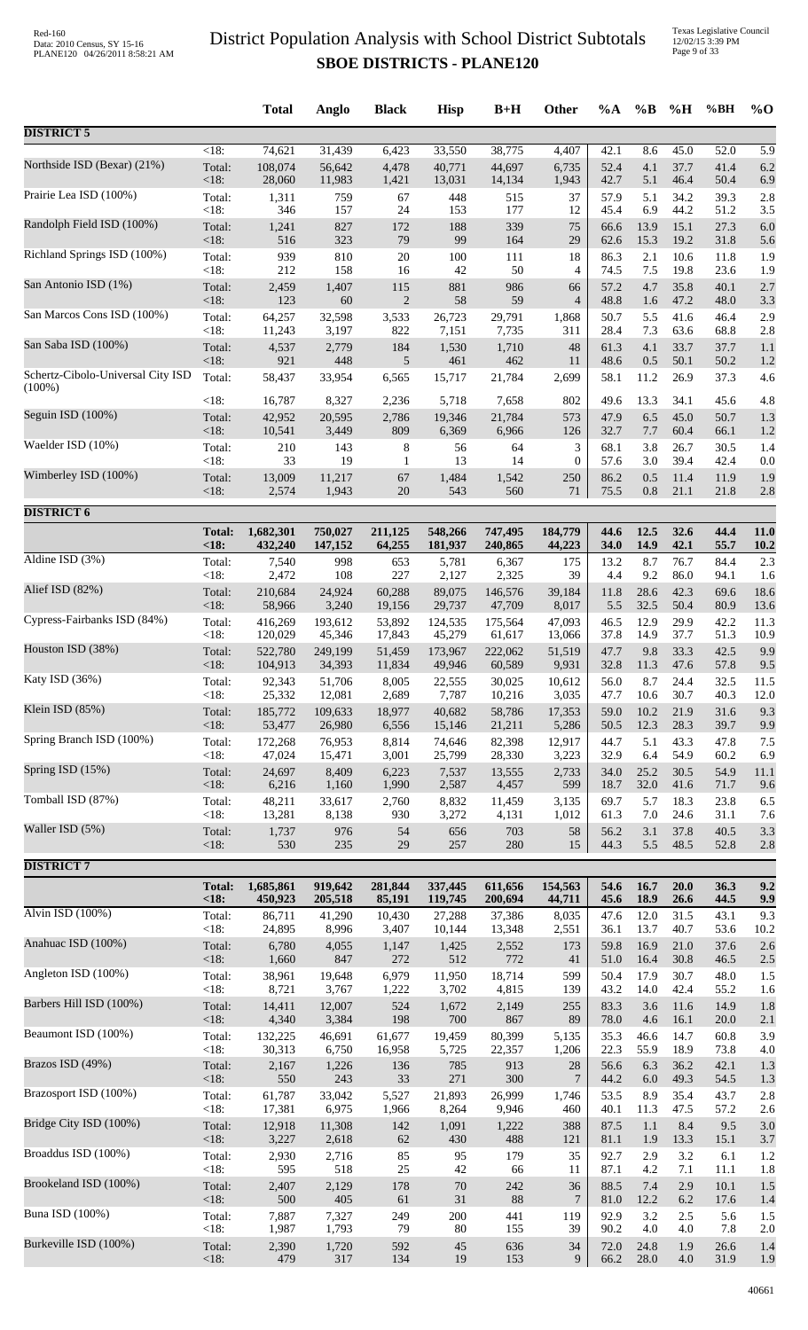# District Population Analysis with School District Subtotals

## SBOE DISTRICTS - PLANE120

| | | Total | Anglo | Black | Hisp | B+H | Other | %A | %B | %H | %BH | %O |
|---|---|---|---|---|---|---|---|---|---|---|---|---|
| **DISTRICT 5** | | | | | | | | | | | | |
| | <18: | 74,621 | 31,439 | 6,423 | 33,550 | 38,775 | 4,407 | 42.1 | 8.6 | 45.0 | 52.0 | 5.9 |
| Northside ISD (Bexar) (21%) | Total: | 108,074 | 56,642 | 4,478 | 40,771 | 44,697 | 6,735 | 52.4 | 4.1 | 37.7 | 41.4 | 6.2 |
| | <18: | 28,060 | 11,983 | 1,421 | 13,031 | 14,134 | 1,943 | 42.7 | 5.1 | 46.4 | 50.4 | 6.9 |
| Prairie Lea ISD (100%) | Total: | 1,311 | 759 | 67 | 448 | 515 | 37 | 57.9 | 5.1 | 34.2 | 39.3 | 2.8 |
| | <18: | 346 | 157 | 24 | 153 | 177 | 12 | 45.4 | 6.9 | 44.2 | 51.2 | 3.5 |
| Randolph Field ISD (100%) | Total: | 1,241 | 827 | 172 | 188 | 339 | 75 | 66.6 | 13.9 | 15.1 | 27.3 | 6.0 |
| | <18: | 516 | 323 | 79 | 99 | 164 | 29 | 62.6 | 15.3 | 19.2 | 31.8 | 5.6 |
| Richland Springs ISD (100%) | Total: | 939 | 810 | 20 | 100 | 111 | 18 | 86.3 | 2.1 | 10.6 | 11.8 | 1.9 |
| | <18: | 212 | 158 | 16 | 42 | 50 | 4 | 74.5 | 7.5 | 19.8 | 23.6 | 1.9 |
| San Antonio ISD (1%) | Total: | 2,459 | 1,407 | 115 | 881 | 986 | 66 | 57.2 | 4.7 | 35.8 | 40.1 | 2.7 |
| | <18: | 123 | 60 | 2 | 58 | 59 | 4 | 48.8 | 1.6 | 47.2 | 48.0 | 3.3 |
| San Marcos Cons ISD (100%) | Total: | 64,257 | 32,598 | 3,533 | 26,723 | 29,791 | 1,868 | 50.7 | 5.5 | 41.6 | 46.4 | 2.9 |
| | <18: | 11,243 | 3,197 | 822 | 7,151 | 7,735 | 311 | 28.4 | 7.3 | 63.6 | 68.8 | 2.8 |
| San Saba ISD (100%) | Total: | 4,537 | 2,779 | 184 | 1,530 | 1,710 | 48 | 61.3 | 4.1 | 33.7 | 37.7 | 1.1 |
| | <18: | 921 | 448 | 5 | 461 | 462 | 11 | 48.6 | 0.5 | 50.1 | 50.2 | 1.2 |
| Schertz-Cibolo-Universal City ISD (100%) | Total: | 58,437 | 33,954 | 6,565 | 15,717 | 21,784 | 2,699 | 58.1 | 11.2 | 26.9 | 37.3 | 4.6 |
| | <18: | 16,787 | 8,327 | 2,236 | 5,718 | 7,658 | 802 | 49.6 | 13.3 | 34.1 | 45.6 | 4.8 |
| Seguin ISD (100%) | Total: | 42,952 | 20,595 | 2,786 | 19,346 | 21,784 | 573 | 47.9 | 6.5 | 45.0 | 50.7 | 1.3 |
| | <18: | 10,541 | 3,449 | 809 | 6,369 | 6,966 | 126 | 32.7 | 7.7 | 60.4 | 66.1 | 1.2 |
| Waelder ISD (10%) | Total: | 210 | 143 | 8 | 56 | 64 | 3 | 68.1 | 3.8 | 26.7 | 30.5 | 1.4 |
| | <18: | 33 | 19 | 1 | 13 | 14 | 0 | 57.6 | 3.0 | 39.4 | 42.4 | 0.0 |
| Wimberley ISD (100%) | Total: | 13,009 | 11,217 | 67 | 1,484 | 1,542 | 250 | 86.2 | 0.5 | 11.4 | 11.9 | 1.9 |
| | <18: | 2,574 | 1,943 | 20 | 543 | 560 | 71 | 75.5 | 0.8 | 21.1 | 21.8 | 2.8 |
| **DISTRICT 6** | | | | | | | | | | | | |
| | **Total:** | **1,682,301** | **750,027** | **211,125** | **548,266** | **747,495** | **184,779** | **44.6** | **12.5** | **32.6** | **44.4** | **11.0** |
| | **<18:** | **432,240** | **147,152** | **64,255** | **181,937** | **240,865** | **44,223** | **34.0** | **14.9** | **42.1** | **55.7** | **10.2** |
| Aldine ISD (3%) | Total: | 7,540 | 998 | 653 | 5,781 | 6,367 | 175 | 13.2 | 8.7 | 76.7 | 84.4 | 2.3 |
| | <18: | 2,472 | 108 | 227 | 2,127 | 2,325 | 39 | 4.4 | 9.2 | 86.0 | 94.1 | 1.6 |
| Alief ISD (82%) | Total: | 210,684 | 24,924 | 60,288 | 89,075 | 146,576 | 39,184 | 11.8 | 28.6 | 42.3 | 69.6 | 18.6 |
| | <18: | 58,966 | 3,240 | 19,156 | 29,737 | 47,709 | 8,017 | 5.5 | 32.5 | 50.4 | 80.9 | 13.6 |
| Cypress-Fairbanks ISD (84%) | Total: | 416,269 | 193,612 | 53,892 | 124,535 | 175,564 | 47,093 | 46.5 | 12.9 | 29.9 | 42.2 | 11.3 |
| | <18: | 120,029 | 45,346 | 17,843 | 45,279 | 61,617 | 13,066 | 37.8 | 14.9 | 37.7 | 51.3 | 10.9 |
| Houston ISD (38%) | Total: | 522,780 | 249,199 | 51,459 | 173,967 | 222,062 | 51,519 | 47.7 | 9.8 | 33.3 | 42.5 | 9.9 |
| | <18: | 104,913 | 34,393 | 11,834 | 49,946 | 60,589 | 9,931 | 32.8 | 11.3 | 47.6 | 57.8 | 9.5 |
| Katy ISD (36%) | Total: | 92,343 | 51,706 | 8,005 | 22,555 | 30,025 | 10,612 | 56.0 | 8.7 | 24.4 | 32.5 | 11.5 |
| | <18: | 25,332 | 12,081 | 2,689 | 7,787 | 10,216 | 3,035 | 47.7 | 10.6 | 30.7 | 40.3 | 12.0 |
| Klein ISD (85%) | Total: | 185,772 | 109,633 | 18,977 | 40,682 | 58,786 | 17,353 | 59.0 | 10.2 | 21.9 | 31.6 | 9.3 |
| | <18: | 53,477 | 26,980 | 6,556 | 15,146 | 21,211 | 5,286 | 50.5 | 12.3 | 28.3 | 39.7 | 9.9 |
| Spring Branch ISD (100%) | Total: | 172,268 | 76,953 | 8,814 | 74,646 | 82,398 | 12,917 | 44.7 | 5.1 | 43.3 | 47.8 | 7.5 |
| | <18: | 47,024 | 15,471 | 3,001 | 25,799 | 28,330 | 3,223 | 32.9 | 6.4 | 54.9 | 60.2 | 6.9 |
| Spring ISD (15%) | Total: | 24,697 | 8,409 | 6,223 | 7,537 | 13,555 | 2,733 | 34.0 | 25.2 | 30.5 | 54.9 | 11.1 |
| | <18: | 6,216 | 1,160 | 1,990 | 2,587 | 4,457 | 599 | 18.7 | 32.0 | 41.6 | 71.7 | 9.6 |
| Tomball ISD (87%) | Total: | 48,211 | 33,617 | 2,760 | 8,832 | 11,459 | 3,135 | 69.7 | 5.7 | 18.3 | 23.8 | 6.5 |
| | <18: | 13,281 | 8,138 | 930 | 3,272 | 4,131 | 1,012 | 61.3 | 7.0 | 24.6 | 31.1 | 7.6 |
| Waller ISD (5%) | Total: | 1,737 | 976 | 54 | 656 | 703 | 58 | 56.2 | 3.1 | 37.8 | 40.5 | 3.3 |
| | <18: | 530 | 235 | 29 | 257 | 280 | 15 | 44.3 | 5.5 | 48.5 | 52.8 | 2.8 |
| **DISTRICT 7** | | | | | | | | | | | | |
| | **Total:** | **1,685,861** | **919,642** | **281,844** | **337,445** | **611,656** | **154,563** | **54.6** | **16.7** | **20.0** | **36.3** | **9.2** |
| | **<18:** | **450,923** | **205,518** | **85,191** | **119,745** | **200,694** | **44,711** | **45.6** | **18.9** | **26.6** | **44.5** | **9.9** |
| Alvin ISD (100%) | Total: | 86,711 | 41,290 | 10,430 | 27,288 | 37,386 | 8,035 | 47.6 | 12.0 | 31.5 | 43.1 | 9.3 |
| | <18: | 24,895 | 8,996 | 3,407 | 10,144 | 13,348 | 2,551 | 36.1 | 13.7 | 40.7 | 53.6 | 10.2 |
| Anahuac ISD (100%) | Total: | 6,780 | 4,055 | 1,147 | 1,425 | 2,552 | 173 | 59.8 | 16.9 | 21.0 | 37.6 | 2.6 |
| | <18: | 1,660 | 847 | 272 | 512 | 772 | 41 | 51.0 | 16.4 | 30.8 | 46.5 | 2.5 |
| Angleton ISD (100%) | Total: | 38,961 | 19,648 | 6,979 | 11,950 | 18,714 | 599 | 50.4 | 17.9 | 30.7 | 48.0 | 1.5 |
| | <18: | 8,721 | 3,767 | 1,222 | 3,702 | 4,815 | 139 | 43.2 | 14.0 | 42.4 | 55.2 | 1.6 |
| Barbers Hill ISD (100%) | Total: | 14,411 | 12,007 | 524 | 1,672 | 2,149 | 255 | 83.3 | 3.6 | 11.6 | 14.9 | 1.8 |
| | <18: | 4,340 | 3,384 | 198 | 700 | 867 | 89 | 78.0 | 4.6 | 16.1 | 20.0 | 2.1 |
| Beaumont ISD (100%) | Total: | 132,225 | 46,691 | 61,677 | 19,459 | 80,399 | 5,135 | 35.3 | 46.6 | 14.7 | 60.8 | 3.9 |
| | <18: | 30,313 | 6,750 | 16,958 | 5,725 | 22,357 | 1,206 | 22.3 | 55.9 | 18.9 | 73.8 | 4.0 |
| Brazos ISD (49%) | Total: | 2,167 | 1,226 | 136 | 785 | 913 | 28 | 56.6 | 6.3 | 36.2 | 42.1 | 1.3 |
| | <18: | 550 | 243 | 33 | 271 | 300 | 7 | 44.2 | 6.0 | 49.3 | 54.5 | 1.3 |
| Brazosport ISD (100%) | Total: | 61,787 | 33,042 | 5,527 | 21,893 | 26,999 | 1,746 | 53.5 | 8.9 | 35.4 | 43.7 | 2.8 |
| | <18: | 17,381 | 6,975 | 1,966 | 8,264 | 9,946 | 460 | 40.1 | 11.3 | 47.5 | 57.2 | 2.6 |
| Bridge City ISD (100%) | Total: | 12,918 | 11,308 | 142 | 1,091 | 1,222 | 388 | 87.5 | 1.1 | 8.4 | 9.5 | 3.0 |
| | <18: | 3,227 | 2,618 | 62 | 430 | 488 | 121 | 81.1 | 1.9 | 13.3 | 15.1 | 3.7 |
| Broaddus ISD (100%) | Total: | 2,930 | 2,716 | 85 | 95 | 179 | 35 | 92.7 | 2.9 | 3.2 | 6.1 | 1.2 |
| | <18: | 595 | 518 | 25 | 42 | 66 | 11 | 87.1 | 4.2 | 7.1 | 11.1 | 1.8 |
| Brookeland ISD (100%) | Total: | 2,407 | 2,129 | 178 | 70 | 242 | 36 | 88.5 | 7.4 | 2.9 | 10.1 | 1.5 |
| | <18: | 500 | 405 | 61 | 31 | 88 | 7 | 81.0 | 12.2 | 6.2 | 17.6 | 1.4 |
| Buna ISD (100%) | Total: | 7,887 | 7,327 | 249 | 200 | 441 | 119 | 92.9 | 3.2 | 2.5 | 5.6 | 1.5 |
| | <18: | 1,987 | 1,793 | 79 | 80 | 155 | 39 | 90.2 | 4.0 | 4.0 | 7.8 | 2.0 |
| Burkeville ISD (100%) | Total: | 2,390 | 1,720 | 592 | 45 | 636 | 34 | 72.0 | 24.8 | 1.9 | 26.6 | 1.4 |
| | <18: | 479 | 317 | 134 | 19 | 153 | 9 | 66.2 | 28.0 | 4.0 | 31.9 | 1.9 |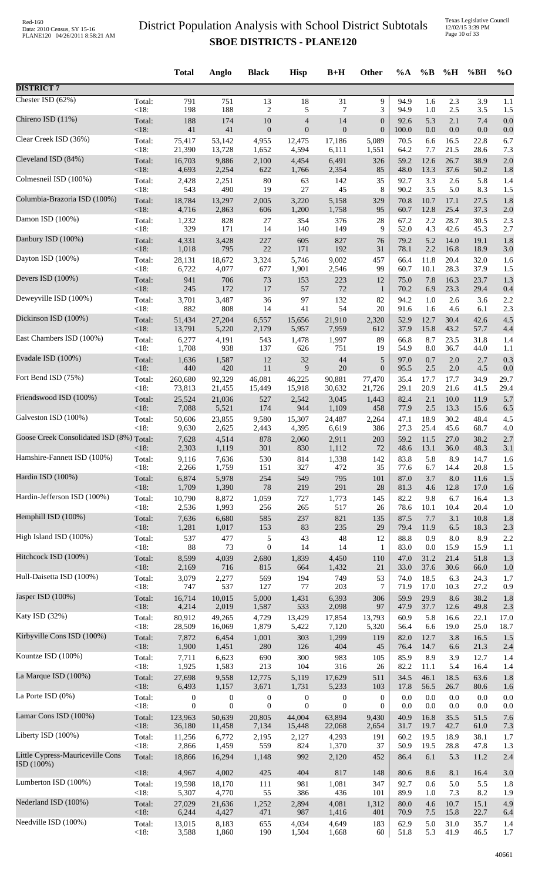# District Population Analysis with School District Subtotals
## SBOE DISTRICTS - PLANE120

| | | Total | Anglo | Black | Hisp | B+H | Other | %A | %B | %H | %BH | %O |
|---|---|---|---|---|---|---|---|---|---|---|---|---|
| **DISTRICT 7** | | | | | | | | | | | | |
| Chester ISD (62%) | Total: | 791 | 751 | 13 | 18 | 31 | 9 | 94.9 | 1.6 | 2.3 | 3.9 | 1.1 |
| | <18: | 198 | 188 | 2 | 5 | 7 | 3 | 94.9 | 1.0 | 2.5 | 3.5 | 1.5 |
| Chireno ISD (11%) | Total: | 188 | 174 | 10 | 4 | 14 | 0 | 92.6 | 5.3 | 2.1 | 7.4 | 0.0 |
| | <18: | 41 | 41 | 0 | 0 | 0 | 0 | 100.0 | 0.0 | 0.0 | 0.0 | 0.0 |
| Clear Creek ISD (36%) | Total: | 75,417 | 53,142 | 4,955 | 12,475 | 17,186 | 5,089 | 70.5 | 6.6 | 16.5 | 22.8 | 6.7 |
| | <18: | 21,390 | 13,728 | 1,652 | 4,594 | 6,111 | 1,551 | 64.2 | 7.7 | 21.5 | 28.6 | 7.3 |
| Cleveland ISD (84%) | Total: | 16,703 | 9,886 | 2,100 | 4,454 | 6,491 | 326 | 59.2 | 12.6 | 26.7 | 38.9 | 2.0 |
| | <18: | 4,693 | 2,254 | 622 | 1,766 | 2,354 | 85 | 48.0 | 13.3 | 37.6 | 50.2 | 1.8 |
| Colmesneil ISD (100%) | Total: | 2,428 | 2,251 | 80 | 63 | 142 | 35 | 92.7 | 3.3 | 2.6 | 5.8 | 1.4 |
| | <18: | 543 | 490 | 19 | 27 | 45 | 8 | 90.2 | 3.5 | 5.0 | 8.3 | 1.5 |
| Columbia-Brazoria ISD (100%) | Total: | 18,784 | 13,297 | 2,005 | 3,220 | 5,158 | 329 | 70.8 | 10.7 | 17.1 | 27.5 | 1.8 |
| | <18: | 4,716 | 2,863 | 606 | 1,200 | 1,758 | 95 | 60.7 | 12.8 | 25.4 | 37.3 | 2.0 |
| Damon ISD (100%) | Total: | 1,232 | 828 | 27 | 354 | 376 | 28 | 67.2 | 2.2 | 28.7 | 30.5 | 2.3 |
| | <18: | 329 | 171 | 14 | 140 | 149 | 9 | 52.0 | 4.3 | 42.6 | 45.3 | 2.7 |
| Danbury ISD (100%) | Total: | 4,331 | 3,428 | 227 | 605 | 827 | 76 | 79.2 | 5.2 | 14.0 | 19.1 | 1.8 |
| | <18: | 1,018 | 795 | 22 | 171 | 192 | 31 | 78.1 | 2.2 | 16.8 | 18.9 | 3.0 |
| Dayton ISD (100%) | Total: | 28,131 | 18,672 | 3,324 | 5,746 | 9,002 | 457 | 66.4 | 11.8 | 20.4 | 32.0 | 1.6 |
| | <18: | 6,722 | 4,077 | 677 | 1,901 | 2,546 | 99 | 60.7 | 10.1 | 28.3 | 37.9 | 1.5 |
| Devers ISD (100%) | Total: | 941 | 706 | 73 | 153 | 223 | 12 | 75.0 | 7.8 | 16.3 | 23.7 | 1.3 |
| | <18: | 245 | 172 | 17 | 57 | 72 | 1 | 70.2 | 6.9 | 23.3 | 29.4 | 0.4 |
| Deweyville ISD (100%) | Total: | 3,701 | 3,487 | 36 | 97 | 132 | 82 | 94.2 | 1.0 | 2.6 | 3.6 | 2.2 |
| | <18: | 882 | 808 | 14 | 41 | 54 | 20 | 91.6 | 1.6 | 4.6 | 6.1 | 2.3 |
| Dickinson ISD (100%) | Total: | 51,434 | 27,204 | 6,557 | 15,656 | 21,910 | 2,320 | 52.9 | 12.7 | 30.4 | 42.6 | 4.5 |
| | <18: | 13,791 | 5,220 | 2,179 | 5,957 | 7,959 | 612 | 37.9 | 15.8 | 43.2 | 57.7 | 4.4 |
| East Chambers ISD (100%) | Total: | 6,277 | 4,191 | 543 | 1,478 | 1,997 | 89 | 66.8 | 8.7 | 23.5 | 31.8 | 1.4 |
| | <18: | 1,708 | 938 | 137 | 626 | 751 | 19 | 54.9 | 8.0 | 36.7 | 44.0 | 1.1 |
| Evadale ISD (100%) | Total: | 1,636 | 1,587 | 12 | 32 | 44 | 5 | 97.0 | 0.7 | 2.0 | 2.7 | 0.3 |
| | <18: | 440 | 420 | 11 | 9 | 20 | 0 | 95.5 | 2.5 | 2.0 | 4.5 | 0.0 |
| Fort Bend ISD (75%) | Total: | 260,680 | 92,329 | 46,081 | 46,225 | 90,881 | 77,470 | 35.4 | 17.7 | 17.7 | 34.9 | 29.7 |
| | <18: | 73,813 | 21,455 | 15,449 | 15,918 | 30,632 | 21,726 | 29.1 | 20.9 | 21.6 | 41.5 | 29.4 |
| Friendswood ISD (100%) | Total: | 25,524 | 21,036 | 527 | 2,542 | 3,045 | 1,443 | 82.4 | 2.1 | 10.0 | 11.9 | 5.7 |
| | <18: | 7,088 | 5,521 | 174 | 944 | 1,109 | 458 | 77.9 | 2.5 | 13.3 | 15.6 | 6.5 |
| Galveston ISD (100%) | Total: | 50,606 | 23,855 | 9,580 | 15,307 | 24,487 | 2,264 | 47.1 | 18.9 | 30.2 | 48.4 | 4.5 |
| | <18: | 9,630 | 2,625 | 2,443 | 4,395 | 6,619 | 386 | 27.3 | 25.4 | 45.6 | 68.7 | 4.0 |
| Goose Creek Consolidated ISD (8%) | Total: | 7,628 | 4,514 | 878 | 2,060 | 2,911 | 203 | 59.2 | 11.5 | 27.0 | 38.2 | 2.7 |
| | <18: | 2,303 | 1,119 | 301 | 830 | 1,112 | 72 | 48.6 | 13.1 | 36.0 | 48.3 | 3.1 |
| Hamshire-Fannett ISD (100%) | Total: | 9,116 | 7,636 | 530 | 814 | 1,338 | 142 | 83.8 | 5.8 | 8.9 | 14.7 | 1.6 |
| | <18: | 2,266 | 1,759 | 151 | 327 | 472 | 35 | 77.6 | 6.7 | 14.4 | 20.8 | 1.5 |
| Hardin ISD (100%) | Total: | 6,874 | 5,978 | 254 | 549 | 795 | 101 | 87.0 | 3.7 | 8.0 | 11.6 | 1.5 |
| | <18: | 1,709 | 1,390 | 78 | 219 | 291 | 28 | 81.3 | 4.6 | 12.8 | 17.0 | 1.6 |
| Hardin-Jefferson ISD (100%) | Total: | 10,790 | 8,872 | 1,059 | 727 | 1,773 | 145 | 82.2 | 9.8 | 6.7 | 16.4 | 1.3 |
| | <18: | 2,536 | 1,993 | 256 | 265 | 517 | 26 | 78.6 | 10.1 | 10.4 | 20.4 | 1.0 |
| Hemphill ISD (100%) | Total: | 7,636 | 6,680 | 585 | 237 | 821 | 135 | 87.5 | 7.7 | 3.1 | 10.8 | 1.8 |
| | <18: | 1,281 | 1,017 | 153 | 83 | 235 | 29 | 79.4 | 11.9 | 6.5 | 18.3 | 2.3 |
| High Island ISD (100%) | Total: | 537 | 477 | 5 | 43 | 48 | 12 | 88.8 | 0.9 | 8.0 | 8.9 | 2.2 |
| | <18: | 88 | 73 | 0 | 14 | 14 | 1 | 83.0 | 0.0 | 15.9 | 15.9 | 1.1 |
| Hitchcock ISD (100%) | Total: | 8,599 | 4,039 | 2,680 | 1,839 | 4,450 | 110 | 47.0 | 31.2 | 21.4 | 51.8 | 1.3 |
| | <18: | 2,169 | 716 | 815 | 664 | 1,432 | 21 | 33.0 | 37.6 | 30.6 | 66.0 | 1.0 |
| Hull-Daisetta ISD (100%) | Total: | 3,079 | 2,277 | 569 | 194 | 749 | 53 | 74.0 | 18.5 | 6.3 | 24.3 | 1.7 |
| | <18: | 747 | 537 | 127 | 77 | 203 | 7 | 71.9 | 17.0 | 10.3 | 27.2 | 0.9 |
| Jasper ISD (100%) | Total: | 16,714 | 10,015 | 5,000 | 1,431 | 6,393 | 306 | 59.9 | 29.9 | 8.6 | 38.2 | 1.8 |
| | <18: | 4,214 | 2,019 | 1,587 | 533 | 2,098 | 97 | 47.9 | 37.7 | 12.6 | 49.8 | 2.3 |
| Katy ISD (32%) | Total: | 80,912 | 49,265 | 4,729 | 13,429 | 17,854 | 13,793 | 60.9 | 5.8 | 16.6 | 22.1 | 17.0 |
| | <18: | 28,509 | 16,069 | 1,879 | 5,422 | 7,120 | 5,320 | 56.4 | 6.6 | 19.0 | 25.0 | 18.7 |
| Kirbyville Cons ISD (100%) | Total: | 7,872 | 6,454 | 1,001 | 303 | 1,299 | 119 | 82.0 | 12.7 | 3.8 | 16.5 | 1.5 |
| | <18: | 1,900 | 1,451 | 280 | 126 | 404 | 45 | 76.4 | 14.7 | 6.6 | 21.3 | 2.4 |
| Kountze ISD (100%) | Total: | 7,711 | 6,623 | 690 | 300 | 983 | 105 | 85.9 | 8.9 | 3.9 | 12.7 | 1.4 |
| | <18: | 1,925 | 1,583 | 213 | 104 | 316 | 26 | 82.2 | 11.1 | 5.4 | 16.4 | 1.4 |
| La Marque ISD (100%) | Total: | 27,698 | 9,558 | 12,775 | 5,119 | 17,629 | 511 | 34.5 | 46.1 | 18.5 | 63.6 | 1.8 |
| | <18: | 6,493 | 1,157 | 3,671 | 1,731 | 5,233 | 103 | 17.8 | 56.5 | 26.7 | 80.6 | 1.6 |
| La Porte ISD (0%) | Total: | 0 | 0 | 0 | 0 | 0 | 0 | 0.0 | 0.0 | 0.0 | 0.0 | 0.0 |
| | <18: | 0 | 0 | 0 | 0 | 0 | 0 | 0.0 | 0.0 | 0.0 | 0.0 | 0.0 |
| Lamar Cons ISD (100%) | Total: | 123,963 | 50,639 | 20,805 | 44,004 | 63,894 | 9,430 | 40.9 | 16.8 | 35.5 | 51.5 | 7.6 |
| | <18: | 36,180 | 11,458 | 7,134 | 15,448 | 22,068 | 2,654 | 31.7 | 19.7 | 42.7 | 61.0 | 7.3 |
| Liberty ISD (100%) | Total: | 11,256 | 6,772 | 2,195 | 2,127 | 4,293 | 191 | 60.2 | 19.5 | 18.9 | 38.1 | 1.7 |
| | <18: | 2,866 | 1,459 | 559 | 824 | 1,370 | 37 | 50.9 | 19.5 | 28.8 | 47.8 | 1.3 |
| Little Cypress-Mauriceville Cons ISD (100%) | Total: | 18,866 | 16,294 | 1,148 | 992 | 2,120 | 452 | 86.4 | 6.1 | 5.3 | 11.2 | 2.4 |
| | <18: | 4,967 | 4,002 | 425 | 404 | 817 | 148 | 80.6 | 8.6 | 8.1 | 16.4 | 3.0 |
| Lumberton ISD (100%) | Total: | 19,598 | 18,170 | 111 | 981 | 1,081 | 347 | 92.7 | 0.6 | 5.0 | 5.5 | 1.8 |
| | <18: | 5,307 | 4,770 | 55 | 386 | 436 | 101 | 89.9 | 1.0 | 7.3 | 8.2 | 1.9 |
| Nederland ISD (100%) | Total: | 27,029 | 21,636 | 1,252 | 2,894 | 4,081 | 1,312 | 80.0 | 4.6 | 10.7 | 15.1 | 4.9 |
| | <18: | 6,244 | 4,427 | 471 | 987 | 1,416 | 401 | 70.9 | 7.5 | 15.8 | 22.7 | 6.4 |
| Needville ISD (100%) | Total: | 13,015 | 8,183 | 655 | 4,034 | 4,649 | 183 | 62.9 | 5.0 | 31.0 | 35.7 | 1.4 |
| | <18: | 3,588 | 1,860 | 190 | 1,504 | 1,668 | 60 | 51.8 | 5.3 | 41.9 | 46.5 | 1.7 |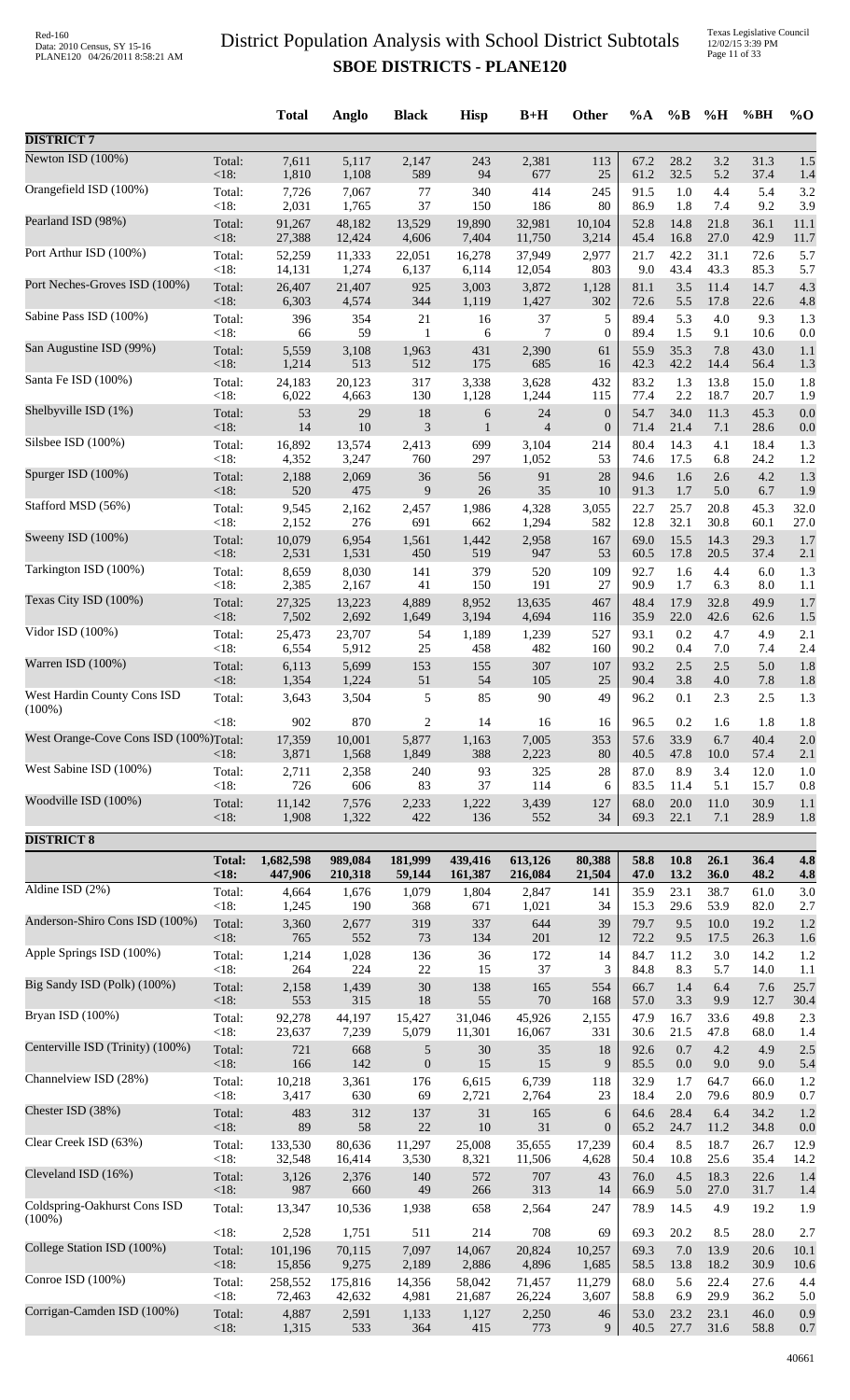# District Population Analysis with School District Subtotals

## SBOE DISTRICTS - PLANE120

| | | Total | Anglo | Black | Hisp | B+H | Other | %A | %B | %H | %BH | %O |
|---|---|---|---|---|---|---|---|---|---|---|---|---|
| **DISTRICT 7** | | | | | | | | | | | | |
| Newton ISD (100%) | Total: | 7,611 | 5,117 | 2,147 | 243 | 2,381 | 113 | 67.2 | 28.2 | 3.2 | 31.3 | 1.5 |
| | <18: | 1,810 | 1,108 | 589 | 94 | 677 | 25 | 61.2 | 32.5 | 5.2 | 37.4 | 1.4 |
| Orangefield ISD (100%) | Total: | 7,726 | 7,067 | 77 | 340 | 414 | 245 | 91.5 | 1.0 | 4.4 | 5.4 | 3.2 |
| | <18: | 2,031 | 1,765 | 37 | 150 | 186 | 80 | 86.9 | 1.8 | 7.4 | 9.2 | 3.9 |
| Pearland ISD (98%) | Total: | 91,267 | 48,182 | 13,529 | 19,890 | 32,981 | 10,104 | 52.8 | 14.8 | 21.8 | 36.1 | 11.1 |
| | <18: | 27,388 | 12,424 | 4,606 | 7,404 | 11,750 | 3,214 | 45.4 | 16.8 | 27.0 | 42.9 | 11.7 |
| Port Arthur ISD (100%) | Total: | 52,259 | 11,333 | 22,051 | 16,278 | 37,949 | 2,977 | 21.7 | 42.2 | 31.1 | 72.6 | 5.7 |
| | <18: | 14,131 | 1,274 | 6,137 | 6,114 | 12,054 | 803 | 9.0 | 43.4 | 43.3 | 85.3 | 5.7 |
| Port Neches-Groves ISD (100%) | Total: | 26,407 | 21,407 | 925 | 3,003 | 3,872 | 1,128 | 81.1 | 3.5 | 11.4 | 14.7 | 4.3 |
| | <18: | 6,303 | 4,574 | 344 | 1,119 | 1,427 | 302 | 72.6 | 5.5 | 17.8 | 22.6 | 4.8 |
| Sabine Pass ISD (100%) | Total: | 396 | 354 | 21 | 16 | 37 | 5 | 89.4 | 5.3 | 4.0 | 9.3 | 1.3 |
| | <18: | 66 | 59 | 1 | 6 | 7 | 0 | 89.4 | 1.5 | 9.1 | 10.6 | 0.0 |
| San Augustine ISD (99%) | Total: | 5,559 | 3,108 | 1,963 | 431 | 2,390 | 61 | 55.9 | 35.3 | 7.8 | 43.0 | 1.1 |
| | <18: | 1,214 | 513 | 512 | 175 | 685 | 16 | 42.3 | 42.2 | 14.4 | 56.4 | 1.3 |
| Santa Fe ISD (100%) | Total: | 24,183 | 20,123 | 317 | 3,338 | 3,628 | 432 | 83.2 | 1.3 | 13.8 | 15.0 | 1.8 |
| | <18: | 6,022 | 4,663 | 130 | 1,128 | 1,244 | 115 | 77.4 | 2.2 | 18.7 | 20.7 | 1.9 |
| Shelbyville ISD (1%) | Total: | 53 | 29 | 18 | 6 | 24 | 0 | 54.7 | 34.0 | 11.3 | 45.3 | 0.0 |
| | <18: | 14 | 10 | 3 | 1 | 4 | 0 | 71.4 | 21.4 | 7.1 | 28.6 | 0.0 |
| Silsbee ISD (100%) | Total: | 16,892 | 13,574 | 2,413 | 699 | 3,104 | 214 | 80.4 | 14.3 | 4.1 | 18.4 | 1.3 |
| | <18: | 4,352 | 3,247 | 760 | 297 | 1,052 | 53 | 74.6 | 17.5 | 6.8 | 24.2 | 1.2 |
| Spurger ISD (100%) | Total: | 2,188 | 2,069 | 36 | 56 | 91 | 28 | 94.6 | 1.6 | 2.6 | 4.2 | 1.3 |
| | <18: | 520 | 475 | 9 | 26 | 35 | 10 | 91.3 | 1.7 | 5.0 | 6.7 | 1.9 |
| Stafford MSD (56%) | Total: | 9,545 | 2,162 | 2,457 | 1,986 | 4,328 | 3,055 | 22.7 | 25.7 | 20.8 | 45.3 | 32.0 |
| | <18: | 2,152 | 276 | 691 | 662 | 1,294 | 582 | 12.8 | 32.1 | 30.8 | 60.1 | 27.0 |
| Sweeny ISD (100%) | Total: | 10,079 | 6,954 | 1,561 | 1,442 | 2,958 | 167 | 69.0 | 15.5 | 14.3 | 29.3 | 1.7 |
| | <18: | 2,531 | 1,531 | 450 | 519 | 947 | 53 | 60.5 | 17.8 | 20.5 | 37.4 | 2.1 |
| Tarkington ISD (100%) | Total: | 8,659 | 8,030 | 141 | 379 | 520 | 109 | 92.7 | 1.6 | 4.4 | 6.0 | 1.3 |
| | <18: | 2,385 | 2,167 | 41 | 150 | 191 | 27 | 90.9 | 1.7 | 6.3 | 8.0 | 1.1 |
| Texas City ISD (100%) | Total: | 27,325 | 13,223 | 4,889 | 8,952 | 13,635 | 467 | 48.4 | 17.9 | 32.8 | 49.9 | 1.7 |
| | <18: | 7,502 | 2,692 | 1,649 | 3,194 | 4,694 | 116 | 35.9 | 22.0 | 42.6 | 62.6 | 1.5 |
| Vidor ISD (100%) | Total: | 25,473 | 23,707 | 54 | 1,189 | 1,239 | 527 | 93.1 | 0.2 | 4.7 | 4.9 | 2.1 |
| | <18: | 6,554 | 5,912 | 25 | 458 | 482 | 160 | 90.2 | 0.4 | 7.0 | 7.4 | 2.4 |
| Warren ISD (100%) | Total: | 6,113 | 5,699 | 153 | 155 | 307 | 107 | 93.2 | 2.5 | 2.5 | 5.0 | 1.8 |
| | <18: | 1,354 | 1,224 | 51 | 54 | 105 | 25 | 90.4 | 3.8 | 4.0 | 7.8 | 1.8 |
| West Hardin County Cons ISD (100%) | Total: | 3,643 | 3,504 | 5 | 85 | 90 | 49 | 96.2 | 0.1 | 2.3 | 2.5 | 1.3 |
| | <18: | 902 | 870 | 2 | 14 | 16 | 16 | 96.5 | 0.2 | 1.6 | 1.8 | 1.8 |
| West Orange-Cove Cons ISD (100%) | Total: | 17,359 | 10,001 | 5,877 | 1,163 | 7,005 | 353 | 57.6 | 33.9 | 6.7 | 40.4 | 2.0 |
| | <18: | 3,871 | 1,568 | 1,849 | 388 | 2,223 | 80 | 40.5 | 47.8 | 10.0 | 57.4 | 2.1 |
| West Sabine ISD (100%) | Total: | 2,711 | 2,358 | 240 | 93 | 325 | 28 | 87.0 | 8.9 | 3.4 | 12.0 | 1.0 |
| | <18: | 726 | 606 | 83 | 37 | 114 | 6 | 83.5 | 11.4 | 5.1 | 15.7 | 0.8 |
| Woodville ISD (100%) | Total: | 11,142 | 7,576 | 2,233 | 1,222 | 3,439 | 127 | 68.0 | 20.0 | 11.0 | 30.9 | 1.1 |
| | <18: | 1,908 | 1,322 | 422 | 136 | 552 | 34 | 69.3 | 22.1 | 7.1 | 28.9 | 1.8 |
| **DISTRICT 8** | | | | | | | | | | | | |
| | **Total:** | **1,682,598** | **989,084** | **181,999** | **439,416** | **613,126** | **80,388** | **58.8** | **10.8** | **26.1** | **36.4** | **4.8** |
| | **<18:** | **447,906** | **210,318** | **59,144** | **161,387** | **216,084** | **21,504** | **47.0** | **13.2** | **36.0** | **48.2** | **4.8** |
| Aldine ISD (2%) | Total: | 4,664 | 1,676 | 1,079 | 1,804 | 2,847 | 141 | 35.9 | 23.1 | 38.7 | 61.0 | 3.0 |
| | <18: | 1,245 | 190 | 368 | 671 | 1,021 | 34 | 15.3 | 29.6 | 53.9 | 82.0 | 2.7 |
| Anderson-Shiro Cons ISD (100%) | Total: | 3,360 | 2,677 | 319 | 337 | 644 | 39 | 79.7 | 9.5 | 10.0 | 19.2 | 1.2 |
| | <18: | 765 | 552 | 73 | 134 | 201 | 12 | 72.2 | 9.5 | 17.5 | 26.3 | 1.6 |
| Apple Springs ISD (100%) | Total: | 1,214 | 1,028 | 136 | 36 | 172 | 14 | 84.7 | 11.2 | 3.0 | 14.2 | 1.2 |
| | <18: | 264 | 224 | 22 | 15 | 37 | 3 | 84.8 | 8.3 | 5.7 | 14.0 | 1.1 |
| Big Sandy ISD (Polk) (100%) | Total: | 2,158 | 1,439 | 30 | 138 | 165 | 554 | 66.7 | 1.4 | 6.4 | 7.6 | 25.7 |
| | <18: | 553 | 315 | 18 | 55 | 70 | 168 | 57.0 | 3.3 | 9.9 | 12.7 | 30.4 |
| Bryan ISD (100%) | Total: | 92,278 | 44,197 | 15,427 | 31,046 | 45,926 | 2,155 | 47.9 | 16.7 | 33.6 | 49.8 | 2.3 |
| | <18: | 23,637 | 7,239 | 5,079 | 11,301 | 16,067 | 331 | 30.6 | 21.5 | 47.8 | 68.0 | 1.4 |
| Centerville ISD (Trinity) (100%) | Total: | 721 | 668 | 5 | 30 | 35 | 18 | 92.6 | 0.7 | 4.2 | 4.9 | 2.5 |
| | <18: | 166 | 142 | 0 | 15 | 15 | 9 | 85.5 | 0.0 | 9.0 | 9.0 | 5.4 |
| Channelview ISD (28%) | Total: | 10,218 | 3,361 | 176 | 6,615 | 6,739 | 118 | 32.9 | 1.7 | 64.7 | 66.0 | 1.2 |
| | <18: | 3,417 | 630 | 69 | 2,721 | 2,764 | 23 | 18.4 | 2.0 | 79.6 | 80.9 | 0.7 |
| Chester ISD (38%) | Total: | 483 | 312 | 137 | 31 | 165 | 6 | 64.6 | 28.4 | 6.4 | 34.2 | 1.2 |
| | <18: | 89 | 58 | 22 | 10 | 31 | 0 | 65.2 | 24.7 | 11.2 | 34.8 | 0.0 |
| Clear Creek ISD (63%) | Total: | 133,530 | 80,636 | 11,297 | 25,008 | 35,655 | 17,239 | 60.4 | 8.5 | 18.7 | 26.7 | 12.9 |
| | <18: | 32,548 | 16,414 | 3,530 | 8,321 | 11,506 | 4,628 | 50.4 | 10.8 | 25.6 | 35.4 | 14.2 |
| Cleveland ISD (16%) | Total: | 3,126 | 2,376 | 140 | 572 | 707 | 43 | 76.0 | 4.5 | 18.3 | 22.6 | 1.4 |
| | <18: | 987 | 660 | 49 | 266 | 313 | 14 | 66.9 | 5.0 | 27.0 | 31.7 | 1.4 |
| Coldspring-Oakhurst Cons ISD (100%) | Total: | 13,347 | 10,536 | 1,938 | 658 | 2,564 | 247 | 78.9 | 14.5 | 4.9 | 19.2 | 1.9 |
| | <18: | 2,528 | 1,751 | 511 | 214 | 708 | 69 | 69.3 | 20.2 | 8.5 | 28.0 | 2.7 |
| College Station ISD (100%) | Total: | 101,196 | 70,115 | 7,097 | 14,067 | 20,824 | 10,257 | 69.3 | 7.0 | 13.9 | 20.6 | 10.1 |
| | <18: | 15,856 | 9,275 | 2,189 | 2,886 | 4,896 | 1,685 | 58.5 | 13.8 | 18.2 | 30.9 | 10.6 |
| Conroe ISD (100%) | Total: | 258,552 | 175,816 | 14,356 | 58,042 | 71,457 | 11,279 | 68.0 | 5.6 | 22.4 | 27.6 | 4.4 |
| | <18: | 72,463 | 42,632 | 4,981 | 21,687 | 26,224 | 3,607 | 58.8 | 6.9 | 29.9 | 36.2 | 5.0 |
| Corrigan-Camden ISD (100%) | Total: | 4,887 | 2,591 | 1,133 | 1,127 | 2,250 | 46 | 53.0 | 23.2 | 23.1 | 46.0 | 0.9 |
| | <18: | 1,315 | 533 | 364 | 415 | 773 | 9 | 40.5 | 27.7 | 31.6 | 58.8 | 0.7 |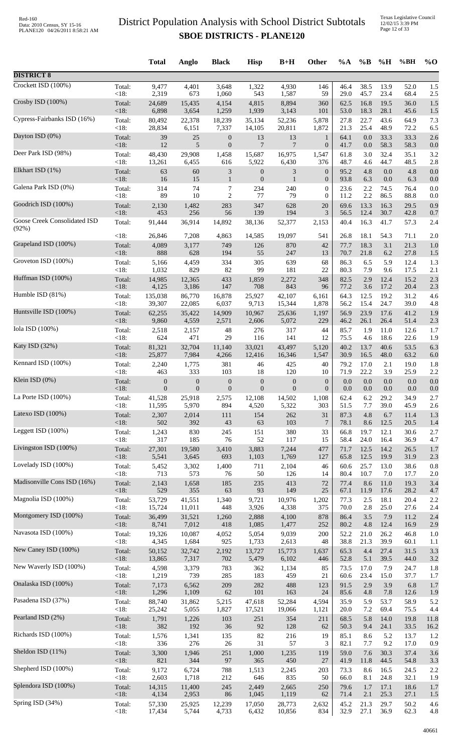# District Population Analysis with School District Subtotals
## SBOE DISTRICTS - PLANE120

| | | Total | Anglo | Black | Hisp | B+H | Other | %A | %B | %H | %BH | %O |
|---|---|---|---|---|---|---|---|---|---|---|---|---|
| **DISTRICT 8** | | | | | | | | | | | | |
| Crockett ISD (100%) | Total: | 9,477 | 4,401 | 3,648 | 1,322 | 4,930 | 146 | 46.4 | 38.5 | 13.9 | 52.0 | 1.5 |
| | <18: | 2,319 | 673 | 1,060 | 543 | 1,587 | 59 | 29.0 | 45.7 | 23.4 | 68.4 | 2.5 |
| Crosby ISD (100%) | Total: | 24,689 | 15,435 | 4,154 | 4,815 | 8,894 | 360 | 62.5 | 16.8 | 19.5 | 36.0 | 1.5 |
| | <18: | 6,898 | 3,654 | 1,259 | 1,939 | 3,143 | 101 | 53.0 | 18.3 | 28.1 | 45.6 | 1.5 |
| Cypress-Fairbanks ISD (16%) | Total: | 80,492 | 22,378 | 18,239 | 35,134 | 52,236 | 5,878 | 27.8 | 22.7 | 43.6 | 64.9 | 7.3 |
| | <18: | 28,834 | 6,151 | 7,337 | 14,105 | 20,811 | 1,872 | 21.3 | 25.4 | 48.9 | 72.2 | 6.5 |
| Dayton ISD (0%) | Total: | 39 | 25 | 0 | 13 | 13 | 1 | 64.1 | 0.0 | 33.3 | 33.3 | 2.6 |
| | <18: | 12 | 5 | 0 | 7 | 7 | 0 | 41.7 | 0.0 | 58.3 | 58.3 | 0.0 |
| Deer Park ISD (98%) | Total: | 48,430 | 29,908 | 1,458 | 15,687 | 16,975 | 1,547 | 61.8 | 3.0 | 32.4 | 35.1 | 3.2 |
| | <18: | 13,261 | 6,455 | 616 | 5,922 | 6,430 | 376 | 48.7 | 4.6 | 44.7 | 48.5 | 2.8 |
| Elkhart ISD (1%) | Total: | 63 | 60 | 3 | 0 | 3 | 0 | 95.2 | 4.8 | 0.0 | 4.8 | 0.0 |
| | <18: | 16 | 15 | 1 | 0 | 1 | 0 | 93.8 | 6.3 | 0.0 | 6.3 | 0.0 |
| Galena Park ISD (0%) | Total: | 314 | 74 | 7 | 234 | 240 | 0 | 23.6 | 2.2 | 74.5 | 76.4 | 0.0 |
| | <18: | 89 | 10 | 2 | 77 | 79 | 0 | 11.2 | 2.2 | 86.5 | 88.8 | 0.0 |
| Goodrich ISD (100%) | Total: | 2,130 | 1,482 | 283 | 347 | 628 | 20 | 69.6 | 13.3 | 16.3 | 29.5 | 0.9 |
| | <18: | 453 | 256 | 56 | 139 | 194 | 3 | 56.5 | 12.4 | 30.7 | 42.8 | 0.7 |
| Goose Creek Consolidated ISD (92%) | Total: | 91,444 | 36,914 | 14,892 | 38,136 | 52,377 | 2,153 | 40.4 | 16.3 | 41.7 | 57.3 | 2.4 |
| | <18: | 26,846 | 7,208 | 4,863 | 14,585 | 19,097 | 541 | 26.8 | 18.1 | 54.3 | 71.1 | 2.0 |
| Grapeland ISD (100%) | Total: | 4,089 | 3,177 | 749 | 126 | 870 | 42 | 77.7 | 18.3 | 3.1 | 21.3 | 1.0 |
| | <18: | 888 | 628 | 194 | 55 | 247 | 13 | 70.7 | 21.8 | 6.2 | 27.8 | 1.5 |
| Groveton ISD (100%) | Total: | 5,166 | 4,459 | 334 | 305 | 639 | 68 | 86.3 | 6.5 | 5.9 | 12.4 | 1.3 |
| | <18: | 1,032 | 829 | 82 | 99 | 181 | 22 | 80.3 | 7.9 | 9.6 | 17.5 | 2.1 |
| Huffman ISD (100%) | Total: | 14,985 | 12,365 | 433 | 1,859 | 2,272 | 348 | 82.5 | 2.9 | 12.4 | 15.2 | 2.3 |
| | <18: | 4,125 | 3,186 | 147 | 708 | 843 | 96 | 77.2 | 3.6 | 17.2 | 20.4 | 2.3 |
| Humble ISD (81%) | Total: | 135,038 | 86,770 | 16,878 | 25,927 | 42,107 | 6,161 | 64.3 | 12.5 | 19.2 | 31.2 | 4.6 |
| | <18: | 39,307 | 22,085 | 6,037 | 9,713 | 15,344 | 1,878 | 56.2 | 15.4 | 24.7 | 39.0 | 4.8 |
| Huntsville ISD (100%) | Total: | 62,255 | 35,422 | 14,909 | 10,967 | 25,636 | 1,197 | 56.9 | 23.9 | 17.6 | 41.2 | 1.9 |
| | <18: | 9,860 | 4,559 | 2,571 | 2,606 | 5,072 | 229 | 46.2 | 26.1 | 26.4 | 51.4 | 2.3 |
| Iola ISD (100%) | Total: | 2,518 | 2,157 | 48 | 276 | 317 | 44 | 85.7 | 1.9 | 11.0 | 12.6 | 1.7 |
| | <18: | 624 | 471 | 29 | 116 | 141 | 12 | 75.5 | 4.6 | 18.6 | 22.6 | 1.9 |
| Katy ISD (32%) | Total: | 81,321 | 32,704 | 11,140 | 33,021 | 43,497 | 5,120 | 40.2 | 13.7 | 40.6 | 53.5 | 6.3 |
| | <18: | 25,877 | 7,984 | 4,266 | 12,416 | 16,346 | 1,547 | 30.9 | 16.5 | 48.0 | 63.2 | 6.0 |
| Kennard ISD (100%) | Total: | 2,240 | 1,775 | 381 | 46 | 425 | 40 | 79.2 | 17.0 | 2.1 | 19.0 | 1.8 |
| | <18: | 463 | 333 | 103 | 18 | 120 | 10 | 71.9 | 22.2 | 3.9 | 25.9 | 2.2 |
| Klein ISD (0%) | Total: | 0 | 0 | 0 | 0 | 0 | 0 | 0.0 | 0.0 | 0.0 | 0.0 | 0.0 |
| | <18: | 0 | 0 | 0 | 0 | 0 | 0 | 0.0 | 0.0 | 0.0 | 0.0 | 0.0 |
| La Porte ISD (100%) | Total: | 41,528 | 25,918 | 2,575 | 12,108 | 14,502 | 1,108 | 62.4 | 6.2 | 29.2 | 34.9 | 2.7 |
| | <18: | 11,595 | 5,970 | 894 | 4,520 | 5,322 | 303 | 51.5 | 7.7 | 39.0 | 45.9 | 2.6 |
| Latexo ISD (100%) | Total: | 2,307 | 2,014 | 111 | 154 | 262 | 31 | 87.3 | 4.8 | 6.7 | 11.4 | 1.3 |
| | <18: | 502 | 392 | 43 | 63 | 103 | 7 | 78.1 | 8.6 | 12.5 | 20.5 | 1.4 |
| Leggett ISD (100%) | Total: | 1,243 | 830 | 245 | 151 | 380 | 33 | 66.8 | 19.7 | 12.1 | 30.6 | 2.7 |
| | <18: | 317 | 185 | 76 | 52 | 117 | 15 | 58.4 | 24.0 | 16.4 | 36.9 | 4.7 |
| Livingston ISD (100%) | Total: | 27,301 | 19,580 | 3,410 | 3,883 | 7,244 | 477 | 71.7 | 12.5 | 14.2 | 26.5 | 1.7 |
| | <18: | 5,541 | 3,645 | 693 | 1,103 | 1,769 | 127 | 65.8 | 12.5 | 19.9 | 31.9 | 2.3 |
| Lovelady ISD (100%) | Total: | 5,452 | 3,302 | 1,400 | 711 | 2,104 | 46 | 60.6 | 25.7 | 13.0 | 38.6 | 0.8 |
| | <18: | 713 | 573 | 76 | 50 | 126 | 14 | 80.4 | 10.7 | 7.0 | 17.7 | 2.0 |
| Madisonville Cons ISD (16%) | Total: | 2,143 | 1,658 | 185 | 235 | 413 | 72 | 77.4 | 8.6 | 11.0 | 19.3 | 3.4 |
| | <18: | 529 | 355 | 63 | 93 | 149 | 25 | 67.1 | 11.9 | 17.6 | 28.2 | 4.7 |
| Magnolia ISD (100%) | Total: | 53,729 | 41,551 | 1,340 | 9,721 | 10,976 | 1,202 | 77.3 | 2.5 | 18.1 | 20.4 | 2.2 |
| | <18: | 15,724 | 11,011 | 448 | 3,926 | 4,338 | 375 | 70.0 | 2.8 | 25.0 | 27.6 | 2.4 |
| Montgomery ISD (100%) | Total: | 36,499 | 31,521 | 1,260 | 2,888 | 4,100 | 878 | 86.4 | 3.5 | 7.9 | 11.2 | 2.4 |
| | <18: | 8,741 | 7,012 | 418 | 1,085 | 1,477 | 252 | 80.2 | 4.8 | 12.4 | 16.9 | 2.9 |
| Navasota ISD (100%) | Total: | 19,326 | 10,087 | 4,052 | 5,054 | 9,039 | 200 | 52.2 | 21.0 | 26.2 | 46.8 | 1.0 |
| | <18: | 4,345 | 1,684 | 925 | 1,733 | 2,613 | 48 | 38.8 | 21.3 | 39.9 | 60.1 | 1.1 |
| New Caney ISD (100%) | Total: | 50,152 | 32,742 | 2,192 | 13,727 | 15,773 | 1,637 | 65.3 | 4.4 | 27.4 | 31.5 | 3.3 |
| | <18: | 13,865 | 7,317 | 702 | 5,479 | 6,102 | 446 | 52.8 | 5.1 | 39.5 | 44.0 | 3.2 |
| New Waverly ISD (100%) | Total: | 4,598 | 3,379 | 783 | 362 | 1,134 | 85 | 73.5 | 17.0 | 7.9 | 24.7 | 1.8 |
| | <18: | 1,219 | 739 | 285 | 183 | 459 | 21 | 60.6 | 23.4 | 15.0 | 37.7 | 1.7 |
| Onalaska ISD (100%) | Total: | 7,173 | 6,562 | 209 | 282 | 488 | 123 | 91.5 | 2.9 | 3.9 | 6.8 | 1.7 |
| | <18: | 1,296 | 1,109 | 62 | 101 | 163 | 24 | 85.6 | 4.8 | 7.8 | 12.6 | 1.9 |
| Pasadena ISD (37%) | Total: | 88,740 | 31,862 | 5,215 | 47,618 | 52,284 | 4,594 | 35.9 | 5.9 | 53.7 | 58.9 | 5.2 |
| | <18: | 25,242 | 5,055 | 1,827 | 17,521 | 19,066 | 1,121 | 20.0 | 7.2 | 69.4 | 75.5 | 4.4 |
| Pearland ISD (2%) | Total: | 1,791 | 1,226 | 103 | 251 | 354 | 211 | 68.5 | 5.8 | 14.0 | 19.8 | 11.8 |
| | <18: | 382 | 192 | 36 | 92 | 128 | 62 | 50.3 | 9.4 | 24.1 | 33.5 | 16.2 |
| Richards ISD (100%) | Total: | 1,576 | 1,341 | 135 | 82 | 216 | 19 | 85.1 | 8.6 | 5.2 | 13.7 | 1.2 |
| | <18: | 336 | 276 | 26 | 31 | 57 | 3 | 82.1 | 7.7 | 9.2 | 17.0 | 0.9 |
| Sheldon ISD (11%) | Total: | 3,300 | 1,946 | 251 | 1,000 | 1,235 | 119 | 59.0 | 7.6 | 30.3 | 37.4 | 3.6 |
| | <18: | 821 | 344 | 97 | 365 | 450 | 27 | 41.9 | 11.8 | 44.5 | 54.8 | 3.3 |
| Shepherd ISD (100%) | Total: | 9,172 | 6,724 | 788 | 1,513 | 2,245 | 203 | 73.3 | 8.6 | 16.5 | 24.5 | 2.2 |
| | <18: | 2,603 | 1,718 | 212 | 646 | 835 | 50 | 66.0 | 8.1 | 24.8 | 32.1 | 1.9 |
| Splendora ISD (100%) | Total: | 14,315 | 11,400 | 245 | 2,449 | 2,665 | 250 | 79.6 | 1.7 | 17.1 | 18.6 | 1.7 |
| | <18: | 4,134 | 2,953 | 86 | 1,045 | 1,119 | 62 | 71.4 | 2.1 | 25.3 | 27.1 | 1.5 |
| Spring ISD (34%) | Total: | 57,330 | 25,925 | 12,239 | 17,050 | 28,773 | 2,632 | 45.2 | 21.3 | 29.7 | 50.2 | 4.6 |
| | <18: | 17,434 | 5,744 | 4,733 | 6,432 | 10,856 | 834 | 32.9 | 27.1 | 36.9 | 62.3 | 4.8 |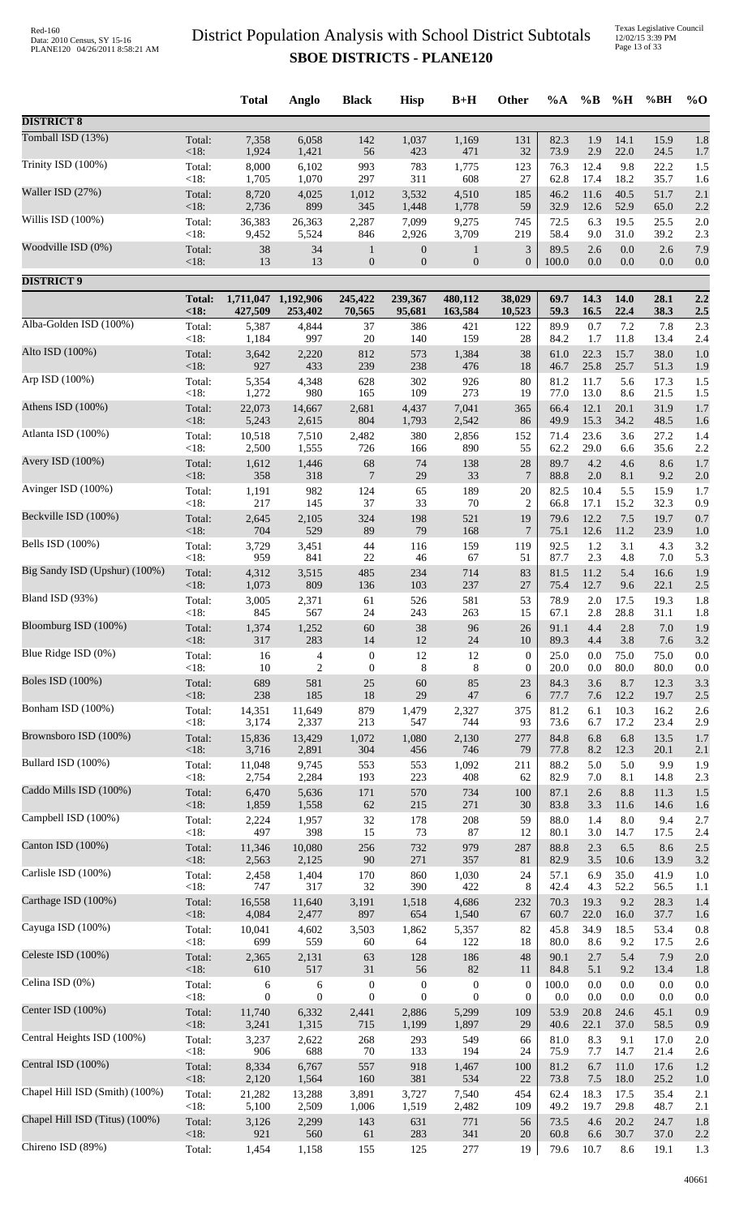# District Population Analysis with School District Subtotals
## SBOE DISTRICTS - PLANE120

| | | Total | Anglo | Black | Hisp | B+H | Other | %A | %B | %H | %BH | %O |
|---|---|---|---|---|---|---|---|---|---|---|---|---|
| **DISTRICT 8** | | | | | | | | | | | | |
| Tomball ISD (13%) | Total: | 7,358 | 6,058 | 142 | 1,037 | 1,169 | 131 | 82.3 | 1.9 | 14.1 | 15.9 | 1.8 |
| | <18: | 1,924 | 1,421 | 56 | 423 | 471 | 32 | 73.9 | 2.9 | 22.0 | 24.5 | 1.7 |
| Trinity ISD (100%) | Total: | 8,000 | 6,102 | 993 | 783 | 1,775 | 123 | 76.3 | 12.4 | 9.8 | 22.2 | 1.5 |
| | <18: | 1,705 | 1,070 | 297 | 311 | 608 | 27 | 62.8 | 17.4 | 18.2 | 35.7 | 1.6 |
| Waller ISD (27%) | Total: | 8,720 | 4,025 | 1,012 | 3,532 | 4,510 | 185 | 46.2 | 11.6 | 40.5 | 51.7 | 2.1 |
| | <18: | 2,736 | 899 | 345 | 1,448 | 1,778 | 59 | 32.9 | 12.6 | 52.9 | 65.0 | 2.2 |
| Willis ISD (100%) | Total: | 36,383 | 26,363 | 2,287 | 7,099 | 9,275 | 745 | 72.5 | 6.3 | 19.5 | 25.5 | 2.0 |
| | <18: | 9,452 | 5,524 | 846 | 2,926 | 3,709 | 219 | 58.4 | 9.0 | 31.0 | 39.2 | 2.3 |
| Woodville ISD (0%) | Total: | 38 | 34 | 1 | 0 | 1 | 3 | 89.5 | 2.6 | 0.0 | 2.6 | 7.9 |
| | <18: | 13 | 13 | 0 | 0 | 0 | 0 | 100.0 | 0.0 | 0.0 | 0.0 | 0.0 |
| **DISTRICT 9** | | | | | | | | | | | | |
| | **Total:** | **1,711,047** | **1,192,906** | **245,422** | **239,367** | **480,112** | **38,029** | **69.7** | **14.3** | **14.0** | **28.1** | **2.2** |
| | **<18:** | **427,509** | **253,402** | **70,565** | **95,681** | **163,584** | **10,523** | **59.3** | **16.5** | **22.4** | **38.3** | **2.5** |
| Alba-Golden ISD (100%) | Total: | 5,387 | 4,844 | 37 | 386 | 421 | 122 | 89.9 | 0.7 | 7.2 | 7.8 | 2.3 |
| | <18: | 1,184 | 997 | 20 | 140 | 159 | 28 | 84.2 | 1.7 | 11.8 | 13.4 | 2.4 |
| Alto ISD (100%) | Total: | 3,642 | 2,220 | 812 | 573 | 1,384 | 38 | 61.0 | 22.3 | 15.7 | 38.0 | 1.0 |
| | <18: | 927 | 433 | 239 | 238 | 476 | 18 | 46.7 | 25.8 | 25.7 | 51.3 | 1.9 |
| Arp ISD (100%) | Total: | 5,354 | 4,348 | 628 | 302 | 926 | 80 | 81.2 | 11.7 | 5.6 | 17.3 | 1.5 |
| | <18: | 1,272 | 980 | 165 | 109 | 273 | 19 | 77.0 | 13.0 | 8.6 | 21.5 | 1.5 |
| Athens ISD (100%) | Total: | 22,073 | 14,667 | 2,681 | 4,437 | 7,041 | 365 | 66.4 | 12.1 | 20.1 | 31.9 | 1.7 |
| | <18: | 5,243 | 2,615 | 804 | 1,793 | 2,542 | 86 | 49.9 | 15.3 | 34.2 | 48.5 | 1.6 |
| Atlanta ISD (100%) | Total: | 10,518 | 7,510 | 2,482 | 380 | 2,856 | 152 | 71.4 | 23.6 | 3.6 | 27.2 | 1.4 |
| | <18: | 2,500 | 1,555 | 726 | 166 | 890 | 55 | 62.2 | 29.0 | 6.6 | 35.6 | 2.2 |
| Avery ISD (100%) | Total: | 1,612 | 1,446 | 68 | 74 | 138 | 28 | 89.7 | 4.2 | 4.6 | 8.6 | 1.7 |
| | <18: | 358 | 318 | 7 | 29 | 33 | 7 | 88.8 | 2.0 | 8.1 | 9.2 | 2.0 |
| Avinger ISD (100%) | Total: | 1,191 | 982 | 124 | 65 | 189 | 20 | 82.5 | 10.4 | 5.5 | 15.9 | 1.7 |
| | <18: | 217 | 145 | 37 | 33 | 70 | 2 | 66.8 | 17.1 | 15.2 | 32.3 | 0.9 |
| Beckville ISD (100%) | Total: | 2,645 | 2,105 | 324 | 198 | 521 | 19 | 79.6 | 12.2 | 7.5 | 19.7 | 0.7 |
| | <18: | 704 | 529 | 89 | 79 | 168 | 7 | 75.1 | 12.6 | 11.2 | 23.9 | 1.0 |
| Bells ISD (100%) | Total: | 3,729 | 3,451 | 44 | 116 | 159 | 119 | 92.5 | 1.2 | 3.1 | 4.3 | 3.2 |
| | <18: | 959 | 841 | 22 | 46 | 67 | 51 | 87.7 | 2.3 | 4.8 | 7.0 | 5.3 |
| Big Sandy ISD (Upshur) (100%) | Total: | 4,312 | 3,515 | 485 | 234 | 714 | 83 | 81.5 | 11.2 | 5.4 | 16.6 | 1.9 |
| | <18: | 1,073 | 809 | 136 | 103 | 237 | 27 | 75.4 | 12.7 | 9.6 | 22.1 | 2.5 |
| Bland ISD (93%) | Total: | 3,005 | 2,371 | 61 | 526 | 581 | 53 | 78.9 | 2.0 | 17.5 | 19.3 | 1.8 |
| | <18: | 845 | 567 | 24 | 243 | 263 | 15 | 67.1 | 2.8 | 28.8 | 31.1 | 1.8 |
| Bloomburg ISD (100%) | Total: | 1,374 | 1,252 | 60 | 38 | 96 | 26 | 91.1 | 4.4 | 2.8 | 7.0 | 1.9 |
| | <18: | 317 | 283 | 14 | 12 | 24 | 10 | 89.3 | 4.4 | 3.8 | 7.6 | 3.2 |
| Blue Ridge ISD (0%) | Total: | 16 | 4 | 0 | 12 | 12 | 0 | 25.0 | 0.0 | 75.0 | 75.0 | 0.0 |
| | <18: | 10 | 2 | 0 | 8 | 8 | 0 | 20.0 | 0.0 | 80.0 | 80.0 | 0.0 |
| Boles ISD (100%) | Total: | 689 | 581 | 25 | 60 | 85 | 23 | 84.3 | 3.6 | 8.7 | 12.3 | 3.3 |
| | <18: | 238 | 185 | 18 | 29 | 47 | 6 | 77.7 | 7.6 | 12.2 | 19.7 | 2.5 |
| Bonham ISD (100%) | Total: | 14,351 | 11,649 | 879 | 1,479 | 2,327 | 375 | 81.2 | 6.1 | 10.3 | 16.2 | 2.6 |
| | <18: | 3,174 | 2,337 | 213 | 547 | 744 | 93 | 73.6 | 6.7 | 17.2 | 23.4 | 2.9 |
| Brownsboro ISD (100%) | Total: | 15,836 | 13,429 | 1,072 | 1,080 | 2,130 | 277 | 84.8 | 6.8 | 6.8 | 13.5 | 1.7 |
| | <18: | 3,716 | 2,891 | 304 | 456 | 746 | 79 | 77.8 | 8.2 | 12.3 | 20.1 | 2.1 |
| Bullard ISD (100%) | Total: | 11,048 | 9,745 | 553 | 553 | 1,092 | 211 | 88.2 | 5.0 | 5.0 | 9.9 | 1.9 |
| | <18: | 2,754 | 2,284 | 193 | 223 | 408 | 62 | 82.9 | 7.0 | 8.1 | 14.8 | 2.3 |
| Caddo Mills ISD (100%) | Total: | 6,470 | 5,636 | 171 | 570 | 734 | 100 | 87.1 | 2.6 | 8.8 | 11.3 | 1.5 |
| | <18: | 1,859 | 1,558 | 62 | 215 | 271 | 30 | 83.8 | 3.3 | 11.6 | 14.6 | 1.6 |
| Campbell ISD (100%) | Total: | 2,224 | 1,957 | 32 | 178 | 208 | 59 | 88.0 | 1.4 | 8.0 | 9.4 | 2.7 |
| | <18: | 497 | 398 | 15 | 73 | 87 | 12 | 80.1 | 3.0 | 14.7 | 17.5 | 2.4 |
| Canton ISD (100%) | Total: | 11,346 | 10,080 | 256 | 732 | 979 | 287 | 88.8 | 2.3 | 6.5 | 8.6 | 2.5 |
| | <18: | 2,563 | 2,125 | 90 | 271 | 357 | 81 | 82.9 | 3.5 | 10.6 | 13.9 | 3.2 |
| Carlisle ISD (100%) | Total: | 2,458 | 1,404 | 170 | 860 | 1,030 | 24 | 57.1 | 6.9 | 35.0 | 41.9 | 1.0 |
| | <18: | 747 | 317 | 32 | 390 | 422 | 8 | 42.4 | 4.3 | 52.2 | 56.5 | 1.1 |
| Carthage ISD (100%) | Total: | 16,558 | 11,640 | 3,191 | 1,518 | 4,686 | 232 | 70.3 | 19.3 | 9.2 | 28.3 | 1.4 |
| | <18: | 4,084 | 2,477 | 897 | 654 | 1,540 | 67 | 60.7 | 22.0 | 16.0 | 37.7 | 1.6 |
| Cayuga ISD (100%) | Total: | 10,041 | 4,602 | 3,503 | 1,862 | 5,357 | 82 | 45.8 | 34.9 | 18.5 | 53.4 | 0.8 |
| | <18: | 699 | 559 | 60 | 64 | 122 | 18 | 80.0 | 8.6 | 9.2 | 17.5 | 2.6 |
| Celeste ISD (100%) | Total: | 2,365 | 2,131 | 63 | 128 | 186 | 48 | 90.1 | 2.7 | 5.4 | 7.9 | 2.0 |
| | <18: | 610 | 517 | 31 | 56 | 82 | 11 | 84.8 | 5.1 | 9.2 | 13.4 | 1.8 |
| Celina ISD (0%) | Total: | 6 | 6 | 0 | 0 | 0 | 0 | 100.0 | 0.0 | 0.0 | 0.0 | 0.0 |
| | <18: | 0 | 0 | 0 | 0 | 0 | 0 | 0.0 | 0.0 | 0.0 | 0.0 | 0.0 |
| Center ISD (100%) | Total: | 11,740 | 6,332 | 2,441 | 2,886 | 5,299 | 109 | 53.9 | 20.8 | 24.6 | 45.1 | 0.9 |
| | <18: | 3,241 | 1,315 | 715 | 1,199 | 1,897 | 29 | 40.6 | 22.1 | 37.0 | 58.5 | 0.9 |
| Central Heights ISD (100%) | Total: | 3,237 | 2,622 | 268 | 293 | 549 | 66 | 81.0 | 8.3 | 9.1 | 17.0 | 2.0 |
| | <18: | 906 | 688 | 70 | 133 | 194 | 24 | 75.9 | 7.7 | 14.7 | 21.4 | 2.6 |
| Central ISD (100%) | Total: | 8,334 | 6,767 | 557 | 918 | 1,467 | 100 | 81.2 | 6.7 | 11.0 | 17.6 | 1.2 |
| | <18: | 2,120 | 1,564 | 160 | 381 | 534 | 22 | 73.8 | 7.5 | 18.0 | 25.2 | 1.0 |
| Chapel Hill ISD (Smith) (100%) | Total: | 21,282 | 13,288 | 3,891 | 3,727 | 7,540 | 454 | 62.4 | 18.3 | 17.5 | 35.4 | 2.1 |
| | <18: | 5,100 | 2,509 | 1,006 | 1,519 | 2,482 | 109 | 49.2 | 19.7 | 29.8 | 48.7 | 2.1 |
| Chapel Hill ISD (Titus) (100%) | Total: | 3,126 | 2,299 | 143 | 631 | 771 | 56 | 73.5 | 4.6 | 20.2 | 24.7 | 1.8 |
| | <18: | 921 | 560 | 61 | 283 | 341 | 20 | 60.8 | 6.6 | 30.7 | 37.0 | 2.2 |
| Chireno ISD (89%) | Total: | 1,454 | 1,158 | 155 | 125 | 277 | 19 | 79.6 | 10.7 | 8.6 | 19.1 | 1.3 |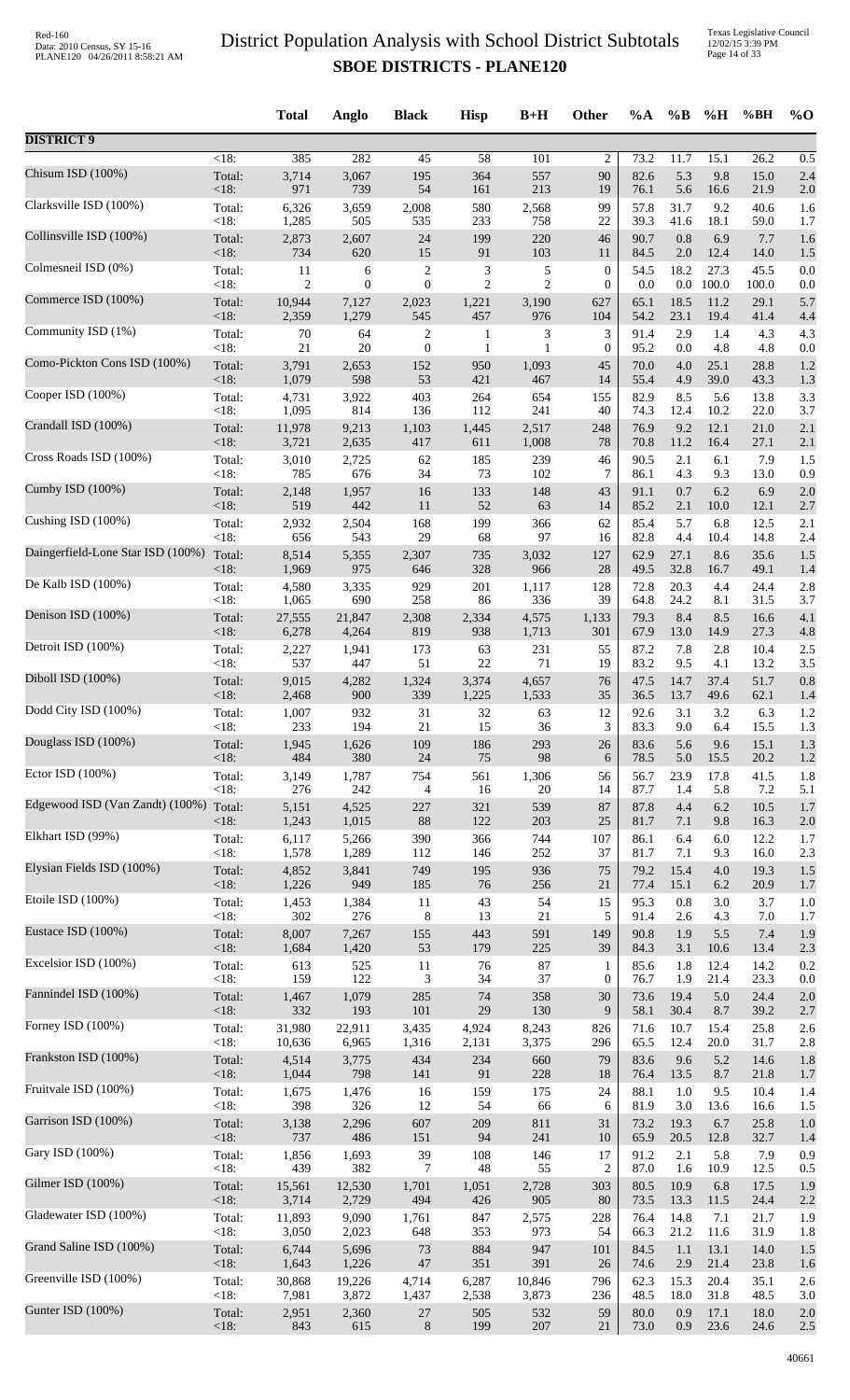# District Population Analysis with School District Subtotals

## SBOE DISTRICTS - PLANE120

|  |  | Total | Anglo | Black | Hisp | B+H | Other | %A | %B | %H | %BH | %O |
|---|---|---|---|---|---|---|---|---|---|---|---|---|
| **DISTRICT 9** |  |  |  |  |  |  |  |  |  |  |  |  |
|  | <18: | 385 | 282 | 45 | 58 | 101 | 2 | 73.2 | 11.7 | 15.1 | 26.2 | 0.5 |
| Chisum ISD (100%) | Total: | 3,714 | 3,067 | 195 | 364 | 557 | 90 | 82.6 | 5.3 | 9.8 | 15.0 | 2.4 |
|  | <18: | 971 | 739 | 54 | 161 | 213 | 19 | 76.1 | 5.6 | 16.6 | 21.9 | 2.0 |
| Clarksville ISD (100%) | Total: | 6,326 | 3,659 | 2,008 | 580 | 2,568 | 99 | 57.8 | 31.7 | 9.2 | 40.6 | 1.6 |
|  | <18: | 1,285 | 505 | 535 | 233 | 758 | 22 | 39.3 | 41.6 | 18.1 | 59.0 | 1.7 |
| Collinsville ISD (100%) | Total: | 2,873 | 2,607 | 24 | 199 | 220 | 46 | 90.7 | 0.8 | 6.9 | 7.7 | 1.6 |
|  | <18: | 734 | 620 | 15 | 91 | 103 | 11 | 84.5 | 2.0 | 12.4 | 14.0 | 1.5 |
| Colmesneil ISD (0%) | Total: | 11 | 6 | 2 | 3 | 5 | 0 | 54.5 | 18.2 | 27.3 | 45.5 | 0.0 |
|  | <18: | 2 | 0 | 0 | 2 | 2 | 0 | 0.0 | 0.0 | 100.0 | 100.0 | 0.0 |
| Commerce ISD (100%) | Total: | 10,944 | 7,127 | 2,023 | 1,221 | 3,190 | 627 | 65.1 | 18.5 | 11.2 | 29.1 | 5.7 |
|  | <18: | 2,359 | 1,279 | 545 | 457 | 976 | 104 | 54.2 | 23.1 | 19.4 | 41.4 | 4.4 |
| Community ISD (1%) | Total: | 70 | 64 | 2 | 1 | 3 | 3 | 91.4 | 2.9 | 1.4 | 4.3 | 4.3 |
|  | <18: | 21 | 20 | 0 | 1 | 1 | 0 | 95.2 | 0.0 | 4.8 | 4.8 | 0.0 |
| Como-Pickton Cons ISD (100%) | Total: | 3,791 | 2,653 | 152 | 950 | 1,093 | 45 | 70.0 | 4.0 | 25.1 | 28.8 | 1.2 |
|  | <18: | 1,079 | 598 | 53 | 421 | 467 | 14 | 55.4 | 4.9 | 39.0 | 43.3 | 1.3 |
| Cooper ISD (100%) | Total: | 4,731 | 3,922 | 403 | 264 | 654 | 155 | 82.9 | 8.5 | 5.6 | 13.8 | 3.3 |
|  | <18: | 1,095 | 814 | 136 | 112 | 241 | 40 | 74.3 | 12.4 | 10.2 | 22.0 | 3.7 |
| Crandall ISD (100%) | Total: | 11,978 | 9,213 | 1,103 | 1,445 | 2,517 | 248 | 76.9 | 9.2 | 12.1 | 21.0 | 2.1 |
|  | <18: | 3,721 | 2,635 | 417 | 611 | 1,008 | 78 | 70.8 | 11.2 | 16.4 | 27.1 | 2.1 |
| Cross Roads ISD (100%) | Total: | 3,010 | 2,725 | 62 | 185 | 239 | 46 | 90.5 | 2.1 | 6.1 | 7.9 | 1.5 |
|  | <18: | 785 | 676 | 34 | 73 | 102 | 7 | 86.1 | 4.3 | 9.3 | 13.0 | 0.9 |
| Cumby ISD (100%) | Total: | 2,148 | 1,957 | 16 | 133 | 148 | 43 | 91.1 | 0.7 | 6.2 | 6.9 | 2.0 |
|  | <18: | 519 | 442 | 11 | 52 | 63 | 14 | 85.2 | 2.1 | 10.0 | 12.1 | 2.7 |
| Cushing ISD (100%) | Total: | 2,932 | 2,504 | 168 | 199 | 366 | 62 | 85.4 | 5.7 | 6.8 | 12.5 | 2.1 |
|  | <18: | 656 | 543 | 29 | 68 | 97 | 16 | 82.8 | 4.4 | 10.4 | 14.8 | 2.4 |
| Daingerfield-Lone Star ISD (100%) | Total: | 8,514 | 5,355 | 2,307 | 735 | 3,032 | 127 | 62.9 | 27.1 | 8.6 | 35.6 | 1.5 |
|  | <18: | 1,969 | 975 | 646 | 328 | 966 | 28 | 49.5 | 32.8 | 16.7 | 49.1 | 1.4 |
| De Kalb ISD (100%) | Total: | 4,580 | 3,335 | 929 | 201 | 1,117 | 128 | 72.8 | 20.3 | 4.4 | 24.4 | 2.8 |
|  | <18: | 1,065 | 690 | 258 | 86 | 336 | 39 | 64.8 | 24.2 | 8.1 | 31.5 | 3.7 |
| Denison ISD (100%) | Total: | 27,555 | 21,847 | 2,308 | 2,334 | 4,575 | 1,133 | 79.3 | 8.4 | 8.5 | 16.6 | 4.1 |
|  | <18: | 6,278 | 4,264 | 819 | 938 | 1,713 | 301 | 67.9 | 13.0 | 14.9 | 27.3 | 4.8 |
| Detroit ISD (100%) | Total: | 2,227 | 1,941 | 173 | 63 | 231 | 55 | 87.2 | 7.8 | 2.8 | 10.4 | 2.5 |
|  | <18: | 537 | 447 | 51 | 22 | 71 | 19 | 83.2 | 9.5 | 4.1 | 13.2 | 3.5 |
| Diboll ISD (100%) | Total: | 9,015 | 4,282 | 1,324 | 3,374 | 4,657 | 76 | 47.5 | 14.7 | 37.4 | 51.7 | 0.8 |
|  | <18: | 2,468 | 900 | 339 | 1,225 | 1,533 | 35 | 36.5 | 13.7 | 49.6 | 62.1 | 1.4 |
| Dodd City ISD (100%) | Total: | 1,007 | 932 | 31 | 32 | 63 | 12 | 92.6 | 3.1 | 3.2 | 6.3 | 1.2 |
|  | <18: | 233 | 194 | 21 | 15 | 36 | 3 | 83.3 | 9.0 | 6.4 | 15.5 | 1.3 |
| Douglass ISD (100%) | Total: | 1,945 | 1,626 | 109 | 186 | 293 | 26 | 83.6 | 5.6 | 9.6 | 15.1 | 1.3 |
|  | <18: | 484 | 380 | 24 | 75 | 98 | 6 | 78.5 | 5.0 | 15.5 | 20.2 | 1.2 |
| Ector ISD (100%) | Total: | 3,149 | 1,787 | 754 | 561 | 1,306 | 56 | 56.7 | 23.9 | 17.8 | 41.5 | 1.8 |
|  | <18: | 276 | 242 | 4 | 16 | 20 | 14 | 87.7 | 1.4 | 5.8 | 7.2 | 5.1 |
| Edgewood ISD (Van Zandt) (100%) | Total: | 5,151 | 4,525 | 227 | 321 | 539 | 87 | 87.8 | 4.4 | 6.2 | 10.5 | 1.7 |
|  | <18: | 1,243 | 1,015 | 88 | 122 | 203 | 25 | 81.7 | 7.1 | 9.8 | 16.3 | 2.0 |
| Elkhart ISD (99%) | Total: | 6,117 | 5,266 | 390 | 366 | 744 | 107 | 86.1 | 6.4 | 6.0 | 12.2 | 1.7 |
|  | <18: | 1,578 | 1,289 | 112 | 146 | 252 | 37 | 81.7 | 7.1 | 9.3 | 16.0 | 2.3 |
| Elysian Fields ISD (100%) | Total: | 4,852 | 3,841 | 749 | 195 | 936 | 75 | 79.2 | 15.4 | 4.0 | 19.3 | 1.5 |
|  | <18: | 1,226 | 949 | 185 | 76 | 256 | 21 | 77.4 | 15.1 | 6.2 | 20.9 | 1.7 |
| Etoile ISD (100%) | Total: | 1,453 | 1,384 | 11 | 43 | 54 | 15 | 95.3 | 0.8 | 3.0 | 3.7 | 1.0 |
|  | <18: | 302 | 276 | 8 | 13 | 21 | 5 | 91.4 | 2.6 | 4.3 | 7.0 | 1.7 |
| Eustace ISD (100%) | Total: | 8,007 | 7,267 | 155 | 443 | 591 | 149 | 90.8 | 1.9 | 5.5 | 7.4 | 1.9 |
|  | <18: | 1,684 | 1,420 | 53 | 179 | 225 | 39 | 84.3 | 3.1 | 10.6 | 13.4 | 2.3 |
| Excelsior ISD (100%) | Total: | 613 | 525 | 11 | 76 | 87 | 1 | 85.6 | 1.8 | 12.4 | 14.2 | 0.2 |
|  | <18: | 159 | 122 | 3 | 34 | 37 | 0 | 76.7 | 1.9 | 21.4 | 23.3 | 0.0 |
| Fannindel ISD (100%) | Total: | 1,467 | 1,079 | 285 | 74 | 358 | 30 | 73.6 | 19.4 | 5.0 | 24.4 | 2.0 |
|  | <18: | 332 | 193 | 101 | 29 | 130 | 9 | 58.1 | 30.4 | 8.7 | 39.2 | 2.7 |
| Forney ISD (100%) | Total: | 31,980 | 22,911 | 3,435 | 4,924 | 8,243 | 826 | 71.6 | 10.7 | 15.4 | 25.8 | 2.6 |
|  | <18: | 10,636 | 6,965 | 1,316 | 2,131 | 3,375 | 296 | 65.5 | 12.4 | 20.0 | 31.7 | 2.8 |
| Frankston ISD (100%) | Total: | 4,514 | 3,775 | 434 | 234 | 660 | 79 | 83.6 | 9.6 | 5.2 | 14.6 | 1.8 |
|  | <18: | 1,044 | 798 | 141 | 91 | 228 | 18 | 76.4 | 13.5 | 8.7 | 21.8 | 1.7 |
| Fruitvale ISD (100%) | Total: | 1,675 | 1,476 | 16 | 159 | 175 | 24 | 88.1 | 1.0 | 9.5 | 10.4 | 1.4 |
|  | <18: | 398 | 326 | 12 | 54 | 66 | 6 | 81.9 | 3.0 | 13.6 | 16.6 | 1.5 |
| Garrison ISD (100%) | Total: | 3,138 | 2,296 | 607 | 209 | 811 | 31 | 73.2 | 19.3 | 6.7 | 25.8 | 1.0 |
|  | <18: | 737 | 486 | 151 | 94 | 241 | 10 | 65.9 | 20.5 | 12.8 | 32.7 | 1.4 |
| Gary ISD (100%) | Total: | 1,856 | 1,693 | 39 | 108 | 146 | 17 | 91.2 | 2.1 | 5.8 | 7.9 | 0.9 |
|  | <18: | 439 | 382 | 7 | 48 | 55 | 2 | 87.0 | 1.6 | 10.9 | 12.5 | 0.5 |
| Gilmer ISD (100%) | Total: | 15,561 | 12,530 | 1,701 | 1,051 | 2,728 | 303 | 80.5 | 10.9 | 6.8 | 17.5 | 1.9 |
|  | <18: | 3,714 | 2,729 | 494 | 426 | 905 | 80 | 73.5 | 13.3 | 11.5 | 24.4 | 2.2 |
| Gladewater ISD (100%) | Total: | 11,893 | 9,090 | 1,761 | 847 | 2,575 | 228 | 76.4 | 14.8 | 7.1 | 21.7 | 1.9 |
|  | <18: | 3,050 | 2,023 | 648 | 353 | 973 | 54 | 66.3 | 21.2 | 11.6 | 31.9 | 1.8 |
| Grand Saline ISD (100%) | Total: | 6,744 | 5,696 | 73 | 884 | 947 | 101 | 84.5 | 1.1 | 13.1 | 14.0 | 1.5 |
|  | <18: | 1,643 | 1,226 | 47 | 351 | 391 | 26 | 74.6 | 2.9 | 21.4 | 23.8 | 1.6 |
| Greenville ISD (100%) | Total: | 30,868 | 19,226 | 4,714 | 6,287 | 10,846 | 796 | 62.3 | 15.3 | 20.4 | 35.1 | 2.6 |
|  | <18: | 7,981 | 3,872 | 1,437 | 2,538 | 3,873 | 236 | 48.5 | 18.0 | 31.8 | 48.5 | 3.0 |
| Gunter ISD (100%) | Total: | 2,951 | 2,360 | 27 | 505 | 532 | 59 | 80.0 | 0.9 | 17.1 | 18.0 | 2.0 |
|  | <18: | 843 | 615 | 8 | 199 | 207 | 21 | 73.0 | 0.9 | 23.6 | 24.6 | 2.5 |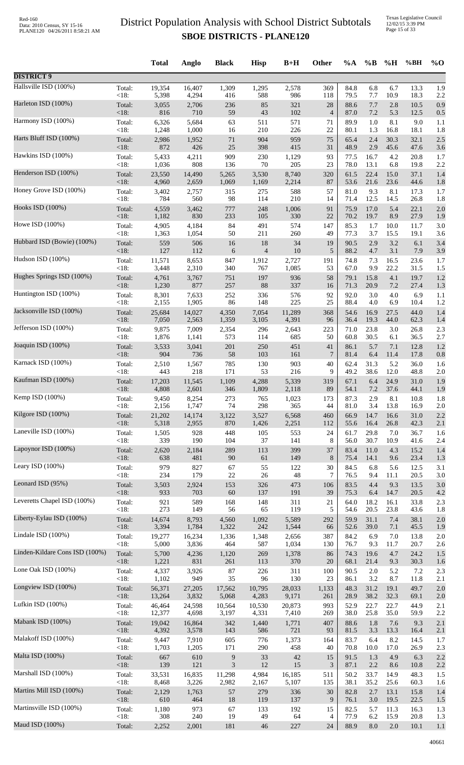# District Population Analysis with School District Subtotals
## SBOE DISTRICTS - PLANE120

| | | Total | Anglo | Black | Hisp | B+H | Other | %A | %B | %H | %BH | %O |
|---|---|---|---|---|---|---|---|---|---|---|---|---|
| **DISTRICT 9** | | | | | | | | | | | | |
| Hallsville ISD (100%) | Total: | 19,354 | 16,407 | 1,309 | 1,295 | 2,578 | 369 | 84.8 | 6.8 | 6.7 | 13.3 | 1.9 |
| | <18: | 5,398 | 4,294 | 416 | 588 | 986 | 118 | 79.5 | 7.7 | 10.9 | 18.3 | 2.2 |
| Harleton ISD (100%) | Total: | 3,055 | 2,706 | 236 | 85 | 321 | 28 | 88.6 | 7.7 | 2.8 | 10.5 | 0.9 |
| | <18: | 816 | 710 | 59 | 43 | 102 | 4 | 87.0 | 7.2 | 5.3 | 12.5 | 0.5 |
| Harmony ISD (100%) | Total: | 6,326 | 5,684 | 63 | 511 | 571 | 71 | 89.9 | 1.0 | 8.1 | 9.0 | 1.1 |
| | <18: | 1,248 | 1,000 | 16 | 210 | 226 | 22 | 80.1 | 1.3 | 16.8 | 18.1 | 1.8 |
| Harts Bluff ISD (100%) | Total: | 2,986 | 1,952 | 71 | 904 | 959 | 75 | 65.4 | 2.4 | 30.3 | 32.1 | 2.5 |
| | <18: | 872 | 426 | 25 | 398 | 415 | 31 | 48.9 | 2.9 | 45.6 | 47.6 | 3.6 |
| Hawkins ISD (100%) | Total: | 5,433 | 4,211 | 909 | 230 | 1,129 | 93 | 77.5 | 16.7 | 4.2 | 20.8 | 1.7 |
| | <18: | 1,036 | 808 | 136 | 70 | 205 | 23 | 78.0 | 13.1 | 6.8 | 19.8 | 2.2 |
| Henderson ISD (100%) | Total: | 23,550 | 14,490 | 5,265 | 3,530 | 8,740 | 320 | 61.5 | 22.4 | 15.0 | 37.1 | 1.4 |
| | <18: | 4,960 | 2,659 | 1,069 | 1,169 | 2,214 | 87 | 53.6 | 21.6 | 23.6 | 44.6 | 1.8 |
| Honey Grove ISD (100%) | Total: | 3,402 | 2,757 | 315 | 275 | 588 | 57 | 81.0 | 9.3 | 8.1 | 17.3 | 1.7 |
| | <18: | 784 | 560 | 98 | 114 | 210 | 14 | 71.4 | 12.5 | 14.5 | 26.8 | 1.8 |
| Hooks ISD (100%) | Total: | 4,559 | 3,462 | 777 | 248 | 1,006 | 91 | 75.9 | 17.0 | 5.4 | 22.1 | 2.0 |
| | <18: | 1,182 | 830 | 233 | 105 | 330 | 22 | 70.2 | 19.7 | 8.9 | 27.9 | 1.9 |
| Howe ISD (100%) | Total: | 4,905 | 4,184 | 84 | 491 | 574 | 147 | 85.3 | 1.7 | 10.0 | 11.7 | 3.0 |
| | <18: | 1,363 | 1,054 | 50 | 211 | 260 | 49 | 77.3 | 3.7 | 15.5 | 19.1 | 3.6 |
| Hubbard ISD (Bowie) (100%) | Total: | 559 | 506 | 16 | 18 | 34 | 19 | 90.5 | 2.9 | 3.2 | 6.1 | 3.4 |
| | <18: | 127 | 112 | 6 | 4 | 10 | 5 | 88.2 | 4.7 | 3.1 | 7.9 | 3.9 |
| Hudson ISD (100%) | Total: | 11,571 | 8,653 | 847 | 1,912 | 2,727 | 191 | 74.8 | 7.3 | 16.5 | 23.6 | 1.7 |
| | <18: | 3,448 | 2,310 | 340 | 767 | 1,085 | 53 | 67.0 | 9.9 | 22.2 | 31.5 | 1.5 |
| Hughes Springs ISD (100%) | Total: | 4,761 | 3,767 | 751 | 197 | 936 | 58 | 79.1 | 15.8 | 4.1 | 19.7 | 1.2 |
| | <18: | 1,230 | 877 | 257 | 88 | 337 | 16 | 71.3 | 20.9 | 7.2 | 27.4 | 1.3 |
| Huntington ISD (100%) | Total: | 8,301 | 7,633 | 252 | 336 | 576 | 92 | 92.0 | 3.0 | 4.0 | 6.9 | 1.1 |
| | <18: | 2,155 | 1,905 | 86 | 148 | 225 | 25 | 88.4 | 4.0 | 6.9 | 10.4 | 1.2 |
| Jacksonville ISD (100%) | Total: | 25,684 | 14,027 | 4,350 | 7,054 | 11,289 | 368 | 54.6 | 16.9 | 27.5 | 44.0 | 1.4 |
| | <18: | 7,050 | 2,563 | 1,359 | 3,105 | 4,391 | 96 | 36.4 | 19.3 | 44.0 | 62.3 | 1.4 |
| Jefferson ISD (100%) | Total: | 9,875 | 7,009 | 2,354 | 296 | 2,643 | 223 | 71.0 | 23.8 | 3.0 | 26.8 | 2.3 |
| | <18: | 1,876 | 1,141 | 573 | 114 | 685 | 50 | 60.8 | 30.5 | 6.1 | 36.5 | 2.7 |
| Joaquin ISD (100%) | Total: | 3,533 | 3,041 | 201 | 250 | 451 | 41 | 86.1 | 5.7 | 7.1 | 12.8 | 1.2 |
| | <18: | 904 | 736 | 58 | 103 | 161 | 7 | 81.4 | 6.4 | 11.4 | 17.8 | 0.8 |
| Karnack ISD (100%) | Total: | 2,510 | 1,567 | 785 | 130 | 903 | 40 | 62.4 | 31.3 | 5.2 | 36.0 | 1.6 |
| | <18: | 443 | 218 | 171 | 53 | 216 | 9 | 49.2 | 38.6 | 12.0 | 48.8 | 2.0 |
| Kaufman ISD (100%) | Total: | 17,203 | 11,545 | 1,109 | 4,288 | 5,339 | 319 | 67.1 | 6.4 | 24.9 | 31.0 | 1.9 |
| | <18: | 4,808 | 2,601 | 346 | 1,809 | 2,118 | 89 | 54.1 | 7.2 | 37.6 | 44.1 | 1.9 |
| Kemp ISD (100%) | Total: | 9,450 | 8,254 | 273 | 765 | 1,023 | 173 | 87.3 | 2.9 | 8.1 | 10.8 | 1.8 |
| | <18: | 2,156 | 1,747 | 74 | 298 | 365 | 44 | 81.0 | 3.4 | 13.8 | 16.9 | 2.0 |
| Kilgore ISD (100%) | Total: | 21,202 | 14,174 | 3,122 | 3,527 | 6,568 | 460 | 66.9 | 14.7 | 16.6 | 31.0 | 2.2 |
| | <18: | 5,318 | 2,955 | 870 | 1,426 | 2,251 | 112 | 55.6 | 16.4 | 26.8 | 42.3 | 2.1 |
| Laneville ISD (100%) | Total: | 1,505 | 928 | 448 | 105 | 553 | 24 | 61.7 | 29.8 | 7.0 | 36.7 | 1.6 |
| | <18: | 339 | 190 | 104 | 37 | 141 | 8 | 56.0 | 30.7 | 10.9 | 41.6 | 2.4 |
| Lapoynor ISD (100%) | Total: | 2,620 | 2,184 | 289 | 113 | 399 | 37 | 83.4 | 11.0 | 4.3 | 15.2 | 1.4 |
| | <18: | 638 | 481 | 90 | 61 | 149 | 8 | 75.4 | 14.1 | 9.6 | 23.4 | 1.3 |
| Leary ISD (100%) | Total: | 979 | 827 | 67 | 55 | 122 | 30 | 84.5 | 6.8 | 5.6 | 12.5 | 3.1 |
| | <18: | 234 | 179 | 22 | 26 | 48 | 7 | 76.5 | 9.4 | 11.1 | 20.5 | 3.0 |
| Leonard ISD (95%) | Total: | 3,503 | 2,924 | 153 | 326 | 473 | 106 | 83.5 | 4.4 | 9.3 | 13.5 | 3.0 |
| | <18: | 933 | 703 | 60 | 137 | 191 | 39 | 75.3 | 6.4 | 14.7 | 20.5 | 4.2 |
| Leveretts Chapel ISD (100%) | Total: | 921 | 589 | 168 | 148 | 311 | 21 | 64.0 | 18.2 | 16.1 | 33.8 | 2.3 |
| | <18: | 273 | 149 | 56 | 65 | 119 | 5 | 54.6 | 20.5 | 23.8 | 43.6 | 1.8 |
| Liberty-Eylau ISD (100%) | Total: | 14,674 | 8,793 | 4,560 | 1,092 | 5,589 | 292 | 59.9 | 31.1 | 7.4 | 38.1 | 2.0 |
| | <18: | 3,394 | 1,784 | 1,322 | 242 | 1,544 | 66 | 52.6 | 39.0 | 7.1 | 45.5 | 1.9 |
| Lindale ISD (100%) | Total: | 19,277 | 16,234 | 1,336 | 1,348 | 2,656 | 387 | 84.2 | 6.9 | 7.0 | 13.8 | 2.0 |
| | <18: | 5,000 | 3,836 | 464 | 587 | 1,034 | 130 | 76.7 | 9.3 | 11.7 | 20.7 | 2.6 |
| Linden-Kildare Cons ISD (100%) | Total: | 5,700 | 4,236 | 1,120 | 269 | 1,378 | 86 | 74.3 | 19.6 | 4.7 | 24.2 | 1.5 |
| | <18: | 1,221 | 831 | 261 | 113 | 370 | 20 | 68.1 | 21.4 | 9.3 | 30.3 | 1.6 |
| Lone Oak ISD (100%) | Total: | 4,337 | 3,926 | 87 | 226 | 311 | 100 | 90.5 | 2.0 | 5.2 | 7.2 | 2.3 |
| | <18: | 1,102 | 949 | 35 | 96 | 130 | 23 | 86.1 | 3.2 | 8.7 | 11.8 | 2.1 |
| Longview ISD (100%) | Total: | 56,371 | 27,205 | 17,562 | 10,795 | 28,033 | 1,133 | 48.3 | 31.2 | 19.1 | 49.7 | 2.0 |
| | <18: | 13,264 | 3,832 | 5,068 | 4,283 | 9,171 | 261 | 28.9 | 38.2 | 32.3 | 69.1 | 2.0 |
| Lufkin ISD (100%) | Total: | 46,464 | 24,598 | 10,564 | 10,530 | 20,873 | 993 | 52.9 | 22.7 | 22.7 | 44.9 | 2.1 |
| | <18: | 12,377 | 4,698 | 3,197 | 4,331 | 7,410 | 269 | 38.0 | 25.8 | 35.0 | 59.9 | 2.2 |
| Mabank ISD (100%) | Total: | 19,042 | 16,864 | 342 | 1,440 | 1,771 | 407 | 88.6 | 1.8 | 7.6 | 9.3 | 2.1 |
| | <18: | 4,392 | 3,578 | 143 | 586 | 721 | 93 | 81.5 | 3.3 | 13.3 | 16.4 | 2.1 |
| Malakoff ISD (100%) | Total: | 9,447 | 7,910 | 605 | 776 | 1,373 | 164 | 83.7 | 6.4 | 8.2 | 14.5 | 1.7 |
| | <18: | 1,703 | 1,205 | 171 | 290 | 458 | 40 | 70.8 | 10.0 | 17.0 | 26.9 | 2.3 |
| Malta ISD (100%) | Total: | 667 | 610 | 9 | 33 | 42 | 15 | 91.5 | 1.3 | 4.9 | 6.3 | 2.2 |
| | <18: | 139 | 121 | 3 | 12 | 15 | 3 | 87.1 | 2.2 | 8.6 | 10.8 | 2.2 |
| Marshall ISD (100%) | Total: | 33,531 | 16,835 | 11,298 | 4,984 | 16,185 | 511 | 50.2 | 33.7 | 14.9 | 48.3 | 1.5 |
| | <18: | 8,468 | 3,226 | 2,982 | 2,167 | 5,107 | 135 | 38.1 | 35.2 | 25.6 | 60.3 | 1.6 |
| Martins Mill ISD (100%) | Total: | 2,129 | 1,763 | 57 | 279 | 336 | 30 | 82.8 | 2.7 | 13.1 | 15.8 | 1.4 |
| | <18: | 610 | 464 | 18 | 119 | 137 | 9 | 76.1 | 3.0 | 19.5 | 22.5 | 1.5 |
| Martinsville ISD (100%) | Total: | 1,180 | 973 | 67 | 133 | 192 | 15 | 82.5 | 5.7 | 11.3 | 16.3 | 1.3 |
| | <18: | 308 | 240 | 19 | 49 | 64 | 4 | 77.9 | 6.2 | 15.9 | 20.8 | 1.3 |
| Maud ISD (100%) | Total: | 2,252 | 2,001 | 181 | 46 | 227 | 24 | 88.9 | 8.0 | 2.0 | 10.1 | 1.1 |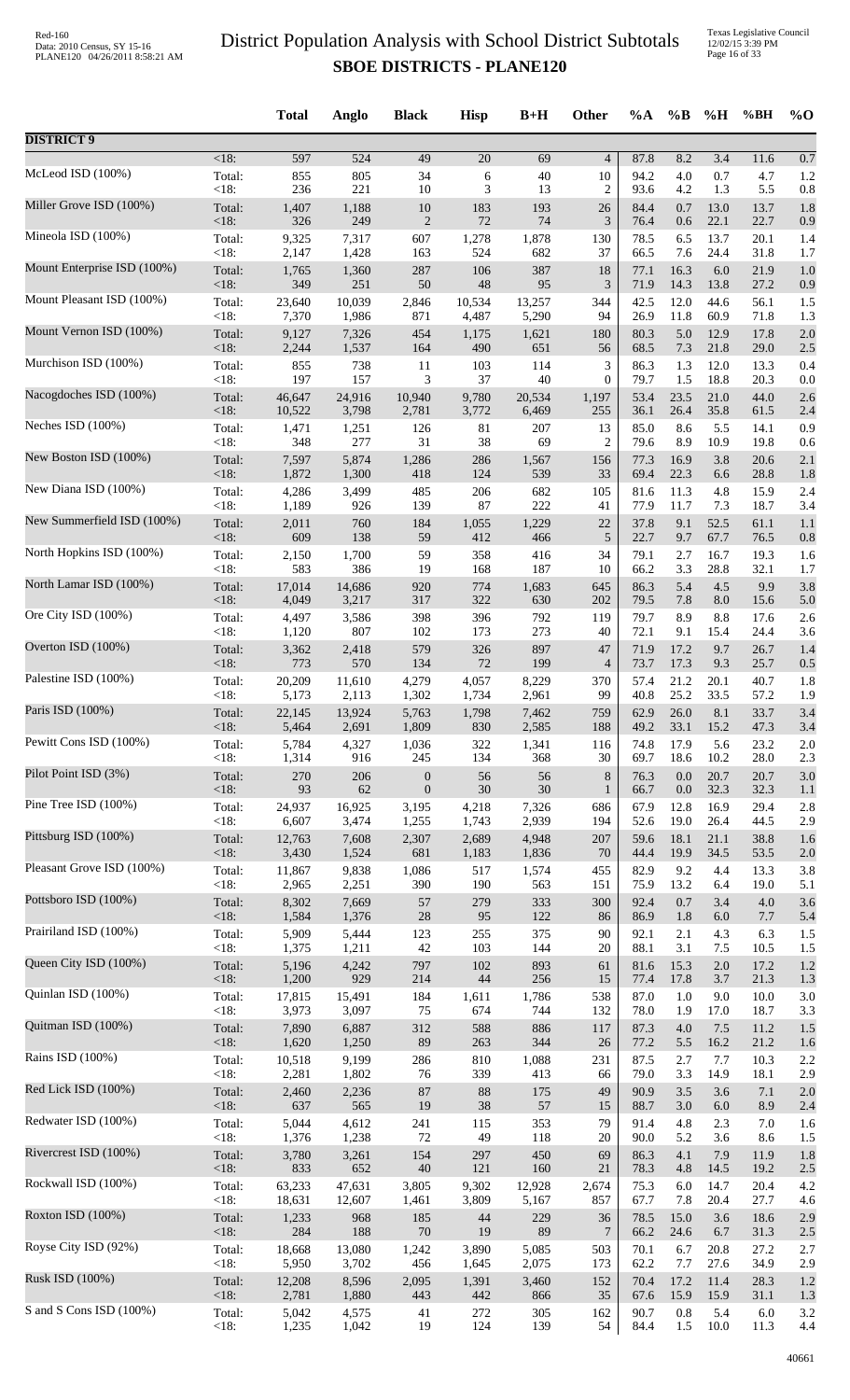# District Population Analysis with School District Subtotals

## SBOE DISTRICTS - PLANE120

|  |  | Total | Anglo | Black | Hisp | B+H | Other | %A | %B | %H | %BH | %O |
|---|---|---|---|---|---|---|---|---|---|---|---|---|
| **DISTRICT 9** |  |  |  |  |  |  |  |  |  |  |  |  |
|  | <18: | 597 | 524 | 49 | 20 | 69 | 4 | 87.8 | 8.2 | 3.4 | 11.6 | 0.7 |
| McLeod ISD (100%) | Total: | 855 | 805 | 34 | 6 | 40 | 10 | 94.2 | 4.0 | 0.7 | 4.7 | 1.2 |
|  | <18: | 236 | 221 | 10 | 3 | 13 | 2 | 93.6 | 4.2 | 1.3 | 5.5 | 0.8 |
| Miller Grove ISD (100%) | Total: | 1,407 | 1,188 | 10 | 183 | 193 | 26 | 84.4 | 0.7 | 13.0 | 13.7 | 1.8 |
|  | <18: | 326 | 249 | 2 | 72 | 74 | 3 | 76.4 | 0.6 | 22.1 | 22.7 | 0.9 |
| Mineola ISD (100%) | Total: | 9,325 | 7,317 | 607 | 1,278 | 1,878 | 130 | 78.5 | 6.5 | 13.7 | 20.1 | 1.4 |
|  | <18: | 2,147 | 1,428 | 163 | 524 | 682 | 37 | 66.5 | 7.6 | 24.4 | 31.8 | 1.7 |
| Mount Enterprise ISD (100%) | Total: | 1,765 | 1,360 | 287 | 106 | 387 | 18 | 77.1 | 16.3 | 6.0 | 21.9 | 1.0 |
|  | <18: | 349 | 251 | 50 | 48 | 95 | 3 | 71.9 | 14.3 | 13.8 | 27.2 | 0.9 |
| Mount Pleasant ISD (100%) | Total: | 23,640 | 10,039 | 2,846 | 10,534 | 13,257 | 344 | 42.5 | 12.0 | 44.6 | 56.1 | 1.5 |
|  | <18: | 7,370 | 1,986 | 871 | 4,487 | 5,290 | 94 | 26.9 | 11.8 | 60.9 | 71.8 | 1.3 |
| Mount Vernon ISD (100%) | Total: | 9,127 | 7,326 | 454 | 1,175 | 1,621 | 180 | 80.3 | 5.0 | 12.9 | 17.8 | 2.0 |
|  | <18: | 2,244 | 1,537 | 164 | 490 | 651 | 56 | 68.5 | 7.3 | 21.8 | 29.0 | 2.5 |
| Murchison ISD (100%) | Total: | 855 | 738 | 11 | 103 | 114 | 3 | 86.3 | 1.3 | 12.0 | 13.3 | 0.4 |
|  | <18: | 197 | 157 | 3 | 37 | 40 | 0 | 79.7 | 1.5 | 18.8 | 20.3 | 0.0 |
| Nacogdoches ISD (100%) | Total: | 46,647 | 24,916 | 10,940 | 9,780 | 20,534 | 1,197 | 53.4 | 23.5 | 21.0 | 44.0 | 2.6 |
|  | <18: | 10,522 | 3,798 | 2,781 | 3,772 | 6,469 | 255 | 36.1 | 26.4 | 35.8 | 61.5 | 2.4 |
| Neches ISD (100%) | Total: | 1,471 | 1,251 | 126 | 81 | 207 | 13 | 85.0 | 8.6 | 5.5 | 14.1 | 0.9 |
|  | <18: | 348 | 277 | 31 | 38 | 69 | 2 | 79.6 | 8.9 | 10.9 | 19.8 | 0.6 |
| New Boston ISD (100%) | Total: | 7,597 | 5,874 | 1,286 | 286 | 1,567 | 156 | 77.3 | 16.9 | 3.8 | 20.6 | 2.1 |
|  | <18: | 1,872 | 1,300 | 418 | 124 | 539 | 33 | 69.4 | 22.3 | 6.6 | 28.8 | 1.8 |
| New Diana ISD (100%) | Total: | 4,286 | 3,499 | 485 | 206 | 682 | 105 | 81.6 | 11.3 | 4.8 | 15.9 | 2.4 |
|  | <18: | 1,189 | 926 | 139 | 87 | 222 | 41 | 77.9 | 11.7 | 7.3 | 18.7 | 3.4 |
| New Summerfield ISD (100%) | Total: | 2,011 | 760 | 184 | 1,055 | 1,229 | 22 | 37.8 | 9.1 | 52.5 | 61.1 | 1.1 |
|  | <18: | 609 | 138 | 59 | 412 | 466 | 5 | 22.7 | 9.7 | 67.7 | 76.5 | 0.8 |
| North Hopkins ISD (100%) | Total: | 2,150 | 1,700 | 59 | 358 | 416 | 34 | 79.1 | 2.7 | 16.7 | 19.3 | 1.6 |
|  | <18: | 583 | 386 | 19 | 168 | 187 | 10 | 66.2 | 3.3 | 28.8 | 32.1 | 1.7 |
| North Lamar ISD (100%) | Total: | 17,014 | 14,686 | 920 | 774 | 1,683 | 645 | 86.3 | 5.4 | 4.5 | 9.9 | 3.8 |
|  | <18: | 4,049 | 3,217 | 317 | 322 | 630 | 202 | 79.5 | 7.8 | 8.0 | 15.6 | 5.0 |
| Ore City ISD (100%) | Total: | 4,497 | 3,586 | 398 | 396 | 792 | 119 | 79.7 | 8.9 | 8.8 | 17.6 | 2.6 |
|  | <18: | 1,120 | 807 | 102 | 173 | 273 | 40 | 72.1 | 9.1 | 15.4 | 24.4 | 3.6 |
| Overton ISD (100%) | Total: | 3,362 | 2,418 | 579 | 326 | 897 | 47 | 71.9 | 17.2 | 9.7 | 26.7 | 1.4 |
|  | <18: | 773 | 570 | 134 | 72 | 199 | 4 | 73.7 | 17.3 | 9.3 | 25.7 | 0.5 |
| Palestine ISD (100%) | Total: | 20,209 | 11,610 | 4,279 | 4,057 | 8,229 | 370 | 57.4 | 21.2 | 20.1 | 40.7 | 1.8 |
|  | <18: | 5,173 | 2,113 | 1,302 | 1,734 | 2,961 | 99 | 40.8 | 25.2 | 33.5 | 57.2 | 1.9 |
| Paris ISD (100%) | Total: | 22,145 | 13,924 | 5,763 | 1,798 | 7,462 | 759 | 62.9 | 26.0 | 8.1 | 33.7 | 3.4 |
|  | <18: | 5,464 | 2,691 | 1,809 | 830 | 2,585 | 188 | 49.2 | 33.1 | 15.2 | 47.3 | 3.4 |
| Pewitt Cons ISD (100%) | Total: | 5,784 | 4,327 | 1,036 | 322 | 1,341 | 116 | 74.8 | 17.9 | 5.6 | 23.2 | 2.0 |
|  | <18: | 1,314 | 916 | 245 | 134 | 368 | 30 | 69.7 | 18.6 | 10.2 | 28.0 | 2.3 |
| Pilot Point ISD (3%) | Total: | 270 | 206 | 0 | 56 | 56 | 8 | 76.3 | 0.0 | 20.7 | 20.7 | 3.0 |
|  | <18: | 93 | 62 | 0 | 30 | 30 | 1 | 66.7 | 0.0 | 32.3 | 32.3 | 1.1 |
| Pine Tree ISD (100%) | Total: | 24,937 | 16,925 | 3,195 | 4,218 | 7,326 | 686 | 67.9 | 12.8 | 16.9 | 29.4 | 2.8 |
|  | <18: | 6,607 | 3,474 | 1,255 | 1,743 | 2,939 | 194 | 52.6 | 19.0 | 26.4 | 44.5 | 2.9 |
| Pittsburg ISD (100%) | Total: | 12,763 | 7,608 | 2,307 | 2,689 | 4,948 | 207 | 59.6 | 18.1 | 21.1 | 38.8 | 1.6 |
|  | <18: | 3,430 | 1,524 | 681 | 1,183 | 1,836 | 70 | 44.4 | 19.9 | 34.5 | 53.5 | 2.0 |
| Pleasant Grove ISD (100%) | Total: | 11,867 | 9,838 | 1,086 | 517 | 1,574 | 455 | 82.9 | 9.2 | 4.4 | 13.3 | 3.8 |
|  | <18: | 2,965 | 2,251 | 390 | 190 | 563 | 151 | 75.9 | 13.2 | 6.4 | 19.0 | 5.1 |
| Pottsboro ISD (100%) | Total: | 8,302 | 7,669 | 57 | 279 | 333 | 300 | 92.4 | 0.7 | 3.4 | 4.0 | 3.6 |
|  | <18: | 1,584 | 1,376 | 28 | 95 | 122 | 86 | 86.9 | 1.8 | 6.0 | 7.7 | 5.4 |
| Prairiland ISD (100%) | Total: | 5,909 | 5,444 | 123 | 255 | 375 | 90 | 92.1 | 2.1 | 4.3 | 6.3 | 1.5 |
|  | <18: | 1,375 | 1,211 | 42 | 103 | 144 | 20 | 88.1 | 3.1 | 7.5 | 10.5 | 1.5 |
| Queen City ISD (100%) | Total: | 5,196 | 4,242 | 797 | 102 | 893 | 61 | 81.6 | 15.3 | 2.0 | 17.2 | 1.2 |
|  | <18: | 1,200 | 929 | 214 | 44 | 256 | 15 | 77.4 | 17.8 | 3.7 | 21.3 | 1.3 |
| Quinlan ISD (100%) | Total: | 17,815 | 15,491 | 184 | 1,611 | 1,786 | 538 | 87.0 | 1.0 | 9.0 | 10.0 | 3.0 |
|  | <18: | 3,973 | 3,097 | 75 | 674 | 744 | 132 | 78.0 | 1.9 | 17.0 | 18.7 | 3.3 |
| Quitman ISD (100%) | Total: | 7,890 | 6,887 | 312 | 588 | 886 | 117 | 87.3 | 4.0 | 7.5 | 11.2 | 1.5 |
|  | <18: | 1,620 | 1,250 | 89 | 263 | 344 | 26 | 77.2 | 5.5 | 16.2 | 21.2 | 1.6 |
| Rains ISD (100%) | Total: | 10,518 | 9,199 | 286 | 810 | 1,088 | 231 | 87.5 | 2.7 | 7.7 | 10.3 | 2.2 |
|  | <18: | 2,281 | 1,802 | 76 | 339 | 413 | 66 | 79.0 | 3.3 | 14.9 | 18.1 | 2.9 |
| Red Lick ISD (100%) | Total: | 2,460 | 2,236 | 87 | 88 | 175 | 49 | 90.9 | 3.5 | 3.6 | 7.1 | 2.0 |
|  | <18: | 637 | 565 | 19 | 38 | 57 | 15 | 88.7 | 3.0 | 6.0 | 8.9 | 2.4 |
| Redwater ISD (100%) | Total: | 5,044 | 4,612 | 241 | 115 | 353 | 79 | 91.4 | 4.8 | 2.3 | 7.0 | 1.6 |
|  | <18: | 1,376 | 1,238 | 72 | 49 | 118 | 20 | 90.0 | 5.2 | 3.6 | 8.6 | 1.5 |
| Rivercrest ISD (100%) | Total: | 3,780 | 3,261 | 154 | 297 | 450 | 69 | 86.3 | 4.1 | 7.9 | 11.9 | 1.8 |
|  | <18: | 833 | 652 | 40 | 121 | 160 | 21 | 78.3 | 4.8 | 14.5 | 19.2 | 2.5 |
| Rockwall ISD (100%) | Total: | 63,233 | 47,631 | 3,805 | 9,302 | 12,928 | 2,674 | 75.3 | 6.0 | 14.7 | 20.4 | 4.2 |
|  | <18: | 18,631 | 12,607 | 1,461 | 3,809 | 5,167 | 857 | 67.7 | 7.8 | 20.4 | 27.7 | 4.6 |
| Roxton ISD (100%) | Total: | 1,233 | 968 | 185 | 44 | 229 | 36 | 78.5 | 15.0 | 3.6 | 18.6 | 2.9 |
|  | <18: | 284 | 188 | 70 | 19 | 89 | 7 | 66.2 | 24.6 | 6.7 | 31.3 | 2.5 |
| Royse City ISD (92%) | Total: | 18,668 | 13,080 | 1,242 | 3,890 | 5,085 | 503 | 70.1 | 6.7 | 20.8 | 27.2 | 2.7 |
|  | <18: | 5,950 | 3,702 | 456 | 1,645 | 2,075 | 173 | 62.2 | 7.7 | 27.6 | 34.9 | 2.9 |
| Rusk ISD (100%) | Total: | 12,208 | 8,596 | 2,095 | 1,391 | 3,460 | 152 | 70.4 | 17.2 | 11.4 | 28.3 | 1.2 |
|  | <18: | 2,781 | 1,880 | 443 | 442 | 866 | 35 | 67.6 | 15.9 | 15.9 | 31.1 | 1.3 |
| S and S Cons ISD (100%) | Total: | 5,042 | 4,575 | 41 | 272 | 305 | 162 | 90.7 | 0.8 | 5.4 | 6.0 | 3.2 |
|  | <18: | 1,235 | 1,042 | 19 | 124 | 139 | 54 | 84.4 | 1.5 | 10.0 | 11.3 | 4.4 |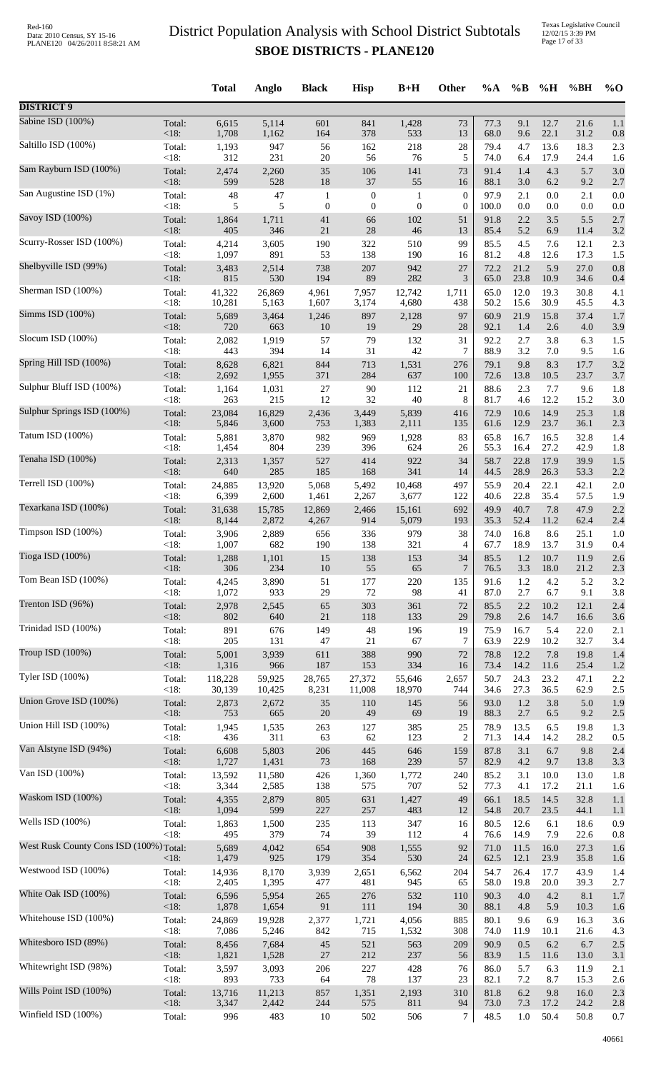# District Population Analysis with School District Subtotals
## SBOE DISTRICTS - PLANE120

| | | Total | Anglo | Black | Hisp | B+H | Other | %A | %B | %H | %BH | %O |
|---|---|---|---|---|---|---|---|---|---|---|---|---|
| **DISTRICT 9** | | | | | | | | | | | | |
| Sabine ISD (100%) | Total: | 6,615 | 5,114 | 601 | 841 | 1,428 | 73 | 77.3 | 9.1 | 12.7 | 21.6 | 1.1 |
| | <18: | 1,708 | 1,162 | 164 | 378 | 533 | 13 | 68.0 | 9.6 | 22.1 | 31.2 | 0.8 |
| Saltillo ISD (100%) | Total: | 1,193 | 947 | 56 | 162 | 218 | 28 | 79.4 | 4.7 | 13.6 | 18.3 | 2.3 |
| | <18: | 312 | 231 | 20 | 56 | 76 | 5 | 74.0 | 6.4 | 17.9 | 24.4 | 1.6 |
| Sam Rayburn ISD (100%) | Total: | 2,474 | 2,260 | 35 | 106 | 141 | 73 | 91.4 | 1.4 | 4.3 | 5.7 | 3.0 |
| | <18: | 599 | 528 | 18 | 37 | 55 | 16 | 88.1 | 3.0 | 6.2 | 9.2 | 2.7 |
| San Augustine ISD (1%) | Total: | 48 | 47 | 1 | 0 | 1 | 0 | 97.9 | 2.1 | 0.0 | 2.1 | 0.0 |
| | <18: | 5 | 5 | 0 | 0 | 0 | 0 | 100.0 | 0.0 | 0.0 | 0.0 | 0.0 |
| Savoy ISD (100%) | Total: | 1,864 | 1,711 | 41 | 66 | 102 | 51 | 91.8 | 2.2 | 3.5 | 5.5 | 2.7 |
| | <18: | 405 | 346 | 21 | 28 | 46 | 13 | 85.4 | 5.2 | 6.9 | 11.4 | 3.2 |
| Scurry-Rosser ISD (100%) | Total: | 4,214 | 3,605 | 190 | 322 | 510 | 99 | 85.5 | 4.5 | 7.6 | 12.1 | 2.3 |
| | <18: | 1,097 | 891 | 53 | 138 | 190 | 16 | 81.2 | 4.8 | 12.6 | 17.3 | 1.5 |
| Shelbyville ISD (99%) | Total: | 3,483 | 2,514 | 738 | 207 | 942 | 27 | 72.2 | 21.2 | 5.9 | 27.0 | 0.8 |
| | <18: | 815 | 530 | 194 | 89 | 282 | 3 | 65.0 | 23.8 | 10.9 | 34.6 | 0.4 |
| Sherman ISD (100%) | Total: | 41,322 | 26,869 | 4,961 | 7,957 | 12,742 | 1,711 | 65.0 | 12.0 | 19.3 | 30.8 | 4.1 |
| | <18: | 10,281 | 5,163 | 1,607 | 3,174 | 4,680 | 438 | 50.2 | 15.6 | 30.9 | 45.5 | 4.3 |
| Simms ISD (100%) | Total: | 5,689 | 3,464 | 1,246 | 897 | 2,128 | 97 | 60.9 | 21.9 | 15.8 | 37.4 | 1.7 |
| | <18: | 720 | 663 | 10 | 19 | 29 | 28 | 92.1 | 1.4 | 2.6 | 4.0 | 3.9 |
| Slocum ISD (100%) | Total: | 2,082 | 1,919 | 57 | 79 | 132 | 31 | 92.2 | 2.7 | 3.8 | 6.3 | 1.5 |
| | <18: | 443 | 394 | 14 | 31 | 42 | 7 | 88.9 | 3.2 | 7.0 | 9.5 | 1.6 |
| Spring Hill ISD (100%) | Total: | 8,628 | 6,821 | 844 | 713 | 1,531 | 276 | 79.1 | 9.8 | 8.3 | 17.7 | 3.2 |
| | <18: | 2,692 | 1,955 | 371 | 284 | 637 | 100 | 72.6 | 13.8 | 10.5 | 23.7 | 3.7 |
| Sulphur Bluff ISD (100%) | Total: | 1,164 | 1,031 | 27 | 90 | 112 | 21 | 88.6 | 2.3 | 7.7 | 9.6 | 1.8 |
| | <18: | 263 | 215 | 12 | 32 | 40 | 8 | 81.7 | 4.6 | 12.2 | 15.2 | 3.0 |
| Sulphur Springs ISD (100%) | Total: | 23,084 | 16,829 | 2,436 | 3,449 | 5,839 | 416 | 72.9 | 10.6 | 14.9 | 25.3 | 1.8 |
| | <18: | 5,846 | 3,600 | 753 | 1,383 | 2,111 | 135 | 61.6 | 12.9 | 23.7 | 36.1 | 2.3 |
| Tatum ISD (100%) | Total: | 5,881 | 3,870 | 982 | 969 | 1,928 | 83 | 65.8 | 16.7 | 16.5 | 32.8 | 1.4 |
| | <18: | 1,454 | 804 | 239 | 396 | 624 | 26 | 55.3 | 16.4 | 27.2 | 42.9 | 1.8 |
| Tenaha ISD (100%) | Total: | 2,313 | 1,357 | 527 | 414 | 922 | 34 | 58.7 | 22.8 | 17.9 | 39.9 | 1.5 |
| | <18: | 640 | 285 | 185 | 168 | 341 | 14 | 44.5 | 28.9 | 26.3 | 53.3 | 2.2 |
| Terrell ISD (100%) | Total: | 24,885 | 13,920 | 5,068 | 5,492 | 10,468 | 497 | 55.9 | 20.4 | 22.1 | 42.1 | 2.0 |
| | <18: | 6,399 | 2,600 | 1,461 | 2,267 | 3,677 | 122 | 40.6 | 22.8 | 35.4 | 57.5 | 1.9 |
| Texarkana ISD (100%) | Total: | 31,638 | 15,785 | 12,869 | 2,466 | 15,161 | 692 | 49.9 | 40.7 | 7.8 | 47.9 | 2.2 |
| | <18: | 8,144 | 2,872 | 4,267 | 914 | 5,079 | 193 | 35.3 | 52.4 | 11.2 | 62.4 | 2.4 |
| Timpson ISD (100%) | Total: | 3,906 | 2,889 | 656 | 336 | 979 | 38 | 74.0 | 16.8 | 8.6 | 25.1 | 1.0 |
| | <18: | 1,007 | 682 | 190 | 138 | 321 | 4 | 67.7 | 18.9 | 13.7 | 31.9 | 0.4 |
| Tioga ISD (100%) | Total: | 1,288 | 1,101 | 15 | 138 | 153 | 34 | 85.5 | 1.2 | 10.7 | 11.9 | 2.6 |
| | <18: | 306 | 234 | 10 | 55 | 65 | 7 | 76.5 | 3.3 | 18.0 | 21.2 | 2.3 |
| Tom Bean ISD (100%) | Total: | 4,245 | 3,890 | 51 | 177 | 220 | 135 | 91.6 | 1.2 | 4.2 | 5.2 | 3.2 |
| | <18: | 1,072 | 933 | 29 | 72 | 98 | 41 | 87.0 | 2.7 | 6.7 | 9.1 | 3.8 |
| Trenton ISD (96%) | Total: | 2,978 | 2,545 | 65 | 303 | 361 | 72 | 85.5 | 2.2 | 10.2 | 12.1 | 2.4 |
| | <18: | 802 | 640 | 21 | 118 | 133 | 29 | 79.8 | 2.6 | 14.7 | 16.6 | 3.6 |
| Trinidad ISD (100%) | Total: | 891 | 676 | 149 | 48 | 196 | 19 | 75.9 | 16.7 | 5.4 | 22.0 | 2.1 |
| | <18: | 205 | 131 | 47 | 21 | 67 | 7 | 63.9 | 22.9 | 10.2 | 32.7 | 3.4 |
| Troup ISD (100%) | Total: | 5,001 | 3,939 | 611 | 388 | 990 | 72 | 78.8 | 12.2 | 7.8 | 19.8 | 1.4 |
| | <18: | 1,316 | 966 | 187 | 153 | 334 | 16 | 73.4 | 14.2 | 11.6 | 25.4 | 1.2 |
| Tyler ISD (100%) | Total: | 118,228 | 59,925 | 28,765 | 27,372 | 55,646 | 2,657 | 50.7 | 24.3 | 23.2 | 47.1 | 2.2 |
| | <18: | 30,139 | 10,425 | 8,231 | 11,008 | 18,970 | 744 | 34.6 | 27.3 | 36.5 | 62.9 | 2.5 |
| Union Grove ISD (100%) | Total: | 2,873 | 2,672 | 35 | 110 | 145 | 56 | 93.0 | 1.2 | 3.8 | 5.0 | 1.9 |
| | <18: | 753 | 665 | 20 | 49 | 69 | 19 | 88.3 | 2.7 | 6.5 | 9.2 | 2.5 |
| Union Hill ISD (100%) | Total: | 1,945 | 1,535 | 263 | 127 | 385 | 25 | 78.9 | 13.5 | 6.5 | 19.8 | 1.3 |
| | <18: | 436 | 311 | 63 | 62 | 123 | 2 | 71.3 | 14.4 | 14.2 | 28.2 | 0.5 |
| Van Alstyne ISD (94%) | Total: | 6,608 | 5,803 | 206 | 445 | 646 | 159 | 87.8 | 3.1 | 6.7 | 9.8 | 2.4 |
| | <18: | 1,727 | 1,431 | 73 | 168 | 239 | 57 | 82.9 | 4.2 | 9.7 | 13.8 | 3.3 |
| Van ISD (100%) | Total: | 13,592 | 11,580 | 426 | 1,360 | 1,772 | 240 | 85.2 | 3.1 | 10.0 | 13.0 | 1.8 |
| | <18: | 3,344 | 2,585 | 138 | 575 | 707 | 52 | 77.3 | 4.1 | 17.2 | 21.1 | 1.6 |
| Waskom ISD (100%) | Total: | 4,355 | 2,879 | 805 | 631 | 1,427 | 49 | 66.1 | 18.5 | 14.5 | 32.8 | 1.1 |
| | <18: | 1,094 | 599 | 227 | 257 | 483 | 12 | 54.8 | 20.7 | 23.5 | 44.1 | 1.1 |
| Wells ISD (100%) | Total: | 1,863 | 1,500 | 235 | 113 | 347 | 16 | 80.5 | 12.6 | 6.1 | 18.6 | 0.9 |
| | <18: | 495 | 379 | 74 | 39 | 112 | 4 | 76.6 | 14.9 | 7.9 | 22.6 | 0.8 |
| West Rusk County Cons ISD (100%) | Total: | 5,689 | 4,042 | 654 | 908 | 1,555 | 92 | 71.0 | 11.5 | 16.0 | 27.3 | 1.6 |
| | <18: | 1,479 | 925 | 179 | 354 | 530 | 24 | 62.5 | 12.1 | 23.9 | 35.8 | 1.6 |
| Westwood ISD (100%) | Total: | 14,936 | 8,170 | 3,939 | 2,651 | 6,562 | 204 | 54.7 | 26.4 | 17.7 | 43.9 | 1.4 |
| | <18: | 2,405 | 1,395 | 477 | 481 | 945 | 65 | 58.0 | 19.8 | 20.0 | 39.3 | 2.7 |
| White Oak ISD (100%) | Total: | 6,596 | 5,954 | 265 | 276 | 532 | 110 | 90.3 | 4.0 | 4.2 | 8.1 | 1.7 |
| | <18: | 1,878 | 1,654 | 91 | 111 | 194 | 30 | 88.1 | 4.8 | 5.9 | 10.3 | 1.6 |
| Whitehouse ISD (100%) | Total: | 24,869 | 19,928 | 2,377 | 1,721 | 4,056 | 885 | 80.1 | 9.6 | 6.9 | 16.3 | 3.6 |
| | <18: | 7,086 | 5,246 | 842 | 715 | 1,532 | 308 | 74.0 | 11.9 | 10.1 | 21.6 | 4.3 |
| Whitesboro ISD (89%) | Total: | 8,456 | 7,684 | 45 | 521 | 563 | 209 | 90.9 | 0.5 | 6.2 | 6.7 | 2.5 |
| | <18: | 1,821 | 1,528 | 27 | 212 | 237 | 56 | 83.9 | 1.5 | 11.6 | 13.0 | 3.1 |
| Whitewright ISD (98%) | Total: | 3,597 | 3,093 | 206 | 227 | 428 | 76 | 86.0 | 5.7 | 6.3 | 11.9 | 2.1 |
| | <18: | 893 | 733 | 64 | 78 | 137 | 23 | 82.1 | 7.2 | 8.7 | 15.3 | 2.6 |
| Wills Point ISD (100%) | Total: | 13,716 | 11,213 | 857 | 1,351 | 2,193 | 310 | 81.8 | 6.2 | 9.8 | 16.0 | 2.3 |
| | <18: | 3,347 | 2,442 | 244 | 575 | 811 | 94 | 73.0 | 7.3 | 17.2 | 24.2 | 2.8 |
| Winfield ISD (100%) | Total: | 996 | 483 | 10 | 502 | 506 | 7 | 48.5 | 1.0 | 50.4 | 50.8 | 0.7 |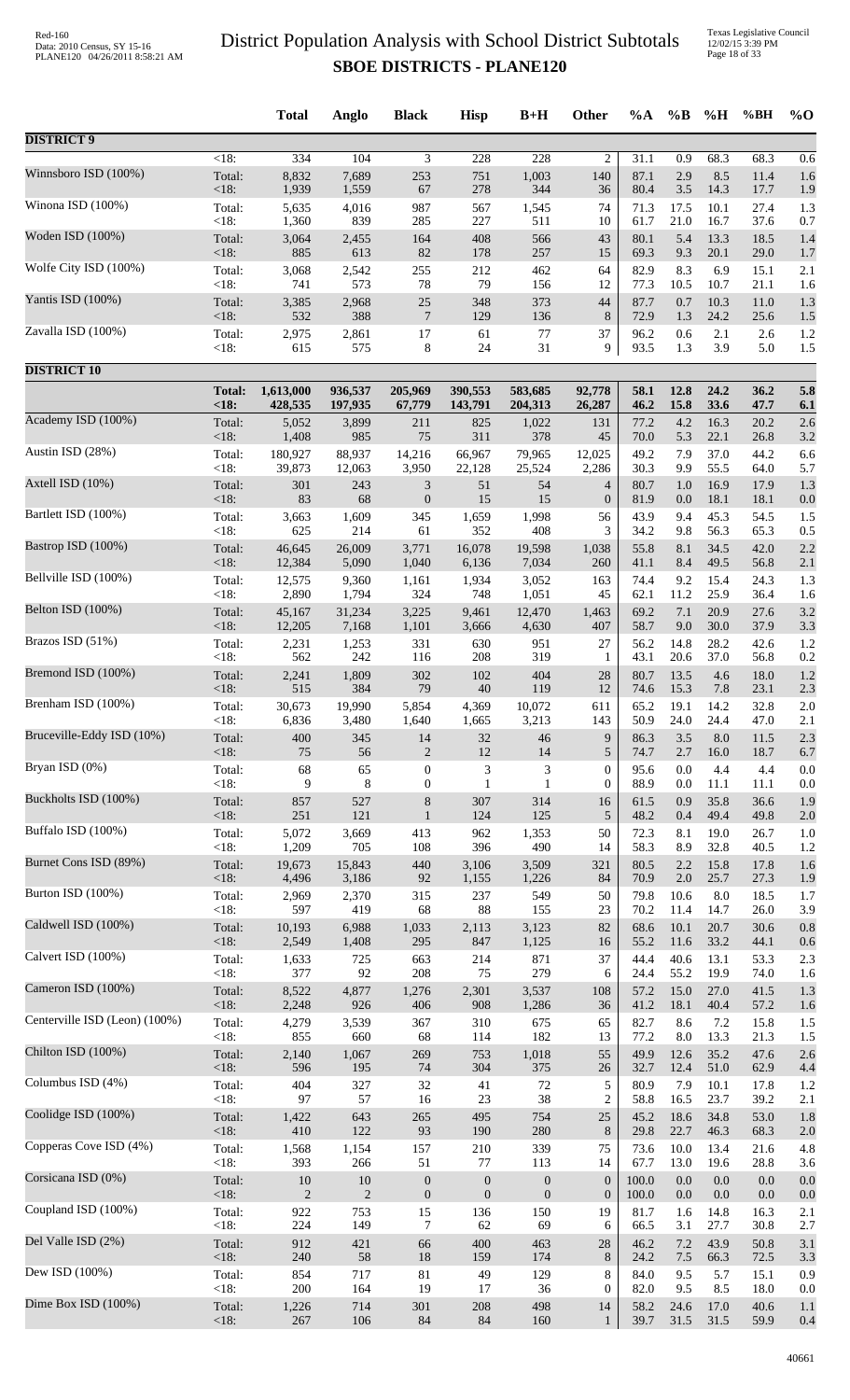# District Population Analysis with School District Subtotals
## SBOE DISTRICTS - PLANE120

| | | Total | Anglo | Black | Hisp | B+H | Other | %A | %B | %H | %BH | %O |
|---|---|---|---|---|---|---|---|---|---|---|---|---|
| **DISTRICT 9** | | | | | | | | | | | | |
| | <18: | 334 | 104 | 3 | 228 | 228 | 2 | 31.1 | 0.9 | 68.3 | 68.3 | 0.6 |
| Winnsboro ISD (100%) | Total: | 8,832 | 7,689 | 253 | 751 | 1,003 | 140 | 87.1 | 2.9 | 8.5 | 11.4 | 1.6 |
| | <18: | 1,939 | 1,559 | 67 | 278 | 344 | 36 | 80.4 | 3.5 | 14.3 | 17.7 | 1.9 |
| Winona ISD (100%) | Total: | 5,635 | 4,016 | 987 | 567 | 1,545 | 74 | 71.3 | 17.5 | 10.1 | 27.4 | 1.3 |
| | <18: | 1,360 | 839 | 285 | 227 | 511 | 10 | 61.7 | 21.0 | 16.7 | 37.6 | 0.7 |
| Woden ISD (100%) | Total: | 3,064 | 2,455 | 164 | 408 | 566 | 43 | 80.1 | 5.4 | 13.3 | 18.5 | 1.4 |
| | <18: | 885 | 613 | 82 | 178 | 257 | 15 | 69.3 | 9.3 | 20.1 | 29.0 | 1.7 |
| Wolfe City ISD (100%) | Total: | 3,068 | 2,542 | 255 | 212 | 462 | 64 | 82.9 | 8.3 | 6.9 | 15.1 | 2.1 |
| | <18: | 741 | 573 | 78 | 79 | 156 | 12 | 77.3 | 10.5 | 10.7 | 21.1 | 1.6 |
| Yantis ISD (100%) | Total: | 3,385 | 2,968 | 25 | 348 | 373 | 44 | 87.7 | 0.7 | 10.3 | 11.0 | 1.3 |
| | <18: | 532 | 388 | 7 | 129 | 136 | 8 | 72.9 | 1.3 | 24.2 | 25.6 | 1.5 |
| Zavalla ISD (100%) | Total: | 2,975 | 2,861 | 17 | 61 | 77 | 37 | 96.2 | 0.6 | 2.1 | 2.6 | 1.2 |
| | <18: | 615 | 575 | 8 | 24 | 31 | 9 | 93.5 | 1.3 | 3.9 | 5.0 | 1.5 |
| **DISTRICT 10** | | | | | | | | | | | | |
| | **Total:** | **1,613,000** | **936,537** | **205,969** | **390,553** | **583,685** | **92,778** | **58.1** | **12.8** | **24.2** | **36.2** | **5.8** |
| | **<18:** | **428,535** | **197,935** | **67,779** | **143,791** | **204,313** | **26,287** | **46.2** | **15.8** | **33.6** | **47.7** | **6.1** |
| Academy ISD (100%) | Total: | 5,052 | 3,899 | 211 | 825 | 1,022 | 131 | 77.2 | 4.2 | 16.3 | 20.2 | 2.6 |
| | <18: | 1,408 | 985 | 75 | 311 | 378 | 45 | 70.0 | 5.3 | 22.1 | 26.8 | 3.2 |
| Austin ISD (28%) | Total: | 180,927 | 88,937 | 14,216 | 66,967 | 79,965 | 12,025 | 49.2 | 7.9 | 37.0 | 44.2 | 6.6 |
| | <18: | 39,873 | 12,063 | 3,950 | 22,128 | 25,524 | 2,286 | 30.3 | 9.9 | 55.5 | 64.0 | 5.7 |
| Axtell ISD (10%) | Total: | 301 | 243 | 3 | 51 | 54 | 4 | 80.7 | 1.0 | 16.9 | 17.9 | 1.3 |
| | <18: | 83 | 68 | 0 | 15 | 15 | 0 | 81.9 | 0.0 | 18.1 | 18.1 | 0.0 |
| Bartlett ISD (100%) | Total: | 3,663 | 1,609 | 345 | 1,659 | 1,998 | 56 | 43.9 | 9.4 | 45.3 | 54.5 | 1.5 |
| | <18: | 625 | 214 | 61 | 352 | 408 | 3 | 34.2 | 9.8 | 56.3 | 65.3 | 0.5 |
| Bastrop ISD (100%) | Total: | 46,645 | 26,009 | 3,771 | 16,078 | 19,598 | 1,038 | 55.8 | 8.1 | 34.5 | 42.0 | 2.2 |
| | <18: | 12,384 | 5,090 | 1,040 | 6,136 | 7,034 | 260 | 41.1 | 8.4 | 49.5 | 56.8 | 2.1 |
| Bellville ISD (100%) | Total: | 12,575 | 9,360 | 1,161 | 1,934 | 3,052 | 163 | 74.4 | 9.2 | 15.4 | 24.3 | 1.3 |
| | <18: | 2,890 | 1,794 | 324 | 748 | 1,051 | 45 | 62.1 | 11.2 | 25.9 | 36.4 | 1.6 |
| Belton ISD (100%) | Total: | 45,167 | 31,234 | 3,225 | 9,461 | 12,470 | 1,463 | 69.2 | 7.1 | 20.9 | 27.6 | 3.2 |
| | <18: | 12,205 | 7,168 | 1,101 | 3,666 | 4,630 | 407 | 58.7 | 9.0 | 30.0 | 37.9 | 3.3 |
| Brazos ISD (51%) | Total: | 2,231 | 1,253 | 331 | 630 | 951 | 27 | 56.2 | 14.8 | 28.2 | 42.6 | 1.2 |
| | <18: | 562 | 242 | 116 | 208 | 319 | 1 | 43.1 | 20.6 | 37.0 | 56.8 | 0.2 |
| Bremond ISD (100%) | Total: | 2,241 | 1,809 | 302 | 102 | 404 | 28 | 80.7 | 13.5 | 4.6 | 18.0 | 1.2 |
| | <18: | 515 | 384 | 79 | 40 | 119 | 12 | 74.6 | 15.3 | 7.8 | 23.1 | 2.3 |
| Brenham ISD (100%) | Total: | 30,673 | 19,990 | 5,854 | 4,369 | 10,072 | 611 | 65.2 | 19.1 | 14.2 | 32.8 | 2.0 |
| | <18: | 6,836 | 3,480 | 1,640 | 1,665 | 3,213 | 143 | 50.9 | 24.0 | 24.4 | 47.0 | 2.1 |
| Bruceville-Eddy ISD (10%) | Total: | 400 | 345 | 14 | 32 | 46 | 9 | 86.3 | 3.5 | 8.0 | 11.5 | 2.3 |
| | <18: | 75 | 56 | 2 | 12 | 14 | 5 | 74.7 | 2.7 | 16.0 | 18.7 | 6.7 |
| Bryan ISD (0%) | Total: | 68 | 65 | 0 | 3 | 3 | 0 | 95.6 | 0.0 | 4.4 | 4.4 | 0.0 |
| | <18: | 9 | 8 | 0 | 1 | 1 | 0 | 88.9 | 0.0 | 11.1 | 11.1 | 0.0 |
| Buckholts ISD (100%) | Total: | 857 | 527 | 8 | 307 | 314 | 16 | 61.5 | 0.9 | 35.8 | 36.6 | 1.9 |
| | <18: | 251 | 121 | 1 | 124 | 125 | 5 | 48.2 | 0.4 | 49.4 | 49.8 | 2.0 |
| Buffalo ISD (100%) | Total: | 5,072 | 3,669 | 413 | 962 | 1,353 | 50 | 72.3 | 8.1 | 19.0 | 26.7 | 1.0 |
| | <18: | 1,209 | 705 | 108 | 396 | 490 | 14 | 58.3 | 8.9 | 32.8 | 40.5 | 1.2 |
| Burnet Cons ISD (89%) | Total: | 19,673 | 15,843 | 440 | 3,106 | 3,509 | 321 | 80.5 | 2.2 | 15.8 | 17.8 | 1.6 |
| | <18: | 4,496 | 3,186 | 92 | 1,155 | 1,226 | 84 | 70.9 | 2.0 | 25.7 | 27.3 | 1.9 |
| Burton ISD (100%) | Total: | 2,969 | 2,370 | 315 | 237 | 549 | 50 | 79.8 | 10.6 | 8.0 | 18.5 | 1.7 |
| | <18: | 597 | 419 | 68 | 88 | 155 | 23 | 70.2 | 11.4 | 14.7 | 26.0 | 3.9 |
| Caldwell ISD (100%) | Total: | 10,193 | 6,988 | 1,033 | 2,113 | 3,123 | 82 | 68.6 | 10.1 | 20.7 | 30.6 | 0.8 |
| | <18: | 2,549 | 1,408 | 295 | 847 | 1,125 | 16 | 55.2 | 11.6 | 33.2 | 44.1 | 0.6 |
| Calvert ISD (100%) | Total: | 1,633 | 725 | 663 | 214 | 871 | 37 | 44.4 | 40.6 | 13.1 | 53.3 | 2.3 |
| | <18: | 377 | 92 | 208 | 75 | 279 | 6 | 24.4 | 55.2 | 19.9 | 74.0 | 1.6 |
| Cameron ISD (100%) | Total: | 8,522 | 4,877 | 1,276 | 2,301 | 3,537 | 108 | 57.2 | 15.0 | 27.0 | 41.5 | 1.3 |
| | <18: | 2,248 | 926 | 406 | 908 | 1,286 | 36 | 41.2 | 18.1 | 40.4 | 57.2 | 1.6 |
| Centerville ISD (Leon) (100%) | Total: | 4,279 | 3,539 | 367 | 310 | 675 | 65 | 82.7 | 8.6 | 7.2 | 15.8 | 1.5 |
| | <18: | 855 | 660 | 68 | 114 | 182 | 13 | 77.2 | 8.0 | 13.3 | 21.3 | 1.5 |
| Chilton ISD (100%) | Total: | 2,140 | 1,067 | 269 | 753 | 1,018 | 55 | 49.9 | 12.6 | 35.2 | 47.6 | 2.6 |
| | <18: | 596 | 195 | 74 | 304 | 375 | 26 | 32.7 | 12.4 | 51.0 | 62.9 | 4.4 |
| Columbus ISD (4%) | Total: | 404 | 327 | 32 | 41 | 72 | 5 | 80.9 | 7.9 | 10.1 | 17.8 | 1.2 |
| | <18: | 97 | 57 | 16 | 23 | 38 | 2 | 58.8 | 16.5 | 23.7 | 39.2 | 2.1 |
| Coolidge ISD (100%) | Total: | 1,422 | 643 | 265 | 495 | 754 | 25 | 45.2 | 18.6 | 34.8 | 53.0 | 1.8 |
| | <18: | 410 | 122 | 93 | 190 | 280 | 8 | 29.8 | 22.7 | 46.3 | 68.3 | 2.0 |
| Copperas Cove ISD (4%) | Total: | 1,568 | 1,154 | 157 | 210 | 339 | 75 | 73.6 | 10.0 | 13.4 | 21.6 | 4.8 |
| | <18: | 393 | 266 | 51 | 77 | 113 | 14 | 67.7 | 13.0 | 19.6 | 28.8 | 3.6 |
| Corsicana ISD (0%) | Total: | 10 | 10 | 0 | 0 | 0 | 0 | 100.0 | 0.0 | 0.0 | 0.0 | 0.0 |
| | <18: | 2 | 2 | 0 | 0 | 0 | 0 | 100.0 | 0.0 | 0.0 | 0.0 | 0.0 |
| Coupland ISD (100%) | Total: | 922 | 753 | 15 | 136 | 150 | 19 | 81.7 | 1.6 | 14.8 | 16.3 | 2.1 |
| | <18: | 224 | 149 | 7 | 62 | 69 | 6 | 66.5 | 3.1 | 27.7 | 30.8 | 2.7 |
| Del Valle ISD (2%) | Total: | 912 | 421 | 66 | 400 | 463 | 28 | 46.2 | 7.2 | 43.9 | 50.8 | 3.1 |
| | <18: | 240 | 58 | 18 | 159 | 174 | 8 | 24.2 | 7.5 | 66.3 | 72.5 | 3.3 |
| Dew ISD (100%) | Total: | 854 | 717 | 81 | 49 | 129 | 8 | 84.0 | 9.5 | 5.7 | 15.1 | 0.9 |
| | <18: | 200 | 164 | 19 | 17 | 36 | 0 | 82.0 | 9.5 | 8.5 | 18.0 | 0.0 |
| Dime Box ISD (100%) | Total: | 1,226 | 714 | 301 | 208 | 498 | 14 | 58.2 | 24.6 | 17.0 | 40.6 | 1.1 |
| | <18: | 267 | 106 | 84 | 84 | 160 | 1 | 39.7 | 31.5 | 31.5 | 59.9 | 0.4 |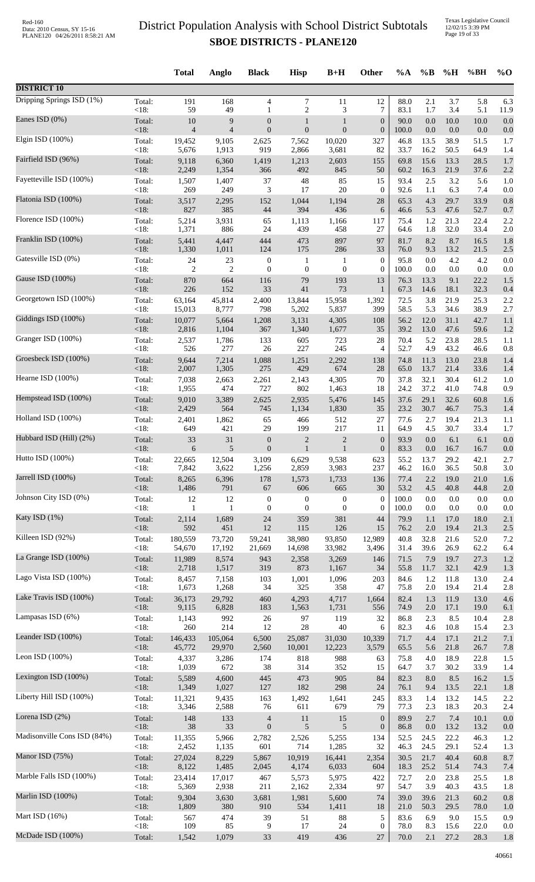# District Population Analysis with School District Subtotals

## SBOE DISTRICTS - PLANE120

| | | Total | Anglo | Black | Hisp | B+H | Other | %A | %B | %H | %BH | %O |
|---|---|---|---|---|---|---|---|---|---|---|---|---|
| **DISTRICT 10** | | | | | | | | | | | | |
| Dripping Springs ISD (1%) | Total: | 191 | 168 | 4 | 7 | 11 | 12 | 88.0 | 2.1 | 3.7 | 5.8 | 6.3 |
| | <18: | 59 | 49 | 1 | 2 | 3 | 7 | 83.1 | 1.7 | 3.4 | 5.1 | 11.9 |
| Eanes ISD (0%) | Total: | 10 | 9 | 0 | 1 | 1 | 0 | 90.0 | 0.0 | 10.0 | 10.0 | 0.0 |
| | <18: | 4 | 4 | 0 | 0 | 0 | 0 | 100.0 | 0.0 | 0.0 | 0.0 | 0.0 |
| Elgin ISD (100%) | Total: | 19,452 | 9,105 | 2,625 | 7,562 | 10,020 | 327 | 46.8 | 13.5 | 38.9 | 51.5 | 1.7 |
| | <18: | 5,676 | 1,913 | 919 | 2,866 | 3,681 | 82 | 33.7 | 16.2 | 50.5 | 64.9 | 1.4 |
| Fairfield ISD (96%) | Total: | 9,118 | 6,360 | 1,419 | 1,213 | 2,603 | 155 | 69.8 | 15.6 | 13.3 | 28.5 | 1.7 |
| | <18: | 2,249 | 1,354 | 366 | 492 | 845 | 50 | 60.2 | 16.3 | 21.9 | 37.6 | 2.2 |
| Fayetteville ISD (100%) | Total: | 1,507 | 1,407 | 37 | 48 | 85 | 15 | 93.4 | 2.5 | 3.2 | 5.6 | 1.0 |
| | <18: | 269 | 249 | 3 | 17 | 20 | 0 | 92.6 | 1.1 | 6.3 | 7.4 | 0.0 |
| Flatonia ISD (100%) | Total: | 3,517 | 2,295 | 152 | 1,044 | 1,194 | 28 | 65.3 | 4.3 | 29.7 | 33.9 | 0.8 |
| | <18: | 827 | 385 | 44 | 394 | 436 | 6 | 46.6 | 5.3 | 47.6 | 52.7 | 0.7 |
| Florence ISD (100%) | Total: | 5,214 | 3,931 | 65 | 1,113 | 1,166 | 117 | 75.4 | 1.2 | 21.3 | 22.4 | 2.2 |
| | <18: | 1,371 | 886 | 24 | 439 | 458 | 27 | 64.6 | 1.8 | 32.0 | 33.4 | 2.0 |
| Franklin ISD (100%) | Total: | 5,441 | 4,447 | 444 | 473 | 897 | 97 | 81.7 | 8.2 | 8.7 | 16.5 | 1.8 |
| | <18: | 1,330 | 1,011 | 124 | 175 | 286 | 33 | 76.0 | 9.3 | 13.2 | 21.5 | 2.5 |
| Gatesville ISD (0%) | Total: | 24 | 23 | 0 | 1 | 1 | 0 | 95.8 | 0.0 | 4.2 | 4.2 | 0.0 |
| | <18: | 2 | 2 | 0 | 0 | 0 | 0 | 100.0 | 0.0 | 0.0 | 0.0 | 0.0 |
| Gause ISD (100%) | Total: | 870 | 664 | 116 | 79 | 193 | 13 | 76.3 | 13.3 | 9.1 | 22.2 | 1.5 |
| | <18: | 226 | 152 | 33 | 41 | 73 | 1 | 67.3 | 14.6 | 18.1 | 32.3 | 0.4 |
| Georgetown ISD (100%) | Total: | 63,164 | 45,814 | 2,400 | 13,844 | 15,958 | 1,392 | 72.5 | 3.8 | 21.9 | 25.3 | 2.2 |
| | <18: | 15,013 | 8,777 | 798 | 5,202 | 5,837 | 399 | 58.5 | 5.3 | 34.6 | 38.9 | 2.7 |
| Giddings ISD (100%) | Total: | 10,077 | 5,664 | 1,208 | 3,131 | 4,305 | 108 | 56.2 | 12.0 | 31.1 | 42.7 | 1.1 |
| | <18: | 2,816 | 1,104 | 367 | 1,340 | 1,677 | 35 | 39.2 | 13.0 | 47.6 | 59.6 | 1.2 |
| Granger ISD (100%) | Total: | 2,537 | 1,786 | 133 | 605 | 723 | 28 | 70.4 | 5.2 | 23.8 | 28.5 | 1.1 |
| | <18: | 526 | 277 | 26 | 227 | 245 | 4 | 52.7 | 4.9 | 43.2 | 46.6 | 0.8 |
| Groesbeck ISD (100%) | Total: | 9,644 | 7,214 | 1,088 | 1,251 | 2,292 | 138 | 74.8 | 11.3 | 13.0 | 23.8 | 1.4 |
| | <18: | 2,007 | 1,305 | 275 | 429 | 674 | 28 | 65.0 | 13.7 | 21.4 | 33.6 | 1.4 |
| Hearne ISD (100%) | Total: | 7,038 | 2,663 | 2,261 | 2,143 | 4,305 | 70 | 37.8 | 32.1 | 30.4 | 61.2 | 1.0 |
| | <18: | 1,955 | 474 | 727 | 802 | 1,463 | 18 | 24.2 | 37.2 | 41.0 | 74.8 | 0.9 |
| Hempstead ISD (100%) | Total: | 9,010 | 3,389 | 2,625 | 2,935 | 5,476 | 145 | 37.6 | 29.1 | 32.6 | 60.8 | 1.6 |
| | <18: | 2,429 | 564 | 745 | 1,134 | 1,830 | 35 | 23.2 | 30.7 | 46.7 | 75.3 | 1.4 |
| Holland ISD (100%) | Total: | 2,401 | 1,862 | 65 | 466 | 512 | 27 | 77.6 | 2.7 | 19.4 | 21.3 | 1.1 |
| | <18: | 649 | 421 | 29 | 199 | 217 | 11 | 64.9 | 4.5 | 30.7 | 33.4 | 1.7 |
| Hubbard ISD (Hill) (2%) | Total: | 33 | 31 | 0 | 2 | 2 | 0 | 93.9 | 0.0 | 6.1 | 6.1 | 0.0 |
| | <18: | 6 | 5 | 0 | 1 | 1 | 0 | 83.3 | 0.0 | 16.7 | 16.7 | 0.0 |
| Hutto ISD (100%) | Total: | 22,665 | 12,504 | 3,109 | 6,629 | 9,538 | 623 | 55.2 | 13.7 | 29.2 | 42.1 | 2.7 |
| | <18: | 7,842 | 3,622 | 1,256 | 2,859 | 3,983 | 237 | 46.2 | 16.0 | 36.5 | 50.8 | 3.0 |
| Jarrell ISD (100%) | Total: | 8,265 | 6,396 | 178 | 1,573 | 1,733 | 136 | 77.4 | 2.2 | 19.0 | 21.0 | 1.6 |
| | <18: | 1,486 | 791 | 67 | 606 | 665 | 30 | 53.2 | 4.5 | 40.8 | 44.8 | 2.0 |
| Johnson City ISD (0%) | Total: | 12 | 12 | 0 | 0 | 0 | 0 | 100.0 | 0.0 | 0.0 | 0.0 | 0.0 |
| | <18: | 1 | 1 | 0 | 0 | 0 | 0 | 100.0 | 0.0 | 0.0 | 0.0 | 0.0 |
| Katy ISD (1%) | Total: | 2,114 | 1,689 | 24 | 359 | 381 | 44 | 79.9 | 1.1 | 17.0 | 18.0 | 2.1 |
| | <18: | 592 | 451 | 12 | 115 | 126 | 15 | 76.2 | 2.0 | 19.4 | 21.3 | 2.5 |
| Killeen ISD (92%) | Total: | 180,559 | 73,720 | 59,241 | 38,980 | 93,850 | 12,989 | 40.8 | 32.8 | 21.6 | 52.0 | 7.2 |
| | <18: | 54,670 | 17,192 | 21,669 | 14,698 | 33,982 | 3,496 | 31.4 | 39.6 | 26.9 | 62.2 | 6.4 |
| La Grange ISD (100%) | Total: | 11,989 | 8,574 | 943 | 2,358 | 3,269 | 146 | 71.5 | 7.9 | 19.7 | 27.3 | 1.2 |
| | <18: | 2,718 | 1,517 | 319 | 873 | 1,167 | 34 | 55.8 | 11.7 | 32.1 | 42.9 | 1.3 |
| Lago Vista ISD (100%) | Total: | 8,457 | 7,158 | 103 | 1,001 | 1,096 | 203 | 84.6 | 1.2 | 11.8 | 13.0 | 2.4 |
| | <18: | 1,673 | 1,268 | 34 | 325 | 358 | 47 | 75.8 | 2.0 | 19.4 | 21.4 | 2.8 |
| Lake Travis ISD (100%) | Total: | 36,173 | 29,792 | 460 | 4,293 | 4,717 | 1,664 | 82.4 | 1.3 | 11.9 | 13.0 | 4.6 |
| | <18: | 9,115 | 6,828 | 183 | 1,563 | 1,731 | 556 | 74.9 | 2.0 | 17.1 | 19.0 | 6.1 |
| Lampasas ISD (6%) | Total: | 1,143 | 992 | 26 | 97 | 119 | 32 | 86.8 | 2.3 | 8.5 | 10.4 | 2.8 |
| | <18: | 260 | 214 | 12 | 28 | 40 | 6 | 82.3 | 4.6 | 10.8 | 15.4 | 2.3 |
| Leander ISD (100%) | Total: | 146,433 | 105,064 | 6,500 | 25,087 | 31,030 | 10,339 | 71.7 | 4.4 | 17.1 | 21.2 | 7.1 |
| | <18: | 45,772 | 29,970 | 2,560 | 10,001 | 12,223 | 3,579 | 65.5 | 5.6 | 21.8 | 26.7 | 7.8 |
| Leon ISD (100%) | Total: | 4,337 | 3,286 | 174 | 818 | 988 | 63 | 75.8 | 4.0 | 18.9 | 22.8 | 1.5 |
| | <18: | 1,039 | 672 | 38 | 314 | 352 | 15 | 64.7 | 3.7 | 30.2 | 33.9 | 1.4 |
| Lexington ISD (100%) | Total: | 5,589 | 4,600 | 445 | 473 | 905 | 84 | 82.3 | 8.0 | 8.5 | 16.2 | 1.5 |
| | <18: | 1,349 | 1,027 | 127 | 182 | 298 | 24 | 76.1 | 9.4 | 13.5 | 22.1 | 1.8 |
| Liberty Hill ISD (100%) | Total: | 11,321 | 9,435 | 163 | 1,492 | 1,641 | 245 | 83.3 | 1.4 | 13.2 | 14.5 | 2.2 |
| | <18: | 3,346 | 2,588 | 76 | 611 | 679 | 79 | 77.3 | 2.3 | 18.3 | 20.3 | 2.4 |
| Lorena ISD (2%) | Total: | 148 | 133 | 4 | 11 | 15 | 0 | 89.9 | 2.7 | 7.4 | 10.1 | 0.0 |
| | <18: | 38 | 33 | 0 | 5 | 5 | 0 | 86.8 | 0.0 | 13.2 | 13.2 | 0.0 |
| Madisonville Cons ISD (84%) | Total: | 11,355 | 5,966 | 2,782 | 2,526 | 5,255 | 134 | 52.5 | 24.5 | 22.2 | 46.3 | 1.2 |
| | <18: | 2,452 | 1,135 | 601 | 714 | 1,285 | 32 | 46.3 | 24.5 | 29.1 | 52.4 | 1.3 |
| Manor ISD (75%) | Total: | 27,024 | 8,229 | 5,867 | 10,919 | 16,441 | 2,354 | 30.5 | 21.7 | 40.4 | 60.8 | 8.7 |
| | <18: | 8,122 | 1,485 | 2,045 | 4,174 | 6,033 | 604 | 18.3 | 25.2 | 51.4 | 74.3 | 7.4 |
| Marble Falls ISD (100%) | Total: | 23,414 | 17,017 | 467 | 5,573 | 5,975 | 422 | 72.7 | 2.0 | 23.8 | 25.5 | 1.8 |
| | <18: | 5,369 | 2,938 | 211 | 2,162 | 2,334 | 97 | 54.7 | 3.9 | 40.3 | 43.5 | 1.8 |
| Marlin ISD (100%) | Total: | 9,304 | 3,630 | 3,681 | 1,981 | 5,600 | 74 | 39.0 | 39.6 | 21.3 | 60.2 | 0.8 |
| | <18: | 1,809 | 380 | 910 | 534 | 1,411 | 18 | 21.0 | 50.3 | 29.5 | 78.0 | 1.0 |
| Mart ISD (16%) | Total: | 567 | 474 | 39 | 51 | 88 | 5 | 83.6 | 6.9 | 9.0 | 15.5 | 0.9 |
| | <18: | 109 | 85 | 9 | 17 | 24 | 0 | 78.0 | 8.3 | 15.6 | 22.0 | 0.0 |
| McDade ISD (100%) | Total: | 1,542 | 1,079 | 33 | 419 | 436 | 27 | 70.0 | 2.1 | 27.2 | 28.3 | 1.8 |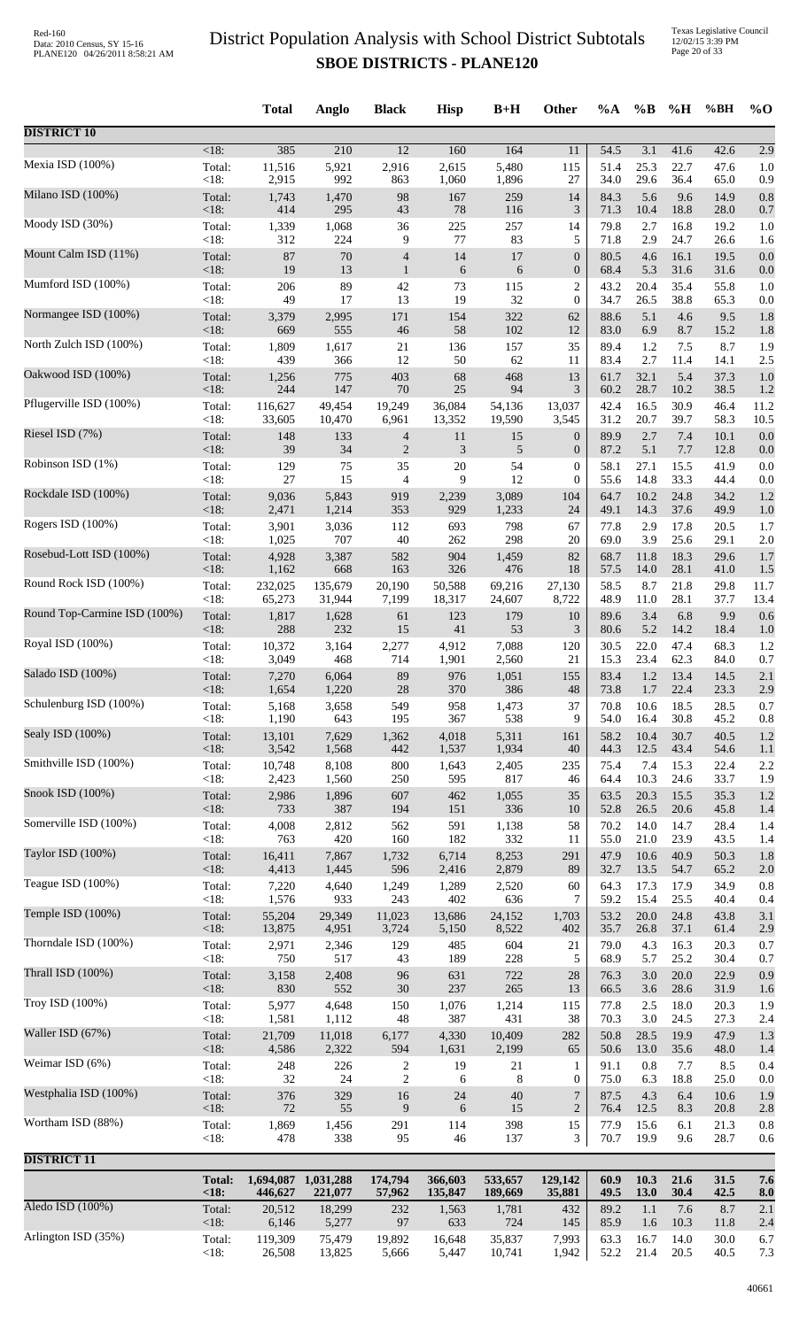# District Population Analysis with School District Subtotals

## SBOE DISTRICTS - PLANE120

| | | Total | Anglo | Black | Hisp | B+H | Other | %A | %B | %H | %BH | %O |
|---|---|---|---|---|---|---|---|---|---|---|---|---|
| **DISTRICT 10** | | | | | | | | | | | | |
| | <18: | 385 | 210 | 12 | 160 | 164 | 11 | 54.5 | 3.1 | 41.6 | 42.6 | 2.9 |
| Mexia ISD (100%) | Total: | 11,516 | 5,921 | 2,916 | 2,615 | 5,480 | 115 | 51.4 | 25.3 | 22.7 | 47.6 | 1.0 |
| | <18: | 2,915 | 992 | 863 | 1,060 | 1,896 | 27 | 34.0 | 29.6 | 36.4 | 65.0 | 0.9 |
| Milano ISD (100%) | Total: | 1,743 | 1,470 | 98 | 167 | 259 | 14 | 84.3 | 5.6 | 9.6 | 14.9 | 0.8 |
| | <18: | 414 | 295 | 43 | 78 | 116 | 3 | 71.3 | 10.4 | 18.8 | 28.0 | 0.7 |
| Moody ISD (30%) | Total: | 1,339 | 1,068 | 36 | 225 | 257 | 14 | 79.8 | 2.7 | 16.8 | 19.2 | 1.0 |
| | <18: | 312 | 224 | 9 | 77 | 83 | 5 | 71.8 | 2.9 | 24.7 | 26.6 | 1.6 |
| Mount Calm ISD (11%) | Total: | 87 | 70 | 4 | 14 | 17 | 0 | 80.5 | 4.6 | 16.1 | 19.5 | 0.0 |
| | <18: | 19 | 13 | 1 | 6 | 6 | 0 | 68.4 | 5.3 | 31.6 | 31.6 | 0.0 |
| Mumford ISD (100%) | Total: | 206 | 89 | 42 | 73 | 115 | 2 | 43.2 | 20.4 | 35.4 | 55.8 | 1.0 |
| | <18: | 49 | 17 | 13 | 19 | 32 | 0 | 34.7 | 26.5 | 38.8 | 65.3 | 0.0 |
| Normangee ISD (100%) | Total: | 3,379 | 2,995 | 171 | 154 | 322 | 62 | 88.6 | 5.1 | 4.6 | 9.5 | 1.8 |
| | <18: | 669 | 555 | 46 | 58 | 102 | 12 | 83.0 | 6.9 | 8.7 | 15.2 | 1.8 |
| North Zulch ISD (100%) | Total: | 1,809 | 1,617 | 21 | 136 | 157 | 35 | 89.4 | 1.2 | 7.5 | 8.7 | 1.9 |
| | <18: | 439 | 366 | 12 | 50 | 62 | 11 | 83.4 | 2.7 | 11.4 | 14.1 | 2.5 |
| Oakwood ISD (100%) | Total: | 1,256 | 775 | 403 | 68 | 468 | 13 | 61.7 | 32.1 | 5.4 | 37.3 | 1.0 |
| | <18: | 244 | 147 | 70 | 25 | 94 | 3 | 60.2 | 28.7 | 10.2 | 38.5 | 1.2 |
| Pflugerville ISD (100%) | Total: | 116,627 | 49,454 | 19,249 | 36,084 | 54,136 | 13,037 | 42.4 | 16.5 | 30.9 | 46.4 | 11.2 |
| | <18: | 33,605 | 10,470 | 6,961 | 13,352 | 19,590 | 3,545 | 31.2 | 20.7 | 39.7 | 58.3 | 10.5 |
| Riesel ISD (7%) | Total: | 148 | 133 | 4 | 11 | 15 | 0 | 89.9 | 2.7 | 7.4 | 10.1 | 0.0 |
| | <18: | 39 | 34 | 2 | 3 | 5 | 0 | 87.2 | 5.1 | 7.7 | 12.8 | 0.0 |
| Robinson ISD (1%) | Total: | 129 | 75 | 35 | 20 | 54 | 0 | 58.1 | 27.1 | 15.5 | 41.9 | 0.0 |
| | <18: | 27 | 15 | 4 | 9 | 12 | 0 | 55.6 | 14.8 | 33.3 | 44.4 | 0.0 |
| Rockdale ISD (100%) | Total: | 9,036 | 5,843 | 919 | 2,239 | 3,089 | 104 | 64.7 | 10.2 | 24.8 | 34.2 | 1.2 |
| | <18: | 2,471 | 1,214 | 353 | 929 | 1,233 | 24 | 49.1 | 14.3 | 37.6 | 49.9 | 1.0 |
| Rogers ISD (100%) | Total: | 3,901 | 3,036 | 112 | 693 | 798 | 67 | 77.8 | 2.9 | 17.8 | 20.5 | 1.7 |
| | <18: | 1,025 | 707 | 40 | 262 | 298 | 20 | 69.0 | 3.9 | 25.6 | 29.1 | 2.0 |
| Rosebud-Lott ISD (100%) | Total: | 4,928 | 3,387 | 582 | 904 | 1,459 | 82 | 68.7 | 11.8 | 18.3 | 29.6 | 1.7 |
| | <18: | 1,162 | 668 | 163 | 326 | 476 | 18 | 57.5 | 14.0 | 28.1 | 41.0 | 1.5 |
| Round Rock ISD (100%) | Total: | 232,025 | 135,679 | 20,190 | 50,588 | 69,216 | 27,130 | 58.5 | 8.7 | 21.8 | 29.8 | 11.7 |
| | <18: | 65,273 | 31,944 | 7,199 | 18,317 | 24,607 | 8,722 | 48.9 | 11.0 | 28.1 | 37.7 | 13.4 |
| Round Top-Carmine ISD (100%) | Total: | 1,817 | 1,628 | 61 | 123 | 179 | 10 | 89.6 | 3.4 | 6.8 | 9.9 | 0.6 |
| | <18: | 288 | 232 | 15 | 41 | 53 | 3 | 80.6 | 5.2 | 14.2 | 18.4 | 1.0 |
| Royal ISD (100%) | Total: | 10,372 | 3,164 | 2,277 | 4,912 | 7,088 | 120 | 30.5 | 22.0 | 47.4 | 68.3 | 1.2 |
| | <18: | 3,049 | 468 | 714 | 1,901 | 2,560 | 21 | 15.3 | 23.4 | 62.3 | 84.0 | 0.7 |
| Salado ISD (100%) | Total: | 7,270 | 6,064 | 89 | 976 | 1,051 | 155 | 83.4 | 1.2 | 13.4 | 14.5 | 2.1 |
| | <18: | 1,654 | 1,220 | 28 | 370 | 386 | 48 | 73.8 | 1.7 | 22.4 | 23.3 | 2.9 |
| Schulenburg ISD (100%) | Total: | 5,168 | 3,658 | 549 | 958 | 1,473 | 37 | 70.8 | 10.6 | 18.5 | 28.5 | 0.7 |
| | <18: | 1,190 | 643 | 195 | 367 | 538 | 9 | 54.0 | 16.4 | 30.8 | 45.2 | 0.8 |
| Sealy ISD (100%) | Total: | 13,101 | 7,629 | 1,362 | 4,018 | 5,311 | 161 | 58.2 | 10.4 | 30.7 | 40.5 | 1.2 |
| | <18: | 3,542 | 1,568 | 442 | 1,537 | 1,934 | 40 | 44.3 | 12.5 | 43.4 | 54.6 | 1.1 |
| Smithville ISD (100%) | Total: | 10,748 | 8,108 | 800 | 1,643 | 2,405 | 235 | 75.4 | 7.4 | 15.3 | 22.4 | 2.2 |
| | <18: | 2,423 | 1,560 | 250 | 595 | 817 | 46 | 64.4 | 10.3 | 24.6 | 33.7 | 1.9 |
| Snook ISD (100%) | Total: | 2,986 | 1,896 | 607 | 462 | 1,055 | 35 | 63.5 | 20.3 | 15.5 | 35.3 | 1.2 |
| | <18: | 733 | 387 | 194 | 151 | 336 | 10 | 52.8 | 26.5 | 20.6 | 45.8 | 1.4 |
| Somerville ISD (100%) | Total: | 4,008 | 2,812 | 562 | 591 | 1,138 | 58 | 70.2 | 14.0 | 14.7 | 28.4 | 1.4 |
| | <18: | 763 | 420 | 160 | 182 | 332 | 11 | 55.0 | 21.0 | 23.9 | 43.5 | 1.4 |
| Taylor ISD (100%) | Total: | 16,411 | 7,867 | 1,732 | 6,714 | 8,253 | 291 | 47.9 | 10.6 | 40.9 | 50.3 | 1.8 |
| | <18: | 4,413 | 1,445 | 596 | 2,416 | 2,879 | 89 | 32.7 | 13.5 | 54.7 | 65.2 | 2.0 |
| Teague ISD (100%) | Total: | 7,220 | 4,640 | 1,249 | 1,289 | 2,520 | 60 | 64.3 | 17.3 | 17.9 | 34.9 | 0.8 |
| | <18: | 1,576 | 933 | 243 | 402 | 636 | 7 | 59.2 | 15.4 | 25.5 | 40.4 | 0.4 |
| Temple ISD (100%) | Total: | 55,204 | 29,349 | 11,023 | 13,686 | 24,152 | 1,703 | 53.2 | 20.0 | 24.8 | 43.8 | 3.1 |
| | <18: | 13,875 | 4,951 | 3,724 | 5,150 | 8,522 | 402 | 35.7 | 26.8 | 37.1 | 61.4 | 2.9 |
| Thorndale ISD (100%) | Total: | 2,971 | 2,346 | 129 | 485 | 604 | 21 | 79.0 | 4.3 | 16.3 | 20.3 | 0.7 |
| | <18: | 750 | 517 | 43 | 189 | 228 | 5 | 68.9 | 5.7 | 25.2 | 30.4 | 0.7 |
| Thrall ISD (100%) | Total: | 3,158 | 2,408 | 96 | 631 | 722 | 28 | 76.3 | 3.0 | 20.0 | 22.9 | 0.9 |
| | <18: | 830 | 552 | 30 | 237 | 265 | 13 | 66.5 | 3.6 | 28.6 | 31.9 | 1.6 |
| Troy ISD (100%) | Total: | 5,977 | 4,648 | 150 | 1,076 | 1,214 | 115 | 77.8 | 2.5 | 18.0 | 20.3 | 1.9 |
| | <18: | 1,581 | 1,112 | 48 | 387 | 431 | 38 | 70.3 | 3.0 | 24.5 | 27.3 | 2.4 |
| Waller ISD (67%) | Total: | 21,709 | 11,018 | 6,177 | 4,330 | 10,409 | 282 | 50.8 | 28.5 | 19.9 | 47.9 | 1.3 |
| | <18: | 4,586 | 2,322 | 594 | 1,631 | 2,199 | 65 | 50.6 | 13.0 | 35.6 | 48.0 | 1.4 |
| Weimar ISD (6%) | Total: | 248 | 226 | 2 | 19 | 21 | 1 | 91.1 | 0.8 | 7.7 | 8.5 | 0.4 |
| | <18: | 32 | 24 | 2 | 6 | 8 | 0 | 75.0 | 6.3 | 18.8 | 25.0 | 0.0 |
| Westphalia ISD (100%) | Total: | 376 | 329 | 16 | 24 | 40 | 7 | 87.5 | 4.3 | 6.4 | 10.6 | 1.9 |
| | <18: | 72 | 55 | 9 | 6 | 15 | 2 | 76.4 | 12.5 | 8.3 | 20.8 | 2.8 |
| Wortham ISD (88%) | Total: | 1,869 | 1,456 | 291 | 114 | 398 | 15 | 77.9 | 15.6 | 6.1 | 21.3 | 0.8 |
| | <18: | 478 | 338 | 95 | 46 | 137 | 3 | 70.7 | 19.9 | 9.6 | 28.7 | 0.6 |
| **DISTRICT 11** | | | | | | | | | | | | |
| | **Total:** | **1,694,087** | **1,031,288** | **174,794** | **366,603** | **533,657** | **129,142** | **60.9** | **10.3** | **21.6** | **31.5** | **7.6** |
| | **<18:** | **446,627** | **221,077** | **57,962** | **135,847** | **189,669** | **35,881** | **49.5** | **13.0** | **30.4** | **42.5** | **8.0** |
| Aledo ISD (100%) | Total: | 20,512 | 18,299 | 232 | 1,563 | 1,781 | 432 | 89.2 | 1.1 | 7.6 | 8.7 | 2.1 |
| | <18: | 6,146 | 5,277 | 97 | 633 | 724 | 145 | 85.9 | 1.6 | 10.3 | 11.8 | 2.4 |
| Arlington ISD (35%) | Total: | 119,309 | 75,479 | 19,892 | 16,648 | 35,837 | 7,993 | 63.3 | 16.7 | 14.0 | 30.0 | 6.7 |
| | <18: | 26,508 | 13,825 | 5,666 | 5,447 | 10,741 | 1,942 | 52.2 | 21.4 | 20.5 | 40.5 | 7.3 |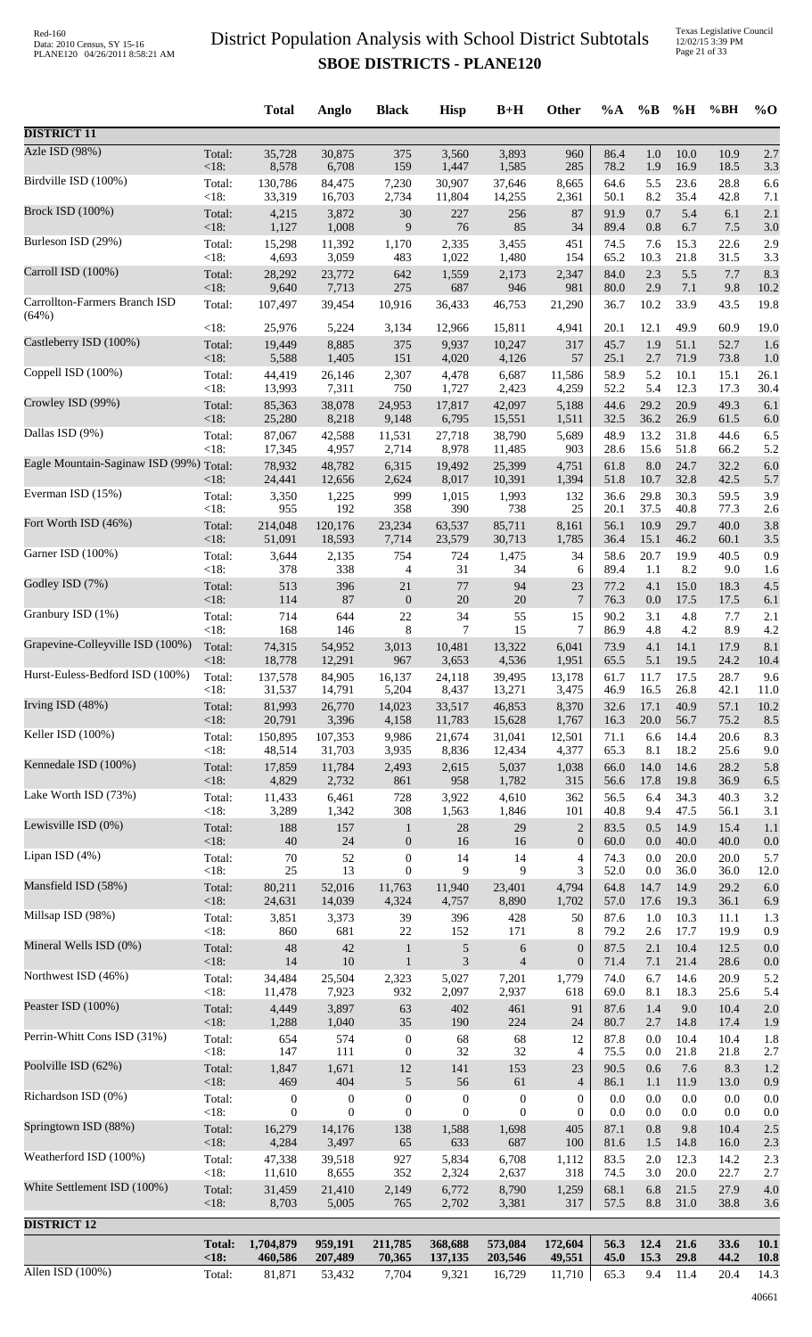# District Population Analysis with School District Subtotals

## SBOE DISTRICTS - PLANE120

| | | Total | Anglo | Black | Hisp | B+H | Other | %A | %B | %H | %BH | %O |
|---|---|---|---|---|---|---|---|---|---|---|---|---|
| **DISTRICT 11** | | | | | | | | | | | | |
| Azle ISD (98%) | Total: | 35,728 | 30,875 | 375 | 3,560 | 3,893 | 960 | 86.4 | 1.0 | 10.0 | 10.9 | 2.7 |
| | <18: | 8,578 | 6,708 | 159 | 1,447 | 1,585 | 285 | 78.2 | 1.9 | 16.9 | 18.5 | 3.3 |
| Birdville ISD (100%) | Total: | 130,786 | 84,475 | 7,230 | 30,907 | 37,646 | 8,665 | 64.6 | 5.5 | 23.6 | 28.8 | 6.6 |
| | <18: | 33,319 | 16,703 | 2,734 | 11,804 | 14,255 | 2,361 | 50.1 | 8.2 | 35.4 | 42.8 | 7.1 |
| Brock ISD (100%) | Total: | 4,215 | 3,872 | 30 | 227 | 256 | 87 | 91.9 | 0.7 | 5.4 | 6.1 | 2.1 |
| | <18: | 1,127 | 1,008 | 9 | 76 | 85 | 34 | 89.4 | 0.8 | 6.7 | 7.5 | 3.0 |
| Burleson ISD (29%) | Total: | 15,298 | 11,392 | 1,170 | 2,335 | 3,455 | 451 | 74.5 | 7.6 | 15.3 | 22.6 | 2.9 |
| | <18: | 4,693 | 3,059 | 483 | 1,022 | 1,480 | 154 | 65.2 | 10.3 | 21.8 | 31.5 | 3.3 |
| Carroll ISD (100%) | Total: | 28,292 | 23,772 | 642 | 1,559 | 2,173 | 2,347 | 84.0 | 2.3 | 5.5 | 7.7 | 8.3 |
| | <18: | 9,640 | 7,713 | 275 | 687 | 946 | 981 | 80.0 | 2.9 | 7.1 | 9.8 | 10.2 |
| Carrollton-Farmers Branch ISD (64%) | Total: | 107,497 | 39,454 | 10,916 | 36,433 | 46,753 | 21,290 | 36.7 | 10.2 | 33.9 | 43.5 | 19.8 |
| | <18: | 25,976 | 5,224 | 3,134 | 12,966 | 15,811 | 4,941 | 20.1 | 12.1 | 49.9 | 60.9 | 19.0 |
| Castleberry ISD (100%) | Total: | 19,449 | 8,885 | 375 | 9,937 | 10,247 | 317 | 45.7 | 1.9 | 51.1 | 52.7 | 1.6 |
| | <18: | 5,588 | 1,405 | 151 | 4,020 | 4,126 | 57 | 25.1 | 2.7 | 71.9 | 73.8 | 1.0 |
| Coppell ISD (100%) | Total: | 44,419 | 26,146 | 2,307 | 4,478 | 6,687 | 11,586 | 58.9 | 5.2 | 10.1 | 15.1 | 26.1 |
| | <18: | 13,993 | 7,311 | 750 | 1,727 | 2,423 | 4,259 | 52.2 | 5.4 | 12.3 | 17.3 | 30.4 |
| Crowley ISD (99%) | Total: | 85,363 | 38,078 | 24,953 | 17,817 | 42,097 | 5,188 | 44.6 | 29.2 | 20.9 | 49.3 | 6.1 |
| | <18: | 25,280 | 8,218 | 9,148 | 6,795 | 15,551 | 1,511 | 32.5 | 36.2 | 26.9 | 61.5 | 6.0 |
| Dallas ISD (9%) | Total: | 87,067 | 42,588 | 11,531 | 27,718 | 38,790 | 5,689 | 48.9 | 13.2 | 31.8 | 44.6 | 6.5 |
| | <18: | 17,345 | 4,957 | 2,714 | 8,978 | 11,485 | 903 | 28.6 | 15.6 | 51.8 | 66.2 | 5.2 |
| Eagle Mountain-Saginaw ISD (99%) | Total: | 78,932 | 48,782 | 6,315 | 19,492 | 25,399 | 4,751 | 61.8 | 8.0 | 24.7 | 32.2 | 6.0 |
| | <18: | 24,441 | 12,656 | 2,624 | 8,017 | 10,391 | 1,394 | 51.8 | 10.7 | 32.8 | 42.5 | 5.7 |
| Everman ISD (15%) | Total: | 3,350 | 1,225 | 999 | 1,015 | 1,993 | 132 | 36.6 | 29.8 | 30.3 | 59.5 | 3.9 |
| | <18: | 955 | 192 | 358 | 390 | 738 | 25 | 20.1 | 37.5 | 40.8 | 77.3 | 2.6 |
| Fort Worth ISD (46%) | Total: | 214,048 | 120,176 | 23,234 | 63,537 | 85,711 | 8,161 | 56.1 | 10.9 | 29.7 | 40.0 | 3.8 |
| | <18: | 51,091 | 18,593 | 7,714 | 23,579 | 30,713 | 1,785 | 36.4 | 15.1 | 46.2 | 60.1 | 3.5 |
| Garner ISD (100%) | Total: | 3,644 | 2,135 | 754 | 724 | 1,475 | 34 | 58.6 | 20.7 | 19.9 | 40.5 | 0.9 |
| | <18: | 378 | 338 | 4 | 31 | 34 | 6 | 89.4 | 1.1 | 8.2 | 9.0 | 1.6 |
| Godley ISD (7%) | Total: | 513 | 396 | 21 | 77 | 94 | 23 | 77.2 | 4.1 | 15.0 | 18.3 | 4.5 |
| | <18: | 114 | 87 | 0 | 20 | 20 | 7 | 76.3 | 0.0 | 17.5 | 17.5 | 6.1 |
| Granbury ISD (1%) | Total: | 714 | 644 | 22 | 34 | 55 | 15 | 90.2 | 3.1 | 4.8 | 7.7 | 2.1 |
| | <18: | 168 | 146 | 8 | 7 | 15 | 7 | 86.9 | 4.8 | 4.2 | 8.9 | 4.2 |
| Grapevine-Colleyville ISD (100%) | Total: | 74,315 | 54,952 | 3,013 | 10,481 | 13,322 | 6,041 | 73.9 | 4.1 | 14.1 | 17.9 | 8.1 |
| | <18: | 18,778 | 12,291 | 967 | 3,653 | 4,536 | 1,951 | 65.5 | 5.1 | 19.5 | 24.2 | 10.4 |
| Hurst-Euless-Bedford ISD (100%) | Total: | 137,578 | 84,905 | 16,137 | 24,118 | 39,495 | 13,178 | 61.7 | 11.7 | 17.5 | 28.7 | 9.6 |
| | <18: | 31,537 | 14,791 | 5,204 | 8,437 | 13,271 | 3,475 | 46.9 | 16.5 | 26.8 | 42.1 | 11.0 |
| Irving ISD (48%) | Total: | 81,993 | 26,770 | 14,023 | 33,517 | 46,853 | 8,370 | 32.6 | 17.1 | 40.9 | 57.1 | 10.2 |
| | <18: | 20,791 | 3,396 | 4,158 | 11,783 | 15,628 | 1,767 | 16.3 | 20.0 | 56.7 | 75.2 | 8.5 |
| Keller ISD (100%) | Total: | 150,895 | 107,353 | 9,986 | 21,674 | 31,041 | 12,501 | 71.1 | 6.6 | 14.4 | 20.6 | 8.3 |
| | <18: | 48,514 | 31,703 | 3,935 | 8,836 | 12,434 | 4,377 | 65.3 | 8.1 | 18.2 | 25.6 | 9.0 |
| Kennedale ISD (100%) | Total: | 17,859 | 11,784 | 2,493 | 2,615 | 5,037 | 1,038 | 66.0 | 14.0 | 14.6 | 28.2 | 5.8 |
| | <18: | 4,829 | 2,732 | 861 | 958 | 1,782 | 315 | 56.6 | 17.8 | 19.8 | 36.9 | 6.5 |
| Lake Worth ISD (73%) | Total: | 11,433 | 6,461 | 728 | 3,922 | 4,610 | 362 | 56.5 | 6.4 | 34.3 | 40.3 | 3.2 |
| | <18: | 3,289 | 1,342 | 308 | 1,563 | 1,846 | 101 | 40.8 | 9.4 | 47.5 | 56.1 | 3.1 |
| Lewisville ISD (0%) | Total: | 188 | 157 | 1 | 28 | 29 | 2 | 83.5 | 0.5 | 14.9 | 15.4 | 1.1 |
| | <18: | 40 | 24 | 0 | 16 | 16 | 0 | 60.0 | 0.0 | 40.0 | 40.0 | 0.0 |
| Lipan ISD (4%) | Total: | 70 | 52 | 0 | 14 | 14 | 4 | 74.3 | 0.0 | 20.0 | 20.0 | 5.7 |
| | <18: | 25 | 13 | 0 | 9 | 9 | 3 | 52.0 | 0.0 | 36.0 | 36.0 | 12.0 |
| Mansfield ISD (58%) | Total: | 80,211 | 52,016 | 11,763 | 11,940 | 23,401 | 4,794 | 64.8 | 14.7 | 14.9 | 29.2 | 6.0 |
| | <18: | 24,631 | 14,039 | 4,324 | 4,757 | 8,890 | 1,702 | 57.0 | 17.6 | 19.3 | 36.1 | 6.9 |
| Millsap ISD (98%) | Total: | 3,851 | 3,373 | 39 | 396 | 428 | 50 | 87.6 | 1.0 | 10.3 | 11.1 | 1.3 |
| | <18: | 860 | 681 | 22 | 152 | 171 | 8 | 79.2 | 2.6 | 17.7 | 19.9 | 0.9 |
| Mineral Wells ISD (0%) | Total: | 48 | 42 | 1 | 5 | 6 | 0 | 87.5 | 2.1 | 10.4 | 12.5 | 0.0 |
| | <18: | 14 | 10 | 1 | 3 | 4 | 0 | 71.4 | 7.1 | 21.4 | 28.6 | 0.0 |
| Northwest ISD (46%) | Total: | 34,484 | 25,504 | 2,323 | 5,027 | 7,201 | 1,779 | 74.0 | 6.7 | 14.6 | 20.9 | 5.2 |
| | <18: | 11,478 | 7,923 | 932 | 2,097 | 2,937 | 618 | 69.0 | 8.1 | 18.3 | 25.6 | 5.4 |
| Peaster ISD (100%) | Total: | 4,449 | 3,897 | 63 | 402 | 461 | 91 | 87.6 | 1.4 | 9.0 | 10.4 | 2.0 |
| | <18: | 1,288 | 1,040 | 35 | 190 | 224 | 24 | 80.7 | 2.7 | 14.8 | 17.4 | 1.9 |
| Perrin-Whitt Cons ISD (31%) | Total: | 654 | 574 | 0 | 68 | 68 | 12 | 87.8 | 0.0 | 10.4 | 10.4 | 1.8 |
| | <18: | 147 | 111 | 0 | 32 | 32 | 4 | 75.5 | 0.0 | 21.8 | 21.8 | 2.7 |
| Poolville ISD (62%) | Total: | 1,847 | 1,671 | 12 | 141 | 153 | 23 | 90.5 | 0.6 | 7.6 | 8.3 | 1.2 |
| | <18: | 469 | 404 | 5 | 56 | 61 | 4 | 86.1 | 1.1 | 11.9 | 13.0 | 0.9 |
| Richardson ISD (0%) | Total: | 0 | 0 | 0 | 0 | 0 | 0 | 0.0 | 0.0 | 0.0 | 0.0 | 0.0 |
| | <18: | 0 | 0 | 0 | 0 | 0 | 0 | 0.0 | 0.0 | 0.0 | 0.0 | 0.0 |
| Springtown ISD (88%) | Total: | 16,279 | 14,176 | 138 | 1,588 | 1,698 | 405 | 87.1 | 0.8 | 9.8 | 10.4 | 2.5 |
| | <18: | 4,284 | 3,497 | 65 | 633 | 687 | 100 | 81.6 | 1.5 | 14.8 | 16.0 | 2.3 |
| Weatherford ISD (100%) | Total: | 47,338 | 39,518 | 927 | 5,834 | 6,708 | 1,112 | 83.5 | 2.0 | 12.3 | 14.2 | 2.3 |
| | <18: | 11,610 | 8,655 | 352 | 2,324 | 2,637 | 318 | 74.5 | 3.0 | 20.0 | 22.7 | 2.7 |
| White Settlement ISD (100%) | Total: | 31,459 | 21,410 | 2,149 | 6,772 | 8,790 | 1,259 | 68.1 | 6.8 | 21.5 | 27.9 | 4.0 |
| | <18: | 8,703 | 5,005 | 765 | 2,702 | 3,381 | 317 | 57.5 | 8.8 | 31.0 | 38.8 | 3.6 |
| **DISTRICT 12** | | | | | | | | | | | | |
| | **Total:** | **1,704,879** | **959,191** | **211,785** | **368,688** | **573,084** | **172,604** | **56.3** | **12.4** | **21.6** | **33.6** | **10.1** |
| | **<18:** | **460,586** | **207,489** | **70,365** | **137,135** | **203,546** | **49,551** | **45.0** | **15.3** | **29.8** | **44.2** | **10.8** |
| Allen ISD (100%) | Total: | 81,871 | 53,432 | 7,704 | 9,321 | 16,729 | 11,710 | 65.3 | 9.4 | 11.4 | 20.4 | 14.3 |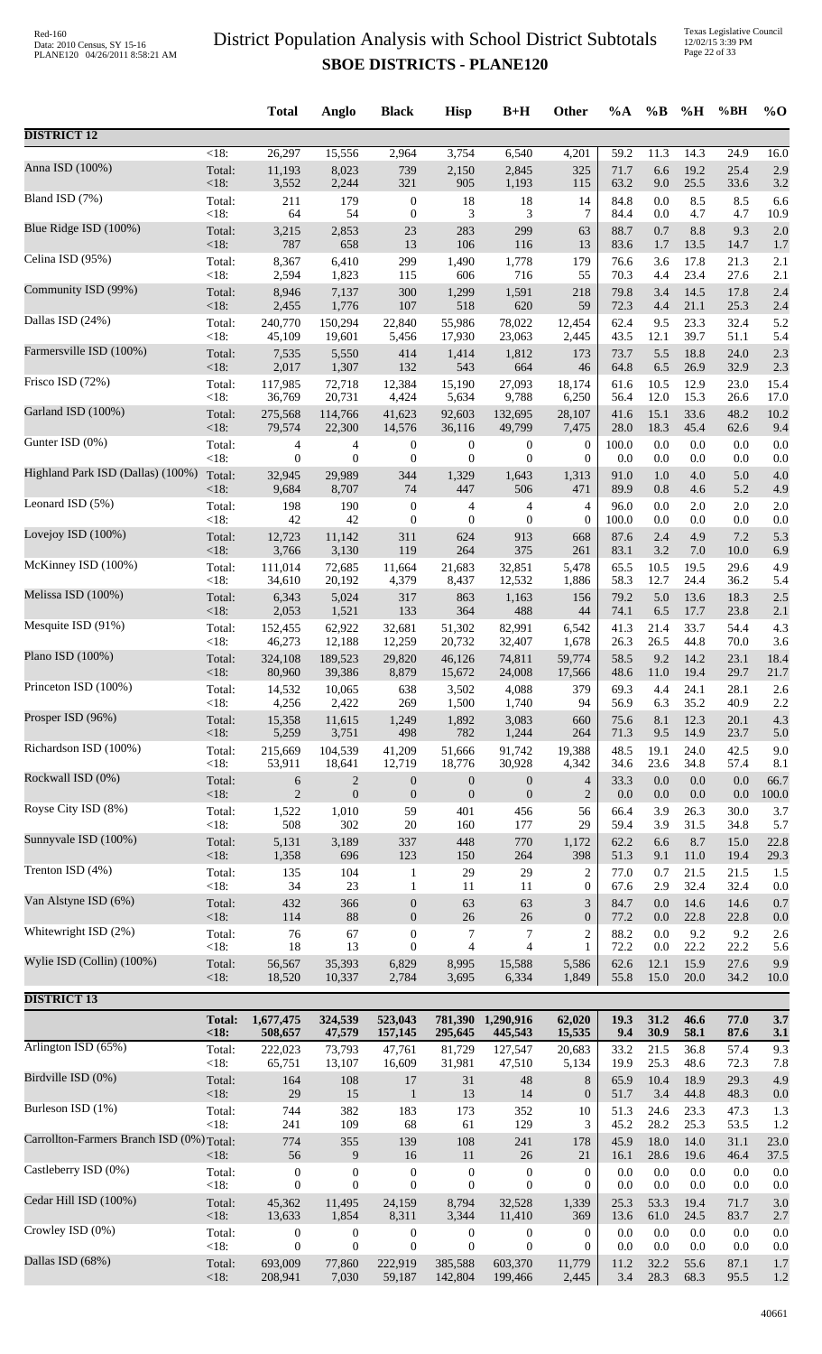# District Population Analysis with School District Subtotals

## SBOE DISTRICTS - PLANE120

| | | Total | Anglo | Black | Hisp | B+H | Other | %A | %B | %H | %BH | %O |
|---|---|---|---|---|---|---|---|---|---|---|---|---|
| **DISTRICT 12** | | | | | | | | | | | | |
| | <18: | 26,297 | 15,556 | 2,964 | 3,754 | 6,540 | 4,201 | 59.2 | 11.3 | 14.3 | 24.9 | 16.0 |
| Anna ISD (100%) | Total: | 11,193 | 8,023 | 739 | 2,150 | 2,845 | 325 | 71.7 | 6.6 | 19.2 | 25.4 | 2.9 |
| | <18: | 3,552 | 2,244 | 321 | 905 | 1,193 | 115 | 63.2 | 9.0 | 25.5 | 33.6 | 3.2 |
| Bland ISD (7%) | Total: | 211 | 179 | 0 | 18 | 18 | 14 | 84.8 | 0.0 | 8.5 | 8.5 | 6.6 |
| | <18: | 64 | 54 | 0 | 3 | 3 | 7 | 84.4 | 0.0 | 4.7 | 4.7 | 10.9 |
| Blue Ridge ISD (100%) | Total: | 3,215 | 2,853 | 23 | 283 | 299 | 63 | 88.7 | 0.7 | 8.8 | 9.3 | 2.0 |
| | <18: | 787 | 658 | 13 | 106 | 116 | 13 | 83.6 | 1.7 | 13.5 | 14.7 | 1.7 |
| Celina ISD (95%) | Total: | 8,367 | 6,410 | 299 | 1,490 | 1,778 | 179 | 76.6 | 3.6 | 17.8 | 21.3 | 2.1 |
| | <18: | 2,594 | 1,823 | 115 | 606 | 716 | 55 | 70.3 | 4.4 | 23.4 | 27.6 | 2.1 |
| Community ISD (99%) | Total: | 8,946 | 7,137 | 300 | 1,299 | 1,591 | 218 | 79.8 | 3.4 | 14.5 | 17.8 | 2.4 |
| | <18: | 2,455 | 1,776 | 107 | 518 | 620 | 59 | 72.3 | 4.4 | 21.1 | 25.3 | 2.4 |
| Dallas ISD (24%) | Total: | 240,770 | 150,294 | 22,840 | 55,986 | 78,022 | 12,454 | 62.4 | 9.5 | 23.3 | 32.4 | 5.2 |
| | <18: | 45,109 | 19,601 | 5,456 | 17,930 | 23,063 | 2,445 | 43.5 | 12.1 | 39.7 | 51.1 | 5.4 |
| Farmersville ISD (100%) | Total: | 7,535 | 5,550 | 414 | 1,414 | 1,812 | 173 | 73.7 | 5.5 | 18.8 | 24.0 | 2.3 |
| | <18: | 2,017 | 1,307 | 132 | 543 | 664 | 46 | 64.8 | 6.5 | 26.9 | 32.9 | 2.3 |
| Frisco ISD (72%) | Total: | 117,985 | 72,718 | 12,384 | 15,190 | 27,093 | 18,174 | 61.6 | 10.5 | 12.9 | 23.0 | 15.4 |
| | <18: | 36,769 | 20,731 | 4,424 | 5,634 | 9,788 | 6,250 | 56.4 | 12.0 | 15.3 | 26.6 | 17.0 |
| Garland ISD (100%) | Total: | 275,568 | 114,766 | 41,623 | 92,603 | 132,695 | 28,107 | 41.6 | 15.1 | 33.6 | 48.2 | 10.2 |
| | <18: | 79,574 | 22,300 | 14,576 | 36,116 | 49,799 | 7,475 | 28.0 | 18.3 | 45.4 | 62.6 | 9.4 |
| Gunter ISD (0%) | Total: | 4 | 4 | 0 | 0 | 0 | 0 | 100.0 | 0.0 | 0.0 | 0.0 | 0.0 |
| | <18: | 0 | 0 | 0 | 0 | 0 | 0 | 0.0 | 0.0 | 0.0 | 0.0 | 0.0 |
| Highland Park ISD (Dallas) (100%) | Total: | 32,945 | 29,989 | 344 | 1,329 | 1,643 | 1,313 | 91.0 | 1.0 | 4.0 | 5.0 | 4.0 |
| | <18: | 9,684 | 8,707 | 74 | 447 | 506 | 471 | 89.9 | 0.8 | 4.6 | 5.2 | 4.9 |
| Leonard ISD (5%) | Total: | 198 | 190 | 0 | 4 | 4 | 4 | 96.0 | 0.0 | 2.0 | 2.0 | 2.0 |
| | <18: | 42 | 42 | 0 | 0 | 0 | 0 | 100.0 | 0.0 | 0.0 | 0.0 | 0.0 |
| Lovejoy ISD (100%) | Total: | 12,723 | 11,142 | 311 | 624 | 913 | 668 | 87.6 | 2.4 | 4.9 | 7.2 | 5.3 |
| | <18: | 3,766 | 3,130 | 119 | 264 | 375 | 261 | 83.1 | 3.2 | 7.0 | 10.0 | 6.9 |
| McKinney ISD (100%) | Total: | 111,014 | 72,685 | 11,664 | 21,683 | 32,851 | 5,478 | 65.5 | 10.5 | 19.5 | 29.6 | 4.9 |
| | <18: | 34,610 | 20,192 | 4,379 | 8,437 | 12,532 | 1,886 | 58.3 | 12.7 | 24.4 | 36.2 | 5.4 |
| Melissa ISD (100%) | Total: | 6,343 | 5,024 | 317 | 863 | 1,163 | 156 | 79.2 | 5.0 | 13.6 | 18.3 | 2.5 |
| | <18: | 2,053 | 1,521 | 133 | 364 | 488 | 44 | 74.1 | 6.5 | 17.7 | 23.8 | 2.1 |
| Mesquite ISD (91%) | Total: | 152,455 | 62,922 | 32,681 | 51,302 | 82,991 | 6,542 | 41.3 | 21.4 | 33.7 | 54.4 | 4.3 |
| | <18: | 46,273 | 12,188 | 12,259 | 20,732 | 32,407 | 1,678 | 26.3 | 26.5 | 44.8 | 70.0 | 3.6 |
| Plano ISD (100%) | Total: | 324,108 | 189,523 | 29,820 | 46,126 | 74,811 | 59,774 | 58.5 | 9.2 | 14.2 | 23.1 | 18.4 |
| | <18: | 80,960 | 39,386 | 8,879 | 15,672 | 24,008 | 17,566 | 48.6 | 11.0 | 19.4 | 29.7 | 21.7 |
| Princeton ISD (100%) | Total: | 14,532 | 10,065 | 638 | 3,502 | 4,088 | 379 | 69.3 | 4.4 | 24.1 | 28.1 | 2.6 |
| | <18: | 4,256 | 2,422 | 269 | 1,500 | 1,740 | 94 | 56.9 | 6.3 | 35.2 | 40.9 | 2.2 |
| Prosper ISD (96%) | Total: | 15,358 | 11,615 | 1,249 | 1,892 | 3,083 | 660 | 75.6 | 8.1 | 12.3 | 20.1 | 4.3 |
| | <18: | 5,259 | 3,751 | 498 | 782 | 1,244 | 264 | 71.3 | 9.5 | 14.9 | 23.7 | 5.0 |
| Richardson ISD (100%) | Total: | 215,669 | 104,539 | 41,209 | 51,666 | 91,742 | 19,388 | 48.5 | 19.1 | 24.0 | 42.5 | 9.0 |
| | <18: | 53,911 | 18,641 | 12,719 | 18,776 | 30,928 | 4,342 | 34.6 | 23.6 | 34.8 | 57.4 | 8.1 |
| Rockwall ISD (0%) | Total: | 6 | 2 | 0 | 0 | 0 | 4 | 33.3 | 0.0 | 0.0 | 0.0 | 66.7 |
| | <18: | 2 | 0 | 0 | 0 | 0 | 2 | 0.0 | 0.0 | 0.0 | 0.0 | 100.0 |
| Royse City ISD (8%) | Total: | 1,522 | 1,010 | 59 | 401 | 456 | 56 | 66.4 | 3.9 | 26.3 | 30.0 | 3.7 |
| | <18: | 508 | 302 | 20 | 160 | 177 | 29 | 59.4 | 3.9 | 31.5 | 34.8 | 5.7 |
| Sunnyvale ISD (100%) | Total: | 5,131 | 3,189 | 337 | 448 | 770 | 1,172 | 62.2 | 6.6 | 8.7 | 15.0 | 22.8 |
| | <18: | 1,358 | 696 | 123 | 150 | 264 | 398 | 51.3 | 9.1 | 11.0 | 19.4 | 29.3 |
| Trenton ISD (4%) | Total: | 135 | 104 | 1 | 29 | 29 | 2 | 77.0 | 0.7 | 21.5 | 21.5 | 1.5 |
| | <18: | 34 | 23 | 1 | 11 | 11 | 0 | 67.6 | 2.9 | 32.4 | 32.4 | 0.0 |
| Van Alstyne ISD (6%) | Total: | 432 | 366 | 0 | 63 | 63 | 3 | 84.7 | 0.0 | 14.6 | 14.6 | 0.7 |
| | <18: | 114 | 88 | 0 | 26 | 26 | 0 | 77.2 | 0.0 | 22.8 | 22.8 | 0.0 |
| Whitewright ISD (2%) | Total: | 76 | 67 | 0 | 7 | 7 | 2 | 88.2 | 0.0 | 9.2 | 9.2 | 2.6 |
| | <18: | 18 | 13 | 0 | 4 | 4 | 1 | 72.2 | 0.0 | 22.2 | 22.2 | 5.6 |
| Wylie ISD (Collin) (100%) | Total: | 56,567 | 35,393 | 6,829 | 8,995 | 15,588 | 5,586 | 62.6 | 12.1 | 15.9 | 27.6 | 9.9 |
| | <18: | 18,520 | 10,337 | 2,784 | 3,695 | 6,334 | 1,849 | 55.8 | 15.0 | 20.0 | 34.2 | 10.0 |
| **DISTRICT 13** | | | | | | | | | | | | |
| | **Total:** | **1,677,475** | **324,539** | **523,043** | **781,390** | **1,290,916** | **62,020** | **19.3** | **31.2** | **46.6** | **77.0** | **3.7** |
| | **<18:** | **508,657** | **47,579** | **157,145** | **295,645** | **445,543** | **15,535** | **9.4** | **30.9** | **58.1** | **87.6** | **3.1** |
| Arlington ISD (65%) | Total: | 222,023 | 73,793 | 47,761 | 81,729 | 127,547 | 20,683 | 33.2 | 21.5 | 36.8 | 57.4 | 9.3 |
| | <18: | 65,751 | 13,107 | 16,609 | 31,981 | 47,510 | 5,134 | 19.9 | 25.3 | 48.6 | 72.3 | 7.8 |
| Birdville ISD (0%) | Total: | 164 | 108 | 17 | 31 | 48 | 8 | 65.9 | 10.4 | 18.9 | 29.3 | 4.9 |
| | <18: | 29 | 15 | 1 | 13 | 14 | 0 | 51.7 | 3.4 | 44.8 | 48.3 | 0.0 |
| Burleson ISD (1%) | Total: | 744 | 382 | 183 | 173 | 352 | 10 | 51.3 | 24.6 | 23.3 | 47.3 | 1.3 |
| | <18: | 241 | 109 | 68 | 61 | 129 | 3 | 45.2 | 28.2 | 25.3 | 53.5 | 1.2 |
| Carrollton-Farmers Branch ISD (0%) | Total: | 774 | 355 | 139 | 108 | 241 | 178 | 45.9 | 18.0 | 14.0 | 31.1 | 23.0 |
| | <18: | 56 | 9 | 16 | 11 | 26 | 21 | 16.1 | 28.6 | 19.6 | 46.4 | 37.5 |
| Castleberry ISD (0%) | Total: | 0 | 0 | 0 | 0 | 0 | 0 | 0.0 | 0.0 | 0.0 | 0.0 | 0.0 |
| | <18: | 0 | 0 | 0 | 0 | 0 | 0 | 0.0 | 0.0 | 0.0 | 0.0 | 0.0 |
| Cedar Hill ISD (100%) | Total: | 45,362 | 11,495 | 24,159 | 8,794 | 32,528 | 1,339 | 25.3 | 53.3 | 19.4 | 71.7 | 3.0 |
| | <18: | 13,633 | 1,854 | 8,311 | 3,344 | 11,410 | 369 | 13.6 | 61.0 | 24.5 | 83.7 | 2.7 |
| Crowley ISD (0%) | Total: | 0 | 0 | 0 | 0 | 0 | 0 | 0.0 | 0.0 | 0.0 | 0.0 | 0.0 |
| | <18: | 0 | 0 | 0 | 0 | 0 | 0 | 0.0 | 0.0 | 0.0 | 0.0 | 0.0 |
| Dallas ISD (68%) | Total: | 693,009 | 77,860 | 222,919 | 385,588 | 603,370 | 11,779 | 11.2 | 32.2 | 55.6 | 87.1 | 1.7 |
| | <18: | 208,941 | 7,030 | 59,187 | 142,804 | 199,466 | 2,445 | 3.4 | 28.3 | 68.3 | 95.5 | 1.2 |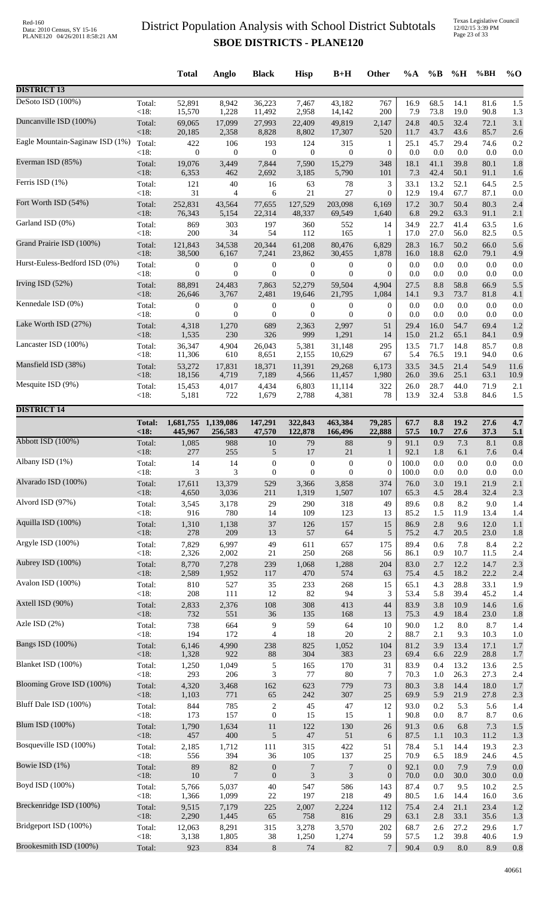# District Population Analysis with School District Subtotals

## SBOE DISTRICTS - PLANE120

| | | Total | Anglo | Black | Hisp | B+H | Other | %A | %B | %H | %BH | %O |
|---|---|---|---|---|---|---|---|---|---|---|---|---|
| **DISTRICT 13** | | | | | | | | | | | | |
| DeSoto ISD (100%) | Total: | 52,891 | 8,942 | 36,223 | 7,467 | 43,182 | 767 | 16.9 | 68.5 | 14.1 | 81.6 | 1.5 |
| | <18: | 15,570 | 1,228 | 11,492 | 2,958 | 14,142 | 200 | 7.9 | 73.8 | 19.0 | 90.8 | 1.3 |
| Duncanville ISD (100%) | Total: | 69,065 | 17,099 | 27,993 | 22,409 | 49,819 | 2,147 | 24.8 | 40.5 | 32.4 | 72.1 | 3.1 |
| | <18: | 20,185 | 2,358 | 8,828 | 8,802 | 17,307 | 520 | 11.7 | 43.7 | 43.6 | 85.7 | 2.6 |
| Eagle Mountain-Saginaw ISD (1%) | Total: | 422 | 106 | 193 | 124 | 315 | 1 | 25.1 | 45.7 | 29.4 | 74.6 | 0.2 |
| | <18: | 0 | 0 | 0 | 0 | 0 | 0 | 0.0 | 0.0 | 0.0 | 0.0 | 0.0 |
| Everman ISD (85%) | Total: | 19,076 | 3,449 | 7,844 | 7,590 | 15,279 | 348 | 18.1 | 41.1 | 39.8 | 80.1 | 1.8 |
| | <18: | 6,353 | 462 | 2,692 | 3,185 | 5,790 | 101 | 7.3 | 42.4 | 50.1 | 91.1 | 1.6 |
| Ferris ISD (1%) | Total: | 121 | 40 | 16 | 63 | 78 | 3 | 33.1 | 13.2 | 52.1 | 64.5 | 2.5 |
| | <18: | 31 | 4 | 6 | 21 | 27 | 0 | 12.9 | 19.4 | 67.7 | 87.1 | 0.0 |
| Fort Worth ISD (54%) | Total: | 252,831 | 43,564 | 77,655 | 127,529 | 203,098 | 6,169 | 17.2 | 30.7 | 50.4 | 80.3 | 2.4 |
| | <18: | 76,343 | 5,154 | 22,314 | 48,337 | 69,549 | 1,640 | 6.8 | 29.2 | 63.3 | 91.1 | 2.1 |
| Garland ISD (0%) | Total: | 869 | 303 | 197 | 360 | 552 | 14 | 34.9 | 22.7 | 41.4 | 63.5 | 1.6 |
| | <18: | 200 | 34 | 54 | 112 | 165 | 1 | 17.0 | 27.0 | 56.0 | 82.5 | 0.5 |
| Grand Prairie ISD (100%) | Total: | 121,843 | 34,538 | 20,344 | 61,208 | 80,476 | 6,829 | 28.3 | 16.7 | 50.2 | 66.0 | 5.6 |
| | <18: | 38,500 | 6,167 | 7,241 | 23,862 | 30,455 | 1,878 | 16.0 | 18.8 | 62.0 | 79.1 | 4.9 |
| Hurst-Euless-Bedford ISD (0%) | Total: | 0 | 0 | 0 | 0 | 0 | 0 | 0.0 | 0.0 | 0.0 | 0.0 | 0.0 |
| | <18: | 0 | 0 | 0 | 0 | 0 | 0 | 0.0 | 0.0 | 0.0 | 0.0 | 0.0 |
| Irving ISD (52%) | Total: | 88,891 | 24,483 | 7,863 | 52,279 | 59,504 | 4,904 | 27.5 | 8.8 | 58.8 | 66.9 | 5.5 |
| | <18: | 26,646 | 3,767 | 2,481 | 19,646 | 21,795 | 1,084 | 14.1 | 9.3 | 73.7 | 81.8 | 4.1 |
| Kennedale ISD (0%) | Total: | 0 | 0 | 0 | 0 | 0 | 0 | 0.0 | 0.0 | 0.0 | 0.0 | 0.0 |
| | <18: | 0 | 0 | 0 | 0 | 0 | 0 | 0.0 | 0.0 | 0.0 | 0.0 | 0.0 |
| Lake Worth ISD (27%) | Total: | 4,318 | 1,270 | 689 | 2,363 | 2,997 | 51 | 29.4 | 16.0 | 54.7 | 69.4 | 1.2 |
| | <18: | 1,535 | 230 | 326 | 999 | 1,291 | 14 | 15.0 | 21.2 | 65.1 | 84.1 | 0.9 |
| Lancaster ISD (100%) | Total: | 36,347 | 4,904 | 26,043 | 5,381 | 31,148 | 295 | 13.5 | 71.7 | 14.8 | 85.7 | 0.8 |
| | <18: | 11,306 | 610 | 8,651 | 2,155 | 10,629 | 67 | 5.4 | 76.5 | 19.1 | 94.0 | 0.6 |
| Mansfield ISD (38%) | Total: | 53,272 | 17,831 | 18,371 | 11,391 | 29,268 | 6,173 | 33.5 | 34.5 | 21.4 | 54.9 | 11.6 |
| | <18: | 18,156 | 4,719 | 7,189 | 4,566 | 11,457 | 1,980 | 26.0 | 39.6 | 25.1 | 63.1 | 10.9 |
| Mesquite ISD (9%) | Total: | 15,453 | 4,017 | 4,434 | 6,803 | 11,114 | 322 | 26.0 | 28.7 | 44.0 | 71.9 | 2.1 |
| | <18: | 5,181 | 722 | 1,679 | 2,788 | 4,381 | 78 | 13.9 | 32.4 | 53.8 | 84.6 | 1.5 |
| **DISTRICT 14** | | | | | | | | | | | | |
| | **Total:** | **1,681,755** | **1,139,086** | **147,291** | **322,843** | **463,384** | **79,285** | **67.7** | **8.8** | **19.2** | **27.6** | **4.7** |
| | **<18:** | **445,967** | **256,583** | **47,570** | **122,878** | **166,496** | **22,888** | **57.5** | **10.7** | **27.6** | **37.3** | **5.1** |
| Abbott ISD (100%) | Total: | 1,085 | 988 | 10 | 79 | 88 | 9 | 91.1 | 0.9 | 7.3 | 8.1 | 0.8 |
| | <18: | 277 | 255 | 5 | 17 | 21 | 1 | 92.1 | 1.8 | 6.1 | 7.6 | 0.4 |
| Albany ISD (1%) | Total: | 14 | 14 | 0 | 0 | 0 | 0 | 100.0 | 0.0 | 0.0 | 0.0 | 0.0 |
| | <18: | 3 | 3 | 0 | 0 | 0 | 0 | 100.0 | 0.0 | 0.0 | 0.0 | 0.0 |
| Alvarado ISD (100%) | Total: | 17,611 | 13,379 | 529 | 3,366 | 3,858 | 374 | 76.0 | 3.0 | 19.1 | 21.9 | 2.1 |
| | <18: | 4,650 | 3,036 | 211 | 1,319 | 1,507 | 107 | 65.3 | 4.5 | 28.4 | 32.4 | 2.3 |
| Alvord ISD (97%) | Total: | 3,545 | 3,178 | 29 | 290 | 318 | 49 | 89.6 | 0.8 | 8.2 | 9.0 | 1.4 |
| | <18: | 916 | 780 | 14 | 109 | 123 | 13 | 85.2 | 1.5 | 11.9 | 13.4 | 1.4 |
| Aquilla ISD (100%) | Total: | 1,310 | 1,138 | 37 | 126 | 157 | 15 | 86.9 | 2.8 | 9.6 | 12.0 | 1.1 |
| | <18: | 278 | 209 | 13 | 57 | 64 | 5 | 75.2 | 4.7 | 20.5 | 23.0 | 1.8 |
| Argyle ISD (100%) | Total: | 7,829 | 6,997 | 49 | 611 | 657 | 175 | 89.4 | 0.6 | 7.8 | 8.4 | 2.2 |
| | <18: | 2,326 | 2,002 | 21 | 250 | 268 | 56 | 86.1 | 0.9 | 10.7 | 11.5 | 2.4 |
| Aubrey ISD (100%) | Total: | 8,770 | 7,278 | 239 | 1,068 | 1,288 | 204 | 83.0 | 2.7 | 12.2 | 14.7 | 2.3 |
| | <18: | 2,589 | 1,952 | 117 | 470 | 574 | 63 | 75.4 | 4.5 | 18.2 | 22.2 | 2.4 |
| Avalon ISD (100%) | Total: | 810 | 527 | 35 | 233 | 268 | 15 | 65.1 | 4.3 | 28.8 | 33.1 | 1.9 |
| | <18: | 208 | 111 | 12 | 82 | 94 | 3 | 53.4 | 5.8 | 39.4 | 45.2 | 1.4 |
| Axtell ISD (90%) | Total: | 2,833 | 2,376 | 108 | 308 | 413 | 44 | 83.9 | 3.8 | 10.9 | 14.6 | 1.6 |
| | <18: | 732 | 551 | 36 | 135 | 168 | 13 | 75.3 | 4.9 | 18.4 | 23.0 | 1.8 |
| Azle ISD (2%) | Total: | 738 | 664 | 9 | 59 | 64 | 10 | 90.0 | 1.2 | 8.0 | 8.7 | 1.4 |
| | <18: | 194 | 172 | 4 | 18 | 20 | 2 | 88.7 | 2.1 | 9.3 | 10.3 | 1.0 |
| Bangs ISD (100%) | Total: | 6,146 | 4,990 | 238 | 825 | 1,052 | 104 | 81.2 | 3.9 | 13.4 | 17.1 | 1.7 |
| | <18: | 1,328 | 922 | 88 | 304 | 383 | 23 | 69.4 | 6.6 | 22.9 | 28.8 | 1.7 |
| Blanket ISD (100%) | Total: | 1,250 | 1,049 | 5 | 165 | 170 | 31 | 83.9 | 0.4 | 13.2 | 13.6 | 2.5 |
| | <18: | 293 | 206 | 3 | 77 | 80 | 7 | 70.3 | 1.0 | 26.3 | 27.3 | 2.4 |
| Blooming Grove ISD (100%) | Total: | 4,320 | 3,468 | 162 | 623 | 779 | 73 | 80.3 | 3.8 | 14.4 | 18.0 | 1.7 |
| | <18: | 1,103 | 771 | 65 | 242 | 307 | 25 | 69.9 | 5.9 | 21.9 | 27.8 | 2.3 |
| Bluff Dale ISD (100%) | Total: | 844 | 785 | 2 | 45 | 47 | 12 | 93.0 | 0.2 | 5.3 | 5.6 | 1.4 |
| | <18: | 173 | 157 | 0 | 15 | 15 | 1 | 90.8 | 0.0 | 8.7 | 8.7 | 0.6 |
| Blum ISD (100%) | Total: | 1,790 | 1,634 | 11 | 122 | 130 | 26 | 91.3 | 0.6 | 6.8 | 7.3 | 1.5 |
| | <18: | 457 | 400 | 5 | 47 | 51 | 6 | 87.5 | 1.1 | 10.3 | 11.2 | 1.3 |
| Bosqueville ISD (100%) | Total: | 2,185 | 1,712 | 111 | 315 | 422 | 51 | 78.4 | 5.1 | 14.4 | 19.3 | 2.3 |
| | <18: | 556 | 394 | 36 | 105 | 137 | 25 | 70.9 | 6.5 | 18.9 | 24.6 | 4.5 |
| Bowie ISD (1%) | Total: | 89 | 82 | 0 | 7 | 7 | 0 | 92.1 | 0.0 | 7.9 | 7.9 | 0.0 |
| | <18: | 10 | 7 | 0 | 3 | 3 | 0 | 70.0 | 0.0 | 30.0 | 30.0 | 0.0 |
| Boyd ISD (100%) | Total: | 5,766 | 5,037 | 40 | 547 | 586 | 143 | 87.4 | 0.7 | 9.5 | 10.2 | 2.5 |
| | <18: | 1,366 | 1,099 | 22 | 197 | 218 | 49 | 80.5 | 1.6 | 14.4 | 16.0 | 3.6 |
| Breckenridge ISD (100%) | Total: | 9,515 | 7,179 | 225 | 2,007 | 2,224 | 112 | 75.4 | 2.4 | 21.1 | 23.4 | 1.2 |
| | <18: | 2,290 | 1,445 | 65 | 758 | 816 | 29 | 63.1 | 2.8 | 33.1 | 35.6 | 1.3 |
| Bridgeport ISD (100%) | Total: | 12,063 | 8,291 | 315 | 3,278 | 3,570 | 202 | 68.7 | 2.6 | 27.2 | 29.6 | 1.7 |
| | <18: | 3,138 | 1,805 | 38 | 1,250 | 1,274 | 59 | 57.5 | 1.2 | 39.8 | 40.6 | 1.9 |
| Brookesmith ISD (100%) | Total: | 923 | 834 | 8 | 74 | 82 | 7 | 90.4 | 0.9 | 8.0 | 8.9 | 0.8 |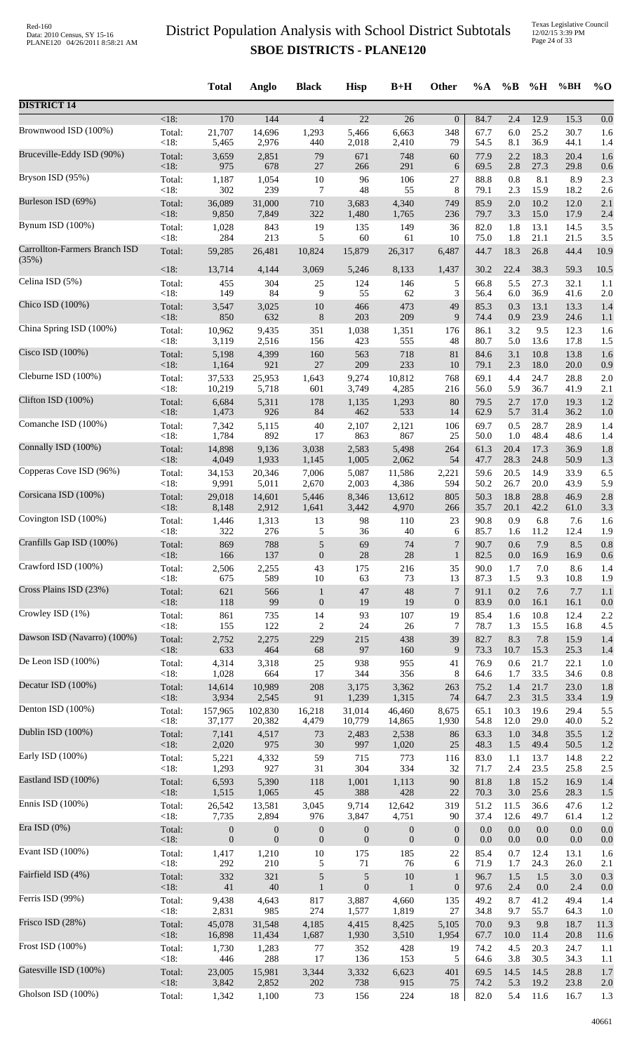# District Population Analysis with School District Subtotals
## SBOE DISTRICTS - PLANE120

| | | Total | Anglo | Black | Hisp | B+H | Other | %A | %B | %H | %BH | %O |
|---|---|---|---|---|---|---|---|---|---|---|---|---|
| **DISTRICT 14** | | | | | | | | | | | | |
| | <18: | 170 | 144 | 4 | 22 | 26 | 0 | 84.7 | 2.4 | 12.9 | 15.3 | 0.0 |
| Brownwood ISD (100%) | Total: | 21,707 | 14,696 | 1,293 | 5,466 | 6,663 | 348 | 67.7 | 6.0 | 25.2 | 30.7 | 1.6 |
| | <18: | 5,465 | 2,976 | 440 | 2,018 | 2,410 | 79 | 54.5 | 8.1 | 36.9 | 44.1 | 1.4 |
| Bruceville-Eddy ISD (90%) | Total: | 3,659 | 2,851 | 79 | 671 | 748 | 60 | 77.9 | 2.2 | 18.3 | 20.4 | 1.6 |
| | <18: | 975 | 678 | 27 | 266 | 291 | 6 | 69.5 | 2.8 | 27.3 | 29.8 | 0.6 |
| Bryson ISD (95%) | Total: | 1,187 | 1,054 | 10 | 96 | 106 | 27 | 88.8 | 0.8 | 8.1 | 8.9 | 2.3 |
| | <18: | 302 | 239 | 7 | 48 | 55 | 8 | 79.1 | 2.3 | 15.9 | 18.2 | 2.6 |
| Burleson ISD (69%) | Total: | 36,089 | 31,000 | 710 | 3,683 | 4,340 | 749 | 85.9 | 2.0 | 10.2 | 12.0 | 2.1 |
| | <18: | 9,850 | 7,849 | 322 | 1,480 | 1,765 | 236 | 79.7 | 3.3 | 15.0 | 17.9 | 2.4 |
| Bynum ISD (100%) | Total: | 1,028 | 843 | 19 | 135 | 149 | 36 | 82.0 | 1.8 | 13.1 | 14.5 | 3.5 |
| | <18: | 284 | 213 | 5 | 60 | 61 | 10 | 75.0 | 1.8 | 21.1 | 21.5 | 3.5 |
| Carrollton-Farmers Branch ISD (35%) | Total: | 59,285 | 26,481 | 10,824 | 15,879 | 26,317 | 6,487 | 44.7 | 18.3 | 26.8 | 44.4 | 10.9 |
| | <18: | 13,714 | 4,144 | 3,069 | 5,246 | 8,133 | 1,437 | 30.2 | 22.4 | 38.3 | 59.3 | 10.5 |
| Celina ISD (5%) | Total: | 455 | 304 | 25 | 124 | 146 | 5 | 66.8 | 5.5 | 27.3 | 32.1 | 1.1 |
| | <18: | 149 | 84 | 9 | 55 | 62 | 3 | 56.4 | 6.0 | 36.9 | 41.6 | 2.0 |
| Chico ISD (100%) | Total: | 3,547 | 3,025 | 10 | 466 | 473 | 49 | 85.3 | 0.3 | 13.1 | 13.3 | 1.4 |
| | <18: | 850 | 632 | 8 | 203 | 209 | 9 | 74.4 | 0.9 | 23.9 | 24.6 | 1.1 |
| China Spring ISD (100%) | Total: | 10,962 | 9,435 | 351 | 1,038 | 1,351 | 176 | 86.1 | 3.2 | 9.5 | 12.3 | 1.6 |
| | <18: | 3,119 | 2,516 | 156 | 423 | 555 | 48 | 80.7 | 5.0 | 13.6 | 17.8 | 1.5 |
| Cisco ISD (100%) | Total: | 5,198 | 4,399 | 160 | 563 | 718 | 81 | 84.6 | 3.1 | 10.8 | 13.8 | 1.6 |
| | <18: | 1,164 | 921 | 27 | 209 | 233 | 10 | 79.1 | 2.3 | 18.0 | 20.0 | 0.9 |
| Cleburne ISD (100%) | Total: | 37,533 | 25,953 | 1,643 | 9,274 | 10,812 | 768 | 69.1 | 4.4 | 24.7 | 28.8 | 2.0 |
| | <18: | 10,219 | 5,718 | 601 | 3,749 | 4,285 | 216 | 56.0 | 5.9 | 36.7 | 41.9 | 2.1 |
| Clifton ISD (100%) | Total: | 6,684 | 5,311 | 178 | 1,135 | 1,293 | 80 | 79.5 | 2.7 | 17.0 | 19.3 | 1.2 |
| | <18: | 1,473 | 926 | 84 | 462 | 533 | 14 | 62.9 | 5.7 | 31.4 | 36.2 | 1.0 |
| Comanche ISD (100%) | Total: | 7,342 | 5,115 | 40 | 2,107 | 2,121 | 106 | 69.7 | 0.5 | 28.7 | 28.9 | 1.4 |
| | <18: | 1,784 | 892 | 17 | 863 | 867 | 25 | 50.0 | 1.0 | 48.4 | 48.6 | 1.4 |
| Connally ISD (100%) | Total: | 14,898 | 9,136 | 3,038 | 2,583 | 5,498 | 264 | 61.3 | 20.4 | 17.3 | 36.9 | 1.8 |
| | <18: | 4,049 | 1,933 | 1,145 | 1,005 | 2,062 | 54 | 47.7 | 28.3 | 24.8 | 50.9 | 1.3 |
| Copperas Cove ISD (96%) | Total: | 34,153 | 20,346 | 7,006 | 5,087 | 11,586 | 2,221 | 59.6 | 20.5 | 14.9 | 33.9 | 6.5 |
| | <18: | 9,991 | 5,011 | 2,670 | 2,003 | 4,386 | 594 | 50.2 | 26.7 | 20.0 | 43.9 | 5.9 |
| Corsicana ISD (100%) | Total: | 29,018 | 14,601 | 5,446 | 8,346 | 13,612 | 805 | 50.3 | 18.8 | 28.8 | 46.9 | 2.8 |
| | <18: | 8,148 | 2,912 | 1,641 | 3,442 | 4,970 | 266 | 35.7 | 20.1 | 42.2 | 61.0 | 3.3 |
| Covington ISD (100%) | Total: | 1,446 | 1,313 | 13 | 98 | 110 | 23 | 90.8 | 0.9 | 6.8 | 7.6 | 1.6 |
| | <18: | 322 | 276 | 5 | 36 | 40 | 6 | 85.7 | 1.6 | 11.2 | 12.4 | 1.9 |
| Cranfills Gap ISD (100%) | Total: | 869 | 788 | 5 | 69 | 74 | 7 | 90.7 | 0.6 | 7.9 | 8.5 | 0.8 |
| | <18: | 166 | 137 | 0 | 28 | 28 | 1 | 82.5 | 0.0 | 16.9 | 16.9 | 0.6 |
| Crawford ISD (100%) | Total: | 2,506 | 2,255 | 43 | 175 | 216 | 35 | 90.0 | 1.7 | 7.0 | 8.6 | 1.4 |
| | <18: | 675 | 589 | 10 | 63 | 73 | 13 | 87.3 | 1.5 | 9.3 | 10.8 | 1.9 |
| Cross Plains ISD (23%) | Total: | 621 | 566 | 1 | 47 | 48 | 7 | 91.1 | 0.2 | 7.6 | 7.7 | 1.1 |
| | <18: | 118 | 99 | 0 | 19 | 19 | 0 | 83.9 | 0.0 | 16.1 | 16.1 | 0.0 |
| Crowley ISD (1%) | Total: | 861 | 735 | 14 | 93 | 107 | 19 | 85.4 | 1.6 | 10.8 | 12.4 | 2.2 |
| | <18: | 155 | 122 | 2 | 24 | 26 | 7 | 78.7 | 1.3 | 15.5 | 16.8 | 4.5 |
| Dawson ISD (Navarro) (100%) | Total: | 2,752 | 2,275 | 229 | 215 | 438 | 39 | 82.7 | 8.3 | 7.8 | 15.9 | 1.4 |
| | <18: | 633 | 464 | 68 | 97 | 160 | 9 | 73.3 | 10.7 | 15.3 | 25.3 | 1.4 |
| De Leon ISD (100%) | Total: | 4,314 | 3,318 | 25 | 938 | 955 | 41 | 76.9 | 0.6 | 21.7 | 22.1 | 1.0 |
| | <18: | 1,028 | 664 | 17 | 344 | 356 | 8 | 64.6 | 1.7 | 33.5 | 34.6 | 0.8 |
| Decatur ISD (100%) | Total: | 14,614 | 10,989 | 208 | 3,175 | 3,362 | 263 | 75.2 | 1.4 | 21.7 | 23.0 | 1.8 |
| | <18: | 3,934 | 2,545 | 91 | 1,239 | 1,315 | 74 | 64.7 | 2.3 | 31.5 | 33.4 | 1.9 |
| Denton ISD (100%) | Total: | 157,965 | 102,830 | 16,218 | 31,014 | 46,460 | 8,675 | 65.1 | 10.3 | 19.6 | 29.4 | 5.5 |
| | <18: | 37,177 | 20,382 | 4,479 | 10,779 | 14,865 | 1,930 | 54.8 | 12.0 | 29.0 | 40.0 | 5.2 |
| Dublin ISD (100%) | Total: | 7,141 | 4,517 | 73 | 2,483 | 2,538 | 86 | 63.3 | 1.0 | 34.8 | 35.5 | 1.2 |
| | <18: | 2,020 | 975 | 30 | 997 | 1,020 | 25 | 48.3 | 1.5 | 49.4 | 50.5 | 1.2 |
| Early ISD (100%) | Total: | 5,221 | 4,332 | 59 | 715 | 773 | 116 | 83.0 | 1.1 | 13.7 | 14.8 | 2.2 |
| | <18: | 1,293 | 927 | 31 | 304 | 334 | 32 | 71.7 | 2.4 | 23.5 | 25.8 | 2.5 |
| Eastland ISD (100%) | Total: | 6,593 | 5,390 | 118 | 1,001 | 1,113 | 90 | 81.8 | 1.8 | 15.2 | 16.9 | 1.4 |
| | <18: | 1,515 | 1,065 | 45 | 388 | 428 | 22 | 70.3 | 3.0 | 25.6 | 28.3 | 1.5 |
| Ennis ISD (100%) | Total: | 26,542 | 13,581 | 3,045 | 9,714 | 12,642 | 319 | 51.2 | 11.5 | 36.6 | 47.6 | 1.2 |
| | <18: | 7,735 | 2,894 | 976 | 3,847 | 4,751 | 90 | 37.4 | 12.6 | 49.7 | 61.4 | 1.2 |
| Era ISD (0%) | Total: | 0 | 0 | 0 | 0 | 0 | 0 | 0.0 | 0.0 | 0.0 | 0.0 | 0.0 |
| | <18: | 0 | 0 | 0 | 0 | 0 | 0 | 0.0 | 0.0 | 0.0 | 0.0 | 0.0 |
| Evant ISD (100%) | Total: | 1,417 | 1,210 | 10 | 175 | 185 | 22 | 85.4 | 0.7 | 12.4 | 13.1 | 1.6 |
| | <18: | 292 | 210 | 5 | 71 | 76 | 6 | 71.9 | 1.7 | 24.3 | 26.0 | 2.1 |
| Fairfield ISD (4%) | Total: | 332 | 321 | 5 | 5 | 10 | 1 | 96.7 | 1.5 | 1.5 | 3.0 | 0.3 |
| | <18: | 41 | 40 | 1 | 0 | 1 | 0 | 97.6 | 2.4 | 0.0 | 2.4 | 0.0 |
| Ferris ISD (99%) | Total: | 9,438 | 4,643 | 817 | 3,887 | 4,660 | 135 | 49.2 | 8.7 | 41.2 | 49.4 | 1.4 |
| | <18: | 2,831 | 985 | 274 | 1,577 | 1,819 | 27 | 34.8 | 9.7 | 55.7 | 64.3 | 1.0 |
| Frisco ISD (28%) | Total: | 45,078 | 31,548 | 4,185 | 4,415 | 8,425 | 5,105 | 70.0 | 9.3 | 9.8 | 18.7 | 11.3 |
| | <18: | 16,898 | 11,434 | 1,687 | 1,930 | 3,510 | 1,954 | 67.7 | 10.0 | 11.4 | 20.8 | 11.6 |
| Frost ISD (100%) | Total: | 1,730 | 1,283 | 77 | 352 | 428 | 19 | 74.2 | 4.5 | 20.3 | 24.7 | 1.1 |
| | <18: | 446 | 288 | 17 | 136 | 153 | 5 | 64.6 | 3.8 | 30.5 | 34.3 | 1.1 |
| Gatesville ISD (100%) | Total: | 23,005 | 15,981 | 3,344 | 3,332 | 6,623 | 401 | 69.5 | 14.5 | 14.5 | 28.8 | 1.7 |
| | <18: | 3,842 | 2,852 | 202 | 738 | 915 | 75 | 74.2 | 5.3 | 19.2 | 23.8 | 2.0 |
| Gholson ISD (100%) | Total: | 1,342 | 1,100 | 73 | 156 | 224 | 18 | 82.0 | 5.4 | 11.6 | 16.7 | 1.3 |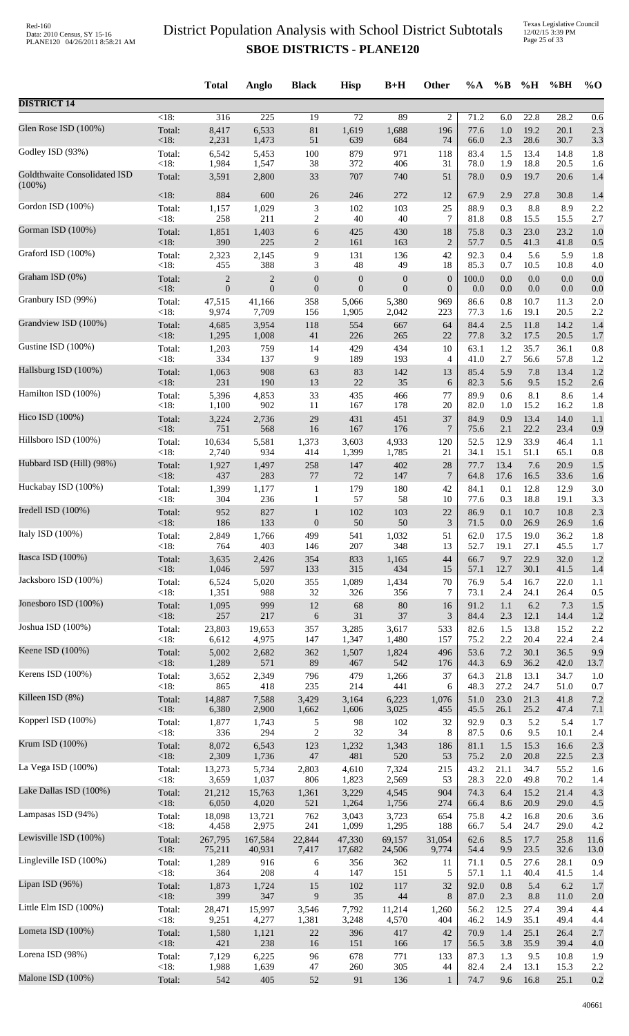# District Population Analysis with School District Subtotals
## SBOE DISTRICTS - PLANE120

|  |  | Total | Anglo | Black | Hisp | B+H | Other | %A | %B | %H | %BH | %O |
|---|---|---|---|---|---|---|---|---|---|---|---|---|
| **DISTRICT 14** |  |  |  |  |  |  |  |  |  |  |  |  |
|  | <18: | 316 | 225 | 19 | 72 | 89 | 2 | 71.2 | 6.0 | 22.8 | 28.2 | 0.6 |
| Glen Rose ISD (100%) | Total: | 8,417 | 6,533 | 81 | 1,619 | 1,688 | 196 | 77.6 | 1.0 | 19.2 | 20.1 | 2.3 |
|  | <18: | 2,231 | 1,473 | 51 | 639 | 684 | 74 | 66.0 | 2.3 | 28.6 | 30.7 | 3.3 |
| Godley ISD (93%) | Total: | 6,542 | 5,453 | 100 | 879 | 971 | 118 | 83.4 | 1.5 | 13.4 | 14.8 | 1.8 |
|  | <18: | 1,984 | 1,547 | 38 | 372 | 406 | 31 | 78.0 | 1.9 | 18.8 | 20.5 | 1.6 |
| Goldthwaite Consolidated ISD (100%) | Total: | 3,591 | 2,800 | 33 | 707 | 740 | 51 | 78.0 | 0.9 | 19.7 | 20.6 | 1.4 |
|  | <18: | 884 | 600 | 26 | 246 | 272 | 12 | 67.9 | 2.9 | 27.8 | 30.8 | 1.4 |
| Gordon ISD (100%) | Total: | 1,157 | 1,029 | 3 | 102 | 103 | 25 | 88.9 | 0.3 | 8.8 | 8.9 | 2.2 |
|  | <18: | 258 | 211 | 2 | 40 | 40 | 7 | 81.8 | 0.8 | 15.5 | 15.5 | 2.7 |
| Gorman ISD (100%) | Total: | 1,851 | 1,403 | 6 | 425 | 430 | 18 | 75.8 | 0.3 | 23.0 | 23.2 | 1.0 |
|  | <18: | 390 | 225 | 2 | 161 | 163 | 2 | 57.7 | 0.5 | 41.3 | 41.8 | 0.5 |
| Graford ISD (100%) | Total: | 2,323 | 2,145 | 9 | 131 | 136 | 42 | 92.3 | 0.4 | 5.6 | 5.9 | 1.8 |
|  | <18: | 455 | 388 | 3 | 48 | 49 | 18 | 85.3 | 0.7 | 10.5 | 10.8 | 4.0 |
| Graham ISD (0%) | Total: | 2 | 2 | 0 | 0 | 0 | 0 | 100.0 | 0.0 | 0.0 | 0.0 | 0.0 |
|  | <18: | 0 | 0 | 0 | 0 | 0 | 0 | 0.0 | 0.0 | 0.0 | 0.0 | 0.0 |
| Granbury ISD (99%) | Total: | 47,515 | 41,166 | 358 | 5,066 | 5,380 | 969 | 86.6 | 0.8 | 10.7 | 11.3 | 2.0 |
|  | <18: | 9,974 | 7,709 | 156 | 1,905 | 2,042 | 223 | 77.3 | 1.6 | 19.1 | 20.5 | 2.2 |
| Grandview ISD (100%) | Total: | 4,685 | 3,954 | 118 | 554 | 667 | 64 | 84.4 | 2.5 | 11.8 | 14.2 | 1.4 |
|  | <18: | 1,295 | 1,008 | 41 | 226 | 265 | 22 | 77.8 | 3.2 | 17.5 | 20.5 | 1.7 |
| Gustine ISD (100%) | Total: | 1,203 | 759 | 14 | 429 | 434 | 10 | 63.1 | 1.2 | 35.7 | 36.1 | 0.8 |
|  | <18: | 334 | 137 | 9 | 189 | 193 | 4 | 41.0 | 2.7 | 56.6 | 57.8 | 1.2 |
| Hallsburg ISD (100%) | Total: | 1,063 | 908 | 63 | 83 | 142 | 13 | 85.4 | 5.9 | 7.8 | 13.4 | 1.2 |
|  | <18: | 231 | 190 | 13 | 22 | 35 | 6 | 82.3 | 5.6 | 9.5 | 15.2 | 2.6 |
| Hamilton ISD (100%) | Total: | 5,396 | 4,853 | 33 | 435 | 466 | 77 | 89.9 | 0.6 | 8.1 | 8.6 | 1.4 |
|  | <18: | 1,100 | 902 | 11 | 167 | 178 | 20 | 82.0 | 1.0 | 15.2 | 16.2 | 1.8 |
| Hico ISD (100%) | Total: | 3,224 | 2,736 | 29 | 431 | 451 | 37 | 84.9 | 0.9 | 13.4 | 14.0 | 1.1 |
|  | <18: | 751 | 568 | 16 | 167 | 176 | 7 | 75.6 | 2.1 | 22.2 | 23.4 | 0.9 |
| Hillsboro ISD (100%) | Total: | 10,634 | 5,581 | 1,373 | 3,603 | 4,933 | 120 | 52.5 | 12.9 | 33.9 | 46.4 | 1.1 |
|  | <18: | 2,740 | 934 | 414 | 1,399 | 1,785 | 21 | 34.1 | 15.1 | 51.1 | 65.1 | 0.8 |
| Hubbard ISD (Hill) (98%) | Total: | 1,927 | 1,497 | 258 | 147 | 402 | 28 | 77.7 | 13.4 | 7.6 | 20.9 | 1.5 |
|  | <18: | 437 | 283 | 77 | 72 | 147 | 7 | 64.8 | 17.6 | 16.5 | 33.6 | 1.6 |
| Huckabay ISD (100%) | Total: | 1,399 | 1,177 | 1 | 179 | 180 | 42 | 84.1 | 0.1 | 12.8 | 12.9 | 3.0 |
|  | <18: | 304 | 236 | 1 | 57 | 58 | 10 | 77.6 | 0.3 | 18.8 | 19.1 | 3.3 |
| Iredell ISD (100%) | Total: | 952 | 827 | 1 | 102 | 103 | 22 | 86.9 | 0.1 | 10.7 | 10.8 | 2.3 |
|  | <18: | 186 | 133 | 0 | 50 | 50 | 3 | 71.5 | 0.0 | 26.9 | 26.9 | 1.6 |
| Italy ISD (100%) | Total: | 2,849 | 1,766 | 499 | 541 | 1,032 | 51 | 62.0 | 17.5 | 19.0 | 36.2 | 1.8 |
|  | <18: | 764 | 403 | 146 | 207 | 348 | 13 | 52.7 | 19.1 | 27.1 | 45.5 | 1.7 |
| Itasca ISD (100%) | Total: | 3,635 | 2,426 | 354 | 833 | 1,165 | 44 | 66.7 | 9.7 | 22.9 | 32.0 | 1.2 |
|  | <18: | 1,046 | 597 | 133 | 315 | 434 | 15 | 57.1 | 12.7 | 30.1 | 41.5 | 1.4 |
| Jacksboro ISD (100%) | Total: | 6,524 | 5,020 | 355 | 1,089 | 1,434 | 70 | 76.9 | 5.4 | 16.7 | 22.0 | 1.1 |
|  | <18: | 1,351 | 988 | 32 | 326 | 356 | 7 | 73.1 | 2.4 | 24.1 | 26.4 | 0.5 |
| Jonesboro ISD (100%) | Total: | 1,095 | 999 | 12 | 68 | 80 | 16 | 91.2 | 1.1 | 6.2 | 7.3 | 1.5 |
|  | <18: | 257 | 217 | 6 | 31 | 37 | 3 | 84.4 | 2.3 | 12.1 | 14.4 | 1.2 |
| Joshua ISD (100%) | Total: | 23,803 | 19,653 | 357 | 3,285 | 3,617 | 533 | 82.6 | 1.5 | 13.8 | 15.2 | 2.2 |
|  | <18: | 6,612 | 4,975 | 147 | 1,347 | 1,480 | 157 | 75.2 | 2.2 | 20.4 | 22.4 | 2.4 |
| Keene ISD (100%) | Total: | 5,002 | 2,682 | 362 | 1,507 | 1,824 | 496 | 53.6 | 7.2 | 30.1 | 36.5 | 9.9 |
|  | <18: | 1,289 | 571 | 89 | 467 | 542 | 176 | 44.3 | 6.9 | 36.2 | 42.0 | 13.7 |
| Kerens ISD (100%) | Total: | 3,652 | 2,349 | 796 | 479 | 1,266 | 37 | 64.3 | 21.8 | 13.1 | 34.7 | 1.0 |
|  | <18: | 865 | 418 | 235 | 214 | 441 | 6 | 48.3 | 27.2 | 24.7 | 51.0 | 0.7 |
| Killeen ISD (8%) | Total: | 14,887 | 7,588 | 3,429 | 3,164 | 6,223 | 1,076 | 51.0 | 23.0 | 21.3 | 41.8 | 7.2 |
|  | <18: | 6,380 | 2,900 | 1,662 | 1,606 | 3,025 | 455 | 45.5 | 26.1 | 25.2 | 47.4 | 7.1 |
| Kopperl ISD (100%) | Total: | 1,877 | 1,743 | 5 | 98 | 102 | 32 | 92.9 | 0.3 | 5.2 | 5.4 | 1.7 |
|  | <18: | 336 | 294 | 2 | 32 | 34 | 8 | 87.5 | 0.6 | 9.5 | 10.1 | 2.4 |
| Krum ISD (100%) | Total: | 8,072 | 6,543 | 123 | 1,232 | 1,343 | 186 | 81.1 | 1.5 | 15.3 | 16.6 | 2.3 |
|  | <18: | 2,309 | 1,736 | 47 | 481 | 520 | 53 | 75.2 | 2.0 | 20.8 | 22.5 | 2.3 |
| La Vega ISD (100%) | Total: | 13,273 | 5,734 | 2,803 | 4,610 | 7,324 | 215 | 43.2 | 21.1 | 34.7 | 55.2 | 1.6 |
|  | <18: | 3,659 | 1,037 | 806 | 1,823 | 2,569 | 53 | 28.3 | 22.0 | 49.8 | 70.2 | 1.4 |
| Lake Dallas ISD (100%) | Total: | 21,212 | 15,763 | 1,361 | 3,229 | 4,545 | 904 | 74.3 | 6.4 | 15.2 | 21.4 | 4.3 |
|  | <18: | 6,050 | 4,020 | 521 | 1,264 | 1,756 | 274 | 66.4 | 8.6 | 20.9 | 29.0 | 4.5 |
| Lampasas ISD (94%) | Total: | 18,098 | 13,721 | 762 | 3,043 | 3,723 | 654 | 75.8 | 4.2 | 16.8 | 20.6 | 3.6 |
|  | <18: | 4,458 | 2,975 | 241 | 1,099 | 1,295 | 188 | 66.7 | 5.4 | 24.7 | 29.0 | 4.2 |
| Lewisville ISD (100%) | Total: | 267,795 | 167,584 | 22,844 | 47,330 | 69,157 | 31,054 | 62.6 | 8.5 | 17.7 | 25.8 | 11.6 |
|  | <18: | 75,211 | 40,931 | 7,417 | 17,682 | 24,506 | 9,774 | 54.4 | 9.9 | 23.5 | 32.6 | 13.0 |
| Lingleville ISD (100%) | Total: | 1,289 | 916 | 6 | 356 | 362 | 11 | 71.1 | 0.5 | 27.6 | 28.1 | 0.9 |
|  | <18: | 364 | 208 | 4 | 147 | 151 | 5 | 57.1 | 1.1 | 40.4 | 41.5 | 1.4 |
| Lipan ISD (96%) | Total: | 1,873 | 1,724 | 15 | 102 | 117 | 32 | 92.0 | 0.8 | 5.4 | 6.2 | 1.7 |
|  | <18: | 399 | 347 | 9 | 35 | 44 | 8 | 87.0 | 2.3 | 8.8 | 11.0 | 2.0 |
| Little Elm ISD (100%) | Total: | 28,471 | 15,997 | 3,546 | 7,792 | 11,214 | 1,260 | 56.2 | 12.5 | 27.4 | 39.4 | 4.4 |
|  | <18: | 9,251 | 4,277 | 1,381 | 3,248 | 4,570 | 404 | 46.2 | 14.9 | 35.1 | 49.4 | 4.4 |
| Lometa ISD (100%) | Total: | 1,580 | 1,121 | 22 | 396 | 417 | 42 | 70.9 | 1.4 | 25.1 | 26.4 | 2.7 |
|  | <18: | 421 | 238 | 16 | 151 | 166 | 17 | 56.5 | 3.8 | 35.9 | 39.4 | 4.0 |
| Lorena ISD (98%) | Total: | 7,129 | 6,225 | 96 | 678 | 771 | 133 | 87.3 | 1.3 | 9.5 | 10.8 | 1.9 |
|  | <18: | 1,988 | 1,639 | 47 | 260 | 305 | 44 | 82.4 | 2.4 | 13.1 | 15.3 | 2.2 |
| Malone ISD (100%) | Total: | 542 | 405 | 52 | 91 | 136 | 1 | 74.7 | 9.6 | 16.8 | 25.1 | 0.2 |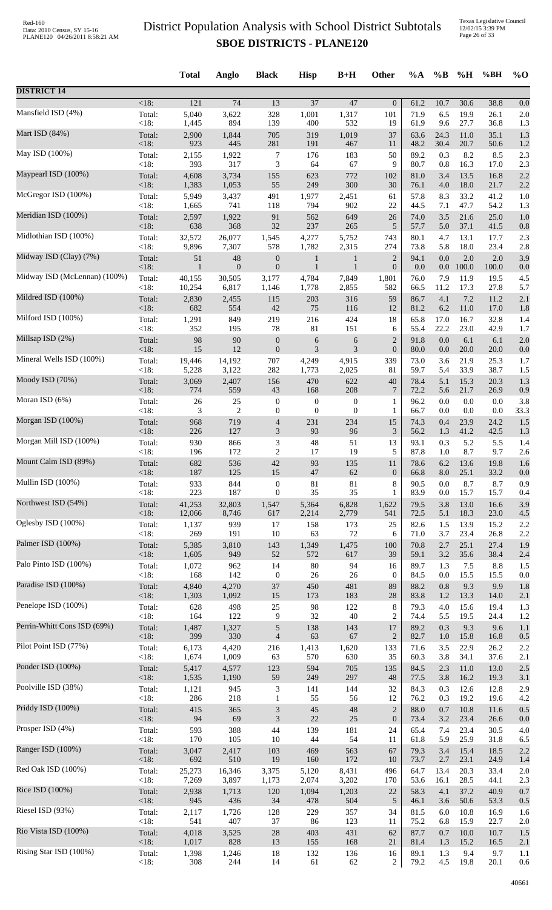# District Population Analysis with School District Subtotals

## SBOE DISTRICTS - PLANE120

| | | Total | Anglo | Black | Hisp | B+H | Other | %A | %B | %H | %BH | %O |
|---|---|---|---|---|---|---|---|---|---|---|---|---|
| **DISTRICT 14** | | | | | | | | | | | | |
| | <18: | 121 | 74 | 13 | 37 | 47 | 0 | 61.2 | 10.7 | 30.6 | 38.8 | 0.0 |
| Mansfield ISD (4%) | Total: | 5,040 | 3,622 | 328 | 1,001 | 1,317 | 101 | 71.9 | 6.5 | 19.9 | 26.1 | 2.0 |
| | <18: | 1,445 | 894 | 139 | 400 | 532 | 19 | 61.9 | 9.6 | 27.7 | 36.8 | 1.3 |
| Mart ISD (84%) | Total: | 2,900 | 1,844 | 705 | 319 | 1,019 | 37 | 63.6 | 24.3 | 11.0 | 35.1 | 1.3 |
| | <18: | 923 | 445 | 281 | 191 | 467 | 11 | 48.2 | 30.4 | 20.7 | 50.6 | 1.2 |
| May ISD (100%) | Total: | 2,155 | 1,922 | 7 | 176 | 183 | 50 | 89.2 | 0.3 | 8.2 | 8.5 | 2.3 |
| | <18: | 393 | 317 | 3 | 64 | 67 | 9 | 80.7 | 0.8 | 16.3 | 17.0 | 2.3 |
| Maypearl ISD (100%) | Total: | 4,608 | 3,734 | 155 | 623 | 772 | 102 | 81.0 | 3.4 | 13.5 | 16.8 | 2.2 |
| | <18: | 1,383 | 1,053 | 55 | 249 | 300 | 30 | 76.1 | 4.0 | 18.0 | 21.7 | 2.2 |
| McGregor ISD (100%) | Total: | 5,949 | 3,437 | 491 | 1,977 | 2,451 | 61 | 57.8 | 8.3 | 33.2 | 41.2 | 1.0 |
| | <18: | 1,665 | 741 | 118 | 794 | 902 | 22 | 44.5 | 7.1 | 47.7 | 54.2 | 1.3 |
| Meridian ISD (100%) | Total: | 2,597 | 1,922 | 91 | 562 | 649 | 26 | 74.0 | 3.5 | 21.6 | 25.0 | 1.0 |
| | <18: | 638 | 368 | 32 | 237 | 265 | 5 | 57.7 | 5.0 | 37.1 | 41.5 | 0.8 |
| Midlothian ISD (100%) | Total: | 32,572 | 26,077 | 1,545 | 4,277 | 5,752 | 743 | 80.1 | 4.7 | 13.1 | 17.7 | 2.3 |
| | <18: | 9,896 | 7,307 | 578 | 1,782 | 2,315 | 274 | 73.8 | 5.8 | 18.0 | 23.4 | 2.8 |
| Midway ISD (Clay) (7%) | Total: | 51 | 48 | 0 | 1 | 1 | 2 | 94.1 | 0.0 | 2.0 | 2.0 | 3.9 |
| | <18: | 1 | 0 | 0 | 1 | 1 | 0 | 0.0 | 0.0 | 100.0 | 100.0 | 0.0 |
| Midway ISD (McLennan) (100%) | Total: | 40,155 | 30,505 | 3,177 | 4,784 | 7,849 | 1,801 | 76.0 | 7.9 | 11.9 | 19.5 | 4.5 |
| | <18: | 10,254 | 6,817 | 1,146 | 1,778 | 2,855 | 582 | 66.5 | 11.2 | 17.3 | 27.8 | 5.7 |
| Mildred ISD (100%) | Total: | 2,830 | 2,455 | 115 | 203 | 316 | 59 | 86.7 | 4.1 | 7.2 | 11.2 | 2.1 |
| | <18: | 682 | 554 | 42 | 75 | 116 | 12 | 81.2 | 6.2 | 11.0 | 17.0 | 1.8 |
| Milford ISD (100%) | Total: | 1,291 | 849 | 219 | 216 | 424 | 18 | 65.8 | 17.0 | 16.7 | 32.8 | 1.4 |
| | <18: | 352 | 195 | 78 | 81 | 151 | 6 | 55.4 | 22.2 | 23.0 | 42.9 | 1.7 |
| Millsap ISD (2%) | Total: | 98 | 90 | 0 | 6 | 6 | 2 | 91.8 | 0.0 | 6.1 | 6.1 | 2.0 |
| | <18: | 15 | 12 | 0 | 3 | 3 | 0 | 80.0 | 0.0 | 20.0 | 20.0 | 0.0 |
| Mineral Wells ISD (100%) | Total: | 19,446 | 14,192 | 707 | 4,249 | 4,915 | 339 | 73.0 | 3.6 | 21.9 | 25.3 | 1.7 |
| | <18: | 5,228 | 3,122 | 282 | 1,773 | 2,025 | 81 | 59.7 | 5.4 | 33.9 | 38.7 | 1.5 |
| Moody ISD (70%) | Total: | 3,069 | 2,407 | 156 | 470 | 622 | 40 | 78.4 | 5.1 | 15.3 | 20.3 | 1.3 |
| | <18: | 774 | 559 | 43 | 168 | 208 | 7 | 72.2 | 5.6 | 21.7 | 26.9 | 0.9 |
| Moran ISD (6%) | Total: | 26 | 25 | 0 | 0 | 0 | 1 | 96.2 | 0.0 | 0.0 | 0.0 | 3.8 |
| | <18: | 3 | 2 | 0 | 0 | 0 | 1 | 66.7 | 0.0 | 0.0 | 0.0 | 33.3 |
| Morgan ISD (100%) | Total: | 968 | 719 | 4 | 231 | 234 | 15 | 74.3 | 0.4 | 23.9 | 24.2 | 1.5 |
| | <18: | 226 | 127 | 3 | 93 | 96 | 3 | 56.2 | 1.3 | 41.2 | 42.5 | 1.3 |
| Morgan Mill ISD (100%) | Total: | 930 | 866 | 3 | 48 | 51 | 13 | 93.1 | 0.3 | 5.2 | 5.5 | 1.4 |
| | <18: | 196 | 172 | 2 | 17 | 19 | 5 | 87.8 | 1.0 | 8.7 | 9.7 | 2.6 |
| Mount Calm ISD (89%) | Total: | 682 | 536 | 42 | 93 | 135 | 11 | 78.6 | 6.2 | 13.6 | 19.8 | 1.6 |
| | <18: | 187 | 125 | 15 | 47 | 62 | 0 | 66.8 | 8.0 | 25.1 | 33.2 | 0.0 |
| Mullin ISD (100%) | Total: | 933 | 844 | 0 | 81 | 81 | 8 | 90.5 | 0.0 | 8.7 | 8.7 | 0.9 |
| | <18: | 223 | 187 | 0 | 35 | 35 | 1 | 83.9 | 0.0 | 15.7 | 15.7 | 0.4 |
| Northwest ISD (54%) | Total: | 41,253 | 32,803 | 1,547 | 5,364 | 6,828 | 1,622 | 79.5 | 3.8 | 13.0 | 16.6 | 3.9 |
| | <18: | 12,066 | 8,746 | 617 | 2,214 | 2,779 | 541 | 72.5 | 5.1 | 18.3 | 23.0 | 4.5 |
| Oglesby ISD (100%) | Total: | 1,137 | 939 | 17 | 158 | 173 | 25 | 82.6 | 1.5 | 13.9 | 15.2 | 2.2 |
| | <18: | 269 | 191 | 10 | 63 | 72 | 6 | 71.0 | 3.7 | 23.4 | 26.8 | 2.2 |
| Palmer ISD (100%) | Total: | 5,385 | 3,810 | 143 | 1,349 | 1,475 | 100 | 70.8 | 2.7 | 25.1 | 27.4 | 1.9 |
| | <18: | 1,605 | 949 | 52 | 572 | 617 | 39 | 59.1 | 3.2 | 35.6 | 38.4 | 2.4 |
| Palo Pinto ISD (100%) | Total: | 1,072 | 962 | 14 | 80 | 94 | 16 | 89.7 | 1.3 | 7.5 | 8.8 | 1.5 |
| | <18: | 168 | 142 | 0 | 26 | 26 | 0 | 84.5 | 0.0 | 15.5 | 15.5 | 0.0 |
| Paradise ISD (100%) | Total: | 4,840 | 4,270 | 37 | 450 | 481 | 89 | 88.2 | 0.8 | 9.3 | 9.9 | 1.8 |
| | <18: | 1,303 | 1,092 | 15 | 173 | 183 | 28 | 83.8 | 1.2 | 13.3 | 14.0 | 2.1 |
| Penelope ISD (100%) | Total: | 628 | 498 | 25 | 98 | 122 | 8 | 79.3 | 4.0 | 15.6 | 19.4 | 1.3 |
| | <18: | 164 | 122 | 9 | 32 | 40 | 2 | 74.4 | 5.5 | 19.5 | 24.4 | 1.2 |
| Perrin-Whitt Cons ISD (69%) | Total: | 1,487 | 1,327 | 5 | 138 | 143 | 17 | 89.2 | 0.3 | 9.3 | 9.6 | 1.1 |
| | <18: | 399 | 330 | 4 | 63 | 67 | 2 | 82.7 | 1.0 | 15.8 | 16.8 | 0.5 |
| Pilot Point ISD (77%) | Total: | 6,173 | 4,420 | 216 | 1,413 | 1,620 | 133 | 71.6 | 3.5 | 22.9 | 26.2 | 2.2 |
| | <18: | 1,674 | 1,009 | 63 | 570 | 630 | 35 | 60.3 | 3.8 | 34.1 | 37.6 | 2.1 |
| Ponder ISD (100%) | Total: | 5,417 | 4,577 | 123 | 594 | 705 | 135 | 84.5 | 2.3 | 11.0 | 13.0 | 2.5 |
| | <18: | 1,535 | 1,190 | 59 | 249 | 297 | 48 | 77.5 | 3.8 | 16.2 | 19.3 | 3.1 |
| Poolville ISD (38%) | Total: | 1,121 | 945 | 3 | 141 | 144 | 32 | 84.3 | 0.3 | 12.6 | 12.8 | 2.9 |
| | <18: | 286 | 218 | 1 | 55 | 56 | 12 | 76.2 | 0.3 | 19.2 | 19.6 | 4.2 |
| Priddy ISD (100%) | Total: | 415 | 365 | 3 | 45 | 48 | 2 | 88.0 | 0.7 | 10.8 | 11.6 | 0.5 |
| | <18: | 94 | 69 | 3 | 22 | 25 | 0 | 73.4 | 3.2 | 23.4 | 26.6 | 0.0 |
| Prosper ISD (4%) | Total: | 593 | 388 | 44 | 139 | 181 | 24 | 65.4 | 7.4 | 23.4 | 30.5 | 4.0 |
| | <18: | 170 | 105 | 10 | 44 | 54 | 11 | 61.8 | 5.9 | 25.9 | 31.8 | 6.5 |
| Ranger ISD (100%) | Total: | 3,047 | 2,417 | 103 | 469 | 563 | 67 | 79.3 | 3.4 | 15.4 | 18.5 | 2.2 |
| | <18: | 692 | 510 | 19 | 160 | 172 | 10 | 73.7 | 2.7 | 23.1 | 24.9 | 1.4 |
| Red Oak ISD (100%) | Total: | 25,273 | 16,346 | 3,375 | 5,120 | 8,431 | 496 | 64.7 | 13.4 | 20.3 | 33.4 | 2.0 |
| | <18: | 7,269 | 3,897 | 1,173 | 2,074 | 3,202 | 170 | 53.6 | 16.1 | 28.5 | 44.1 | 2.3 |
| Rice ISD (100%) | Total: | 2,938 | 1,713 | 120 | 1,094 | 1,203 | 22 | 58.3 | 4.1 | 37.2 | 40.9 | 0.7 |
| | <18: | 945 | 436 | 34 | 478 | 504 | 5 | 46.1 | 3.6 | 50.6 | 53.3 | 0.5 |
| Riesel ISD (93%) | Total: | 2,117 | 1,726 | 128 | 229 | 357 | 34 | 81.5 | 6.0 | 10.8 | 16.9 | 1.6 |
| | <18: | 541 | 407 | 37 | 86 | 123 | 11 | 75.2 | 6.8 | 15.9 | 22.7 | 2.0 |
| Rio Vista ISD (100%) | Total: | 4,018 | 3,525 | 28 | 403 | 431 | 62 | 87.7 | 0.7 | 10.0 | 10.7 | 1.5 |
| | <18: | 1,017 | 828 | 13 | 155 | 168 | 21 | 81.4 | 1.3 | 15.2 | 16.5 | 2.1 |
| Rising Star ISD (100%) | Total: | 1,398 | 1,246 | 18 | 132 | 136 | 16 | 89.1 | 1.3 | 9.4 | 9.7 | 1.1 |
| | <18: | 308 | 244 | 14 | 61 | 62 | 2 | 79.2 | 4.5 | 19.8 | 20.1 | 0.6 |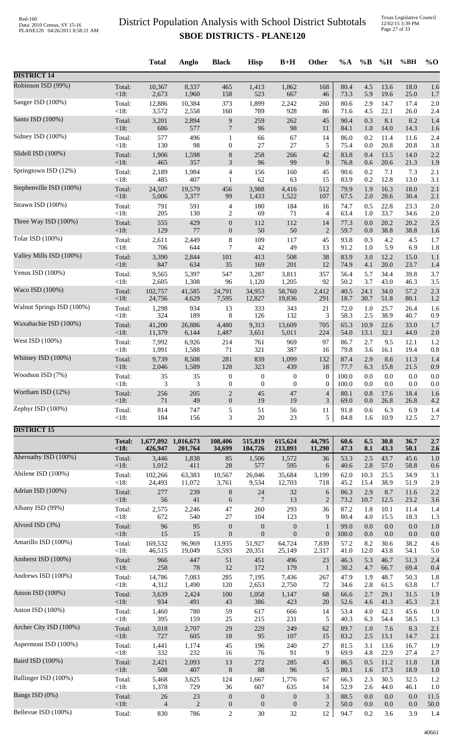# District Population Analysis with School District Subtotals
## SBOE DISTRICTS - PLANE120

| | | Total | Anglo | Black | Hisp | B+H | Other | %A | %B | %H | %BH | %O |
|---|---|---|---|---|---|---|---|---|---|---|---|---|
| **DISTRICT 14** | | | | | | | | | | | | |
| Robinson ISD (99%) | Total: | 10,367 | 8,337 | 465 | 1,413 | 1,862 | 168 | 80.4 | 4.5 | 13.6 | 18.0 | 1.6 |
| | <18: | 2,673 | 1,960 | 158 | 523 | 667 | 46 | 73.3 | 5.9 | 19.6 | 25.0 | 1.7 |
| Sanger ISD (100%) | Total: | 12,886 | 10,384 | 373 | 1,899 | 2,242 | 260 | 80.6 | 2.9 | 14.7 | 17.4 | 2.0 |
| | <18: | 3,572 | 2,558 | 160 | 789 | 928 | 86 | 71.6 | 4.5 | 22.1 | 26.0 | 2.4 |
| Santo ISD (100%) | Total: | 3,201 | 2,894 | 9 | 259 | 262 | 45 | 90.4 | 0.3 | 8.1 | 8.2 | 1.4 |
| | <18: | 686 | 577 | 7 | 96 | 98 | 11 | 84.1 | 1.0 | 14.0 | 14.3 | 1.6 |
| Sidney ISD (100%) | Total: | 577 | 496 | 1 | 66 | 67 | 14 | 86.0 | 0.2 | 11.4 | 11.6 | 2.4 |
| | <18: | 130 | 98 | 0 | 27 | 27 | 5 | 75.4 | 0.0 | 20.8 | 20.8 | 3.8 |
| Slidell ISD (100%) | Total: | 1,906 | 1,598 | 8 | 258 | 266 | 42 | 83.8 | 0.4 | 13.5 | 14.0 | 2.2 |
| | <18: | 465 | 357 | 3 | 96 | 99 | 9 | 76.8 | 0.6 | 20.6 | 21.3 | 1.9 |
| Springtown ISD (12%) | Total: | 2,189 | 1,984 | 4 | 156 | 160 | 45 | 90.6 | 0.2 | 7.1 | 7.3 | 2.1 |
| | <18: | 485 | 407 | 1 | 62 | 63 | 15 | 83.9 | 0.2 | 12.8 | 13.0 | 3.1 |
| Stephenville ISD (100%) | Total: | 24,507 | 19,579 | 456 | 3,988 | 4,416 | 512 | 79.9 | 1.9 | 16.3 | 18.0 | 2.1 |
| | <18: | 5,006 | 3,377 | 99 | 1,433 | 1,522 | 107 | 67.5 | 2.0 | 28.6 | 30.4 | 2.1 |
| Strawn ISD (100%) | Total: | 791 | 591 | 4 | 180 | 184 | 16 | 74.7 | 0.5 | 22.8 | 23.3 | 2.0 |
| | <18: | 205 | 130 | 2 | 69 | 71 | 4 | 63.4 | 1.0 | 33.7 | 34.6 | 2.0 |
| Three Way ISD (100%) | Total: | 555 | 429 | 0 | 112 | 112 | 14 | 77.3 | 0.0 | 20.2 | 20.2 | 2.5 |
| | <18: | 129 | 77 | 0 | 50 | 50 | 2 | 59.7 | 0.0 | 38.8 | 38.8 | 1.6 |
| Tolar ISD (100%) | Total: | 2,611 | 2,449 | 8 | 109 | 117 | 45 | 93.8 | 0.3 | 4.2 | 4.5 | 1.7 |
| | <18: | 706 | 644 | 7 | 42 | 49 | 13 | 91.2 | 1.0 | 5.9 | 6.9 | 1.8 |
| Valley Mills ISD (100%) | Total: | 3,390 | 2,844 | 101 | 413 | 508 | 38 | 83.9 | 3.0 | 12.2 | 15.0 | 1.1 |
| | <18: | 847 | 634 | 35 | 169 | 201 | 12 | 74.9 | 4.1 | 20.0 | 23.7 | 1.4 |
| Venus ISD (100%) | Total: | 9,565 | 5,397 | 547 | 3,287 | 3,811 | 357 | 56.4 | 5.7 | 34.4 | 39.8 | 3.7 |
| | <18: | 2,605 | 1,308 | 96 | 1,120 | 1,205 | 92 | 50.2 | 3.7 | 43.0 | 46.3 | 3.5 |
| Waco ISD (100%) | Total: | 102,757 | 41,585 | 24,791 | 34,953 | 58,760 | 2,412 | 40.5 | 24.1 | 34.0 | 57.2 | 2.3 |
| | <18: | 24,756 | 4,629 | 7,595 | 12,827 | 19,836 | 291 | 18.7 | 30.7 | 51.8 | 80.1 | 1.2 |
| Walnut Springs ISD (100%) | Total: | 1,298 | 934 | 13 | 333 | 343 | 21 | 72.0 | 1.0 | 25.7 | 26.4 | 1.6 |
| | <18: | 324 | 189 | 8 | 126 | 132 | 3 | 58.3 | 2.5 | 38.9 | 40.7 | 0.9 |
| Waxahachie ISD (100%) | Total: | 41,200 | 26,886 | 4,480 | 9,313 | 13,609 | 705 | 65.3 | 10.9 | 22.6 | 33.0 | 1.7 |
| | <18: | 11,379 | 6,144 | 1,487 | 3,651 | 5,011 | 224 | 54.0 | 13.1 | 32.1 | 44.0 | 2.0 |
| West ISD (100%) | Total: | 7,992 | 6,926 | 214 | 761 | 969 | 97 | 86.7 | 2.7 | 9.5 | 12.1 | 1.2 |
| | <18: | 1,991 | 1,588 | 71 | 321 | 387 | 16 | 79.8 | 3.6 | 16.1 | 19.4 | 0.8 |
| Whitney ISD (100%) | Total: | 9,739 | 8,508 | 281 | 839 | 1,099 | 132 | 87.4 | 2.9 | 8.6 | 11.3 | 1.4 |
| | <18: | 2,046 | 1,589 | 128 | 323 | 439 | 18 | 77.7 | 6.3 | 15.8 | 21.5 | 0.9 |
| Woodson ISD (7%) | Total: | 35 | 35 | 0 | 0 | 0 | 0 | 100.0 | 0.0 | 0.0 | 0.0 | 0.0 |
| | <18: | 3 | 3 | 0 | 0 | 0 | 0 | 100.0 | 0.0 | 0.0 | 0.0 | 0.0 |
| Wortham ISD (12%) | Total: | 256 | 205 | 2 | 45 | 47 | 4 | 80.1 | 0.8 | 17.6 | 18.4 | 1.6 |
| | <18: | 71 | 49 | 0 | 19 | 19 | 3 | 69.0 | 0.0 | 26.8 | 26.8 | 4.2 |
| Zephyr ISD (100%) | Total: | 814 | 747 | 5 | 51 | 56 | 11 | 91.8 | 0.6 | 6.3 | 6.9 | 1.4 |
| | <18: | 184 | 156 | 3 | 20 | 23 | 5 | 84.8 | 1.6 | 10.9 | 12.5 | 2.7 |
| **DISTRICT 15** | | | | | | | | | | | | |
| | **Total:** | **1,677,092** | **1,016,673** | **108,406** | **515,819** | **615,624** | **44,795** | **60.6** | **6.5** | **30.8** | **36.7** | **2.7** |
| | **<18:** | **426,947** | **201,764** | **34,699** | **184,726** | **213,893** | **11,290** | **47.3** | **8.1** | **43.3** | **50.1** | **2.6** |
| Abernathy ISD (100%) | Total: | 3,446 | 1,838 | 85 | 1,506 | 1,572 | 36 | 53.3 | 2.5 | 43.7 | 45.6 | 1.0 |
| | <18: | 1,012 | 411 | 28 | 577 | 595 | 6 | 40.6 | 2.8 | 57.0 | 58.8 | 0.6 |
| Abilene ISD (100%) | Total: | 102,266 | 63,383 | 10,567 | 26,046 | 35,684 | 3,199 | 62.0 | 10.3 | 25.5 | 34.9 | 3.1 |
| | <18: | 24,493 | 11,072 | 3,761 | 9,534 | 12,703 | 718 | 45.2 | 15.4 | 38.9 | 51.9 | 2.9 |
| Adrian ISD (100%) | Total: | 277 | 239 | 8 | 24 | 32 | 6 | 86.3 | 2.9 | 8.7 | 11.6 | 2.2 |
| | <18: | 56 | 41 | 6 | 7 | 13 | 2 | 73.2 | 10.7 | 12.5 | 23.2 | 3.6 |
| Albany ISD (99%) | Total: | 2,575 | 2,246 | 47 | 260 | 293 | 36 | 87.2 | 1.8 | 10.1 | 11.4 | 1.4 |
| | <18: | 672 | 540 | 27 | 104 | 123 | 9 | 80.4 | 4.0 | 15.5 | 18.3 | 1.3 |
| Alvord ISD (3%) | Total: | 96 | 95 | 0 | 0 | 0 | 1 | 99.0 | 0.0 | 0.0 | 0.0 | 1.0 |
| | <18: | 15 | 15 | 0 | 0 | 0 | 0 | 100.0 | 0.0 | 0.0 | 0.0 | 0.0 |
| Amarillo ISD (100%) | Total: | 169,532 | 96,969 | 13,935 | 51,927 | 64,724 | 7,839 | 57.2 | 8.2 | 30.6 | 38.2 | 4.6 |
| | <18: | 46,515 | 19,049 | 5,593 | 20,351 | 25,149 | 2,317 | 41.0 | 12.0 | 43.8 | 54.1 | 5.0 |
| Amherst ISD (100%) | Total: | 966 | 447 | 51 | 451 | 496 | 23 | 46.3 | 5.3 | 46.7 | 51.3 | 2.4 |
| | <18: | 258 | 78 | 12 | 172 | 179 | 1 | 30.2 | 4.7 | 66.7 | 69.4 | 0.4 |
| Andrews ISD (100%) | Total: | 14,786 | 7,083 | 285 | 7,195 | 7,436 | 267 | 47.9 | 1.9 | 48.7 | 50.3 | 1.8 |
| | <18: | 4,312 | 1,490 | 120 | 2,653 | 2,750 | 72 | 34.6 | 2.8 | 61.5 | 63.8 | 1.7 |
| Anson ISD (100%) | Total: | 3,639 | 2,424 | 100 | 1,058 | 1,147 | 68 | 66.6 | 2.7 | 29.1 | 31.5 | 1.9 |
| | <18: | 934 | 491 | 43 | 386 | 423 | 20 | 52.6 | 4.6 | 41.3 | 45.3 | 2.1 |
| Anton ISD (100%) | Total: | 1,460 | 780 | 59 | 617 | 666 | 14 | 53.4 | 4.0 | 42.3 | 45.6 | 1.0 |
| | <18: | 395 | 159 | 25 | 215 | 231 | 5 | 40.3 | 6.3 | 54.4 | 58.5 | 1.3 |
| Archer City ISD (100%) | Total: | 3,018 | 2,707 | 29 | 229 | 249 | 62 | 89.7 | 1.0 | 7.6 | 8.3 | 2.1 |
| | <18: | 727 | 605 | 18 | 95 | 107 | 15 | 83.2 | 2.5 | 13.1 | 14.7 | 2.1 |
| Aspermont ISD (100%) | Total: | 1,441 | 1,174 | 45 | 196 | 240 | 27 | 81.5 | 3.1 | 13.6 | 16.7 | 1.9 |
| | <18: | 332 | 232 | 16 | 76 | 91 | 9 | 69.9 | 4.8 | 22.9 | 27.4 | 2.7 |
| Baird ISD (100%) | Total: | 2,421 | 2,093 | 13 | 272 | 285 | 43 | 86.5 | 0.5 | 11.2 | 11.8 | 1.8 |
| | <18: | 508 | 407 | 8 | 88 | 96 | 5 | 80.1 | 1.6 | 17.3 | 18.9 | 1.0 |
| Ballinger ISD (100%) | Total: | 5,468 | 3,625 | 124 | 1,667 | 1,776 | 67 | 66.3 | 2.3 | 30.5 | 32.5 | 1.2 |
| | <18: | 1,378 | 729 | 36 | 607 | 635 | 14 | 52.9 | 2.6 | 44.0 | 46.1 | 1.0 |
| Bangs ISD (0%) | Total: | 26 | 23 | 0 | 0 | 0 | 3 | 88.5 | 0.0 | 0.0 | 0.0 | 11.5 |
| | <18: | 4 | 2 | 0 | 0 | 0 | 2 | 50.0 | 0.0 | 0.0 | 0.0 | 50.0 |
| Bellevue ISD (100%) | Total: | 830 | 786 | 2 | 30 | 32 | 12 | 94.7 | 0.2 | 3.6 | 3.9 | 1.4 |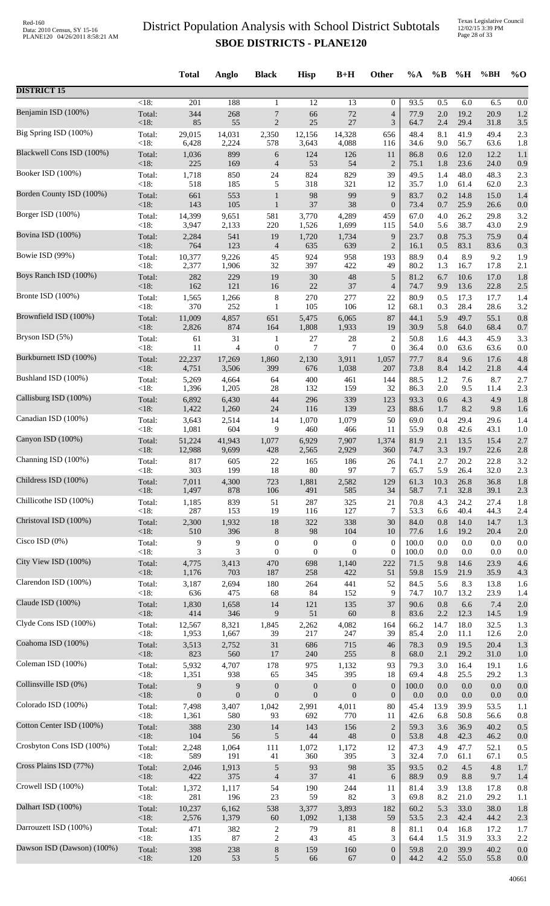# District Population Analysis with School District Subtotals
## SBOE DISTRICTS - PLANE120

Red-160
Data: 2010 Census, SY 15-16
PLANE120 04/26/2011 8:58:21 AM

Texas Legislative Council
12/02/15 3:39 PM

| | | Total | Anglo | Black | Hisp | B+H | Other | %A | %B | %H | %BH | %O |
|---|---|---|---|---|---|---|---|---|---|---|---|---|
| **DISTRICT 15** | | | | | | | | | | | | |
| | <18: | 201 | 188 | 1 | 12 | 13 | 0 | 93.5 | 0.5 | 6.0 | 6.5 | 0.0 |
| Benjamin ISD (100%) | Total: | 344 | 268 | 7 | 66 | 72 | 4 | 77.9 | 2.0 | 19.2 | 20.9 | 1.2 |
| | <18: | 85 | 55 | 2 | 25 | 27 | 3 | 64.7 | 2.4 | 29.4 | 31.8 | 3.5 |
| Big Spring ISD (100%) | Total: | 29,015 | 14,031 | 2,350 | 12,156 | 14,328 | 656 | 48.4 | 8.1 | 41.9 | 49.4 | 2.3 |
| | <18: | 6,428 | 2,224 | 578 | 3,643 | 4,088 | 116 | 34.6 | 9.0 | 56.7 | 63.6 | 1.8 |
| Blackwell Cons ISD (100%) | Total: | 1,036 | 899 | 6 | 124 | 126 | 11 | 86.8 | 0.6 | 12.0 | 12.2 | 1.1 |
| | <18: | 225 | 169 | 4 | 53 | 54 | 2 | 75.1 | 1.8 | 23.6 | 24.0 | 0.9 |
| Booker ISD (100%) | Total: | 1,718 | 850 | 24 | 824 | 829 | 39 | 49.5 | 1.4 | 48.0 | 48.3 | 2.3 |
| | <18: | 518 | 185 | 5 | 318 | 321 | 12 | 35.7 | 1.0 | 61.4 | 62.0 | 2.3 |
| Borden County ISD (100%) | Total: | 661 | 553 | 1 | 98 | 99 | 9 | 83.7 | 0.2 | 14.8 | 15.0 | 1.4 |
| | <18: | 143 | 105 | 1 | 37 | 38 | 0 | 73.4 | 0.7 | 25.9 | 26.6 | 0.0 |
| Borger ISD (100%) | Total: | 14,399 | 9,651 | 581 | 3,770 | 4,289 | 459 | 67.0 | 4.0 | 26.2 | 29.8 | 3.2 |
| | <18: | 3,947 | 2,133 | 220 | 1,526 | 1,699 | 115 | 54.0 | 5.6 | 38.7 | 43.0 | 2.9 |
| Bovina ISD (100%) | Total: | 2,284 | 541 | 19 | 1,720 | 1,734 | 9 | 23.7 | 0.8 | 75.3 | 75.9 | 0.4 |
| | <18: | 764 | 123 | 4 | 635 | 639 | 2 | 16.1 | 0.5 | 83.1 | 83.6 | 0.3 |
| Bowie ISD (99%) | Total: | 10,377 | 9,226 | 45 | 924 | 958 | 193 | 88.9 | 0.4 | 8.9 | 9.2 | 1.9 |
| | <18: | 2,377 | 1,906 | 32 | 397 | 422 | 49 | 80.2 | 1.3 | 16.7 | 17.8 | 2.1 |
| Boys Ranch ISD (100%) | Total: | 282 | 229 | 19 | 30 | 48 | 5 | 81.2 | 6.7 | 10.6 | 17.0 | 1.8 |
| | <18: | 162 | 121 | 16 | 22 | 37 | 4 | 74.7 | 9.9 | 13.6 | 22.8 | 2.5 |
| Bronte ISD (100%) | Total: | 1,565 | 1,266 | 8 | 270 | 277 | 22 | 80.9 | 0.5 | 17.3 | 17.7 | 1.4 |
| | <18: | 370 | 252 | 1 | 105 | 106 | 12 | 68.1 | 0.3 | 28.4 | 28.6 | 3.2 |
| Brownfield ISD (100%) | Total: | 11,009 | 4,857 | 651 | 5,475 | 6,065 | 87 | 44.1 | 5.9 | 49.7 | 55.1 | 0.8 |
| | <18: | 2,826 | 874 | 164 | 1,808 | 1,933 | 19 | 30.9 | 5.8 | 64.0 | 68.4 | 0.7 |
| Bryson ISD (5%) | Total: | 61 | 31 | 1 | 27 | 28 | 2 | 50.8 | 1.6 | 44.3 | 45.9 | 3.3 |
| | <18: | 11 | 4 | 0 | 7 | 7 | 0 | 36.4 | 0.0 | 63.6 | 63.6 | 0.0 |
| Burkburnett ISD (100%) | Total: | 22,237 | 17,269 | 1,860 | 2,130 | 3,911 | 1,057 | 77.7 | 8.4 | 9.6 | 17.6 | 4.8 |
| | <18: | 4,751 | 3,506 | 399 | 676 | 1,038 | 207 | 73.8 | 8.4 | 14.2 | 21.8 | 4.4 |
| Bushland ISD (100%) | Total: | 5,269 | 4,664 | 64 | 400 | 461 | 144 | 88.5 | 1.2 | 7.6 | 8.7 | 2.7 |
| | <18: | 1,396 | 1,205 | 28 | 132 | 159 | 32 | 86.3 | 2.0 | 9.5 | 11.4 | 2.3 |
| Callisburg ISD (100%) | Total: | 6,892 | 6,430 | 44 | 296 | 339 | 123 | 93.3 | 0.6 | 4.3 | 4.9 | 1.8 |
| | <18: | 1,422 | 1,260 | 24 | 116 | 139 | 23 | 88.6 | 1.7 | 8.2 | 9.8 | 1.6 |
| Canadian ISD (100%) | Total: | 3,643 | 2,514 | 14 | 1,070 | 1,079 | 50 | 69.0 | 0.4 | 29.4 | 29.6 | 1.4 |
| | <18: | 1,081 | 604 | 9 | 460 | 466 | 11 | 55.9 | 0.8 | 42.6 | 43.1 | 1.0 |
| Canyon ISD (100%) | Total: | 51,224 | 41,943 | 1,077 | 6,929 | 7,907 | 1,374 | 81.9 | 2.1 | 13.5 | 15.4 | 2.7 |
| | <18: | 12,988 | 9,699 | 428 | 2,565 | 2,929 | 360 | 74.7 | 3.3 | 19.7 | 22.6 | 2.8 |
| Channing ISD (100%) | Total: | 817 | 605 | 22 | 165 | 186 | 26 | 74.1 | 2.7 | 20.2 | 22.8 | 3.2 |
| | <18: | 303 | 199 | 18 | 80 | 97 | 7 | 65.7 | 5.9 | 26.4 | 32.0 | 2.3 |
| Childress ISD (100%) | Total: | 7,011 | 4,300 | 723 | 1,881 | 2,582 | 129 | 61.3 | 10.3 | 26.8 | 36.8 | 1.8 |
| | <18: | 1,497 | 878 | 106 | 491 | 585 | 34 | 58.7 | 7.1 | 32.8 | 39.1 | 2.3 |
| Chillicothe ISD (100%) | Total: | 1,185 | 839 | 51 | 287 | 325 | 21 | 70.8 | 4.3 | 24.2 | 27.4 | 1.8 |
| | <18: | 287 | 153 | 19 | 116 | 127 | 7 | 53.3 | 6.6 | 40.4 | 44.3 | 2.4 |
| Christoval ISD (100%) | Total: | 2,300 | 1,932 | 18 | 322 | 338 | 30 | 84.0 | 0.8 | 14.0 | 14.7 | 1.3 |
| | <18: | 510 | 396 | 8 | 98 | 104 | 10 | 77.6 | 1.6 | 19.2 | 20.4 | 2.0 |
| Cisco ISD (0%) | Total: | 9 | 9 | 0 | 0 | 0 | 0 | 100.0 | 0.0 | 0.0 | 0.0 | 0.0 |
| | <18: | 3 | 3 | 0 | 0 | 0 | 0 | 100.0 | 0.0 | 0.0 | 0.0 | 0.0 |
| City View ISD (100%) | Total: | 4,775 | 3,413 | 470 | 698 | 1,140 | 222 | 71.5 | 9.8 | 14.6 | 23.9 | 4.6 |
| | <18: | 1,176 | 703 | 187 | 258 | 422 | 51 | 59.8 | 15.9 | 21.9 | 35.9 | 4.3 |
| Clarendon ISD (100%) | Total: | 3,187 | 2,694 | 180 | 264 | 441 | 52 | 84.5 | 5.6 | 8.3 | 13.8 | 1.6 |
| | <18: | 636 | 475 | 68 | 84 | 152 | 9 | 74.7 | 10.7 | 13.2 | 23.9 | 1.4 |
| Claude ISD (100%) | Total: | 1,830 | 1,658 | 14 | 121 | 135 | 37 | 90.6 | 0.8 | 6.6 | 7.4 | 2.0 |
| | <18: | 414 | 346 | 9 | 51 | 60 | 8 | 83.6 | 2.2 | 12.3 | 14.5 | 1.9 |
| Clyde Cons ISD (100%) | Total: | 12,567 | 8,321 | 1,845 | 2,262 | 4,082 | 164 | 66.2 | 14.7 | 18.0 | 32.5 | 1.3 |
| | <18: | 1,953 | 1,667 | 39 | 217 | 247 | 39 | 85.4 | 2.0 | 11.1 | 12.6 | 2.0 |
| Coahoma ISD (100%) | Total: | 3,513 | 2,752 | 31 | 686 | 715 | 46 | 78.3 | 0.9 | 19.5 | 20.4 | 1.3 |
| | <18: | 823 | 560 | 17 | 240 | 255 | 8 | 68.0 | 2.1 | 29.2 | 31.0 | 1.0 |
| Coleman ISD (100%) | Total: | 5,932 | 4,707 | 178 | 975 | 1,132 | 93 | 79.3 | 3.0 | 16.4 | 19.1 | 1.6 |
| | <18: | 1,351 | 938 | 65 | 345 | 395 | 18 | 69.4 | 4.8 | 25.5 | 29.2 | 1.3 |
| Collinsville ISD (0%) | Total: | 9 | 9 | 0 | 0 | 0 | 0 | 100.0 | 0.0 | 0.0 | 0.0 | 0.0 |
| | <18: | 0 | 0 | 0 | 0 | 0 | 0 | 0.0 | 0.0 | 0.0 | 0.0 | 0.0 |
| Colorado ISD (100%) | Total: | 7,498 | 3,407 | 1,042 | 2,991 | 4,011 | 80 | 45.4 | 13.9 | 39.9 | 53.5 | 1.1 |
| | <18: | 1,361 | 580 | 93 | 692 | 770 | 11 | 42.6 | 6.8 | 50.8 | 56.6 | 0.8 |
| Cotton Center ISD (100%) | Total: | 388 | 230 | 14 | 143 | 156 | 2 | 59.3 | 3.6 | 36.9 | 40.2 | 0.5 |
| | <18: | 104 | 56 | 5 | 44 | 48 | 0 | 53.8 | 4.8 | 42.3 | 46.2 | 0.0 |
| Crosbyton Cons ISD (100%) | Total: | 2,248 | 1,064 | 111 | 1,072 | 1,172 | 12 | 47.3 | 4.9 | 47.7 | 52.1 | 0.5 |
| | <18: | 589 | 191 | 41 | 360 | 395 | 3 | 32.4 | 7.0 | 61.1 | 67.1 | 0.5 |
| Cross Plains ISD (77%) | Total: | 2,046 | 1,913 | 5 | 93 | 98 | 35 | 93.5 | 0.2 | 4.5 | 4.8 | 1.7 |
| | <18: | 422 | 375 | 4 | 37 | 41 | 6 | 88.9 | 0.9 | 8.8 | 9.7 | 1.4 |
| Crowell ISD (100%) | Total: | 1,372 | 1,117 | 54 | 190 | 244 | 11 | 81.4 | 3.9 | 13.8 | 17.8 | 0.8 |
| | <18: | 281 | 196 | 23 | 59 | 82 | 3 | 69.8 | 8.2 | 21.0 | 29.2 | 1.1 |
| Dalhart ISD (100%) | Total: | 10,237 | 6,162 | 538 | 3,377 | 3,893 | 182 | 60.2 | 5.3 | 33.0 | 38.0 | 1.8 |
| | <18: | 2,576 | 1,379 | 60 | 1,092 | 1,138 | 59 | 53.5 | 2.3 | 42.4 | 44.2 | 2.3 |
| Darrouzett ISD (100%) | Total: | 471 | 382 | 2 | 79 | 81 | 8 | 81.1 | 0.4 | 16.8 | 17.2 | 1.7 |
| | <18: | 135 | 87 | 2 | 43 | 45 | 3 | 64.4 | 1.5 | 31.9 | 33.3 | 2.2 |
| Dawson ISD (Dawson) (100%) | Total: | 398 | 238 | 8 | 159 | 160 | 0 | 59.8 | 2.0 | 39.9 | 40.2 | 0.0 |
| | <18: | 120 | 53 | 5 | 66 | 67 | 0 | 44.2 | 4.2 | 55.0 | 55.8 | 0.0 |

40661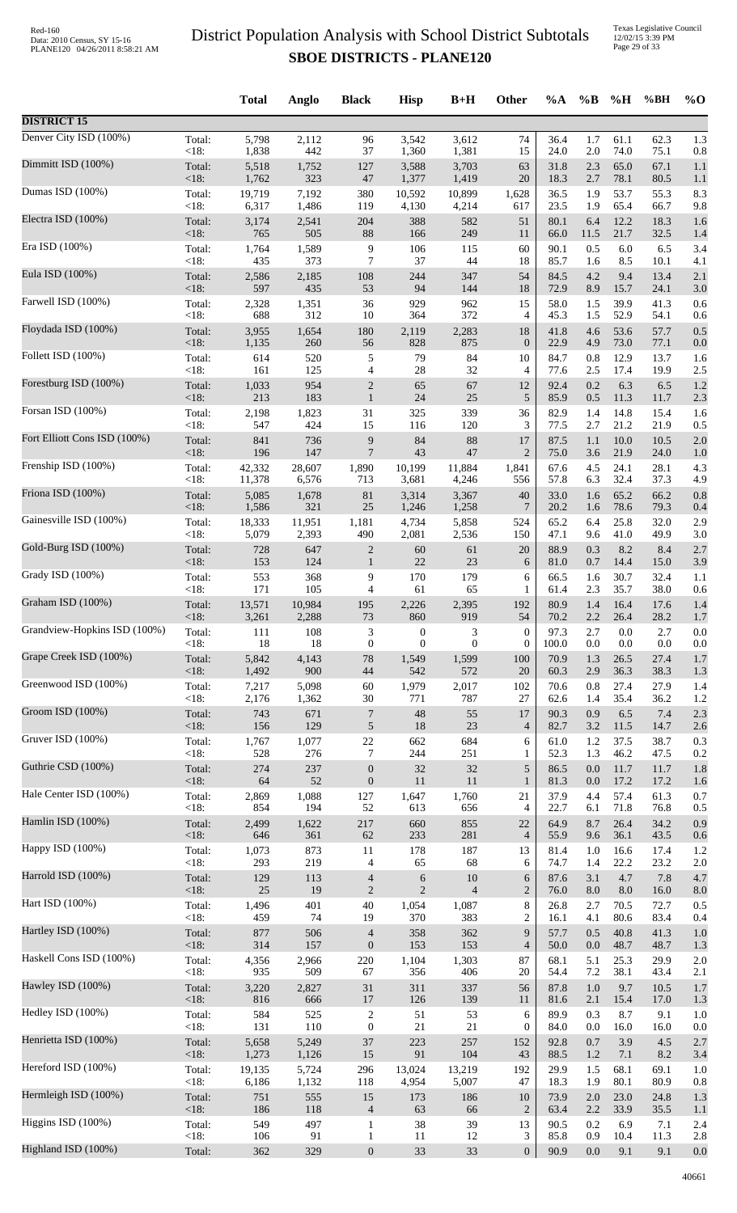# District Population Analysis with School District Subtotals

## SBOE DISTRICTS - PLANE120

| | | Total | Anglo | Black | Hisp | B+H | Other | %A | %B | %H | %BH | %O |
|---|---|---|---|---|---|---|---|---|---|---|---|---|
| **DISTRICT 15** | | | | | | | | | | | | |
| Denver City ISD (100%) | Total: | 5,798 | 2,112 | 96 | 3,542 | 3,612 | 74 | 36.4 | 1.7 | 61.1 | 62.3 | 1.3 |
| | <18: | 1,838 | 442 | 37 | 1,360 | 1,381 | 15 | 24.0 | 2.0 | 74.0 | 75.1 | 0.8 |
| Dimmitt ISD (100%) | Total: | 5,518 | 1,752 | 127 | 3,588 | 3,703 | 63 | 31.8 | 2.3 | 65.0 | 67.1 | 1.1 |
| | <18: | 1,762 | 323 | 47 | 1,377 | 1,419 | 20 | 18.3 | 2.7 | 78.1 | 80.5 | 1.1 |
| Dumas ISD (100%) | Total: | 19,719 | 7,192 | 380 | 10,592 | 10,899 | 1,628 | 36.5 | 1.9 | 53.7 | 55.3 | 8.3 |
| | <18: | 6,317 | 1,486 | 119 | 4,130 | 4,214 | 617 | 23.5 | 1.9 | 65.4 | 66.7 | 9.8 |
| Electra ISD (100%) | Total: | 3,174 | 2,541 | 204 | 388 | 582 | 51 | 80.1 | 6.4 | 12.2 | 18.3 | 1.6 |
| | <18: | 765 | 505 | 88 | 166 | 249 | 11 | 66.0 | 11.5 | 21.7 | 32.5 | 1.4 |
| Era ISD (100%) | Total: | 1,764 | 1,589 | 9 | 106 | 115 | 60 | 90.1 | 0.5 | 6.0 | 6.5 | 3.4 |
| | <18: | 435 | 373 | 7 | 37 | 44 | 18 | 85.7 | 1.6 | 8.5 | 10.1 | 4.1 |
| Eula ISD (100%) | Total: | 2,586 | 2,185 | 108 | 244 | 347 | 54 | 84.5 | 4.2 | 9.4 | 13.4 | 2.1 |
| | <18: | 597 | 435 | 53 | 94 | 144 | 18 | 72.9 | 8.9 | 15.7 | 24.1 | 3.0 |
| Farwell ISD (100%) | Total: | 2,328 | 1,351 | 36 | 929 | 962 | 15 | 58.0 | 1.5 | 39.9 | 41.3 | 0.6 |
| | <18: | 688 | 312 | 10 | 364 | 372 | 4 | 45.3 | 1.5 | 52.9 | 54.1 | 0.6 |
| Floydada ISD (100%) | Total: | 3,955 | 1,654 | 180 | 2,119 | 2,283 | 18 | 41.8 | 4.6 | 53.6 | 57.7 | 0.5 |
| | <18: | 1,135 | 260 | 56 | 828 | 875 | 0 | 22.9 | 4.9 | 73.0 | 77.1 | 0.0 |
| Follett ISD (100%) | Total: | 614 | 520 | 5 | 79 | 84 | 10 | 84.7 | 0.8 | 12.9 | 13.7 | 1.6 |
| | <18: | 161 | 125 | 4 | 28 | 32 | 4 | 77.6 | 2.5 | 17.4 | 19.9 | 2.5 |
| Forestburg ISD (100%) | Total: | 1,033 | 954 | 2 | 65 | 67 | 12 | 92.4 | 0.2 | 6.3 | 6.5 | 1.2 |
| | <18: | 213 | 183 | 1 | 24 | 25 | 5 | 85.9 | 0.5 | 11.3 | 11.7 | 2.3 |
| Forsan ISD (100%) | Total: | 2,198 | 1,823 | 31 | 325 | 339 | 36 | 82.9 | 1.4 | 14.8 | 15.4 | 1.6 |
| | <18: | 547 | 424 | 15 | 116 | 120 | 3 | 77.5 | 2.7 | 21.2 | 21.9 | 0.5 |
| Fort Elliott Cons ISD (100%) | Total: | 841 | 736 | 9 | 84 | 88 | 17 | 87.5 | 1.1 | 10.0 | 10.5 | 2.0 |
| | <18: | 196 | 147 | 7 | 43 | 47 | 2 | 75.0 | 3.6 | 21.9 | 24.0 | 1.0 |
| Frenship ISD (100%) | Total: | 42,332 | 28,607 | 1,890 | 10,199 | 11,884 | 1,841 | 67.6 | 4.5 | 24.1 | 28.1 | 4.3 |
| | <18: | 11,378 | 6,576 | 713 | 3,681 | 4,246 | 556 | 57.8 | 6.3 | 32.4 | 37.3 | 4.9 |
| Friona ISD (100%) | Total: | 5,085 | 1,678 | 81 | 3,314 | 3,367 | 40 | 33.0 | 1.6 | 65.2 | 66.2 | 0.8 |
| | <18: | 1,586 | 321 | 25 | 1,246 | 1,258 | 7 | 20.2 | 1.6 | 78.6 | 79.3 | 0.4 |
| Gainesville ISD (100%) | Total: | 18,333 | 11,951 | 1,181 | 4,734 | 5,858 | 524 | 65.2 | 6.4 | 25.8 | 32.0 | 2.9 |
| | <18: | 5,079 | 2,393 | 490 | 2,081 | 2,536 | 150 | 47.1 | 9.6 | 41.0 | 49.9 | 3.0 |
| Gold-Burg ISD (100%) | Total: | 728 | 647 | 2 | 60 | 61 | 20 | 88.9 | 0.3 | 8.2 | 8.4 | 2.7 |
| | <18: | 153 | 124 | 1 | 22 | 23 | 6 | 81.0 | 0.7 | 14.4 | 15.0 | 3.9 |
| Grady ISD (100%) | Total: | 553 | 368 | 9 | 170 | 179 | 6 | 66.5 | 1.6 | 30.7 | 32.4 | 1.1 |
| | <18: | 171 | 105 | 4 | 61 | 65 | 1 | 61.4 | 2.3 | 35.7 | 38.0 | 0.6 |
| Graham ISD (100%) | Total: | 13,571 | 10,984 | 195 | 2,226 | 2,395 | 192 | 80.9 | 1.4 | 16.4 | 17.6 | 1.4 |
| | <18: | 3,261 | 2,288 | 73 | 860 | 919 | 54 | 70.2 | 2.2 | 26.4 | 28.2 | 1.7 |
| Grandview-Hopkins ISD (100%) | Total: | 111 | 108 | 3 | 0 | 3 | 0 | 97.3 | 2.7 | 0.0 | 2.7 | 0.0 |
| | <18: | 18 | 18 | 0 | 0 | 0 | 0 | 100.0 | 0.0 | 0.0 | 0.0 | 0.0 |
| Grape Creek ISD (100%) | Total: | 5,842 | 4,143 | 78 | 1,549 | 1,599 | 100 | 70.9 | 1.3 | 26.5 | 27.4 | 1.7 |
| | <18: | 1,492 | 900 | 44 | 542 | 572 | 20 | 60.3 | 2.9 | 36.3 | 38.3 | 1.3 |
| Greenwood ISD (100%) | Total: | 7,217 | 5,098 | 60 | 1,979 | 2,017 | 102 | 70.6 | 0.8 | 27.4 | 27.9 | 1.4 |
| | <18: | 2,176 | 1,362 | 30 | 771 | 787 | 27 | 62.6 | 1.4 | 35.4 | 36.2 | 1.2 |
| Groom ISD (100%) | Total: | 743 | 671 | 7 | 48 | 55 | 17 | 90.3 | 0.9 | 6.5 | 7.4 | 2.3 |
| | <18: | 156 | 129 | 5 | 18 | 23 | 4 | 82.7 | 3.2 | 11.5 | 14.7 | 2.6 |
| Gruver ISD (100%) | Total: | 1,767 | 1,077 | 22 | 662 | 684 | 6 | 61.0 | 1.2 | 37.5 | 38.7 | 0.3 |
| | <18: | 528 | 276 | 7 | 244 | 251 | 1 | 52.3 | 1.3 | 46.2 | 47.5 | 0.2 |
| Guthrie CSD (100%) | Total: | 274 | 237 | 0 | 32 | 32 | 5 | 86.5 | 0.0 | 11.7 | 11.7 | 1.8 |
| | <18: | 64 | 52 | 0 | 11 | 11 | 1 | 81.3 | 0.0 | 17.2 | 17.2 | 1.6 |
| Hale Center ISD (100%) | Total: | 2,869 | 1,088 | 127 | 1,647 | 1,760 | 21 | 37.9 | 4.4 | 57.4 | 61.3 | 0.7 |
| | <18: | 854 | 194 | 52 | 613 | 656 | 4 | 22.7 | 6.1 | 71.8 | 76.8 | 0.5 |
| Hamlin ISD (100%) | Total: | 2,499 | 1,622 | 217 | 660 | 855 | 22 | 64.9 | 8.7 | 26.4 | 34.2 | 0.9 |
| | <18: | 646 | 361 | 62 | 233 | 281 | 4 | 55.9 | 9.6 | 36.1 | 43.5 | 0.6 |
| Happy ISD (100%) | Total: | 1,073 | 873 | 11 | 178 | 187 | 13 | 81.4 | 1.0 | 16.6 | 17.4 | 1.2 |
| | <18: | 293 | 219 | 4 | 65 | 68 | 6 | 74.7 | 1.4 | 22.2 | 23.2 | 2.0 |
| Harrold ISD (100%) | Total: | 129 | 113 | 4 | 6 | 10 | 6 | 87.6 | 3.1 | 4.7 | 7.8 | 4.7 |
| | <18: | 25 | 19 | 2 | 2 | 4 | 2 | 76.0 | 8.0 | 8.0 | 16.0 | 8.0 |
| Hart ISD (100%) | Total: | 1,496 | 401 | 40 | 1,054 | 1,087 | 8 | 26.8 | 2.7 | 70.5 | 72.7 | 0.5 |
| | <18: | 459 | 74 | 19 | 370 | 383 | 2 | 16.1 | 4.1 | 80.6 | 83.4 | 0.4 |
| Hartley ISD (100%) | Total: | 877 | 506 | 4 | 358 | 362 | 9 | 57.7 | 0.5 | 40.8 | 41.3 | 1.0 |
| | <18: | 314 | 157 | 0 | 153 | 153 | 4 | 50.0 | 0.0 | 48.7 | 48.7 | 1.3 |
| Haskell Cons ISD (100%) | Total: | 4,356 | 2,966 | 220 | 1,104 | 1,303 | 87 | 68.1 | 5.1 | 25.3 | 29.9 | 2.0 |
| | <18: | 935 | 509 | 67 | 356 | 406 | 20 | 54.4 | 7.2 | 38.1 | 43.4 | 2.1 |
| Hawley ISD (100%) | Total: | 3,220 | 2,827 | 31 | 311 | 337 | 56 | 87.8 | 1.0 | 9.7 | 10.5 | 1.7 |
| | <18: | 816 | 666 | 17 | 126 | 139 | 11 | 81.6 | 2.1 | 15.4 | 17.0 | 1.3 |
| Hedley ISD (100%) | Total: | 584 | 525 | 2 | 51 | 53 | 6 | 89.9 | 0.3 | 8.7 | 9.1 | 1.0 |
| | <18: | 131 | 110 | 0 | 21 | 21 | 0 | 84.0 | 0.0 | 16.0 | 16.0 | 0.0 |
| Henrietta ISD (100%) | Total: | 5,658 | 5,249 | 37 | 223 | 257 | 152 | 92.8 | 0.7 | 3.9 | 4.5 | 2.7 |
| | <18: | 1,273 | 1,126 | 15 | 91 | 104 | 43 | 88.5 | 1.2 | 7.1 | 8.2 | 3.4 |
| Hereford ISD (100%) | Total: | 19,135 | 5,724 | 296 | 13,024 | 13,219 | 192 | 29.9 | 1.5 | 68.1 | 69.1 | 1.0 |
| | <18: | 6,186 | 1,132 | 118 | 4,954 | 5,007 | 47 | 18.3 | 1.9 | 80.1 | 80.9 | 0.8 |
| Hermleigh ISD (100%) | Total: | 751 | 555 | 15 | 173 | 186 | 10 | 73.9 | 2.0 | 23.0 | 24.8 | 1.3 |
| | <18: | 186 | 118 | 4 | 63 | 66 | 2 | 63.4 | 2.2 | 33.9 | 35.5 | 1.1 |
| Higgins ISD (100%) | Total: | 549 | 497 | 1 | 38 | 39 | 13 | 90.5 | 0.2 | 6.9 | 7.1 | 2.4 |
| | <18: | 106 | 91 | 1 | 11 | 12 | 3 | 85.8 | 0.9 | 10.4 | 11.3 | 2.8 |
| Highland ISD (100%) | Total: | 362 | 329 | 0 | 33 | 33 | 0 | 90.9 | 0.0 | 9.1 | 9.1 | 0.0 |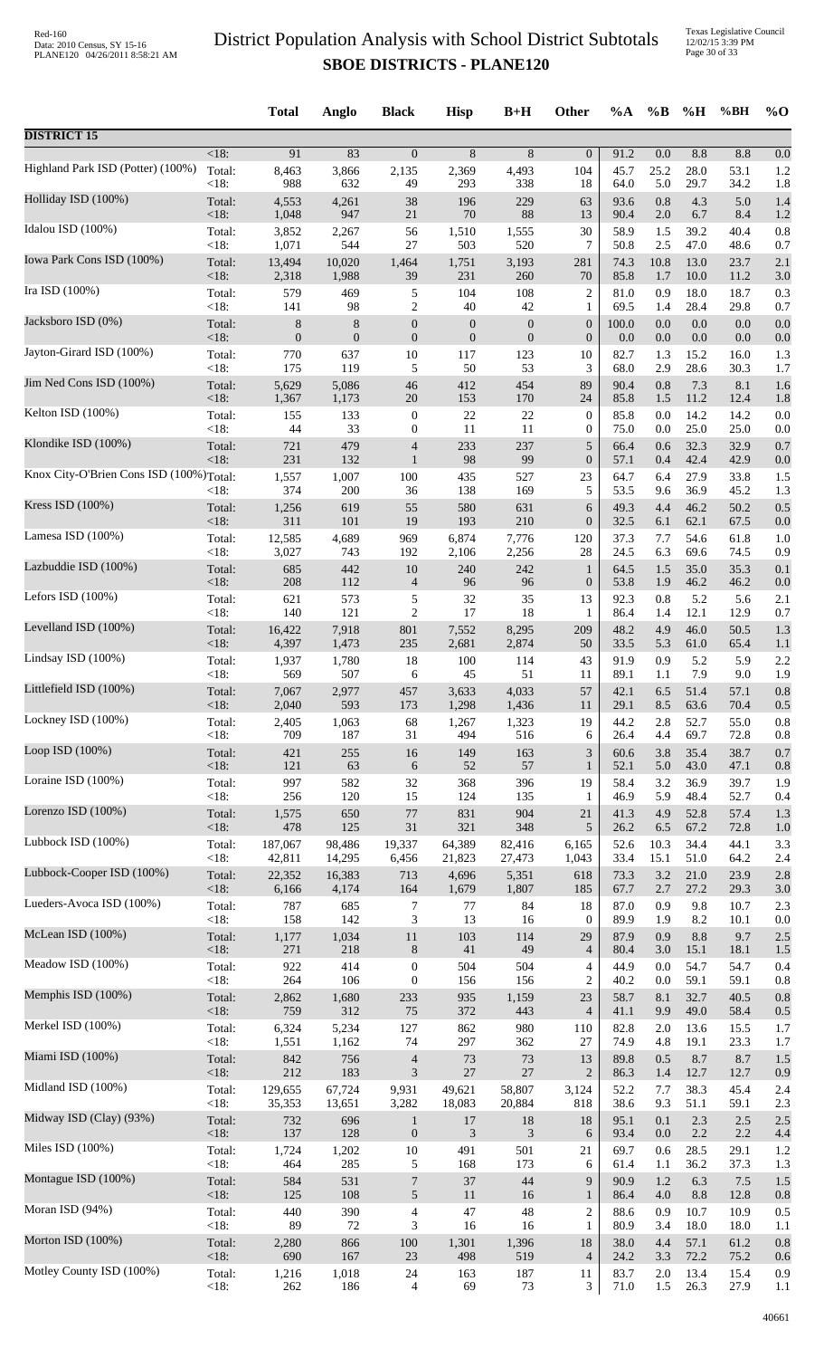# District Population Analysis with School District Subtotals

## SBOE DISTRICTS - PLANE120

| | | Total | Anglo | Black | Hisp | B+H | Other | %A | %B | %H | %BH | %O |
|---|---|---|---|---|---|---|---|---|---|---|---|---|
| **DISTRICT 15** | | | | | | | | | | | | |
| | <18: | 91 | 83 | 0 | 8 | 8 | 0 | 91.2 | 0.0 | 8.8 | 8.8 | 0.0 |
| Highland Park ISD (Potter) (100%) | Total: | 8,463 | 3,866 | 2,135 | 2,369 | 4,493 | 104 | 45.7 | 25.2 | 28.0 | 53.1 | 1.2 |
| | <18: | 988 | 632 | 49 | 293 | 338 | 18 | 64.0 | 5.0 | 29.7 | 34.2 | 1.8 |
| Holliday ISD (100%) | Total: | 4,553 | 4,261 | 38 | 196 | 229 | 63 | 93.6 | 0.8 | 4.3 | 5.0 | 1.4 |
| | <18: | 1,048 | 947 | 21 | 70 | 88 | 13 | 90.4 | 2.0 | 6.7 | 8.4 | 1.2 |
| Idalou ISD (100%) | Total: | 3,852 | 2,267 | 56 | 1,510 | 1,555 | 30 | 58.9 | 1.5 | 39.2 | 40.4 | 0.8 |
| | <18: | 1,071 | 544 | 27 | 503 | 520 | 7 | 50.8 | 2.5 | 47.0 | 48.6 | 0.7 |
| Iowa Park Cons ISD (100%) | Total: | 13,494 | 10,020 | 1,464 | 1,751 | 3,193 | 281 | 74.3 | 10.8 | 13.0 | 23.7 | 2.1 |
| | <18: | 2,318 | 1,988 | 39 | 231 | 260 | 70 | 85.8 | 1.7 | 10.0 | 11.2 | 3.0 |
| Ira ISD (100%) | Total: | 579 | 469 | 5 | 104 | 108 | 2 | 81.0 | 0.9 | 18.0 | 18.7 | 0.3 |
| | <18: | 141 | 98 | 2 | 40 | 42 | 1 | 69.5 | 1.4 | 28.4 | 29.8 | 0.7 |
| Jacksboro ISD (0%) | Total: | 8 | 8 | 0 | 0 | 0 | 0 | 100.0 | 0.0 | 0.0 | 0.0 | 0.0 |
| | <18: | 0 | 0 | 0 | 0 | 0 | 0 | 0.0 | 0.0 | 0.0 | 0.0 | 0.0 |
| Jayton-Girard ISD (100%) | Total: | 770 | 637 | 10 | 117 | 123 | 10 | 82.7 | 1.3 | 15.2 | 16.0 | 1.3 |
| | <18: | 175 | 119 | 5 | 50 | 53 | 3 | 68.0 | 2.9 | 28.6 | 30.3 | 1.7 |
| Jim Ned Cons ISD (100%) | Total: | 5,629 | 5,086 | 46 | 412 | 454 | 89 | 90.4 | 0.8 | 7.3 | 8.1 | 1.6 |
| | <18: | 1,367 | 1,173 | 20 | 153 | 170 | 24 | 85.8 | 1.5 | 11.2 | 12.4 | 1.8 |
| Kelton ISD (100%) | Total: | 155 | 133 | 0 | 22 | 22 | 0 | 85.8 | 0.0 | 14.2 | 14.2 | 0.0 |
| | <18: | 44 | 33 | 0 | 11 | 11 | 0 | 75.0 | 0.0 | 25.0 | 25.0 | 0.0 |
| Klondike ISD (100%) | Total: | 721 | 479 | 4 | 233 | 237 | 5 | 66.4 | 0.6 | 32.3 | 32.9 | 0.7 |
| | <18: | 231 | 132 | 1 | 98 | 99 | 0 | 57.1 | 0.4 | 42.4 | 42.9 | 0.0 |
| Knox City-O'Brien Cons ISD (100%) | Total: | 1,557 | 1,007 | 100 | 435 | 527 | 23 | 64.7 | 6.4 | 27.9 | 33.8 | 1.5 |
| | <18: | 374 | 200 | 36 | 138 | 169 | 5 | 53.5 | 9.6 | 36.9 | 45.2 | 1.3 |
| Kress ISD (100%) | Total: | 1,256 | 619 | 55 | 580 | 631 | 6 | 49.3 | 4.4 | 46.2 | 50.2 | 0.5 |
| | <18: | 311 | 101 | 19 | 193 | 210 | 0 | 32.5 | 6.1 | 62.1 | 67.5 | 0.0 |
| Lamesa ISD (100%) | Total: | 12,585 | 4,689 | 969 | 6,874 | 7,776 | 120 | 37.3 | 7.7 | 54.6 | 61.8 | 1.0 |
| | <18: | 3,027 | 743 | 192 | 2,106 | 2,256 | 28 | 24.5 | 6.3 | 69.6 | 74.5 | 0.9 |
| Lazbuddie ISD (100%) | Total: | 685 | 442 | 10 | 240 | 242 | 1 | 64.5 | 1.5 | 35.0 | 35.3 | 0.1 |
| | <18: | 208 | 112 | 4 | 96 | 96 | 0 | 53.8 | 1.9 | 46.2 | 46.2 | 0.0 |
| Lefors ISD (100%) | Total: | 621 | 573 | 5 | 32 | 35 | 13 | 92.3 | 0.8 | 5.2 | 5.6 | 2.1 |
| | <18: | 140 | 121 | 2 | 17 | 18 | 1 | 86.4 | 1.4 | 12.1 | 12.9 | 0.7 |
| Levelland ISD (100%) | Total: | 16,422 | 7,918 | 801 | 7,552 | 8,295 | 209 | 48.2 | 4.9 | 46.0 | 50.5 | 1.3 |
| | <18: | 4,397 | 1,473 | 235 | 2,681 | 2,874 | 50 | 33.5 | 5.3 | 61.0 | 65.4 | 1.1 |
| Lindsay ISD (100%) | Total: | 1,937 | 1,780 | 18 | 100 | 114 | 43 | 91.9 | 0.9 | 5.2 | 5.9 | 2.2 |
| | <18: | 569 | 507 | 6 | 45 | 51 | 11 | 89.1 | 1.1 | 7.9 | 9.0 | 1.9 |
| Littlefield ISD (100%) | Total: | 7,067 | 2,977 | 457 | 3,633 | 4,033 | 57 | 42.1 | 6.5 | 51.4 | 57.1 | 0.8 |
| | <18: | 2,040 | 593 | 173 | 1,298 | 1,436 | 11 | 29.1 | 8.5 | 63.6 | 70.4 | 0.5 |
| Lockney ISD (100%) | Total: | 2,405 | 1,063 | 68 | 1,267 | 1,323 | 19 | 44.2 | 2.8 | 52.7 | 55.0 | 0.8 |
| | <18: | 709 | 187 | 31 | 494 | 516 | 6 | 26.4 | 4.4 | 69.7 | 72.8 | 0.8 |
| Loop ISD (100%) | Total: | 421 | 255 | 16 | 149 | 163 | 3 | 60.6 | 3.8 | 35.4 | 38.7 | 0.7 |
| | <18: | 121 | 63 | 6 | 52 | 57 | 1 | 52.1 | 5.0 | 43.0 | 47.1 | 0.8 |
| Loraine ISD (100%) | Total: | 997 | 582 | 32 | 368 | 396 | 19 | 58.4 | 3.2 | 36.9 | 39.7 | 1.9 |
| | <18: | 256 | 120 | 15 | 124 | 135 | 1 | 46.9 | 5.9 | 48.4 | 52.7 | 0.4 |
| Lorenzo ISD (100%) | Total: | 1,575 | 650 | 77 | 831 | 904 | 21 | 41.3 | 4.9 | 52.8 | 57.4 | 1.3 |
| | <18: | 478 | 125 | 31 | 321 | 348 | 5 | 26.2 | 6.5 | 67.2 | 72.8 | 1.0 |
| Lubbock ISD (100%) | Total: | 187,067 | 98,486 | 19,337 | 64,389 | 82,416 | 6,165 | 52.6 | 10.3 | 34.4 | 44.1 | 3.3 |
| | <18: | 42,811 | 14,295 | 6,456 | 21,823 | 27,473 | 1,043 | 33.4 | 15.1 | 51.0 | 64.2 | 2.4 |
| Lubbock-Cooper ISD (100%) | Total: | 22,352 | 16,383 | 713 | 4,696 | 5,351 | 618 | 73.3 | 3.2 | 21.0 | 23.9 | 2.8 |
| | <18: | 6,166 | 4,174 | 164 | 1,679 | 1,807 | 185 | 67.7 | 2.7 | 27.2 | 29.3 | 3.0 |
| Lueders-Avoca ISD (100%) | Total: | 787 | 685 | 7 | 77 | 84 | 18 | 87.0 | 0.9 | 9.8 | 10.7 | 2.3 |
| | <18: | 158 | 142 | 3 | 13 | 16 | 0 | 89.9 | 1.9 | 8.2 | 10.1 | 0.0 |
| McLean ISD (100%) | Total: | 1,177 | 1,034 | 11 | 103 | 114 | 29 | 87.9 | 0.9 | 8.8 | 9.7 | 2.5 |
| | <18: | 271 | 218 | 8 | 41 | 49 | 4 | 80.4 | 3.0 | 15.1 | 18.1 | 1.5 |
| Meadow ISD (100%) | Total: | 922 | 414 | 0 | 504 | 504 | 4 | 44.9 | 0.0 | 54.7 | 54.7 | 0.4 |
| | <18: | 264 | 106 | 0 | 156 | 156 | 2 | 40.2 | 0.0 | 59.1 | 59.1 | 0.8 |
| Memphis ISD (100%) | Total: | 2,862 | 1,680 | 233 | 935 | 1,159 | 23 | 58.7 | 8.1 | 32.7 | 40.5 | 0.8 |
| | <18: | 759 | 312 | 75 | 372 | 443 | 4 | 41.1 | 9.9 | 49.0 | 58.4 | 0.5 |
| Merkel ISD (100%) | Total: | 6,324 | 5,234 | 127 | 862 | 980 | 110 | 82.8 | 2.0 | 13.6 | 15.5 | 1.7 |
| | <18: | 1,551 | 1,162 | 74 | 297 | 362 | 27 | 74.9 | 4.8 | 19.1 | 23.3 | 1.7 |
| Miami ISD (100%) | Total: | 842 | 756 | 4 | 73 | 73 | 13 | 89.8 | 0.5 | 8.7 | 8.7 | 1.5 |
| | <18: | 212 | 183 | 3 | 27 | 27 | 2 | 86.3 | 1.4 | 12.7 | 12.7 | 0.9 |
| Midland ISD (100%) | Total: | 129,655 | 67,724 | 9,931 | 49,621 | 58,807 | 3,124 | 52.2 | 7.7 | 38.3 | 45.4 | 2.4 |
| | <18: | 35,353 | 13,651 | 3,282 | 18,083 | 20,884 | 818 | 38.6 | 9.3 | 51.1 | 59.1 | 2.3 |
| Midway ISD (Clay) (93%) | Total: | 732 | 696 | 1 | 17 | 18 | 18 | 95.1 | 0.1 | 2.3 | 2.5 | 2.5 |
| | <18: | 137 | 128 | 0 | 3 | 3 | 6 | 93.4 | 0.0 | 2.2 | 2.2 | 4.4 |
| Miles ISD (100%) | Total: | 1,724 | 1,202 | 10 | 491 | 501 | 21 | 69.7 | 0.6 | 28.5 | 29.1 | 1.2 |
| | <18: | 464 | 285 | 5 | 168 | 173 | 6 | 61.4 | 1.1 | 36.2 | 37.3 | 1.3 |
| Montague ISD (100%) | Total: | 584 | 531 | 7 | 37 | 44 | 9 | 90.9 | 1.2 | 6.3 | 7.5 | 1.5 |
| | <18: | 125 | 108 | 5 | 11 | 16 | 1 | 86.4 | 4.0 | 8.8 | 12.8 | 0.8 |
| Moran ISD (94%) | Total: | 440 | 390 | 4 | 47 | 48 | 2 | 88.6 | 0.9 | 10.7 | 10.9 | 0.5 |
| | <18: | 89 | 72 | 3 | 16 | 16 | 1 | 80.9 | 3.4 | 18.0 | 18.0 | 1.1 |
| Morton ISD (100%) | Total: | 2,280 | 866 | 100 | 1,301 | 1,396 | 18 | 38.0 | 4.4 | 57.1 | 61.2 | 0.8 |
| | <18: | 690 | 167 | 23 | 498 | 519 | 4 | 24.2 | 3.3 | 72.2 | 75.2 | 0.6 |
| Motley County ISD (100%) | Total: | 1,216 | 1,018 | 24 | 163 | 187 | 11 | 83.7 | 2.0 | 13.4 | 15.4 | 0.9 |
| | <18: | 262 | 186 | 4 | 69 | 73 | 3 | 71.0 | 1.5 | 26.3 | 27.9 | 1.1 |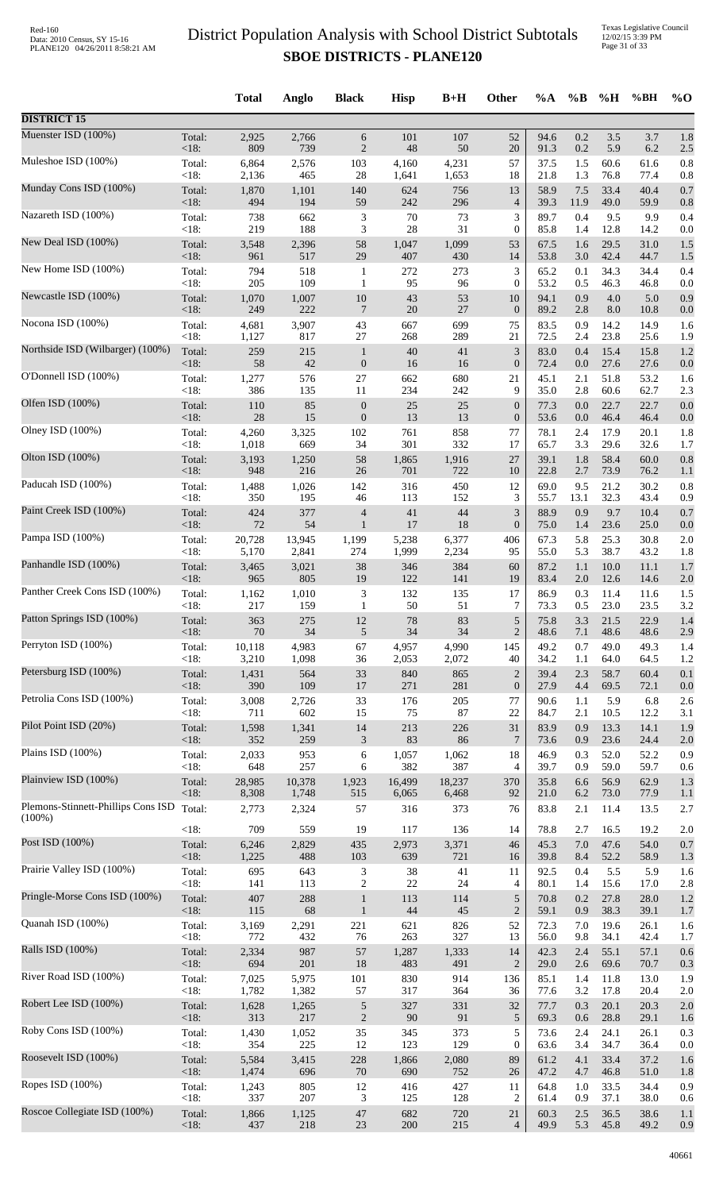# District Population Analysis with School District Subtotals
## SBOE DISTRICTS - PLANE120

| | | Total | Anglo | Black | Hisp | B+H | Other | %A | %B | %H | %BH | %O |
|---|---|---|---|---|---|---|---|---|---|---|---|---|
| **DISTRICT 15** | | | | | | | | | | | | |
| Muenster ISD (100%) | Total: | 2,925 | 2,766 | 6 | 101 | 107 | 52 | 94.6 | 0.2 | 3.5 | 3.7 | 1.8 |
| | <18: | 809 | 739 | 2 | 48 | 50 | 20 | 91.3 | 0.2 | 5.9 | 6.2 | 2.5 |
| Muleshoe ISD (100%) | Total: | 6,864 | 2,576 | 103 | 4,160 | 4,231 | 57 | 37.5 | 1.5 | 60.6 | 61.6 | 0.8 |
| | <18: | 2,136 | 465 | 28 | 1,641 | 1,653 | 18 | 21.8 | 1.3 | 76.8 | 77.4 | 0.8 |
| Munday Cons ISD (100%) | Total: | 1,870 | 1,101 | 140 | 624 | 756 | 13 | 58.9 | 7.5 | 33.4 | 40.4 | 0.7 |
| | <18: | 494 | 194 | 59 | 242 | 296 | 4 | 39.3 | 11.9 | 49.0 | 59.9 | 0.8 |
| Nazareth ISD (100%) | Total: | 738 | 662 | 3 | 70 | 73 | 3 | 89.7 | 0.4 | 9.5 | 9.9 | 0.4 |
| | <18: | 219 | 188 | 3 | 28 | 31 | 0 | 85.8 | 1.4 | 12.8 | 14.2 | 0.0 |
| New Deal ISD (100%) | Total: | 3,548 | 2,396 | 58 | 1,047 | 1,099 | 53 | 67.5 | 1.6 | 29.5 | 31.0 | 1.5 |
| | <18: | 961 | 517 | 29 | 407 | 430 | 14 | 53.8 | 3.0 | 42.4 | 44.7 | 1.5 |
| New Home ISD (100%) | Total: | 794 | 518 | 1 | 272 | 273 | 3 | 65.2 | 0.1 | 34.3 | 34.4 | 0.4 |
| | <18: | 205 | 109 | 1 | 95 | 96 | 0 | 53.2 | 0.5 | 46.3 | 46.8 | 0.0 |
| Newcastle ISD (100%) | Total: | 1,070 | 1,007 | 10 | 43 | 53 | 10 | 94.1 | 0.9 | 4.0 | 5.0 | 0.9 |
| | <18: | 249 | 222 | 7 | 20 | 27 | 0 | 89.2 | 2.8 | 8.0 | 10.8 | 0.0 |
| Nocona ISD (100%) | Total: | 4,681 | 3,907 | 43 | 667 | 699 | 75 | 83.5 | 0.9 | 14.2 | 14.9 | 1.6 |
| | <18: | 1,127 | 817 | 27 | 268 | 289 | 21 | 72.5 | 2.4 | 23.8 | 25.6 | 1.9 |
| Northside ISD (Wilbarger) (100%) | Total: | 259 | 215 | 1 | 40 | 41 | 3 | 83.0 | 0.4 | 15.4 | 15.8 | 1.2 |
| | <18: | 58 | 42 | 0 | 16 | 16 | 0 | 72.4 | 0.0 | 27.6 | 27.6 | 0.0 |
| O'Donnell ISD (100%) | Total: | 1,277 | 576 | 27 | 662 | 680 | 21 | 45.1 | 2.1 | 51.8 | 53.2 | 1.6 |
| | <18: | 386 | 135 | 11 | 234 | 242 | 9 | 35.0 | 2.8 | 60.6 | 62.7 | 2.3 |
| Olfen ISD (100%) | Total: | 110 | 85 | 0 | 25 | 25 | 0 | 77.3 | 0.0 | 22.7 | 22.7 | 0.0 |
| | <18: | 28 | 15 | 0 | 13 | 13 | 0 | 53.6 | 0.0 | 46.4 | 46.4 | 0.0 |
| Olney ISD (100%) | Total: | 4,260 | 3,325 | 102 | 761 | 858 | 77 | 78.1 | 2.4 | 17.9 | 20.1 | 1.8 |
| | <18: | 1,018 | 669 | 34 | 301 | 332 | 17 | 65.7 | 3.3 | 29.6 | 32.6 | 1.7 |
| Olton ISD (100%) | Total: | 3,193 | 1,250 | 58 | 1,865 | 1,916 | 27 | 39.1 | 1.8 | 58.4 | 60.0 | 0.8 |
| | <18: | 948 | 216 | 26 | 701 | 722 | 10 | 22.8 | 2.7 | 73.9 | 76.2 | 1.1 |
| Paducah ISD (100%) | Total: | 1,488 | 1,026 | 142 | 316 | 450 | 12 | 69.0 | 9.5 | 21.2 | 30.2 | 0.8 |
| | <18: | 350 | 195 | 46 | 113 | 152 | 3 | 55.7 | 13.1 | 32.3 | 43.4 | 0.9 |
| Paint Creek ISD (100%) | Total: | 424 | 377 | 4 | 41 | 44 | 3 | 88.9 | 0.9 | 9.7 | 10.4 | 0.7 |
| | <18: | 72 | 54 | 1 | 17 | 18 | 0 | 75.0 | 1.4 | 23.6 | 25.0 | 0.0 |
| Pampa ISD (100%) | Total: | 20,728 | 13,945 | 1,199 | 5,238 | 6,377 | 406 | 67.3 | 5.8 | 25.3 | 30.8 | 2.0 |
| | <18: | 5,170 | 2,841 | 274 | 1,999 | 2,234 | 95 | 55.0 | 5.3 | 38.7 | 43.2 | 1.8 |
| Panhandle ISD (100%) | Total: | 3,465 | 3,021 | 38 | 346 | 384 | 60 | 87.2 | 1.1 | 10.0 | 11.1 | 1.7 |
| | <18: | 965 | 805 | 19 | 122 | 141 | 19 | 83.4 | 2.0 | 12.6 | 14.6 | 2.0 |
| Panther Creek Cons ISD (100%) | Total: | 1,162 | 1,010 | 3 | 132 | 135 | 17 | 86.9 | 0.3 | 11.4 | 11.6 | 1.5 |
| | <18: | 217 | 159 | 1 | 50 | 51 | 7 | 73.3 | 0.5 | 23.0 | 23.5 | 3.2 |
| Patton Springs ISD (100%) | Total: | 363 | 275 | 12 | 78 | 83 | 5 | 75.8 | 3.3 | 21.5 | 22.9 | 1.4 |
| | <18: | 70 | 34 | 5 | 34 | 34 | 2 | 48.6 | 7.1 | 48.6 | 48.6 | 2.9 |
| Perryton ISD (100%) | Total: | 10,118 | 4,983 | 67 | 4,957 | 4,990 | 145 | 49.2 | 0.7 | 49.0 | 49.3 | 1.4 |
| | <18: | 3,210 | 1,098 | 36 | 2,053 | 2,072 | 40 | 34.2 | 1.1 | 64.0 | 64.5 | 1.2 |
| Petersburg ISD (100%) | Total: | 1,431 | 564 | 33 | 840 | 865 | 2 | 39.4 | 2.3 | 58.7 | 60.4 | 0.1 |
| | <18: | 390 | 109 | 17 | 271 | 281 | 0 | 27.9 | 4.4 | 69.5 | 72.1 | 0.0 |
| Petrolia Cons ISD (100%) | Total: | 3,008 | 2,726 | 33 | 176 | 205 | 77 | 90.6 | 1.1 | 5.9 | 6.8 | 2.6 |
| | <18: | 711 | 602 | 15 | 75 | 87 | 22 | 84.7 | 2.1 | 10.5 | 12.2 | 3.1 |
| Pilot Point ISD (20%) | Total: | 1,598 | 1,341 | 14 | 213 | 226 | 31 | 83.9 | 0.9 | 13.3 | 14.1 | 1.9 |
| | <18: | 352 | 259 | 3 | 83 | 86 | 7 | 73.6 | 0.9 | 23.6 | 24.4 | 2.0 |
| Plains ISD (100%) | Total: | 2,033 | 953 | 6 | 1,057 | 1,062 | 18 | 46.9 | 0.3 | 52.0 | 52.2 | 0.9 |
| | <18: | 648 | 257 | 6 | 382 | 387 | 4 | 39.7 | 0.9 | 59.0 | 59.7 | 0.6 |
| Plainview ISD (100%) | Total: | 28,985 | 10,378 | 1,923 | 16,499 | 18,237 | 370 | 35.8 | 6.6 | 56.9 | 62.9 | 1.3 |
| | <18: | 8,308 | 1,748 | 515 | 6,065 | 6,468 | 92 | 21.0 | 6.2 | 73.0 | 77.9 | 1.1 |
| Plemons-Stinnett-Phillips Cons ISD (100%) | Total: | 2,773 | 2,324 | 57 | 316 | 373 | 76 | 83.8 | 2.1 | 11.4 | 13.5 | 2.7 |
| | <18: | 709 | 559 | 19 | 117 | 136 | 14 | 78.8 | 2.7 | 16.5 | 19.2 | 2.0 |
| Post ISD (100%) | Total: | 6,246 | 2,829 | 435 | 2,973 | 3,371 | 46 | 45.3 | 7.0 | 47.6 | 54.0 | 0.7 |
| | <18: | 1,225 | 488 | 103 | 639 | 721 | 16 | 39.8 | 8.4 | 52.2 | 58.9 | 1.3 |
| Prairie Valley ISD (100%) | Total: | 695 | 643 | 3 | 38 | 41 | 11 | 92.5 | 0.4 | 5.5 | 5.9 | 1.6 |
| | <18: | 141 | 113 | 2 | 22 | 24 | 4 | 80.1 | 1.4 | 15.6 | 17.0 | 2.8 |
| Pringle-Morse Cons ISD (100%) | Total: | 407 | 288 | 1 | 113 | 114 | 5 | 70.8 | 0.2 | 27.8 | 28.0 | 1.2 |
| | <18: | 115 | 68 | 1 | 44 | 45 | 2 | 59.1 | 0.9 | 38.3 | 39.1 | 1.7 |
| Quanah ISD (100%) | Total: | 3,169 | 2,291 | 221 | 621 | 826 | 52 | 72.3 | 7.0 | 19.6 | 26.1 | 1.6 |
| | <18: | 772 | 432 | 76 | 263 | 327 | 13 | 56.0 | 9.8 | 34.1 | 42.4 | 1.7 |
| Ralls ISD (100%) | Total: | 2,334 | 987 | 57 | 1,287 | 1,333 | 14 | 42.3 | 2.4 | 55.1 | 57.1 | 0.6 |
| | <18: | 694 | 201 | 18 | 483 | 491 | 2 | 29.0 | 2.6 | 69.6 | 70.7 | 0.3 |
| River Road ISD (100%) | Total: | 7,025 | 5,975 | 101 | 830 | 914 | 136 | 85.1 | 1.4 | 11.8 | 13.0 | 1.9 |
| | <18: | 1,782 | 1,382 | 57 | 317 | 364 | 36 | 77.6 | 3.2 | 17.8 | 20.4 | 2.0 |
| Robert Lee ISD (100%) | Total: | 1,628 | 1,265 | 5 | 327 | 331 | 32 | 77.7 | 0.3 | 20.1 | 20.3 | 2.0 |
| | <18: | 313 | 217 | 2 | 90 | 91 | 5 | 69.3 | 0.6 | 28.8 | 29.1 | 1.6 |
| Roby Cons ISD (100%) | Total: | 1,430 | 1,052 | 35 | 345 | 373 | 5 | 73.6 | 2.4 | 24.1 | 26.1 | 0.3 |
| | <18: | 354 | 225 | 12 | 123 | 129 | 0 | 63.6 | 3.4 | 34.7 | 36.4 | 0.0 |
| Roosevelt ISD (100%) | Total: | 5,584 | 3,415 | 228 | 1,866 | 2,080 | 89 | 61.2 | 4.1 | 33.4 | 37.2 | 1.6 |
| | <18: | 1,474 | 696 | 70 | 690 | 752 | 26 | 47.2 | 4.7 | 46.8 | 51.0 | 1.8 |
| Ropes ISD (100%) | Total: | 1,243 | 805 | 12 | 416 | 427 | 11 | 64.8 | 1.0 | 33.5 | 34.4 | 0.9 |
| | <18: | 337 | 207 | 3 | 125 | 128 | 2 | 61.4 | 0.9 | 37.1 | 38.0 | 0.6 |
| Roscoe Collegiate ISD (100%) | Total: | 1,866 | 1,125 | 47 | 682 | 720 | 21 | 60.3 | 2.5 | 36.5 | 38.6 | 1.1 |
| | <18: | 437 | 218 | 23 | 200 | 215 | 4 | 49.9 | 5.3 | 45.8 | 49.2 | 0.9 |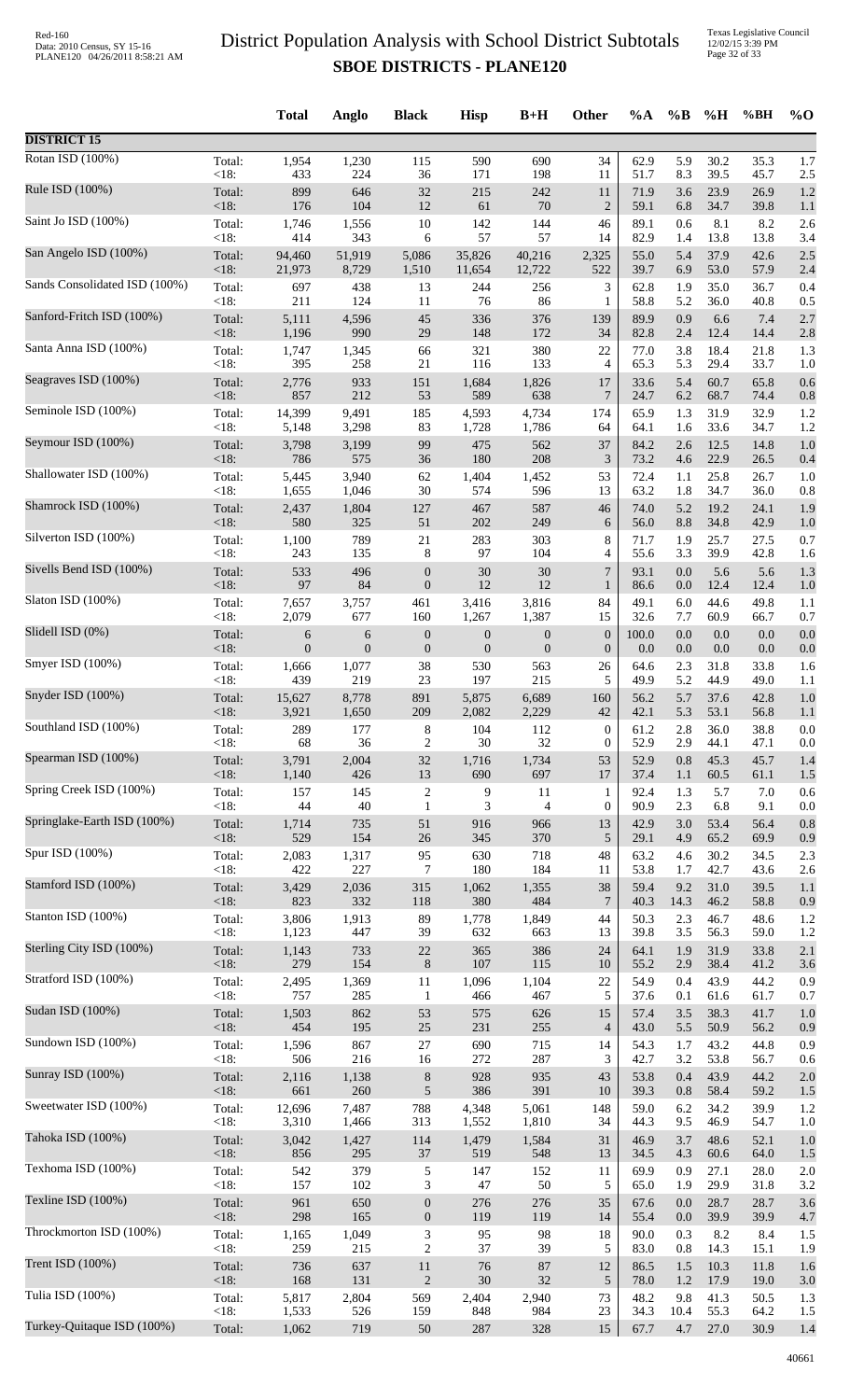# District Population Analysis with School District Subtotals
## SBOE DISTRICTS - PLANE120

| | | Total | Anglo | Black | Hisp | B+H | Other | %A | %B | %H | %BH | %O |
|---|---|---|---|---|---|---|---|---|---|---|---|---|
| **DISTRICT 15** | | | | | | | | | | | | |
| Rotan ISD (100%) | Total: | 1,954 | 1,230 | 115 | 590 | 690 | 34 | 62.9 | 5.9 | 30.2 | 35.3 | 1.7 |
| | <18: | 433 | 224 | 36 | 171 | 198 | 11 | 51.7 | 8.3 | 39.5 | 45.7 | 2.5 |
| Rule ISD (100%) | Total: | 899 | 646 | 32 | 215 | 242 | 11 | 71.9 | 3.6 | 23.9 | 26.9 | 1.2 |
| | <18: | 176 | 104 | 12 | 61 | 70 | 2 | 59.1 | 6.8 | 34.7 | 39.8 | 1.1 |
| Saint Jo ISD (100%) | Total: | 1,746 | 1,556 | 10 | 142 | 144 | 46 | 89.1 | 0.6 | 8.1 | 8.2 | 2.6 |
| | <18: | 414 | 343 | 6 | 57 | 57 | 14 | 82.9 | 1.4 | 13.8 | 13.8 | 3.4 |
| San Angelo ISD (100%) | Total: | 94,460 | 51,919 | 5,086 | 35,826 | 40,216 | 2,325 | 55.0 | 5.4 | 37.9 | 42.6 | 2.5 |
| | <18: | 21,973 | 8,729 | 1,510 | 11,654 | 12,722 | 522 | 39.7 | 6.9 | 53.0 | 57.9 | 2.4 |
| Sands Consolidated ISD (100%) | Total: | 697 | 438 | 13 | 244 | 256 | 3 | 62.8 | 1.9 | 35.0 | 36.7 | 0.4 |
| | <18: | 211 | 124 | 11 | 76 | 86 | 1 | 58.8 | 5.2 | 36.0 | 40.8 | 0.5 |
| Sanford-Fritch ISD (100%) | Total: | 5,111 | 4,596 | 45 | 336 | 376 | 139 | 89.9 | 0.9 | 6.6 | 7.4 | 2.7 |
| | <18: | 1,196 | 990 | 29 | 148 | 172 | 34 | 82.8 | 2.4 | 12.4 | 14.4 | 2.8 |
| Santa Anna ISD (100%) | Total: | 1,747 | 1,345 | 66 | 321 | 380 | 22 | 77.0 | 3.8 | 18.4 | 21.8 | 1.3 |
| | <18: | 395 | 258 | 21 | 116 | 133 | 4 | 65.3 | 5.3 | 29.4 | 33.7 | 1.0 |
| Seagraves ISD (100%) | Total: | 2,776 | 933 | 151 | 1,684 | 1,826 | 17 | 33.6 | 5.4 | 60.7 | 65.8 | 0.6 |
| | <18: | 857 | 212 | 53 | 589 | 638 | 7 | 24.7 | 6.2 | 68.7 | 74.4 | 0.8 |
| Seminole ISD (100%) | Total: | 14,399 | 9,491 | 185 | 4,593 | 4,734 | 174 | 65.9 | 1.3 | 31.9 | 32.9 | 1.2 |
| | <18: | 5,148 | 3,298 | 83 | 1,728 | 1,786 | 64 | 64.1 | 1.6 | 33.6 | 34.7 | 1.2 |
| Seymour ISD (100%) | Total: | 3,798 | 3,199 | 99 | 475 | 562 | 37 | 84.2 | 2.6 | 12.5 | 14.8 | 1.0 |
| | <18: | 786 | 575 | 36 | 180 | 208 | 3 | 73.2 | 4.6 | 22.9 | 26.5 | 0.4 |
| Shallowater ISD (100%) | Total: | 5,445 | 3,940 | 62 | 1,404 | 1,452 | 53 | 72.4 | 1.1 | 25.8 | 26.7 | 1.0 |
| | <18: | 1,655 | 1,046 | 30 | 574 | 596 | 13 | 63.2 | 1.8 | 34.7 | 36.0 | 0.8 |
| Shamrock ISD (100%) | Total: | 2,437 | 1,804 | 127 | 467 | 587 | 46 | 74.0 | 5.2 | 19.2 | 24.1 | 1.9 |
| | <18: | 580 | 325 | 51 | 202 | 249 | 6 | 56.0 | 8.8 | 34.8 | 42.9 | 1.0 |
| Silverton ISD (100%) | Total: | 1,100 | 789 | 21 | 283 | 303 | 8 | 71.7 | 1.9 | 25.7 | 27.5 | 0.7 |
| | <18: | 243 | 135 | 8 | 97 | 104 | 4 | 55.6 | 3.3 | 39.9 | 42.8 | 1.6 |
| Sivells Bend ISD (100%) | Total: | 533 | 496 | 0 | 30 | 30 | 7 | 93.1 | 0.0 | 5.6 | 5.6 | 1.3 |
| | <18: | 97 | 84 | 0 | 12 | 12 | 1 | 86.6 | 0.0 | 12.4 | 12.4 | 1.0 |
| Slaton ISD (100%) | Total: | 7,657 | 3,757 | 461 | 3,416 | 3,816 | 84 | 49.1 | 6.0 | 44.6 | 49.8 | 1.1 |
| | <18: | 2,079 | 677 | 160 | 1,267 | 1,387 | 15 | 32.6 | 7.7 | 60.9 | 66.7 | 0.7 |
| Slidell ISD (0%) | Total: | 6 | 6 | 0 | 0 | 0 | 0 | 100.0 | 0.0 | 0.0 | 0.0 | 0.0 |
| | <18: | 0 | 0 | 0 | 0 | 0 | 0 | 0.0 | 0.0 | 0.0 | 0.0 | 0.0 |
| Smyer ISD (100%) | Total: | 1,666 | 1,077 | 38 | 530 | 563 | 26 | 64.6 | 2.3 | 31.8 | 33.8 | 1.6 |
| | <18: | 439 | 219 | 23 | 197 | 215 | 5 | 49.9 | 5.2 | 44.9 | 49.0 | 1.1 |
| Snyder ISD (100%) | Total: | 15,627 | 8,778 | 891 | 5,875 | 6,689 | 160 | 56.2 | 5.7 | 37.6 | 42.8 | 1.0 |
| | <18: | 3,921 | 1,650 | 209 | 2,082 | 2,229 | 42 | 42.1 | 5.3 | 53.1 | 56.8 | 1.1 |
| Southland ISD (100%) | Total: | 289 | 177 | 8 | 104 | 112 | 0 | 61.2 | 2.8 | 36.0 | 38.8 | 0.0 |
| | <18: | 68 | 36 | 2 | 30 | 32 | 0 | 52.9 | 2.9 | 44.1 | 47.1 | 0.0 |
| Spearman ISD (100%) | Total: | 3,791 | 2,004 | 32 | 1,716 | 1,734 | 53 | 52.9 | 0.8 | 45.3 | 45.7 | 1.4 |
| | <18: | 1,140 | 426 | 13 | 690 | 697 | 17 | 37.4 | 1.1 | 60.5 | 61.1 | 1.5 |
| Spring Creek ISD (100%) | Total: | 157 | 145 | 2 | 9 | 11 | 1 | 92.4 | 1.3 | 5.7 | 7.0 | 0.6 |
| | <18: | 44 | 40 | 1 | 3 | 4 | 0 | 90.9 | 2.3 | 6.8 | 9.1 | 0.0 |
| Springlake-Earth ISD (100%) | Total: | 1,714 | 735 | 51 | 916 | 966 | 13 | 42.9 | 3.0 | 53.4 | 56.4 | 0.8 |
| | <18: | 529 | 154 | 26 | 345 | 370 | 5 | 29.1 | 4.9 | 65.2 | 69.9 | 0.9 |
| Spur ISD (100%) | Total: | 2,083 | 1,317 | 95 | 630 | 718 | 48 | 63.2 | 4.6 | 30.2 | 34.5 | 2.3 |
| | <18: | 422 | 227 | 7 | 180 | 184 | 11 | 53.8 | 1.7 | 42.7 | 43.6 | 2.6 |
| Stamford ISD (100%) | Total: | 3,429 | 2,036 | 315 | 1,062 | 1,355 | 38 | 59.4 | 9.2 | 31.0 | 39.5 | 1.1 |
| | <18: | 823 | 332 | 118 | 380 | 484 | 7 | 40.3 | 14.3 | 46.2 | 58.8 | 0.9 |
| Stanton ISD (100%) | Total: | 3,806 | 1,913 | 89 | 1,778 | 1,849 | 44 | 50.3 | 2.3 | 46.7 | 48.6 | 1.2 |
| | <18: | 1,123 | 447 | 39 | 632 | 663 | 13 | 39.8 | 3.5 | 56.3 | 59.0 | 1.2 |
| Sterling City ISD (100%) | Total: | 1,143 | 733 | 22 | 365 | 386 | 24 | 64.1 | 1.9 | 31.9 | 33.8 | 2.1 |
| | <18: | 279 | 154 | 8 | 107 | 115 | 10 | 55.2 | 2.9 | 38.4 | 41.2 | 3.6 |
| Stratford ISD (100%) | Total: | 2,495 | 1,369 | 11 | 1,096 | 1,104 | 22 | 54.9 | 0.4 | 43.9 | 44.2 | 0.9 |
| | <18: | 757 | 285 | 1 | 466 | 467 | 5 | 37.6 | 0.1 | 61.6 | 61.7 | 0.7 |
| Sudan ISD (100%) | Total: | 1,503 | 862 | 53 | 575 | 626 | 15 | 57.4 | 3.5 | 38.3 | 41.7 | 1.0 |
| | <18: | 454 | 195 | 25 | 231 | 255 | 4 | 43.0 | 5.5 | 50.9 | 56.2 | 0.9 |
| Sundown ISD (100%) | Total: | 1,596 | 867 | 27 | 690 | 715 | 14 | 54.3 | 1.7 | 43.2 | 44.8 | 0.9 |
| | <18: | 506 | 216 | 16 | 272 | 287 | 3 | 42.7 | 3.2 | 53.8 | 56.7 | 0.6 |
| Sunray ISD (100%) | Total: | 2,116 | 1,138 | 8 | 928 | 935 | 43 | 53.8 | 0.4 | 43.9 | 44.2 | 2.0 |
| | <18: | 661 | 260 | 5 | 386 | 391 | 10 | 39.3 | 0.8 | 58.4 | 59.2 | 1.5 |
| Sweetwater ISD (100%) | Total: | 12,696 | 7,487 | 788 | 4,348 | 5,061 | 148 | 59.0 | 6.2 | 34.2 | 39.9 | 1.2 |
| | <18: | 3,310 | 1,466 | 313 | 1,552 | 1,810 | 34 | 44.3 | 9.5 | 46.9 | 54.7 | 1.0 |
| Tahoka ISD (100%) | Total: | 3,042 | 1,427 | 114 | 1,479 | 1,584 | 31 | 46.9 | 3.7 | 48.6 | 52.1 | 1.0 |
| | <18: | 856 | 295 | 37 | 519 | 548 | 13 | 34.5 | 4.3 | 60.6 | 64.0 | 1.5 |
| Texhoma ISD (100%) | Total: | 542 | 379 | 5 | 147 | 152 | 11 | 69.9 | 0.9 | 27.1 | 28.0 | 2.0 |
| | <18: | 157 | 102 | 3 | 47 | 50 | 5 | 65.0 | 1.9 | 29.9 | 31.8 | 3.2 |
| Texline ISD (100%) | Total: | 961 | 650 | 0 | 276 | 276 | 35 | 67.6 | 0.0 | 28.7 | 28.7 | 3.6 |
| | <18: | 298 | 165 | 0 | 119 | 119 | 14 | 55.4 | 0.0 | 39.9 | 39.9 | 4.7 |
| Throckmorton ISD (100%) | Total: | 1,165 | 1,049 | 3 | 95 | 98 | 18 | 90.0 | 0.3 | 8.2 | 8.4 | 1.5 |
| | <18: | 259 | 215 | 2 | 37 | 39 | 5 | 83.0 | 0.8 | 14.3 | 15.1 | 1.9 |
| Trent ISD (100%) | Total: | 736 | 637 | 11 | 76 | 87 | 12 | 86.5 | 1.5 | 10.3 | 11.8 | 1.6 |
| | <18: | 168 | 131 | 2 | 30 | 32 | 5 | 78.0 | 1.2 | 17.9 | 19.0 | 3.0 |
| Tulia ISD (100%) | Total: | 5,817 | 2,804 | 569 | 2,404 | 2,940 | 73 | 48.2 | 9.8 | 41.3 | 50.5 | 1.3 |
| | <18: | 1,533 | 526 | 159 | 848 | 984 | 23 | 34.3 | 10.4 | 55.3 | 64.2 | 1.5 |
| Turkey-Quitaque ISD (100%) | Total: | 1,062 | 719 | 50 | 287 | 328 | 15 | 67.7 | 4.7 | 27.0 | 30.9 | 1.4 |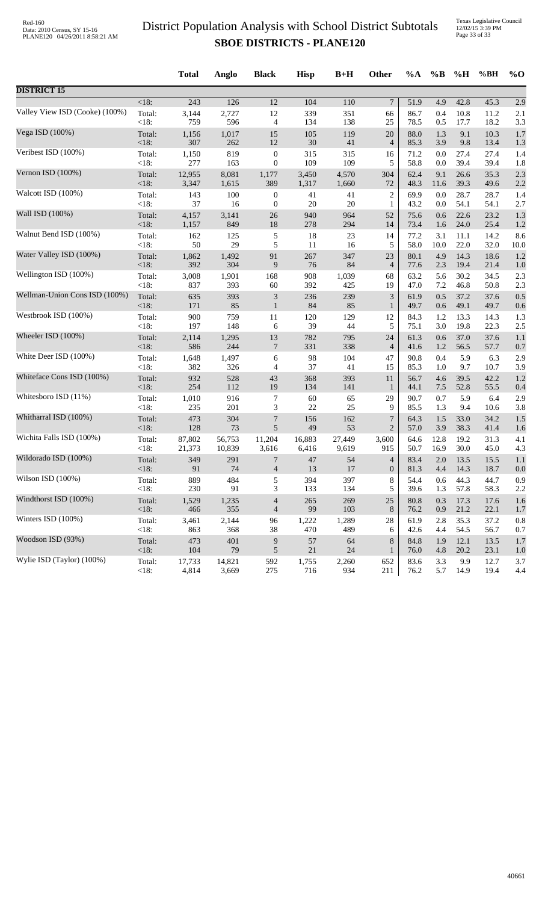# District Population Analysis with School District Subtotals

## SBOE DISTRICTS - PLANE120

| | | Total | Anglo | Black | Hisp | B+H | Other | %A | %B | %H | %BH | %O |
|---|---|---|---|---|---|---|---|---|---|---|---|---|
| **DISTRICT 15** | | | | | | | | | | | | |
| | <18: | 243 | 126 | 12 | 104 | 110 | 7 | 51.9 | 4.9 | 42.8 | 45.3 | 2.9 |
| Valley View ISD (Cooke) (100%) | Total: | 3,144 | 2,727 | 12 | 339 | 351 | 66 | 86.7 | 0.4 | 10.8 | 11.2 | 2.1 |
| | <18: | 759 | 596 | 4 | 134 | 138 | 25 | 78.5 | 0.5 | 17.7 | 18.2 | 3.3 |
| Vega ISD (100%) | Total: | 1,156 | 1,017 | 15 | 105 | 119 | 20 | 88.0 | 1.3 | 9.1 | 10.3 | 1.7 |
| | <18: | 307 | 262 | 12 | 30 | 41 | 4 | 85.3 | 3.9 | 9.8 | 13.4 | 1.3 |
| Veribest ISD (100%) | Total: | 1,150 | 819 | 0 | 315 | 315 | 16 | 71.2 | 0.0 | 27.4 | 27.4 | 1.4 |
| | <18: | 277 | 163 | 0 | 109 | 109 | 5 | 58.8 | 0.0 | 39.4 | 39.4 | 1.8 |
| Vernon ISD (100%) | Total: | 12,955 | 8,081 | 1,177 | 3,450 | 4,570 | 304 | 62.4 | 9.1 | 26.6 | 35.3 | 2.3 |
| | <18: | 3,347 | 1,615 | 389 | 1,317 | 1,660 | 72 | 48.3 | 11.6 | 39.3 | 49.6 | 2.2 |
| Walcott ISD (100%) | Total: | 143 | 100 | 0 | 41 | 41 | 2 | 69.9 | 0.0 | 28.7 | 28.7 | 1.4 |
| | <18: | 37 | 16 | 0 | 20 | 20 | 1 | 43.2 | 0.0 | 54.1 | 54.1 | 2.7 |
| Wall ISD (100%) | Total: | 4,157 | 3,141 | 26 | 940 | 964 | 52 | 75.6 | 0.6 | 22.6 | 23.2 | 1.3 |
| | <18: | 1,157 | 849 | 18 | 278 | 294 | 14 | 73.4 | 1.6 | 24.0 | 25.4 | 1.2 |
| Walnut Bend ISD (100%) | Total: | 162 | 125 | 5 | 18 | 23 | 14 | 77.2 | 3.1 | 11.1 | 14.2 | 8.6 |
| | <18: | 50 | 29 | 5 | 11 | 16 | 5 | 58.0 | 10.0 | 22.0 | 32.0 | 10.0 |
| Water Valley ISD (100%) | Total: | 1,862 | 1,492 | 91 | 267 | 347 | 23 | 80.1 | 4.9 | 14.3 | 18.6 | 1.2 |
| | <18: | 392 | 304 | 9 | 76 | 84 | 4 | 77.6 | 2.3 | 19.4 | 21.4 | 1.0 |
| Wellington ISD (100%) | Total: | 3,008 | 1,901 | 168 | 908 | 1,039 | 68 | 63.2 | 5.6 | 30.2 | 34.5 | 2.3 |
| | <18: | 837 | 393 | 60 | 392 | 425 | 19 | 47.0 | 7.2 | 46.8 | 50.8 | 2.3 |
| Wellman-Union Cons ISD (100%) | Total: | 635 | 393 | 3 | 236 | 239 | 3 | 61.9 | 0.5 | 37.2 | 37.6 | 0.5 |
| | <18: | 171 | 85 | 1 | 84 | 85 | 1 | 49.7 | 0.6 | 49.1 | 49.7 | 0.6 |
| Westbrook ISD (100%) | Total: | 900 | 759 | 11 | 120 | 129 | 12 | 84.3 | 1.2 | 13.3 | 14.3 | 1.3 |
| | <18: | 197 | 148 | 6 | 39 | 44 | 5 | 75.1 | 3.0 | 19.8 | 22.3 | 2.5 |
| Wheeler ISD (100%) | Total: | 2,114 | 1,295 | 13 | 782 | 795 | 24 | 61.3 | 0.6 | 37.0 | 37.6 | 1.1 |
| | <18: | 586 | 244 | 7 | 331 | 338 | 4 | 41.6 | 1.2 | 56.5 | 57.7 | 0.7 |
| White Deer ISD (100%) | Total: | 1,648 | 1,497 | 6 | 98 | 104 | 47 | 90.8 | 0.4 | 5.9 | 6.3 | 2.9 |
| | <18: | 382 | 326 | 4 | 37 | 41 | 15 | 85.3 | 1.0 | 9.7 | 10.7 | 3.9 |
| Whiteface Cons ISD (100%) | Total: | 932 | 528 | 43 | 368 | 393 | 11 | 56.7 | 4.6 | 39.5 | 42.2 | 1.2 |
| | <18: | 254 | 112 | 19 | 134 | 141 | 1 | 44.1 | 7.5 | 52.8 | 55.5 | 0.4 |
| Whitesboro ISD (11%) | Total: | 1,010 | 916 | 7 | 60 | 65 | 29 | 90.7 | 0.7 | 5.9 | 6.4 | 2.9 |
| | <18: | 235 | 201 | 3 | 22 | 25 | 9 | 85.5 | 1.3 | 9.4 | 10.6 | 3.8 |
| Whitharral ISD (100%) | Total: | 473 | 304 | 7 | 156 | 162 | 7 | 64.3 | 1.5 | 33.0 | 34.2 | 1.5 |
| | <18: | 128 | 73 | 5 | 49 | 53 | 2 | 57.0 | 3.9 | 38.3 | 41.4 | 1.6 |
| Wichita Falls ISD (100%) | Total: | 87,802 | 56,753 | 11,204 | 16,883 | 27,449 | 3,600 | 64.6 | 12.8 | 19.2 | 31.3 | 4.1 |
| | <18: | 21,373 | 10,839 | 3,616 | 6,416 | 9,619 | 915 | 50.7 | 16.9 | 30.0 | 45.0 | 4.3 |
| Wildorado ISD (100%) | Total: | 349 | 291 | 7 | 47 | 54 | 4 | 83.4 | 2.0 | 13.5 | 15.5 | 1.1 |
| | <18: | 91 | 74 | 4 | 13 | 17 | 0 | 81.3 | 4.4 | 14.3 | 18.7 | 0.0 |
| Wilson ISD (100%) | Total: | 889 | 484 | 5 | 394 | 397 | 8 | 54.4 | 0.6 | 44.3 | 44.7 | 0.9 |
| | <18: | 230 | 91 | 3 | 133 | 134 | 5 | 39.6 | 1.3 | 57.8 | 58.3 | 2.2 |
| Windthorst ISD (100%) | Total: | 1,529 | 1,235 | 4 | 265 | 269 | 25 | 80.8 | 0.3 | 17.3 | 17.6 | 1.6 |
| | <18: | 466 | 355 | 4 | 99 | 103 | 8 | 76.2 | 0.9 | 21.2 | 22.1 | 1.7 |
| Winters ISD (100%) | Total: | 3,461 | 2,144 | 96 | 1,222 | 1,289 | 28 | 61.9 | 2.8 | 35.3 | 37.2 | 0.8 |
| | <18: | 863 | 368 | 38 | 470 | 489 | 6 | 42.6 | 4.4 | 54.5 | 56.7 | 0.7 |
| Woodson ISD (93%) | Total: | 473 | 401 | 9 | 57 | 64 | 8 | 84.8 | 1.9 | 12.1 | 13.5 | 1.7 |
| | <18: | 104 | 79 | 5 | 21 | 24 | 1 | 76.0 | 4.8 | 20.2 | 23.1 | 1.0 |
| Wylie ISD (Taylor) (100%) | Total: | 17,733 | 14,821 | 592 | 1,755 | 2,260 | 652 | 83.6 | 3.3 | 9.9 | 12.7 | 3.7 |
| | <18: | 4,814 | 3,669 | 275 | 716 | 934 | 211 | 76.2 | 5.7 | 14.9 | 19.4 | 4.4 |